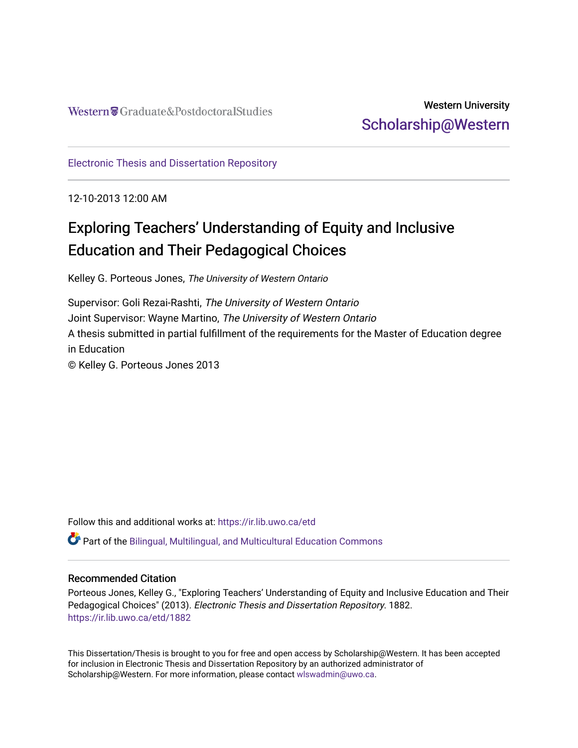Western Graduate&PostdoctoralStudies

Western University
Scholarship@Western

Electronic Thesis and Dissertation Repository

12-10-2013 12:00 AM

# Exploring Teachers' Understanding of Equity and Inclusive Education and Their Pedagogical Choices

Kelley G. Porteous Jones, *The University of Western Ontario*

Supervisor: Goli Rezai-Rashti, *The University of Western Ontario*
Joint Supervisor: Wayne Martino, *The University of Western Ontario*
A thesis submitted in partial fulfillment of the requirements for the Master of Education degree in Education
© Kelley G. Porteous Jones 2013

Follow this and additional works at: https://ir.lib.uwo.ca/etd

Part of the Bilingual, Multilingual, and Multicultural Education Commons

## Recommended Citation

Porteous Jones, Kelley G., "Exploring Teachers' Understanding of Equity and Inclusive Education and Their Pedagogical Choices" (2013). *Electronic Thesis and Dissertation Repository*. 1882.
https://ir.lib.uwo.ca/etd/1882

This Dissertation/Thesis is brought to you for free and open access by Scholarship@Western. It has been accepted for inclusion in Electronic Thesis and Dissertation Repository by an authorized administrator of Scholarship@Western. For more information, please contact wlswadmin@uwo.ca.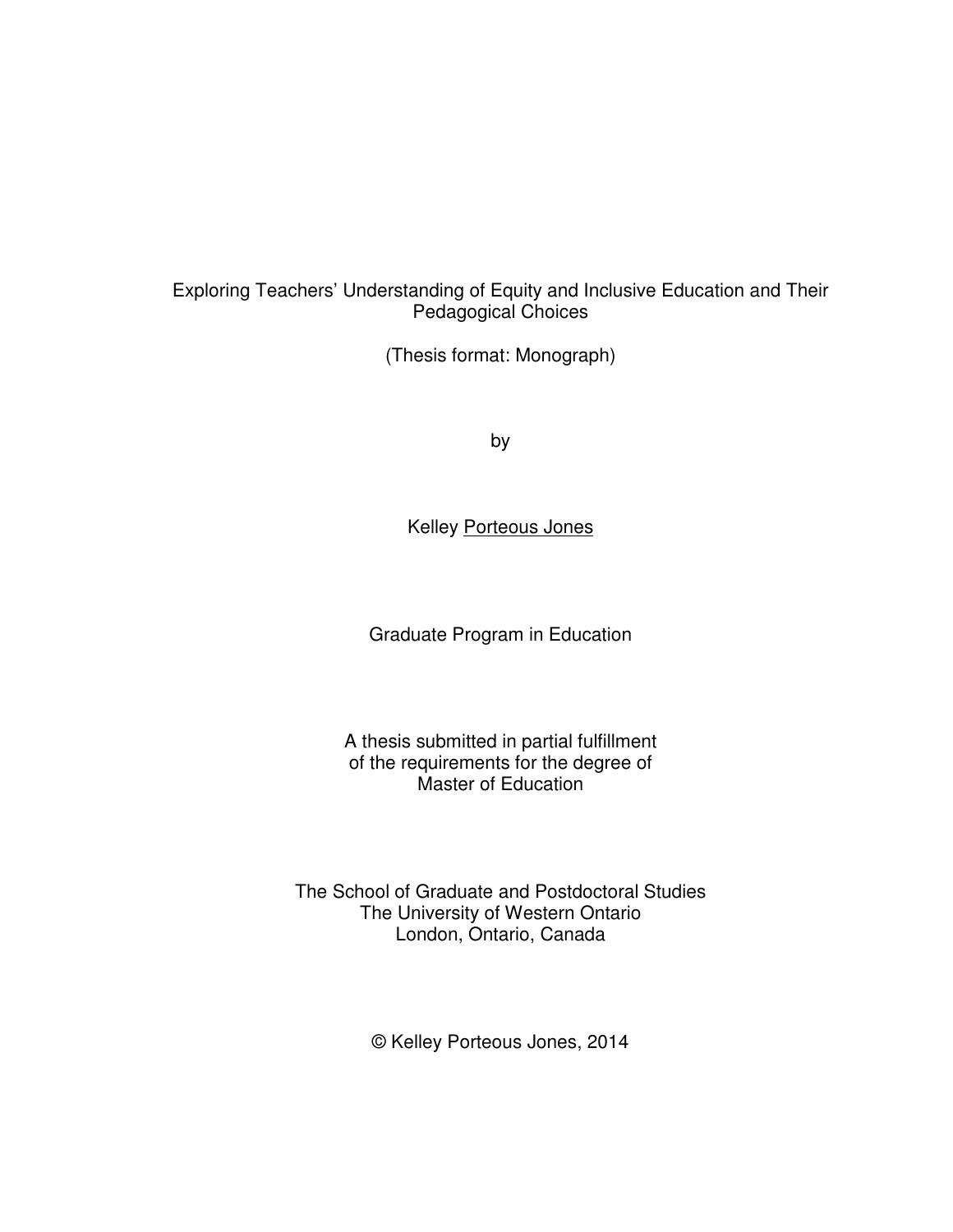# Exploring Teachers' Understanding of Equity and Inclusive Education and Their Pedagogical Choices

(Thesis format: Monograph)

by

Kelley Porteous Jones

Graduate Program in Education

A thesis submitted in partial fulfillment
of the requirements for the degree of
Master of Education

The School of Graduate and Postdoctoral Studies
The University of Western Ontario
London, Ontario, Canada

© Kelley Porteous Jones, 2014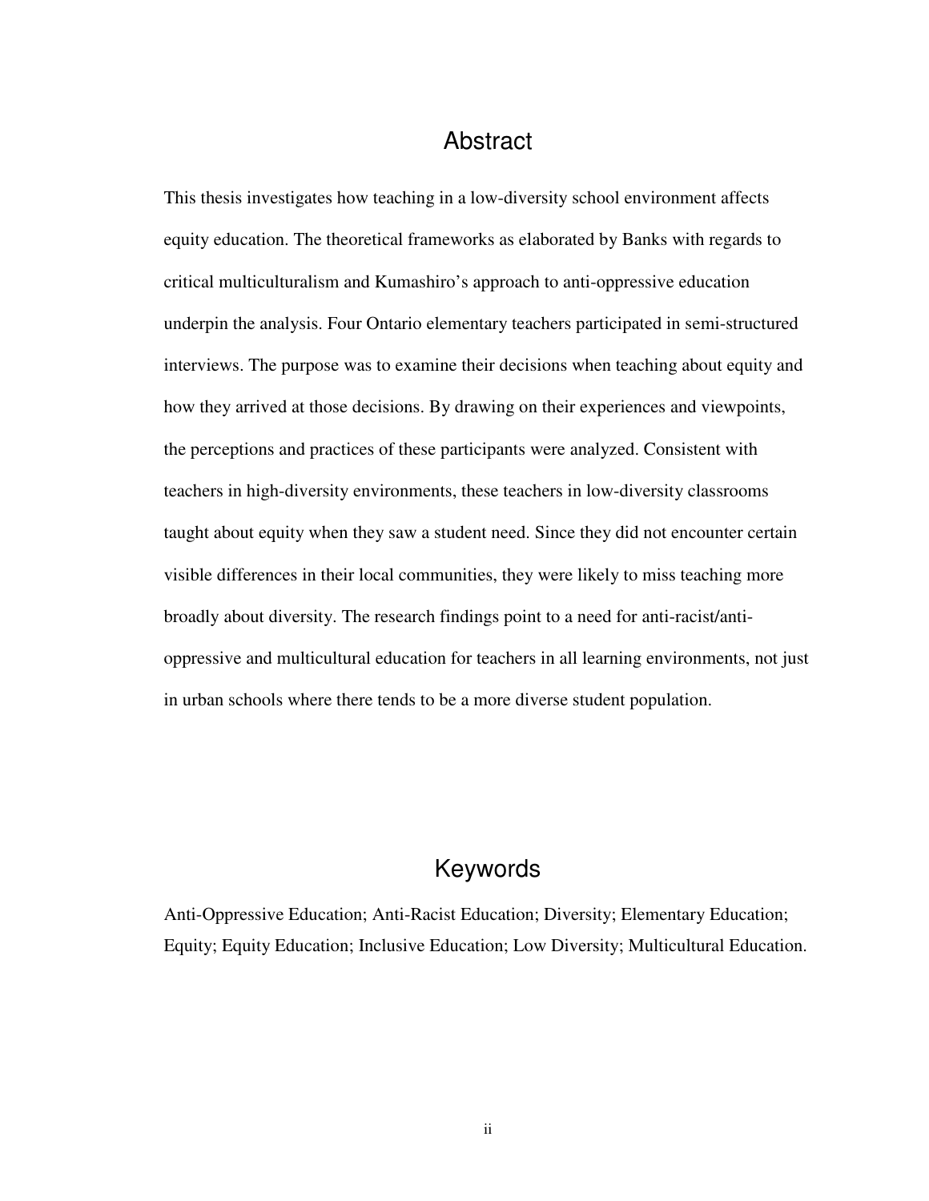# Abstract

This thesis investigates how teaching in a low-diversity school environment affects equity education. The theoretical frameworks as elaborated by Banks with regards to critical multiculturalism and Kumashiro's approach to anti-oppressive education underpin the analysis. Four Ontario elementary teachers participated in semi-structured interviews. The purpose was to examine their decisions when teaching about equity and how they arrived at those decisions. By drawing on their experiences and viewpoints, the perceptions and practices of these participants were analyzed. Consistent with teachers in high-diversity environments, these teachers in low-diversity classrooms taught about equity when they saw a student need. Since they did not encounter certain visible differences in their local communities, they were likely to miss teaching more broadly about diversity. The research findings point to a need for anti-racist/anti-oppressive and multicultural education for teachers in all learning environments, not just in urban schools where there tends to be a more diverse student population.

# Keywords

Anti-Oppressive Education; Anti-Racist Education; Diversity; Elementary Education; Equity; Equity Education; Inclusive Education; Low Diversity; Multicultural Education.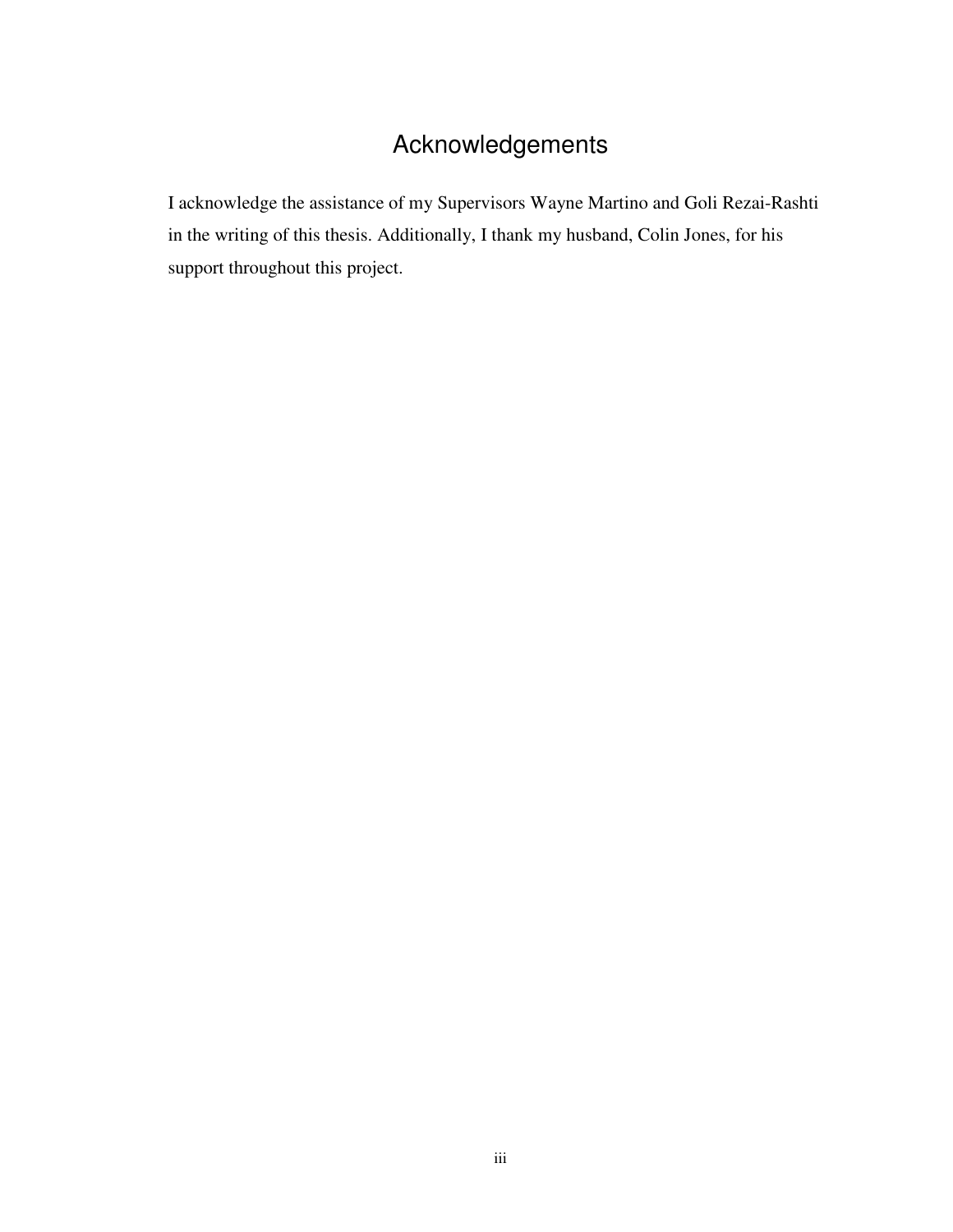# Acknowledgements

I acknowledge the assistance of my Supervisors Wayne Martino and Goli Rezai-Rashti in the writing of this thesis. Additionally, I thank my husband, Colin Jones, for his support throughout this project.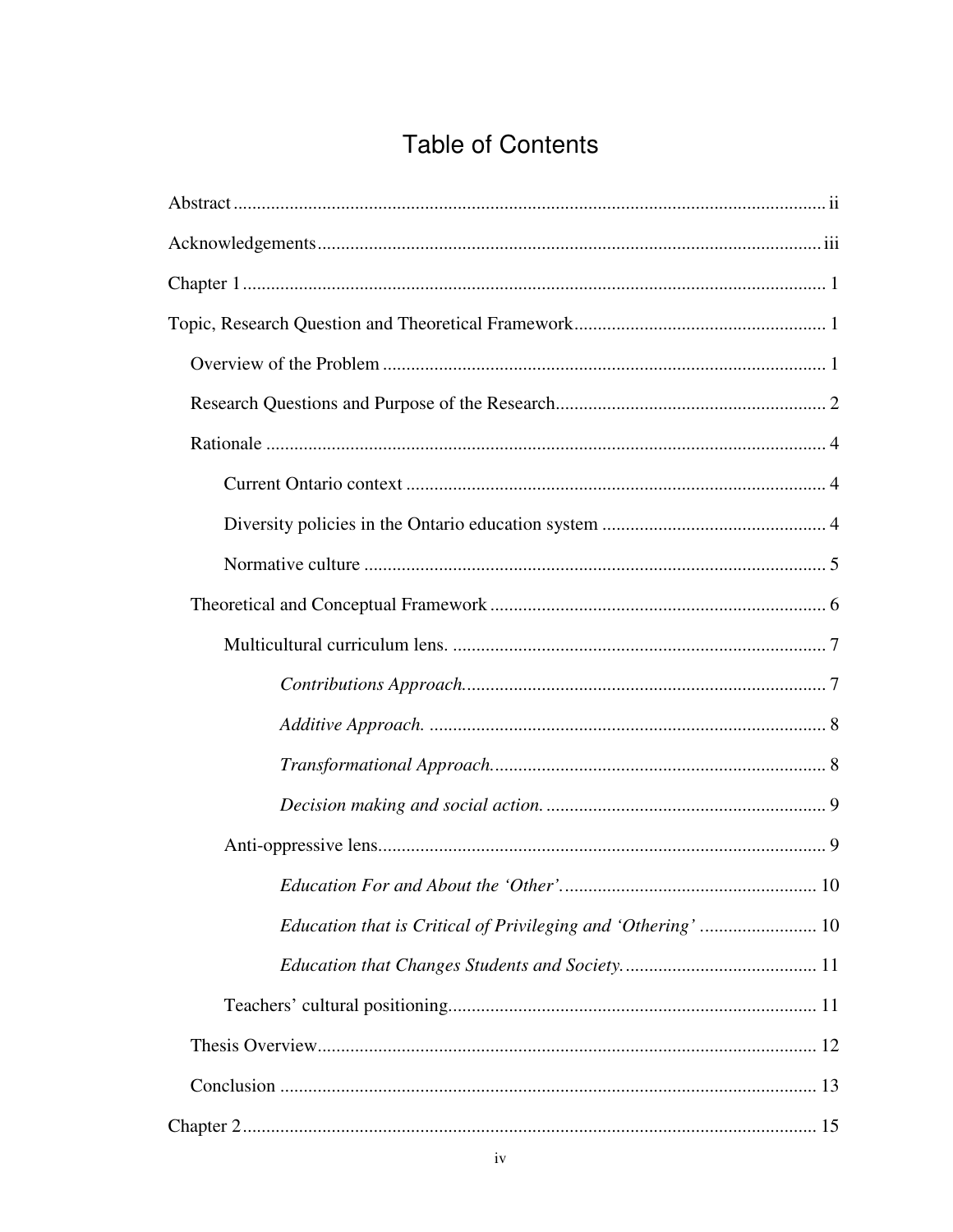# Table of Contents

Abstract ii

Acknowledgements iii

Chapter 1 1

Topic, Research Question and Theoretical Framework 1

- Overview of the Problem 1
- Research Questions and Purpose of the Research 2
- Rationale 4
  - Current Ontario context 4
  - Diversity policies in the Ontario education system 4
  - Normative culture 5
- Theoretical and Conceptual Framework 6
  - Multicultural curriculum lens. 7
    - *Contributions Approach.* 7
    - *Additive Approach.* 8
    - *Transformational Approach.* 8
    - *Decision making and social action.* 9
  - Anti-oppressive lens 9
    - *Education For and About the 'Other'.* 10
    - *Education that is Critical of Privileging and 'Othering'* 10
    - *Education that Changes Students and Society.* 11
  - Teachers' cultural positioning 11
- Thesis Overview 12
- Conclusion 13

Chapter 2 15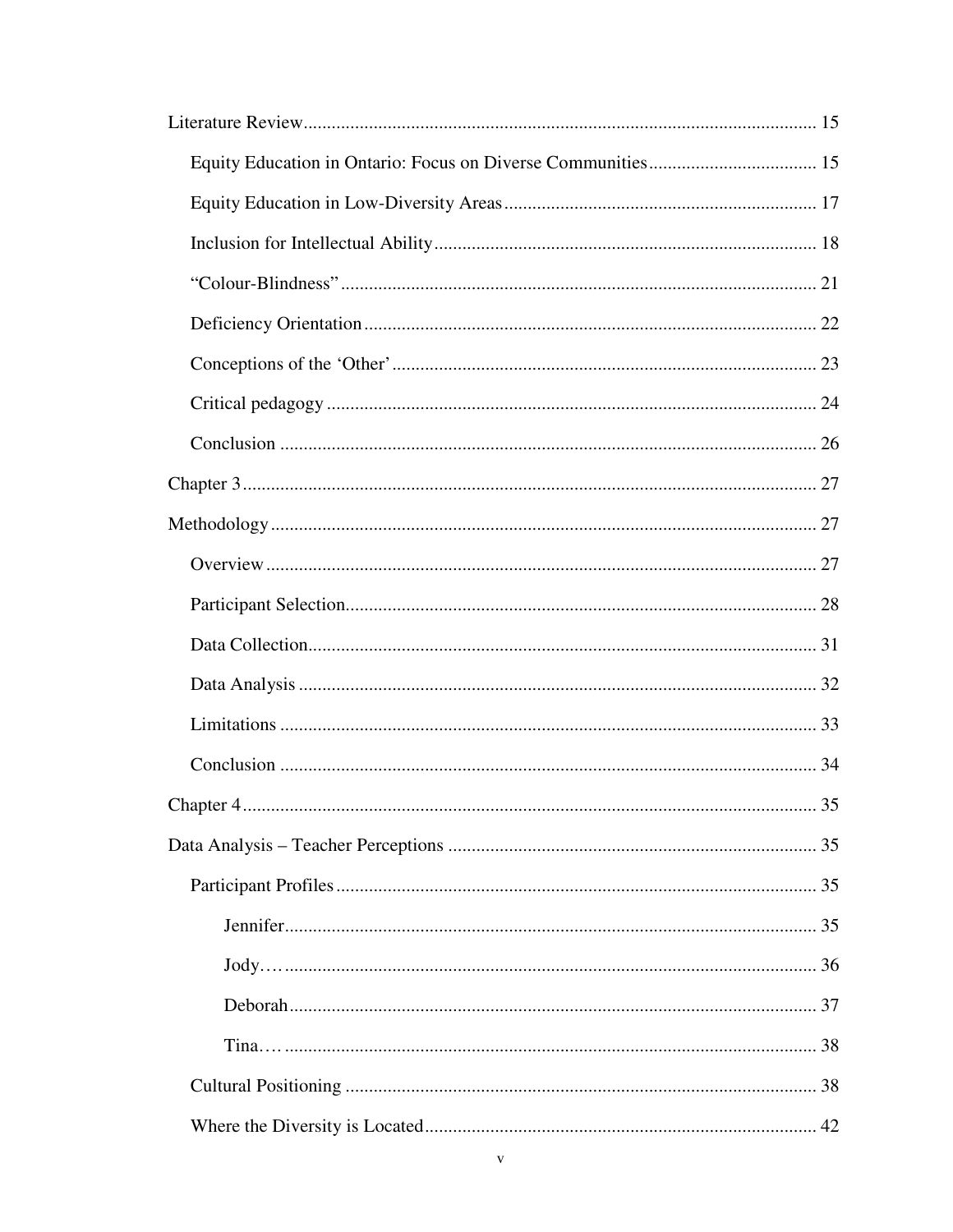Literature Review ... 15

- Equity Education in Ontario: Focus on Diverse Communities ... 15
- Equity Education in Low-Diversity Areas ... 17
- Inclusion for Intellectual Ability ... 18
- "Colour-Blindness" ... 21
- Deficiency Orientation ... 22
- Conceptions of the 'Other' ... 23
- Critical pedagogy ... 24
- Conclusion ... 26

Chapter 3 ... 27

Methodology ... 27

- Overview ... 27
- Participant Selection ... 28
- Data Collection ... 31
- Data Analysis ... 32
- Limitations ... 33
- Conclusion ... 34

Chapter 4 ... 35

Data Analysis – Teacher Perceptions ... 35

- Participant Profiles ... 35
  - Jennifer ... 35
  - Jody… ... 36
  - Deborah ... 37
  - Tina… ... 38
- Cultural Positioning ... 38
- Where the Diversity is Located ... 42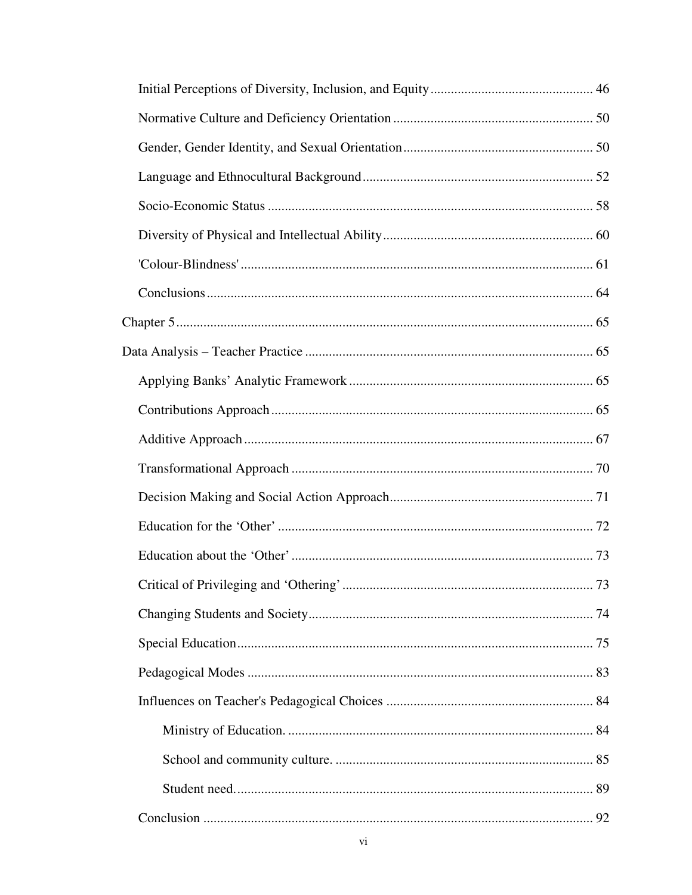Initial Perceptions of Diversity, Inclusion, and Equity ........................................ 46

Normative Culture and Deficiency Orientation ........................................ 50

Gender, Gender Identity, and Sexual Orientation ........................................ 50

Language and Ethnocultural Background ........................................ 52

Socio-Economic Status ........................................ 58

Diversity of Physical and Intellectual Ability ........................................ 60

'Colour-Blindness' ........................................ 61

Conclusions ........................................ 64

Chapter 5 ........................................ 65

Data Analysis – Teacher Practice ........................................ 65

Applying Banks' Analytic Framework ........................................ 65

Contributions Approach ........................................ 65

Additive Approach ........................................ 67

Transformational Approach ........................................ 70

Decision Making and Social Action Approach ........................................ 71

Education for the 'Other' ........................................ 72

Education about the 'Other' ........................................ 73

Critical of Privileging and 'Othering' ........................................ 73

Changing Students and Society ........................................ 74

Special Education ........................................ 75

Pedagogical Modes ........................................ 83

Influences on Teacher's Pedagogical Choices ........................................ 84

Ministry of Education. ........................................ 84

School and community culture. ........................................ 85

Student need. ........................................ 89

Conclusion ........................................ 92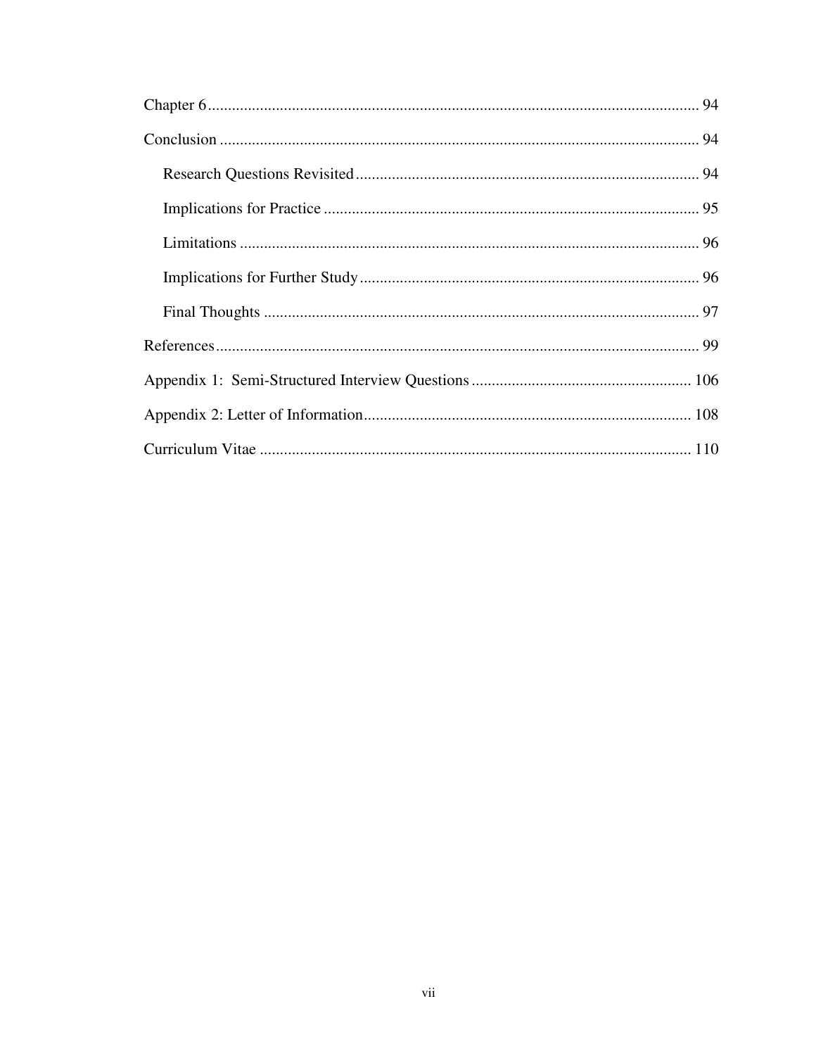Chapter 6 .......... 94

Conclusion .......... 94

- Research Questions Revisited .......... 94
- Implications for Practice .......... 95
- Limitations .......... 96
- Implications for Further Study .......... 96
- Final Thoughts .......... 97

References .......... 99

Appendix 1: Semi-Structured Interview Questions .......... 106

Appendix 2: Letter of Information .......... 108

Curriculum Vitae .......... 110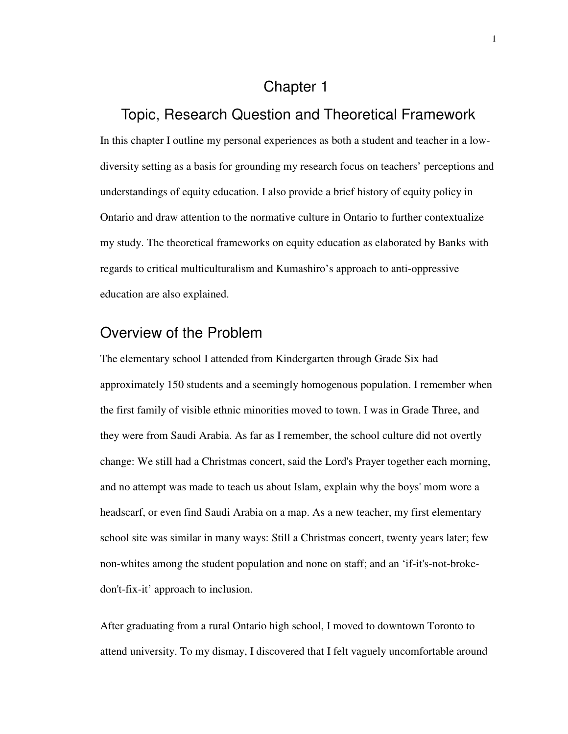# Chapter 1

# Topic, Research Question and Theoretical Framework

In this chapter I outline my personal experiences as both a student and teacher in a low-diversity setting as a basis for grounding my research focus on teachers' perceptions and understandings of equity education. I also provide a brief history of equity policy in Ontario and draw attention to the normative culture in Ontario to further contextualize my study. The theoretical frameworks on equity education as elaborated by Banks with regards to critical multiculturalism and Kumashiro's approach to anti-oppressive education are also explained.

## Overview of the Problem

The elementary school I attended from Kindergarten through Grade Six had approximately 150 students and a seemingly homogenous population. I remember when the first family of visible ethnic minorities moved to town. I was in Grade Three, and they were from Saudi Arabia. As far as I remember, the school culture did not overtly change: We still had a Christmas concert, said the Lord's Prayer together each morning, and no attempt was made to teach us about Islam, explain why the boys' mom wore a headscarf, or even find Saudi Arabia on a map. As a new teacher, my first elementary school site was similar in many ways: Still a Christmas concert, twenty years later; few non-whites among the student population and none on staff; and an 'if-it's-not-broke-don't-fix-it' approach to inclusion.

After graduating from a rural Ontario high school, I moved to downtown Toronto to attend university. To my dismay, I discovered that I felt vaguely uncomfortable around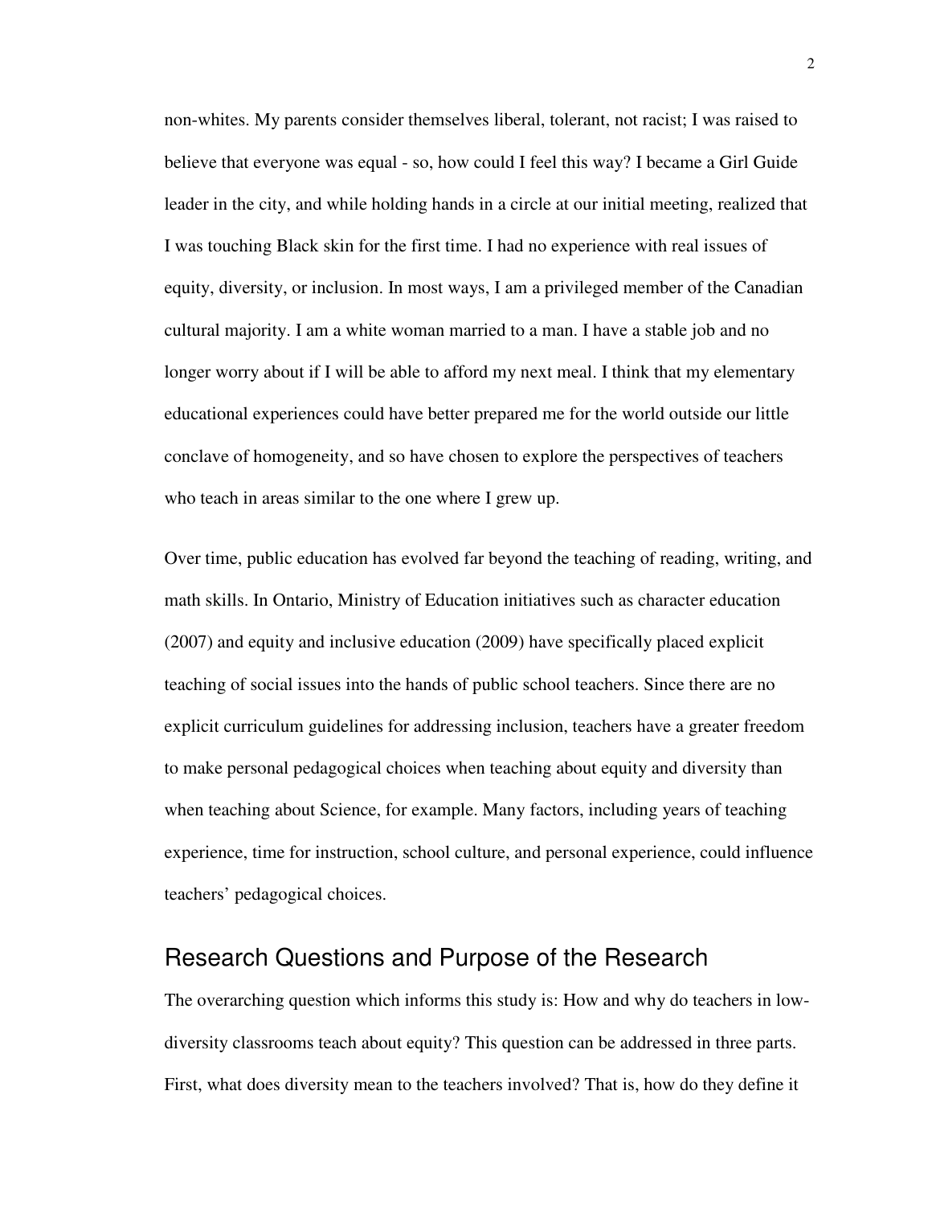non-whites. My parents consider themselves liberal, tolerant, not racist; I was raised to believe that everyone was equal - so, how could I feel this way? I became a Girl Guide leader in the city, and while holding hands in a circle at our initial meeting, realized that I was touching Black skin for the first time. I had no experience with real issues of equity, diversity, or inclusion. In most ways, I am a privileged member of the Canadian cultural majority. I am a white woman married to a man. I have a stable job and no longer worry about if I will be able to afford my next meal. I think that my elementary educational experiences could have better prepared me for the world outside our little conclave of homogeneity, and so have chosen to explore the perspectives of teachers who teach in areas similar to the one where I grew up.

Over time, public education has evolved far beyond the teaching of reading, writing, and math skills. In Ontario, Ministry of Education initiatives such as character education (2007) and equity and inclusive education (2009) have specifically placed explicit teaching of social issues into the hands of public school teachers. Since there are no explicit curriculum guidelines for addressing inclusion, teachers have a greater freedom to make personal pedagogical choices when teaching about equity and diversity than when teaching about Science, for example. Many factors, including years of teaching experience, time for instruction, school culture, and personal experience, could influence teachers' pedagogical choices.

## Research Questions and Purpose of the Research

The overarching question which informs this study is: How and why do teachers in low-diversity classrooms teach about equity? This question can be addressed in three parts. First, what does diversity mean to the teachers involved? That is, how do they define it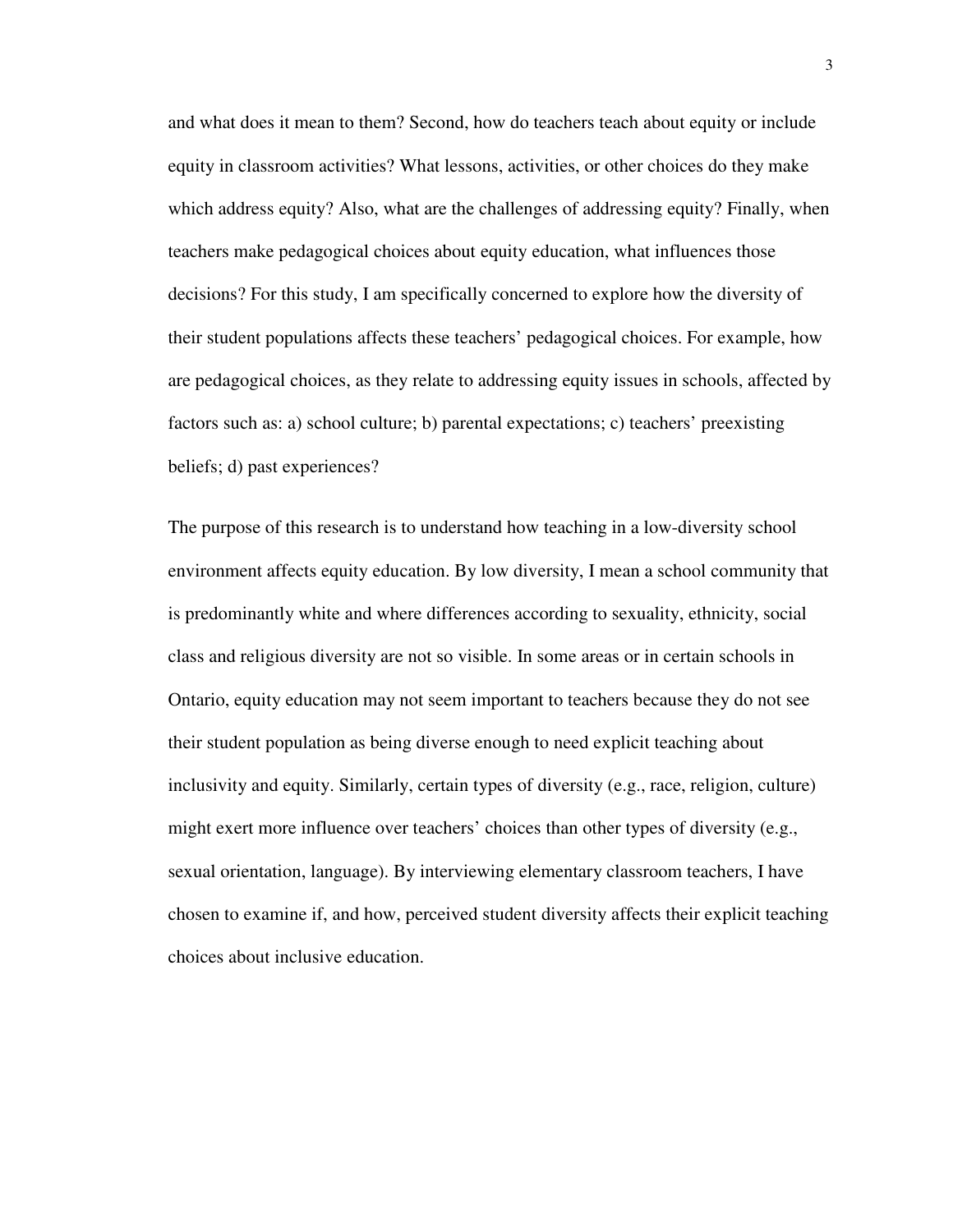and what does it mean to them? Second, how do teachers teach about equity or include equity in classroom activities? What lessons, activities, or other choices do they make which address equity? Also, what are the challenges of addressing equity? Finally, when teachers make pedagogical choices about equity education, what influences those decisions? For this study, I am specifically concerned to explore how the diversity of their student populations affects these teachers' pedagogical choices. For example, how are pedagogical choices, as they relate to addressing equity issues in schools, affected by factors such as: a) school culture; b) parental expectations; c) teachers' preexisting beliefs; d) past experiences?

The purpose of this research is to understand how teaching in a low-diversity school environment affects equity education. By low diversity, I mean a school community that is predominantly white and where differences according to sexuality, ethnicity, social class and religious diversity are not so visible. In some areas or in certain schools in Ontario, equity education may not seem important to teachers because they do not see their student population as being diverse enough to need explicit teaching about inclusivity and equity. Similarly, certain types of diversity (e.g., race, religion, culture) might exert more influence over teachers' choices than other types of diversity (e.g., sexual orientation, language). By interviewing elementary classroom teachers, I have chosen to examine if, and how, perceived student diversity affects their explicit teaching choices about inclusive education.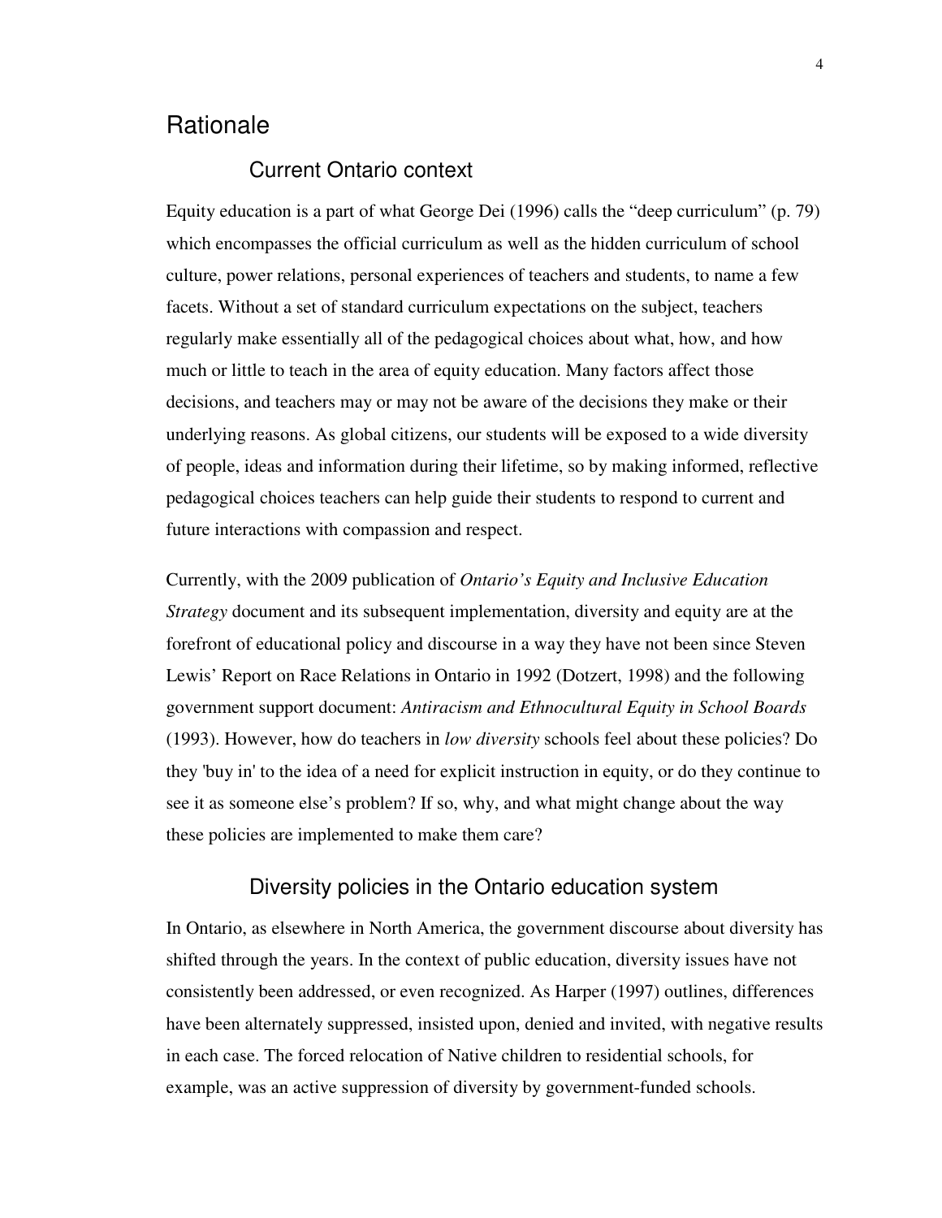## Rationale

### Current Ontario context

Equity education is a part of what George Dei (1996) calls the "deep curriculum" (p. 79) which encompasses the official curriculum as well as the hidden curriculum of school culture, power relations, personal experiences of teachers and students, to name a few facets. Without a set of standard curriculum expectations on the subject, teachers regularly make essentially all of the pedagogical choices about what, how, and how much or little to teach in the area of equity education. Many factors affect those decisions, and teachers may or may not be aware of the decisions they make or their underlying reasons. As global citizens, our students will be exposed to a wide diversity of people, ideas and information during their lifetime, so by making informed, reflective pedagogical choices teachers can help guide their students to respond to current and future interactions with compassion and respect.

Currently, with the 2009 publication of *Ontario's Equity and Inclusive Education Strategy* document and its subsequent implementation, diversity and equity are at the forefront of educational policy and discourse in a way they have not been since Steven Lewis' Report on Race Relations in Ontario in 1992 (Dotzert, 1998) and the following government support document: *Antiracism and Ethnocultural Equity in School Boards* (1993). However, how do teachers in *low diversity* schools feel about these policies? Do they 'buy in' to the idea of a need for explicit instruction in equity, or do they continue to see it as someone else's problem? If so, why, and what might change about the way these policies are implemented to make them care?

### Diversity policies in the Ontario education system

In Ontario, as elsewhere in North America, the government discourse about diversity has shifted through the years. In the context of public education, diversity issues have not consistently been addressed, or even recognized. As Harper (1997) outlines, differences have been alternately suppressed, insisted upon, denied and invited, with negative results in each case. The forced relocation of Native children to residential schools, for example, was an active suppression of diversity by government-funded schools.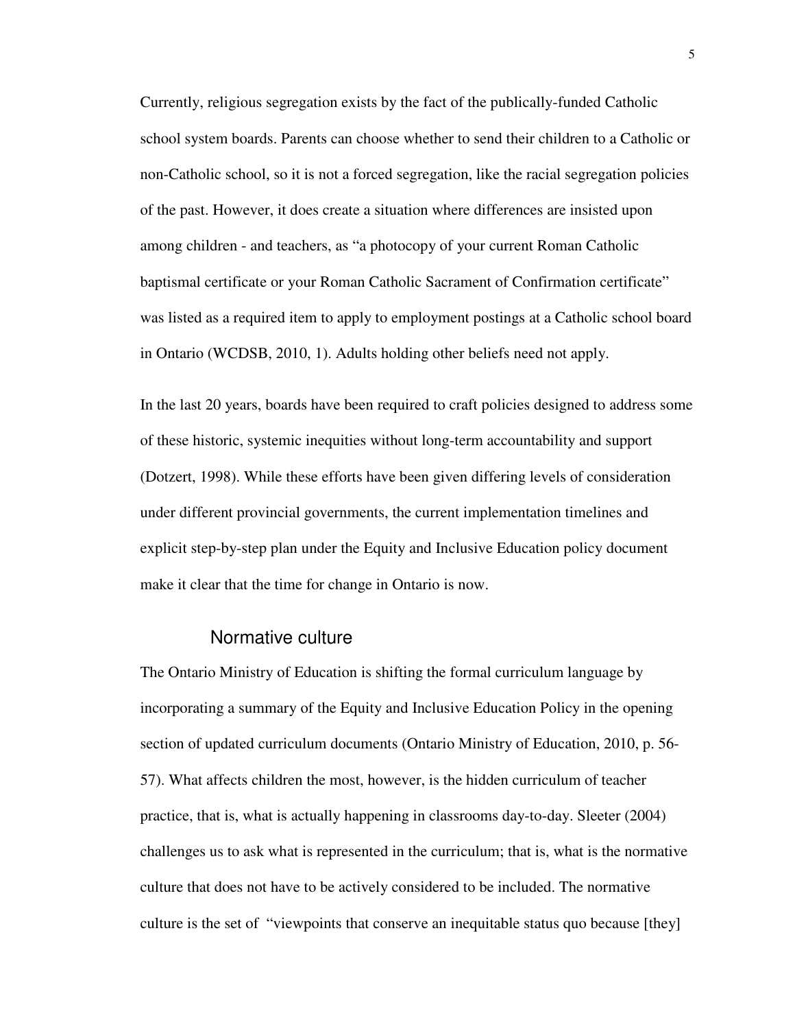Currently, religious segregation exists by the fact of the publically-funded Catholic school system boards. Parents can choose whether to send their children to a Catholic or non-Catholic school, so it is not a forced segregation, like the racial segregation policies of the past. However, it does create a situation where differences are insisted upon among children - and teachers, as "a photocopy of your current Roman Catholic baptismal certificate or your Roman Catholic Sacrament of Confirmation certificate" was listed as a required item to apply to employment postings at a Catholic school board in Ontario (WCDSB, 2010, 1). Adults holding other beliefs need not apply.

In the last 20 years, boards have been required to craft policies designed to address some of these historic, systemic inequities without long-term accountability and support (Dotzert, 1998). While these efforts have been given differing levels of consideration under different provincial governments, the current implementation timelines and explicit step-by-step plan under the Equity and Inclusive Education policy document make it clear that the time for change in Ontario is now.

## Normative culture

The Ontario Ministry of Education is shifting the formal curriculum language by incorporating a summary of the Equity and Inclusive Education Policy in the opening section of updated curriculum documents (Ontario Ministry of Education, 2010, p. 56-57). What affects children the most, however, is the hidden curriculum of teacher practice, that is, what is actually happening in classrooms day-to-day. Sleeter (2004) challenges us to ask what is represented in the curriculum; that is, what is the normative culture that does not have to be actively considered to be included. The normative culture is the set of "viewpoints that conserve an inequitable status quo because [they]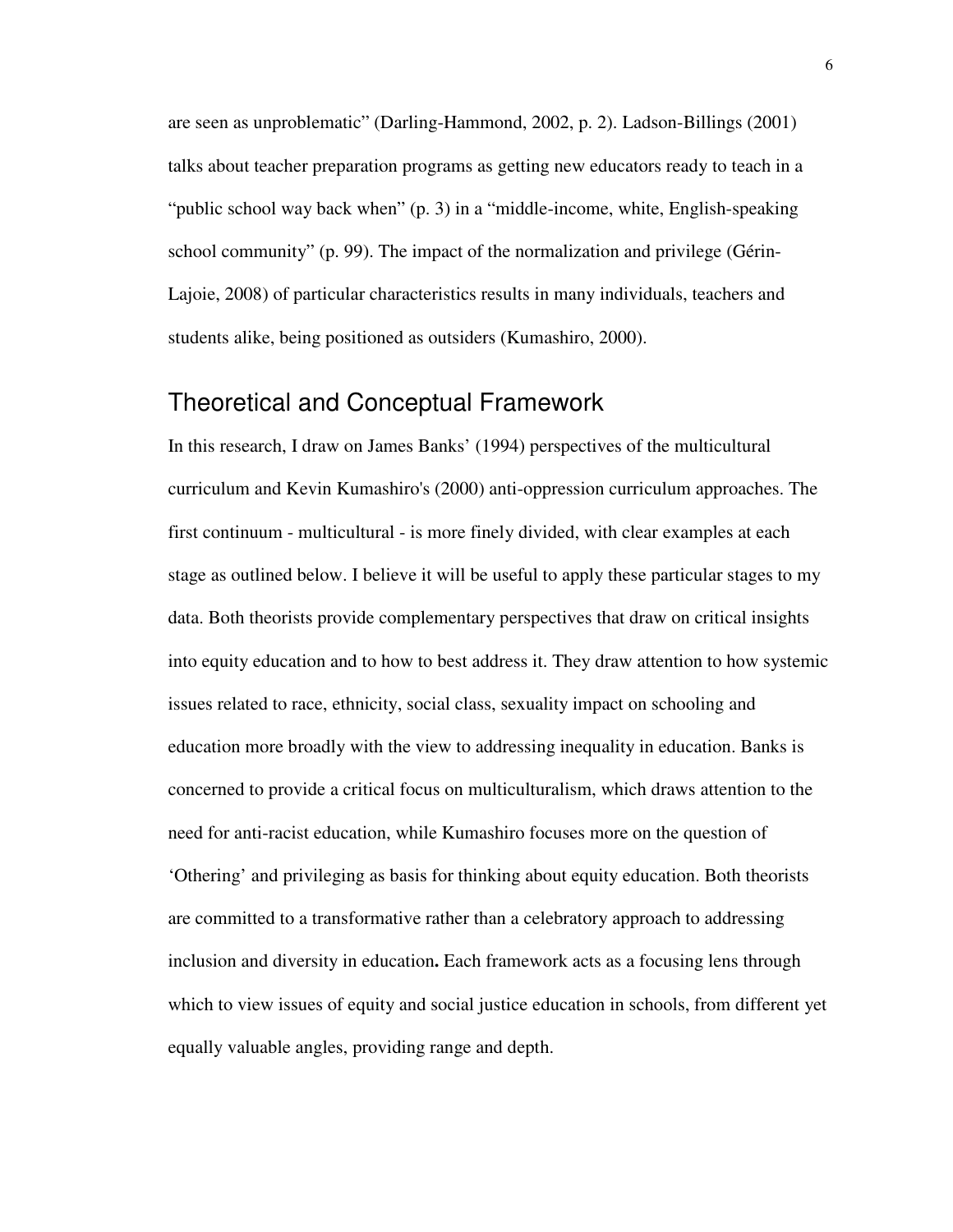are seen as unproblematic" (Darling-Hammond, 2002, p. 2). Ladson-Billings (2001) talks about teacher preparation programs as getting new educators ready to teach in a "public school way back when" (p. 3) in a "middle-income, white, English-speaking school community" (p. 99). The impact of the normalization and privilege (Gérin-Lajoie, 2008) of particular characteristics results in many individuals, teachers and students alike, being positioned as outsiders (Kumashiro, 2000).

## Theoretical and Conceptual Framework

In this research, I draw on James Banks' (1994) perspectives of the multicultural curriculum and Kevin Kumashiro's (2000) anti-oppression curriculum approaches. The first continuum - multicultural - is more finely divided, with clear examples at each stage as outlined below. I believe it will be useful to apply these particular stages to my data. Both theorists provide complementary perspectives that draw on critical insights into equity education and to how to best address it. They draw attention to how systemic issues related to race, ethnicity, social class, sexuality impact on schooling and education more broadly with the view to addressing inequality in education. Banks is concerned to provide a critical focus on multiculturalism, which draws attention to the need for anti-racist education, while Kumashiro focuses more on the question of 'Othering' and privileging as basis for thinking about equity education. Both theorists are committed to a transformative rather than a celebratory approach to addressing inclusion and diversity in education**.** Each framework acts as a focusing lens through which to view issues of equity and social justice education in schools, from different yet equally valuable angles, providing range and depth.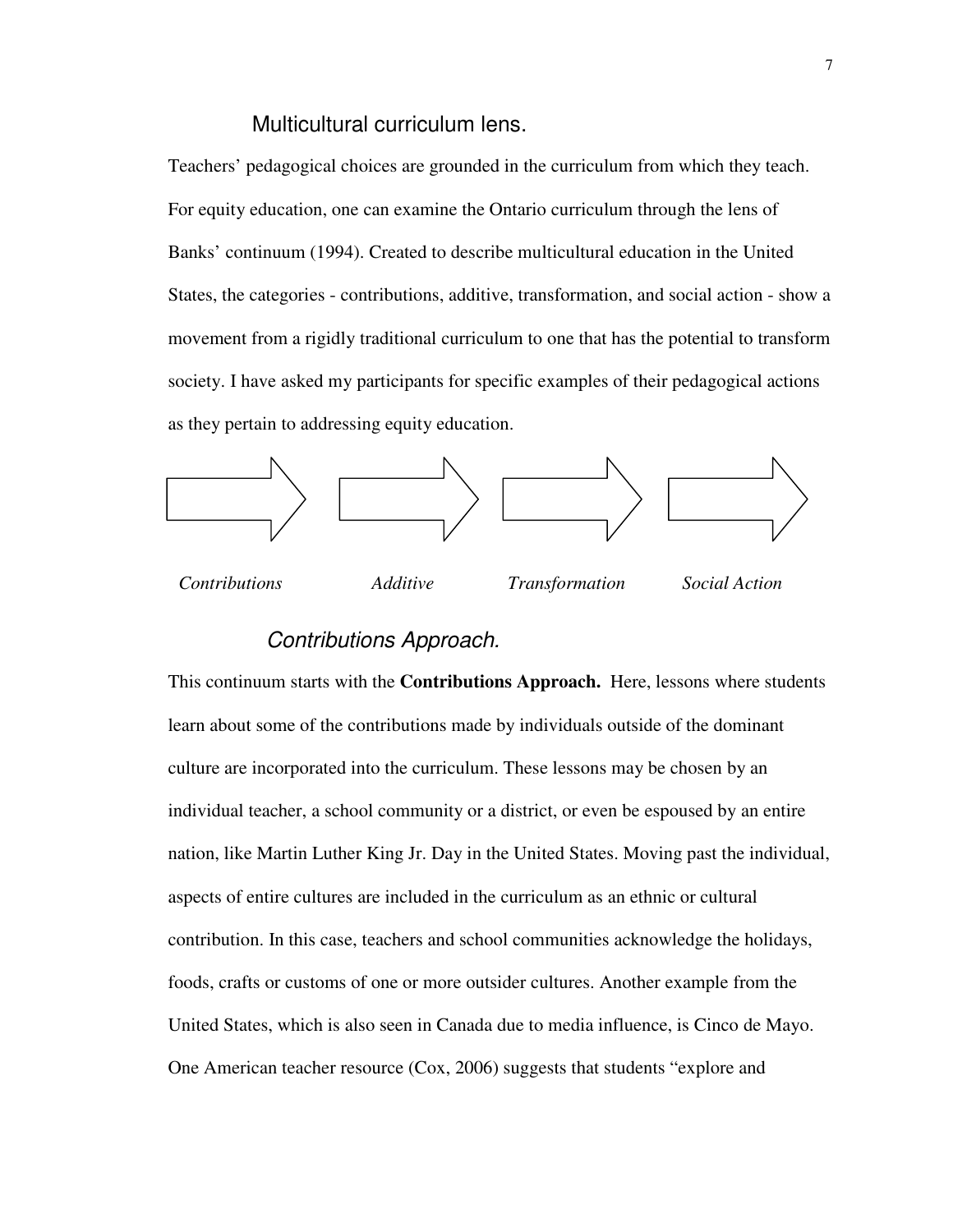## Multicultural curriculum lens.

Teachers' pedagogical choices are grounded in the curriculum from which they teach. For equity education, one can examine the Ontario curriculum through the lens of Banks' continuum (1994). Created to describe multicultural education in the United States, the categories - contributions, additive, transformation, and social action - show a movement from a rigidly traditional curriculum to one that has the potential to transform society. I have asked my participants for specific examples of their pedagogical actions as they pertain to addressing equity education.

*Contributions* → *Additive* → *Transformation* → *Social Action*

### *Contributions Approach.*

This continuum starts with the **Contributions Approach.** Here, lessons where students learn about some of the contributions made by individuals outside of the dominant culture are incorporated into the curriculum. These lessons may be chosen by an individual teacher, a school community or a district, or even be espoused by an entire nation, like Martin Luther King Jr. Day in the United States. Moving past the individual, aspects of entire cultures are included in the curriculum as an ethnic or cultural contribution. In this case, teachers and school communities acknowledge the holidays, foods, crafts or customs of one or more outsider cultures. Another example from the United States, which is also seen in Canada due to media influence, is Cinco de Mayo. One American teacher resource (Cox, 2006) suggests that students "explore and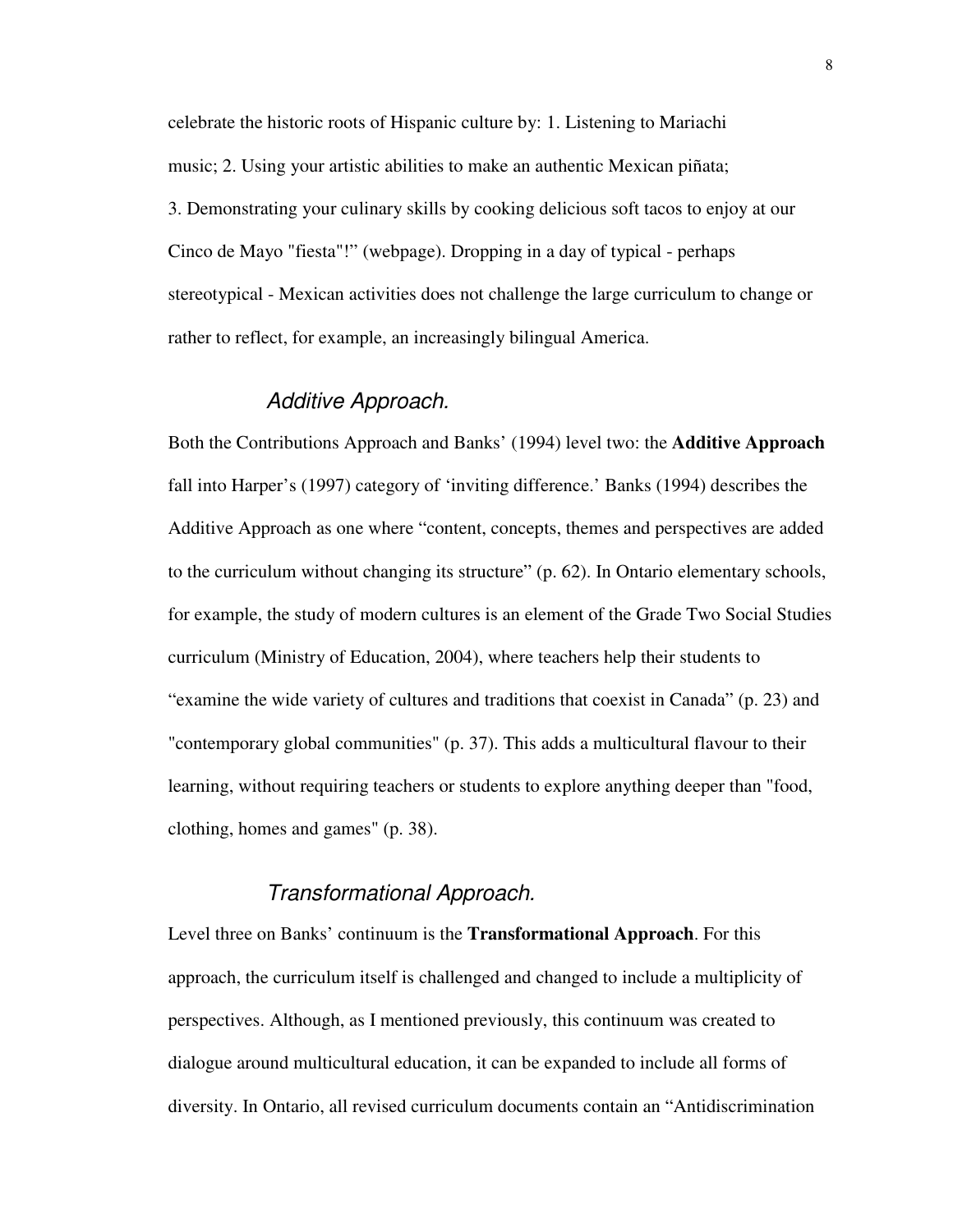celebrate the historic roots of Hispanic culture by: 1. Listening to Mariachi music; 2. Using your artistic abilities to make an authentic Mexican piñata; 3. Demonstrating your culinary skills by cooking delicious soft tacos to enjoy at our Cinco de Mayo "fiesta"!" (webpage). Dropping in a day of typical - perhaps stereotypical - Mexican activities does not challenge the large curriculum to change or rather to reflect, for example, an increasingly bilingual America.

### *Additive Approach.*

Both the Contributions Approach and Banks' (1994) level two: the **Additive Approach** fall into Harper's (1997) category of 'inviting difference.' Banks (1994) describes the Additive Approach as one where "content, concepts, themes and perspectives are added to the curriculum without changing its structure" (p. 62). In Ontario elementary schools, for example, the study of modern cultures is an element of the Grade Two Social Studies curriculum (Ministry of Education, 2004), where teachers help their students to "examine the wide variety of cultures and traditions that coexist in Canada" (p. 23) and "contemporary global communities" (p. 37). This adds a multicultural flavour to their learning, without requiring teachers or students to explore anything deeper than "food, clothing, homes and games" (p. 38).

### *Transformational Approach.*

Level three on Banks' continuum is the **Transformational Approach**. For this approach, the curriculum itself is challenged and changed to include a multiplicity of perspectives. Although, as I mentioned previously, this continuum was created to dialogue around multicultural education, it can be expanded to include all forms of diversity. In Ontario, all revised curriculum documents contain an "Antidiscrimination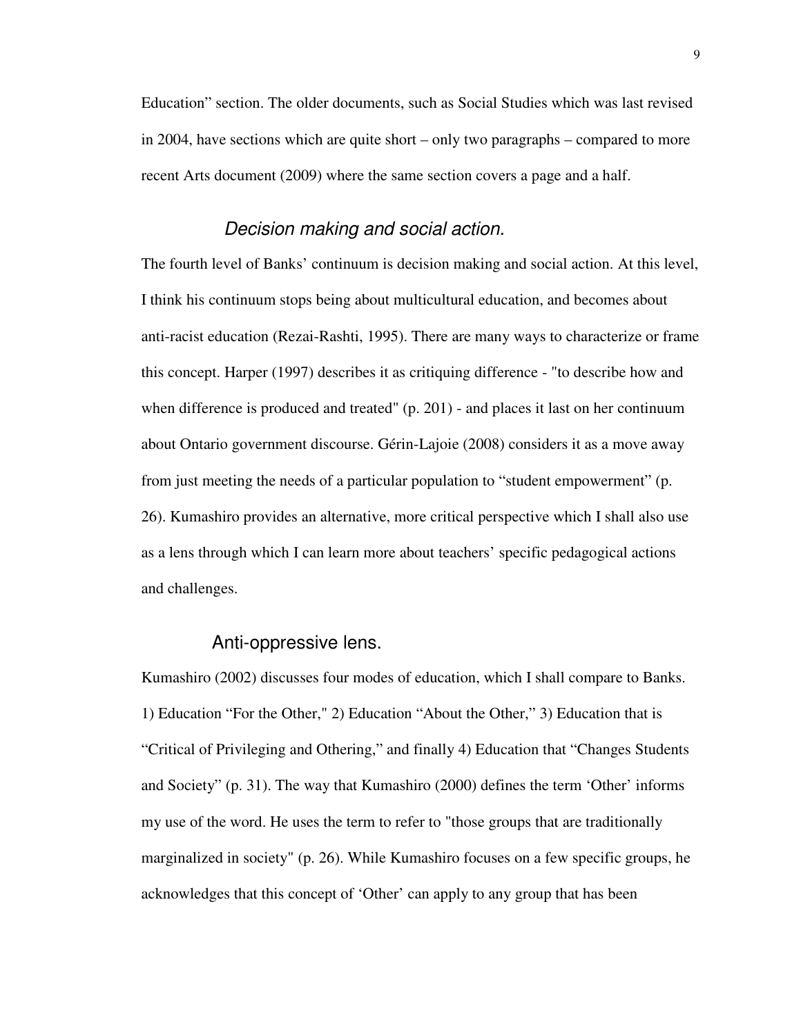Education" section. The older documents, such as Social Studies which was last revised in 2004, have sections which are quite short – only two paragraphs – compared to more recent Arts document (2009) where the same section covers a page and a half.

### *Decision making and social action.*

The fourth level of Banks' continuum is decision making and social action. At this level, I think his continuum stops being about multicultural education, and becomes about anti-racist education (Rezai-Rashti, 1995). There are many ways to characterize or frame this concept. Harper (1997) describes it as critiquing difference - "to describe how and when difference is produced and treated" (p. 201) - and places it last on her continuum about Ontario government discourse. Gérin-Lajoie (2008) considers it as a move away from just meeting the needs of a particular population to "student empowerment" (p. 26). Kumashiro provides an alternative, more critical perspective which I shall also use as a lens through which I can learn more about teachers' specific pedagogical actions and challenges.

### Anti-oppressive lens.

Kumashiro (2002) discusses four modes of education, which I shall compare to Banks. 1) Education "For the Other," 2) Education "About the Other," 3) Education that is "Critical of Privileging and Othering," and finally 4) Education that "Changes Students and Society" (p. 31). The way that Kumashiro (2000) defines the term 'Other' informs my use of the word. He uses the term to refer to "those groups that are traditionally marginalized in society" (p. 26). While Kumashiro focuses on a few specific groups, he acknowledges that this concept of 'Other' can apply to any group that has been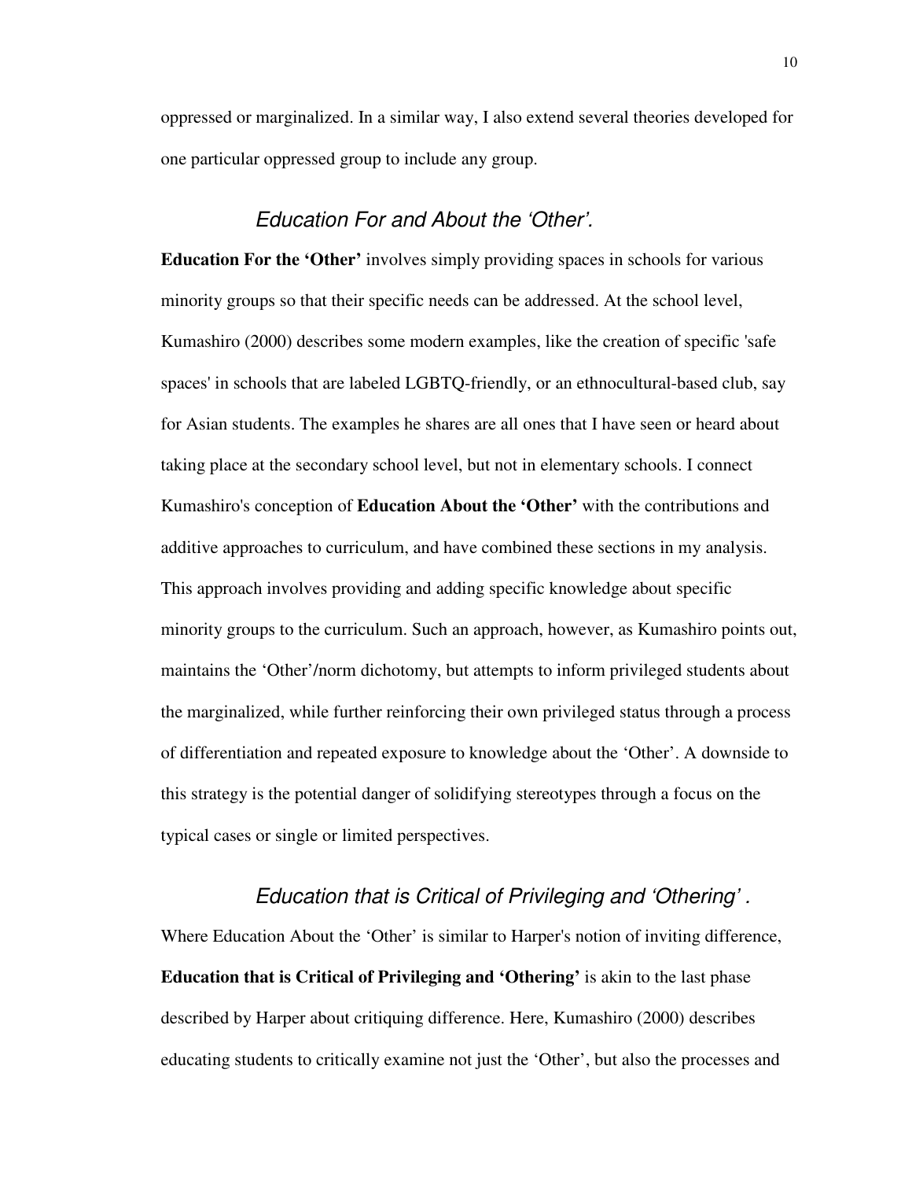oppressed or marginalized. In a similar way, I also extend several theories developed for one particular oppressed group to include any group.

### *Education For and About the 'Other'.*

**Education For the 'Other'** involves simply providing spaces in schools for various minority groups so that their specific needs can be addressed. At the school level, Kumashiro (2000) describes some modern examples, like the creation of specific 'safe spaces' in schools that are labeled LGBTQ-friendly, or an ethnocultural-based club, say for Asian students. The examples he shares are all ones that I have seen or heard about taking place at the secondary school level, but not in elementary schools. I connect Kumashiro's conception of **Education About the 'Other'** with the contributions and additive approaches to curriculum, and have combined these sections in my analysis. This approach involves providing and adding specific knowledge about specific minority groups to the curriculum. Such an approach, however, as Kumashiro points out, maintains the 'Other'/norm dichotomy, but attempts to inform privileged students about the marginalized, while further reinforcing their own privileged status through a process of differentiation and repeated exposure to knowledge about the 'Other'. A downside to this strategy is the potential danger of solidifying stereotypes through a focus on the typical cases or single or limited perspectives.

### *Education that is Critical of Privileging and 'Othering' .*

Where Education About the 'Other' is similar to Harper's notion of inviting difference, **Education that is Critical of Privileging and 'Othering'** is akin to the last phase described by Harper about critiquing difference. Here, Kumashiro (2000) describes educating students to critically examine not just the 'Other', but also the processes and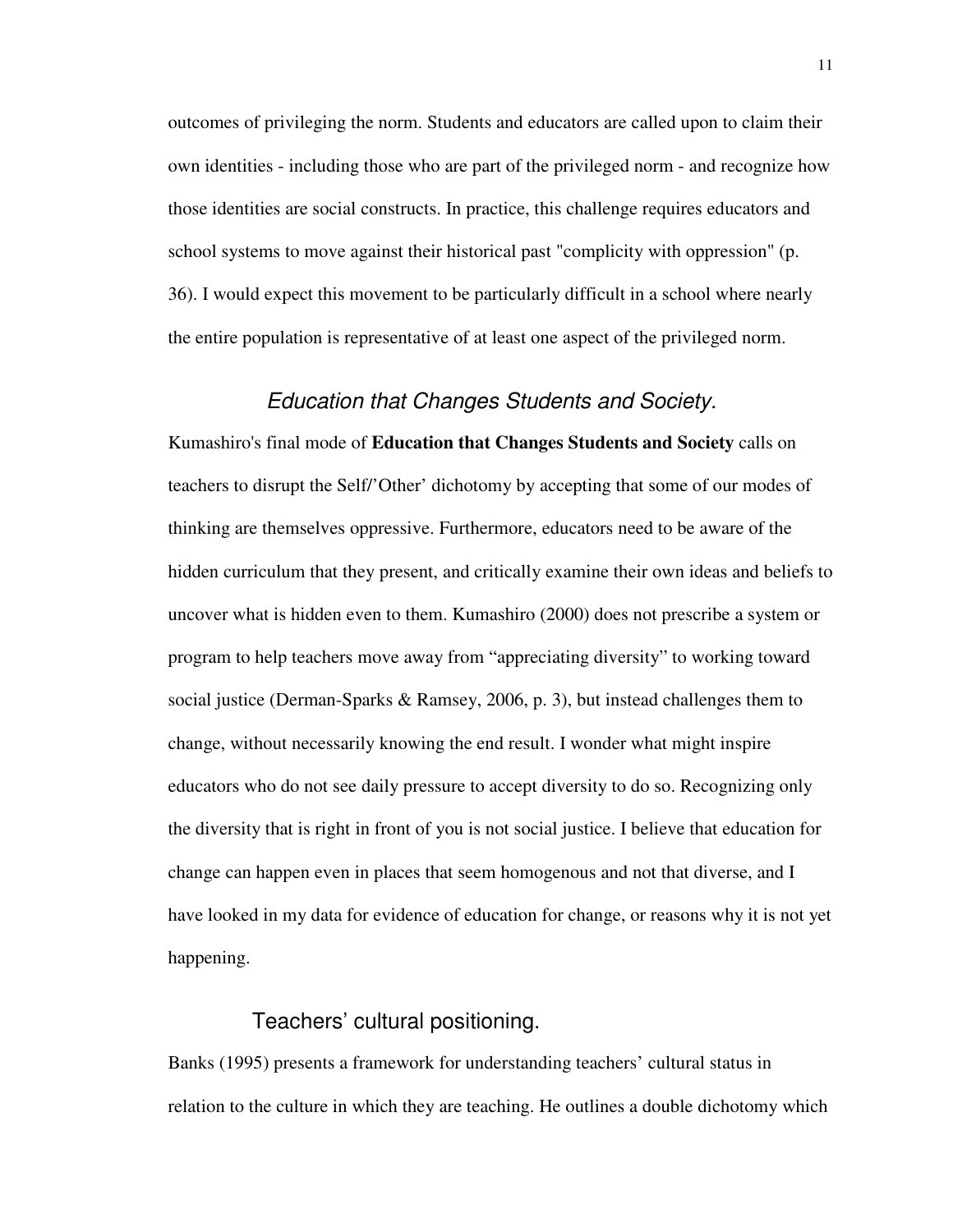outcomes of privileging the norm. Students and educators are called upon to claim their own identities - including those who are part of the privileged norm - and recognize how those identities are social constructs. In practice, this challenge requires educators and school systems to move against their historical past "complicity with oppression" (p. 36). I would expect this movement to be particularly difficult in a school where nearly the entire population is representative of at least one aspect of the privileged norm.

### *Education that Changes Students and Society.*

Kumashiro's final mode of **Education that Changes Students and Society** calls on teachers to disrupt the Self/'Other' dichotomy by accepting that some of our modes of thinking are themselves oppressive. Furthermore, educators need to be aware of the hidden curriculum that they present, and critically examine their own ideas and beliefs to uncover what is hidden even to them. Kumashiro (2000) does not prescribe a system or program to help teachers move away from "appreciating diversity" to working toward social justice (Derman-Sparks & Ramsey, 2006, p. 3), but instead challenges them to change, without necessarily knowing the end result. I wonder what might inspire educators who do not see daily pressure to accept diversity to do so. Recognizing only the diversity that is right in front of you is not social justice. I believe that education for change can happen even in places that seem homogenous and not that diverse, and I have looked in my data for evidence of education for change, or reasons why it is not yet happening.

### Teachers' cultural positioning.

Banks (1995) presents a framework for understanding teachers' cultural status in relation to the culture in which they are teaching. He outlines a double dichotomy which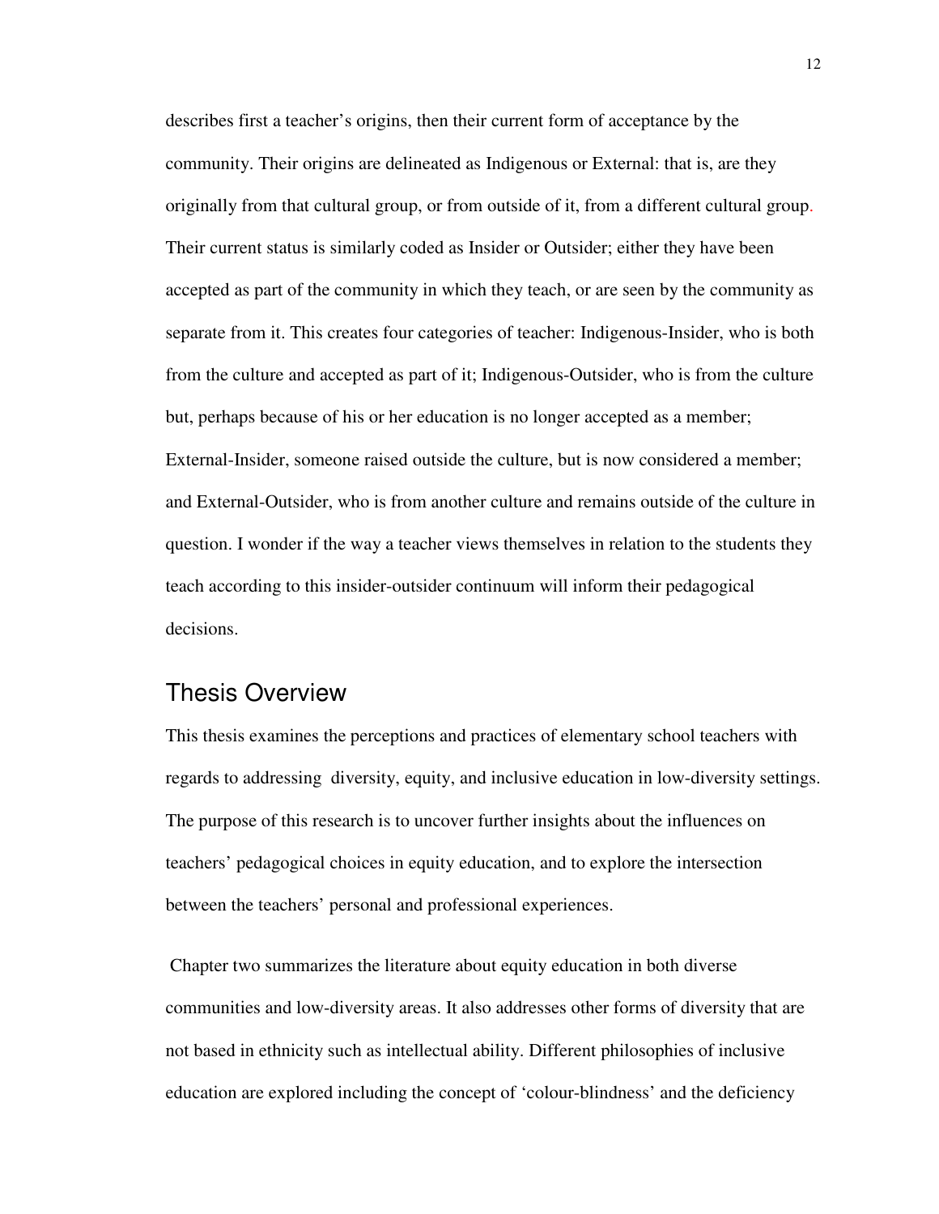describes first a teacher's origins, then their current form of acceptance by the community. Their origins are delineated as Indigenous or External: that is, are they originally from that cultural group, or from outside of it, from a different cultural group. Their current status is similarly coded as Insider or Outsider; either they have been accepted as part of the community in which they teach, or are seen by the community as separate from it. This creates four categories of teacher: Indigenous-Insider, who is both from the culture and accepted as part of it; Indigenous-Outsider, who is from the culture but, perhaps because of his or her education is no longer accepted as a member; External-Insider, someone raised outside the culture, but is now considered a member; and External-Outsider, who is from another culture and remains outside of the culture in question. I wonder if the way a teacher views themselves in relation to the students they teach according to this insider-outsider continuum will inform their pedagogical decisions.

## Thesis Overview

This thesis examines the perceptions and practices of elementary school teachers with regards to addressing diversity, equity, and inclusive education in low-diversity settings. The purpose of this research is to uncover further insights about the influences on teachers' pedagogical choices in equity education, and to explore the intersection between the teachers' personal and professional experiences.

Chapter two summarizes the literature about equity education in both diverse communities and low-diversity areas. It also addresses other forms of diversity that are not based in ethnicity such as intellectual ability. Different philosophies of inclusive education are explored including the concept of 'colour-blindness' and the deficiency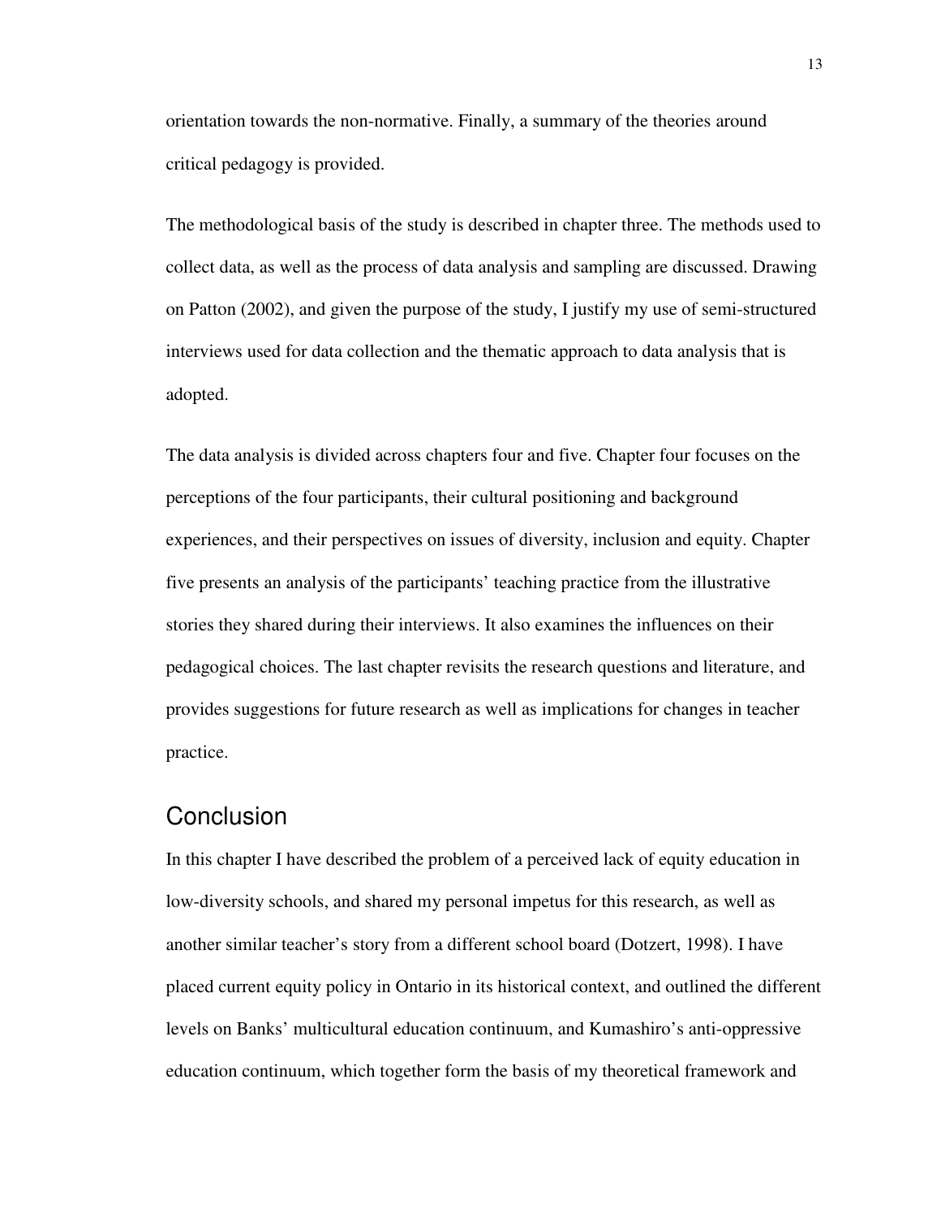orientation towards the non-normative. Finally, a summary of the theories around critical pedagogy is provided.

The methodological basis of the study is described in chapter three. The methods used to collect data, as well as the process of data analysis and sampling are discussed. Drawing on Patton (2002), and given the purpose of the study, I justify my use of semi-structured interviews used for data collection and the thematic approach to data analysis that is adopted.

The data analysis is divided across chapters four and five. Chapter four focuses on the perceptions of the four participants, their cultural positioning and background experiences, and their perspectives on issues of diversity, inclusion and equity. Chapter five presents an analysis of the participants' teaching practice from the illustrative stories they shared during their interviews. It also examines the influences on their pedagogical choices. The last chapter revisits the research questions and literature, and provides suggestions for future research as well as implications for changes in teacher practice.

## Conclusion

In this chapter I have described the problem of a perceived lack of equity education in low-diversity schools, and shared my personal impetus for this research, as well as another similar teacher's story from a different school board (Dotzert, 1998). I have placed current equity policy in Ontario in its historical context, and outlined the different levels on Banks' multicultural education continuum, and Kumashiro's anti-oppressive education continuum, which together form the basis of my theoretical framework and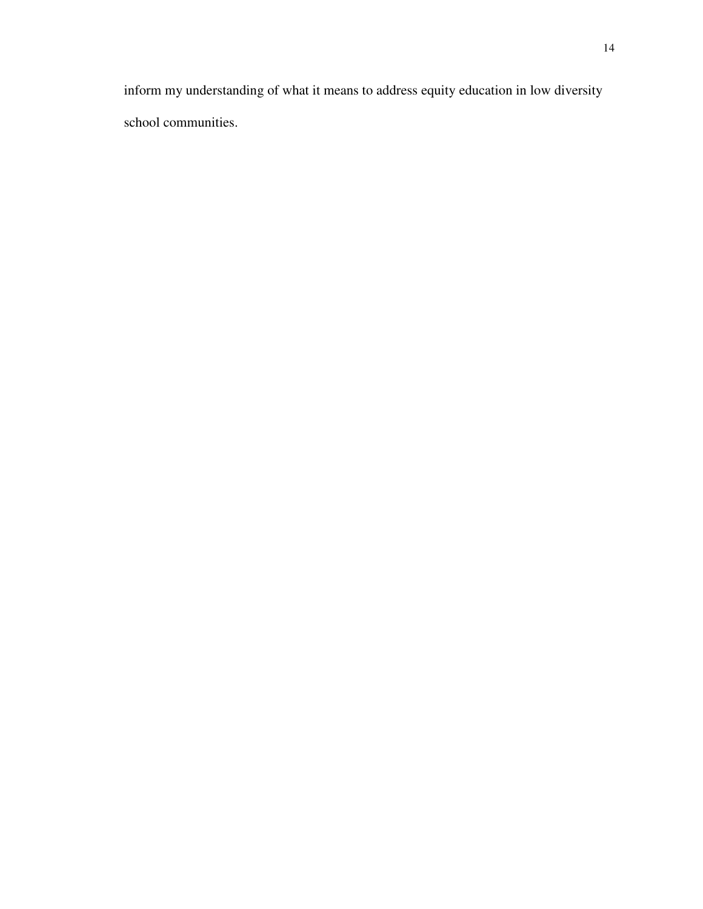inform my understanding of what it means to address equity education in low diversity school communities.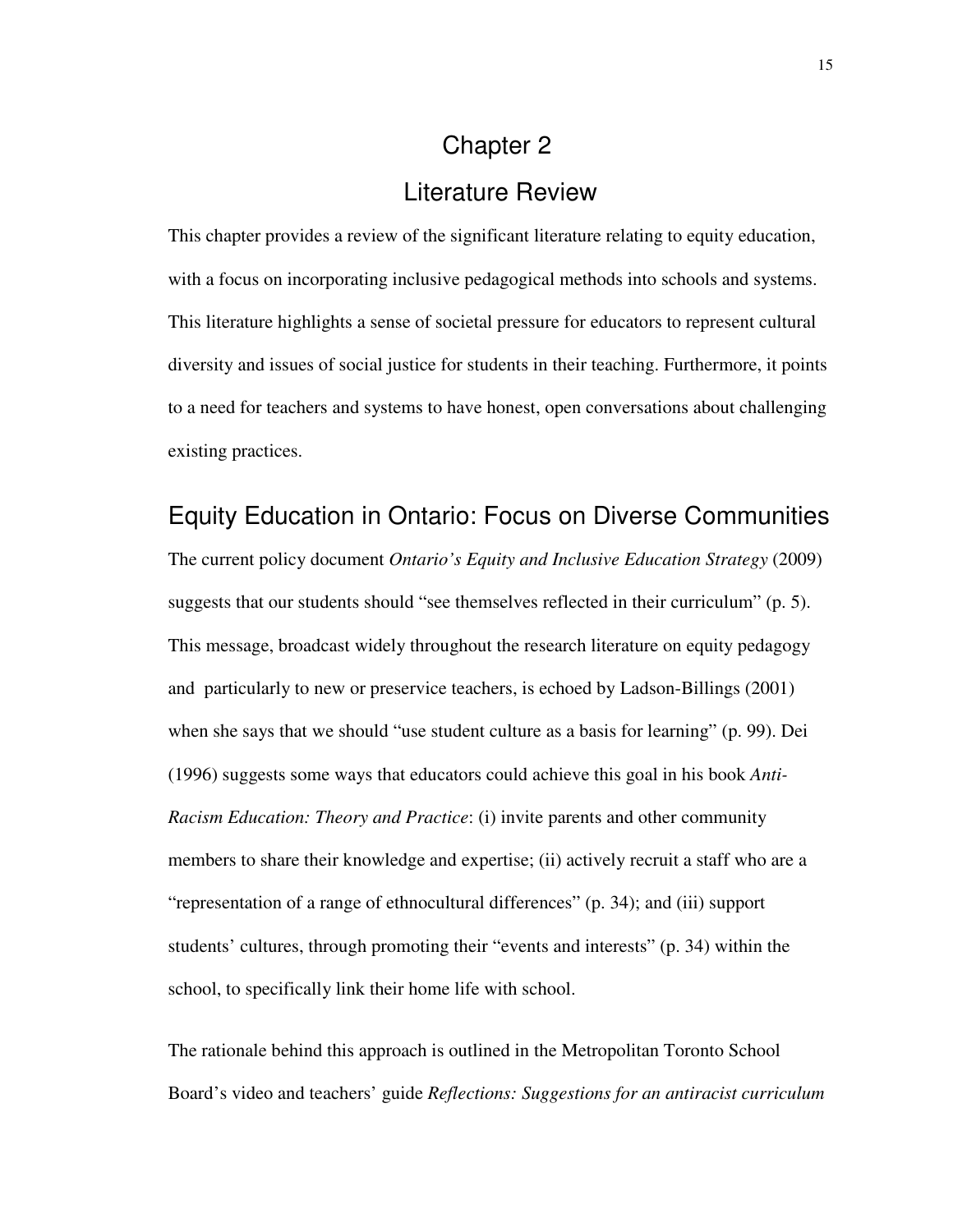# Chapter 2

# Literature Review

This chapter provides a review of the significant literature relating to equity education, with a focus on incorporating inclusive pedagogical methods into schools and systems. This literature highlights a sense of societal pressure for educators to represent cultural diversity and issues of social justice for students in their teaching. Furthermore, it points to a need for teachers and systems to have honest, open conversations about challenging existing practices.

## Equity Education in Ontario: Focus on Diverse Communities

The current policy document *Ontario's Equity and Inclusive Education Strategy* (2009) suggests that our students should "see themselves reflected in their curriculum" (p. 5). This message, broadcast widely throughout the research literature on equity pedagogy and particularly to new or preservice teachers, is echoed by Ladson-Billings (2001) when she says that we should "use student culture as a basis for learning" (p. 99). Dei (1996) suggests some ways that educators could achieve this goal in his book *Anti-Racism Education: Theory and Practice*: (i) invite parents and other community members to share their knowledge and expertise; (ii) actively recruit a staff who are a "representation of a range of ethnocultural differences" (p. 34); and (iii) support students' cultures, through promoting their "events and interests" (p. 34) within the school, to specifically link their home life with school.

The rationale behind this approach is outlined in the Metropolitan Toronto School Board's video and teachers' guide *Reflections: Suggestions for an antiracist curriculum*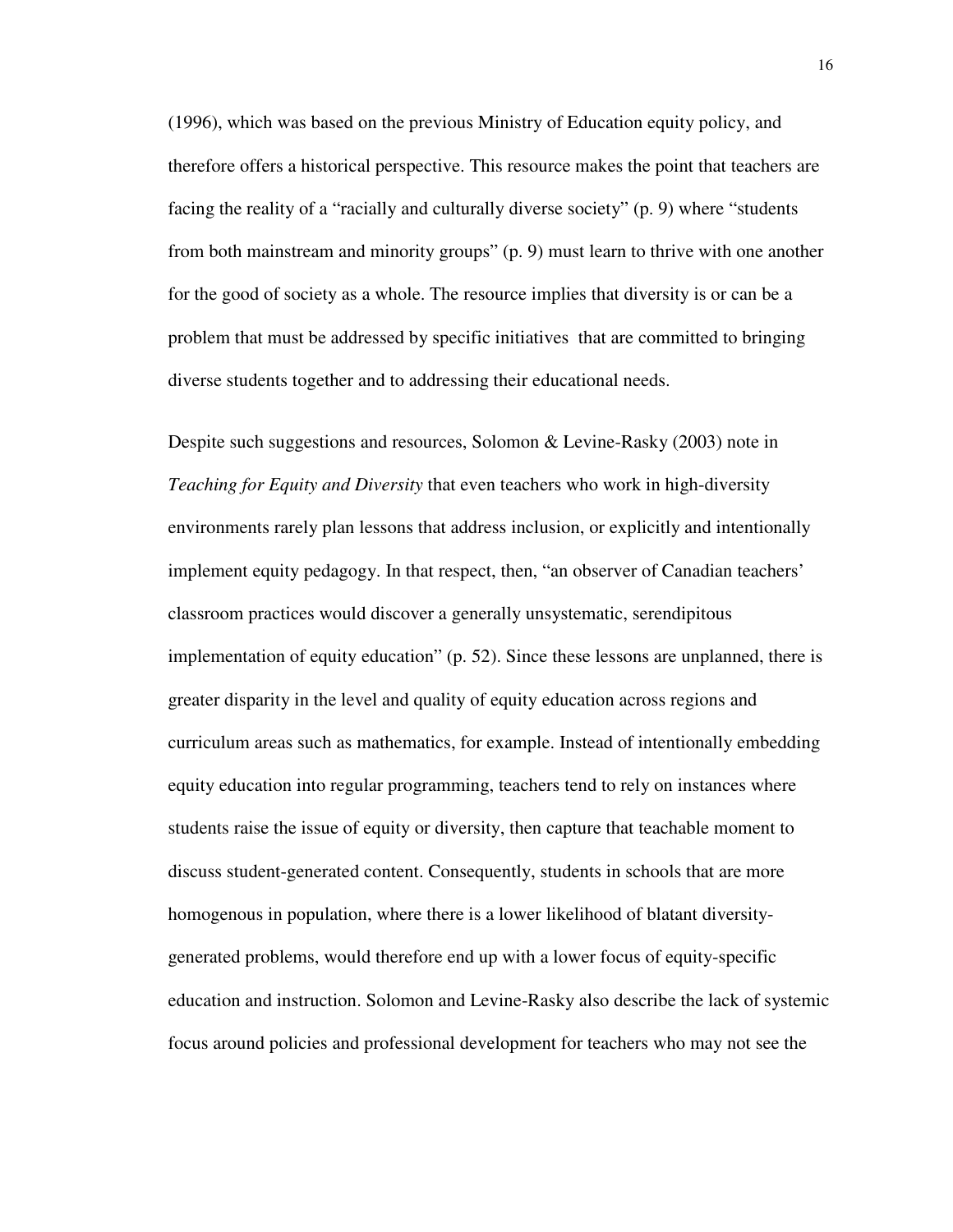(1996), which was based on the previous Ministry of Education equity policy, and therefore offers a historical perspective. This resource makes the point that teachers are facing the reality of a "racially and culturally diverse society" (p. 9) where "students from both mainstream and minority groups" (p. 9) must learn to thrive with one another for the good of society as a whole. The resource implies that diversity is or can be a problem that must be addressed by specific initiatives that are committed to bringing diverse students together and to addressing their educational needs.

Despite such suggestions and resources, Solomon & Levine-Rasky (2003) note in *Teaching for Equity and Diversity* that even teachers who work in high-diversity environments rarely plan lessons that address inclusion, or explicitly and intentionally implement equity pedagogy. In that respect, then, "an observer of Canadian teachers' classroom practices would discover a generally unsystematic, serendipitous implementation of equity education" (p. 52). Since these lessons are unplanned, there is greater disparity in the level and quality of equity education across regions and curriculum areas such as mathematics, for example. Instead of intentionally embedding equity education into regular programming, teachers tend to rely on instances where students raise the issue of equity or diversity, then capture that teachable moment to discuss student-generated content. Consequently, students in schools that are more homogenous in population, where there is a lower likelihood of blatant diversity-generated problems, would therefore end up with a lower focus of equity-specific education and instruction. Solomon and Levine-Rasky also describe the lack of systemic focus around policies and professional development for teachers who may not see the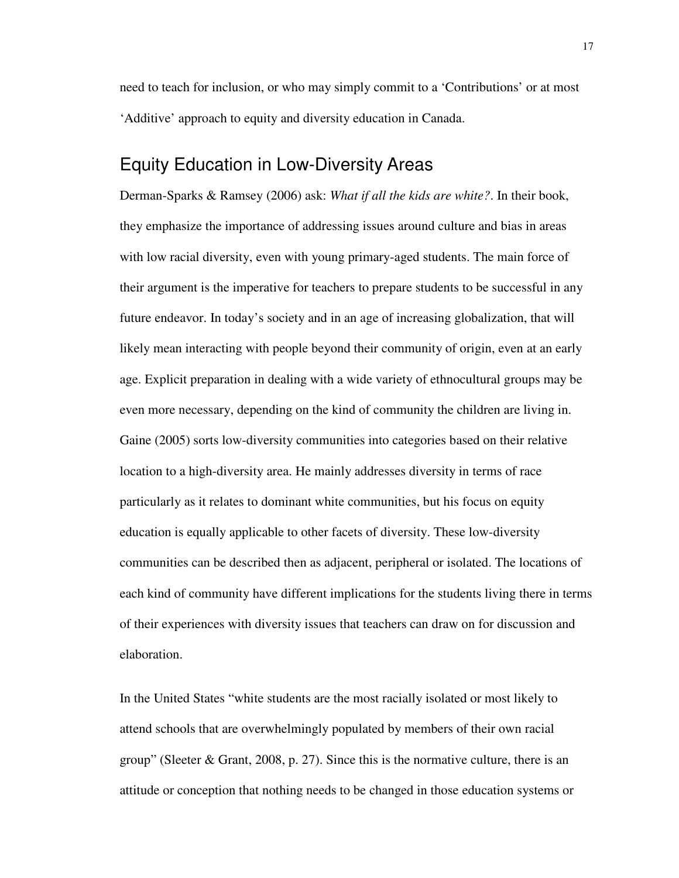need to teach for inclusion, or who may simply commit to a 'Contributions' or at most 'Additive' approach to equity and diversity education in Canada.

## Equity Education in Low-Diversity Areas

Derman-Sparks & Ramsey (2006) ask: *What if all the kids are white?*. In their book, they emphasize the importance of addressing issues around culture and bias in areas with low racial diversity, even with young primary-aged students. The main force of their argument is the imperative for teachers to prepare students to be successful in any future endeavor. In today's society and in an age of increasing globalization, that will likely mean interacting with people beyond their community of origin, even at an early age. Explicit preparation in dealing with a wide variety of ethnocultural groups may be even more necessary, depending on the kind of community the children are living in. Gaine (2005) sorts low-diversity communities into categories based on their relative location to a high-diversity area. He mainly addresses diversity in terms of race particularly as it relates to dominant white communities, but his focus on equity education is equally applicable to other facets of diversity. These low-diversity communities can be described then as adjacent, peripheral or isolated. The locations of each kind of community have different implications for the students living there in terms of their experiences with diversity issues that teachers can draw on for discussion and elaboration.

In the United States "white students are the most racially isolated or most likely to attend schools that are overwhelmingly populated by members of their own racial group" (Sleeter & Grant, 2008, p. 27). Since this is the normative culture, there is an attitude or conception that nothing needs to be changed in those education systems or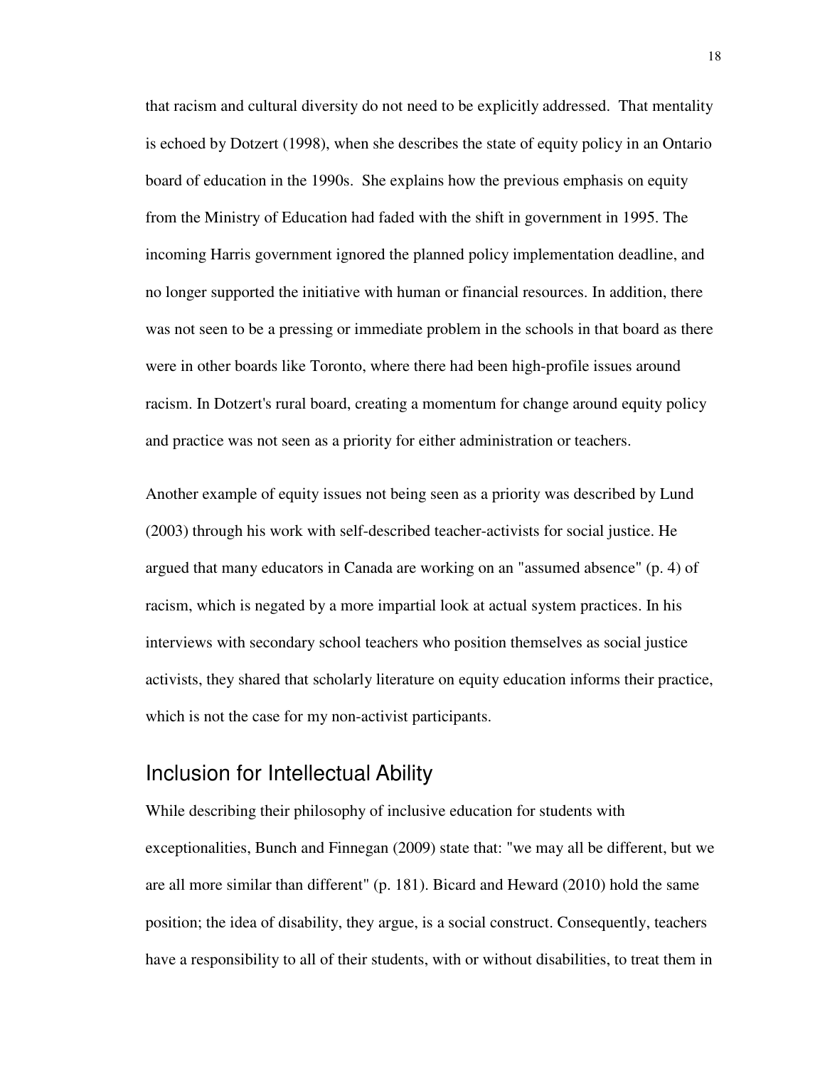that racism and cultural diversity do not need to be explicitly addressed. That mentality is echoed by Dotzert (1998), when she describes the state of equity policy in an Ontario board of education in the 1990s. She explains how the previous emphasis on equity from the Ministry of Education had faded with the shift in government in 1995. The incoming Harris government ignored the planned policy implementation deadline, and no longer supported the initiative with human or financial resources. In addition, there was not seen to be a pressing or immediate problem in the schools in that board as there were in other boards like Toronto, where there had been high-profile issues around racism. In Dotzert's rural board, creating a momentum for change around equity policy and practice was not seen as a priority for either administration or teachers.

Another example of equity issues not being seen as a priority was described by Lund (2003) through his work with self-described teacher-activists for social justice. He argued that many educators in Canada are working on an "assumed absence" (p. 4) of racism, which is negated by a more impartial look at actual system practices. In his interviews with secondary school teachers who position themselves as social justice activists, they shared that scholarly literature on equity education informs their practice, which is not the case for my non-activist participants.

## Inclusion for Intellectual Ability

While describing their philosophy of inclusive education for students with exceptionalities, Bunch and Finnegan (2009) state that: "we may all be different, but we are all more similar than different" (p. 181). Bicard and Heward (2010) hold the same position; the idea of disability, they argue, is a social construct. Consequently, teachers have a responsibility to all of their students, with or without disabilities, to treat them in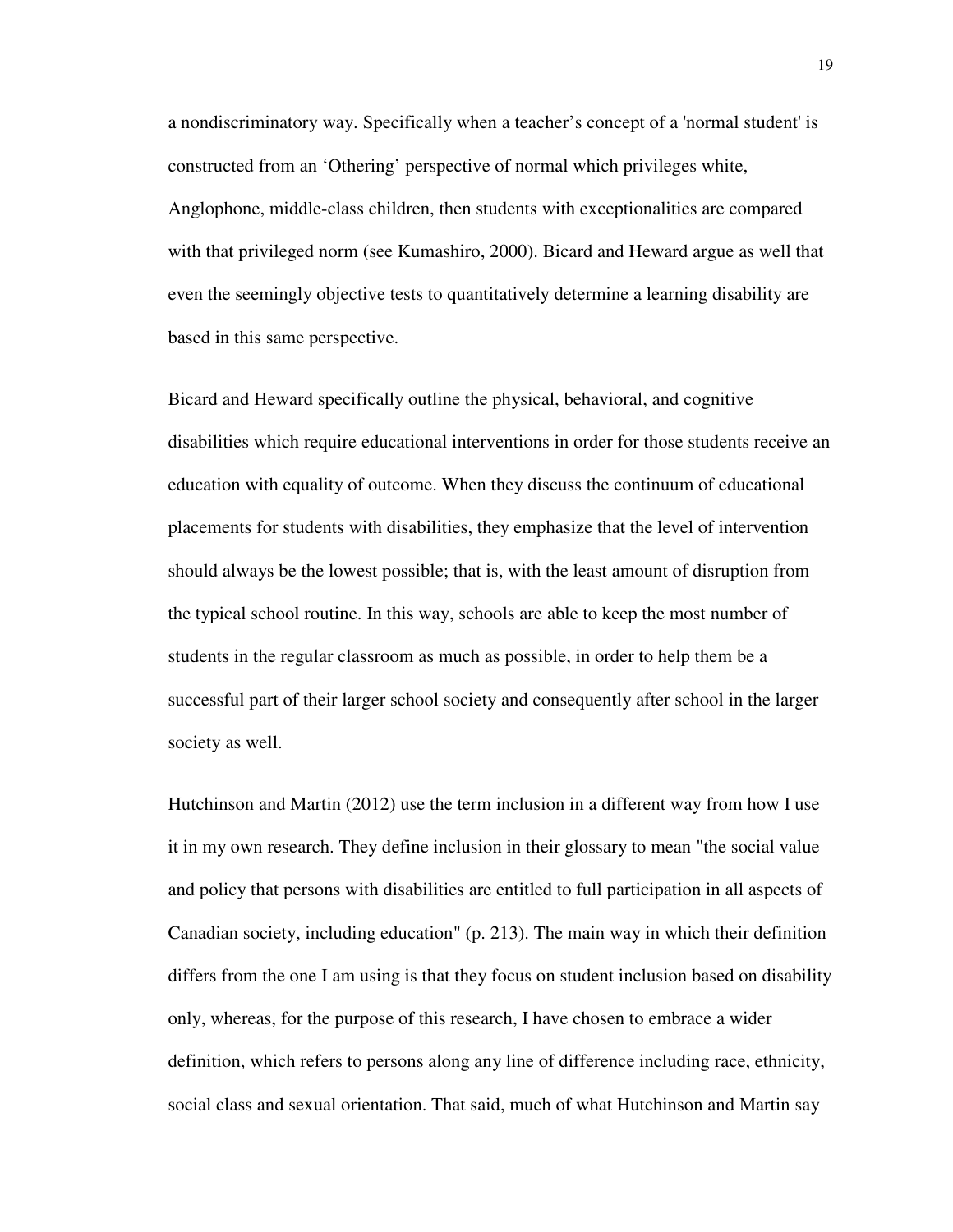a nondiscriminatory way. Specifically when a teacher's concept of a 'normal student' is constructed from an 'Othering' perspective of normal which privileges white, Anglophone, middle-class children, then students with exceptionalities are compared with that privileged norm (see Kumashiro, 2000). Bicard and Heward argue as well that even the seemingly objective tests to quantitatively determine a learning disability are based in this same perspective.

Bicard and Heward specifically outline the physical, behavioral, and cognitive disabilities which require educational interventions in order for those students receive an education with equality of outcome. When they discuss the continuum of educational placements for students with disabilities, they emphasize that the level of intervention should always be the lowest possible; that is, with the least amount of disruption from the typical school routine. In this way, schools are able to keep the most number of students in the regular classroom as much as possible, in order to help them be a successful part of their larger school society and consequently after school in the larger society as well.

Hutchinson and Martin (2012) use the term inclusion in a different way from how I use it in my own research. They define inclusion in their glossary to mean "the social value and policy that persons with disabilities are entitled to full participation in all aspects of Canadian society, including education" (p. 213). The main way in which their definition differs from the one I am using is that they focus on student inclusion based on disability only, whereas, for the purpose of this research, I have chosen to embrace a wider definition, which refers to persons along any line of difference including race, ethnicity, social class and sexual orientation. That said, much of what Hutchinson and Martin say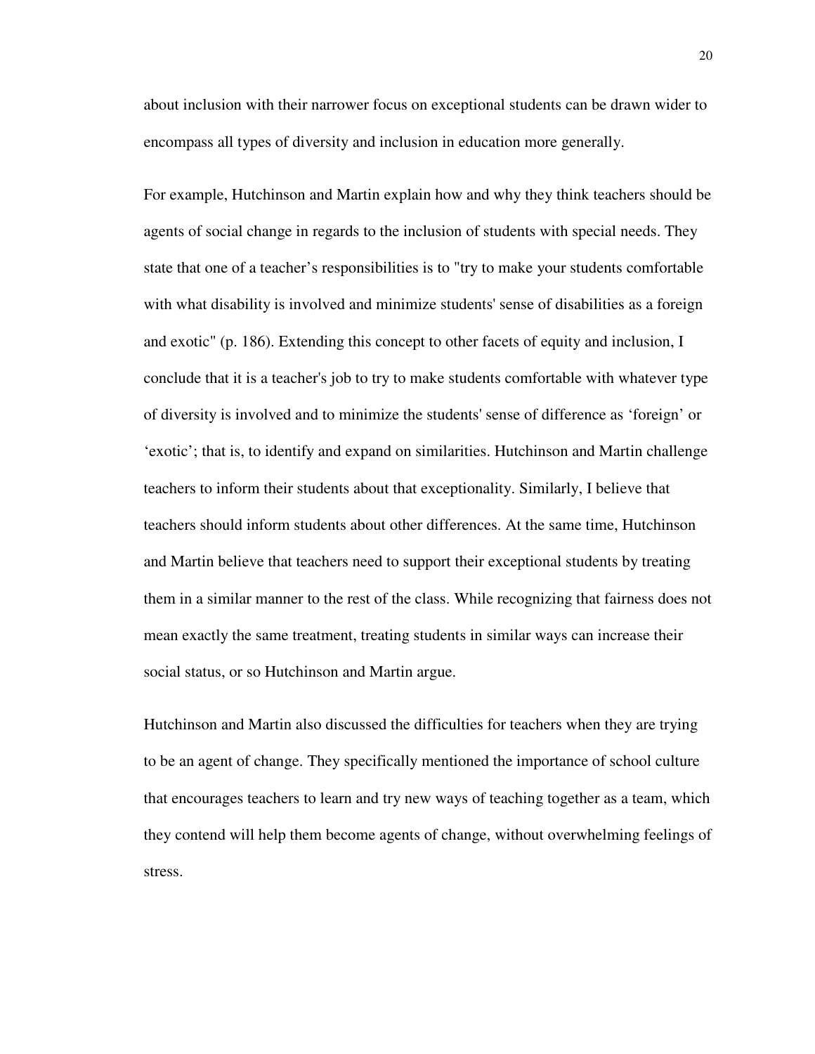about inclusion with their narrower focus on exceptional students can be drawn wider to encompass all types of diversity and inclusion in education more generally.

For example, Hutchinson and Martin explain how and why they think teachers should be agents of social change in regards to the inclusion of students with special needs. They state that one of a teacher's responsibilities is to "try to make your students comfortable with what disability is involved and minimize students' sense of disabilities as a foreign and exotic" (p. 186). Extending this concept to other facets of equity and inclusion, I conclude that it is a teacher's job to try to make students comfortable with whatever type of diversity is involved and to minimize the students' sense of difference as 'foreign' or 'exotic'; that is, to identify and expand on similarities. Hutchinson and Martin challenge teachers to inform their students about that exceptionality. Similarly, I believe that teachers should inform students about other differences. At the same time, Hutchinson and Martin believe that teachers need to support their exceptional students by treating them in a similar manner to the rest of the class. While recognizing that fairness does not mean exactly the same treatment, treating students in similar ways can increase their social status, or so Hutchinson and Martin argue.

Hutchinson and Martin also discussed the difficulties for teachers when they are trying to be an agent of change. They specifically mentioned the importance of school culture that encourages teachers to learn and try new ways of teaching together as a team, which they contend will help them become agents of change, without overwhelming feelings of stress.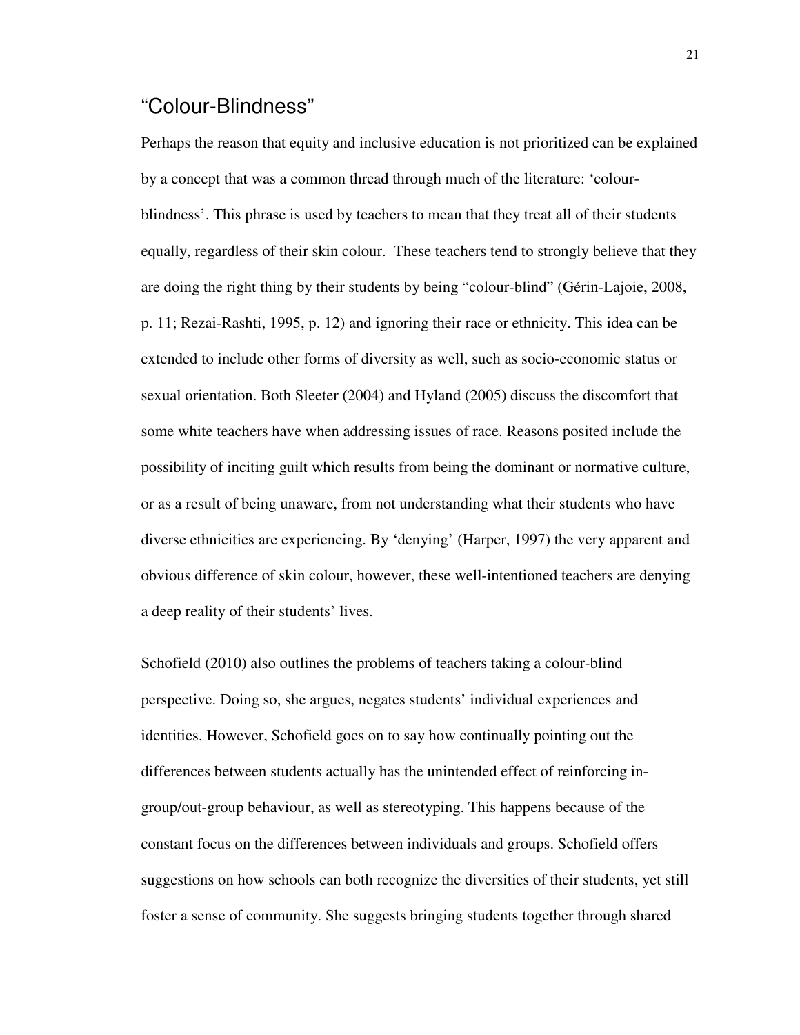## “Colour-Blindness”

Perhaps the reason that equity and inclusive education is not prioritized can be explained by a concept that was a common thread through much of the literature: ‘colour-blindness’. This phrase is used by teachers to mean that they treat all of their students equally, regardless of their skin colour. These teachers tend to strongly believe that they are doing the right thing by their students by being “colour-blind” (Gérin-Lajoie, 2008, p. 11; Rezai-Rashti, 1995, p. 12) and ignoring their race or ethnicity. This idea can be extended to include other forms of diversity as well, such as socio-economic status or sexual orientation. Both Sleeter (2004) and Hyland (2005) discuss the discomfort that some white teachers have when addressing issues of race. Reasons posited include the possibility of inciting guilt which results from being the dominant or normative culture, or as a result of being unaware, from not understanding what their students who have diverse ethnicities are experiencing. By ‘denying’ (Harper, 1997) the very apparent and obvious difference of skin colour, however, these well-intentioned teachers are denying a deep reality of their students’ lives.

Schofield (2010) also outlines the problems of teachers taking a colour-blind perspective. Doing so, she argues, negates students’ individual experiences and identities. However, Schofield goes on to say how continually pointing out the differences between students actually has the unintended effect of reinforcing in-group/out-group behaviour, as well as stereotyping. This happens because of the constant focus on the differences between individuals and groups. Schofield offers suggestions on how schools can both recognize the diversities of their students, yet still foster a sense of community. She suggests bringing students together through shared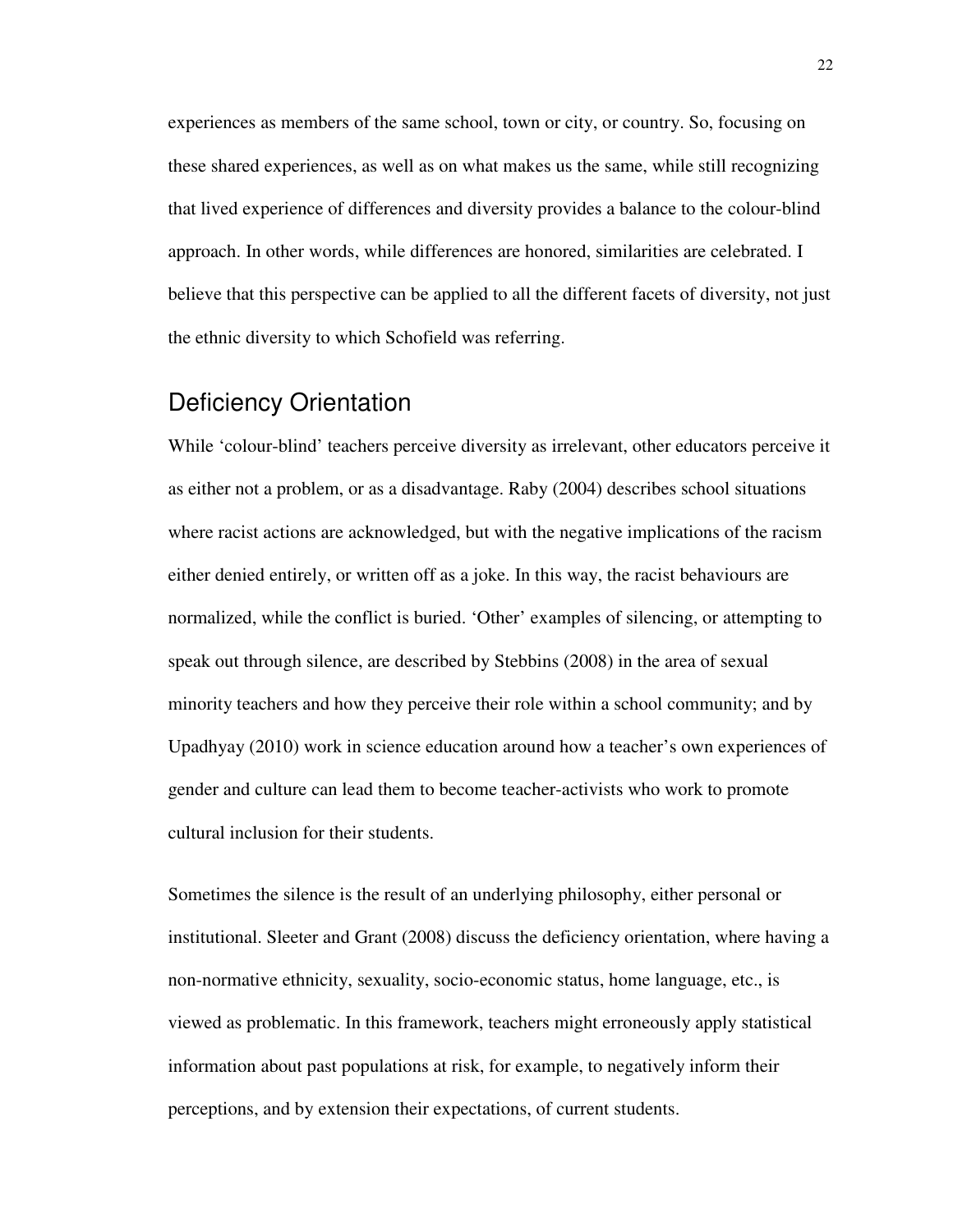experiences as members of the same school, town or city, or country. So, focusing on these shared experiences, as well as on what makes us the same, while still recognizing that lived experience of differences and diversity provides a balance to the colour-blind approach. In other words, while differences are honored, similarities are celebrated. I believe that this perspective can be applied to all the different facets of diversity, not just the ethnic diversity to which Schofield was referring.

## Deficiency Orientation

While 'colour-blind' teachers perceive diversity as irrelevant, other educators perceive it as either not a problem, or as a disadvantage. Raby (2004) describes school situations where racist actions are acknowledged, but with the negative implications of the racism either denied entirely, or written off as a joke. In this way, the racist behaviours are normalized, while the conflict is buried. 'Other' examples of silencing, or attempting to speak out through silence, are described by Stebbins (2008) in the area of sexual minority teachers and how they perceive their role within a school community; and by Upadhyay (2010) work in science education around how a teacher's own experiences of gender and culture can lead them to become teacher-activists who work to promote cultural inclusion for their students.

Sometimes the silence is the result of an underlying philosophy, either personal or institutional. Sleeter and Grant (2008) discuss the deficiency orientation, where having a non-normative ethnicity, sexuality, socio-economic status, home language, etc., is viewed as problematic. In this framework, teachers might erroneously apply statistical information about past populations at risk, for example, to negatively inform their perceptions, and by extension their expectations, of current students.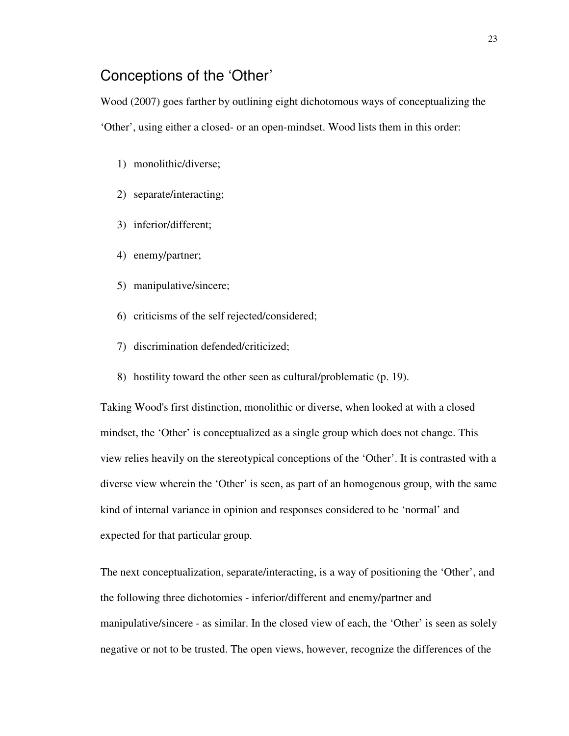## Conceptions of the 'Other'

Wood (2007) goes farther by outlining eight dichotomous ways of conceptualizing the 'Other', using either a closed- or an open-mindset. Wood lists them in this order:

1) monolithic/diverse;
2) separate/interacting;
3) inferior/different;
4) enemy/partner;
5) manipulative/sincere;
6) criticisms of the self rejected/considered;
7) discrimination defended/criticized;
8) hostility toward the other seen as cultural/problematic (p. 19).

Taking Wood's first distinction, monolithic or diverse, when looked at with a closed mindset, the 'Other' is conceptualized as a single group which does not change. This view relies heavily on the stereotypical conceptions of the 'Other'. It is contrasted with a diverse view wherein the 'Other' is seen, as part of an homogenous group, with the same kind of internal variance in opinion and responses considered to be 'normal' and expected for that particular group.

The next conceptualization, separate/interacting, is a way of positioning the 'Other', and the following three dichotomies - inferior/different and enemy/partner and manipulative/sincere - as similar. In the closed view of each, the 'Other' is seen as solely negative or not to be trusted. The open views, however, recognize the differences of the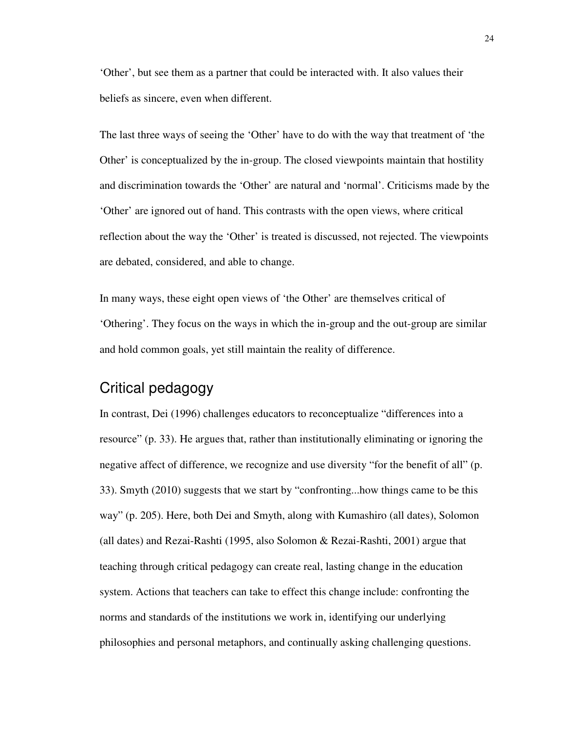'Other', but see them as a partner that could be interacted with. It also values their beliefs as sincere, even when different.

The last three ways of seeing the 'Other' have to do with the way that treatment of 'the Other' is conceptualized by the in-group. The closed viewpoints maintain that hostility and discrimination towards the 'Other' are natural and 'normal'. Criticisms made by the 'Other' are ignored out of hand. This contrasts with the open views, where critical reflection about the way the 'Other' is treated is discussed, not rejected. The viewpoints are debated, considered, and able to change.

In many ways, these eight open views of 'the Other' are themselves critical of 'Othering'. They focus on the ways in which the in-group and the out-group are similar and hold common goals, yet still maintain the reality of difference.

## Critical pedagogy

In contrast, Dei (1996) challenges educators to reconceptualize "differences into a resource" (p. 33). He argues that, rather than institutionally eliminating or ignoring the negative affect of difference, we recognize and use diversity "for the benefit of all" (p. 33). Smyth (2010) suggests that we start by "confronting...how things came to be this way" (p. 205). Here, both Dei and Smyth, along with Kumashiro (all dates), Solomon (all dates) and Rezai-Rashti (1995, also Solomon & Rezai-Rashti, 2001) argue that teaching through critical pedagogy can create real, lasting change in the education system. Actions that teachers can take to effect this change include: confronting the norms and standards of the institutions we work in, identifying our underlying philosophies and personal metaphors, and continually asking challenging questions.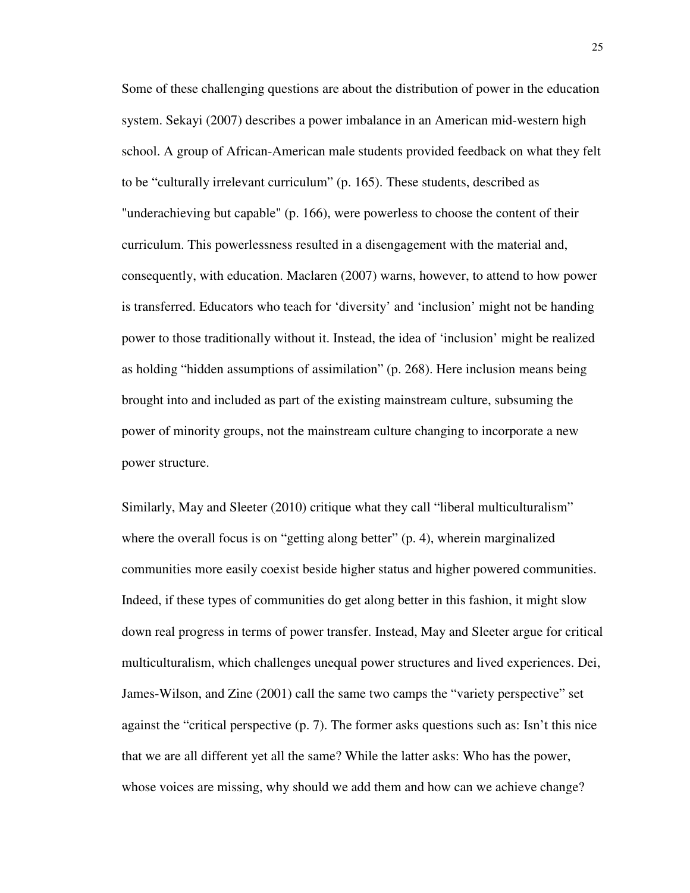Some of these challenging questions are about the distribution of power in the education system. Sekayi (2007) describes a power imbalance in an American mid-western high school. A group of African-American male students provided feedback on what they felt to be “culturally irrelevant curriculum” (p. 165). These students, described as "underachieving but capable" (p. 166), were powerless to choose the content of their curriculum. This powerlessness resulted in a disengagement with the material and, consequently, with education. Maclaren (2007) warns, however, to attend to how power is transferred. Educators who teach for ‘diversity’ and ‘inclusion’ might not be handing power to those traditionally without it. Instead, the idea of ‘inclusion’ might be realized as holding “hidden assumptions of assimilation” (p. 268). Here inclusion means being brought into and included as part of the existing mainstream culture, subsuming the power of minority groups, not the mainstream culture changing to incorporate a new power structure.

Similarly, May and Sleeter (2010) critique what they call “liberal multiculturalism” where the overall focus is on “getting along better” (p. 4), wherein marginalized communities more easily coexist beside higher status and higher powered communities. Indeed, if these types of communities do get along better in this fashion, it might slow down real progress in terms of power transfer. Instead, May and Sleeter argue for critical multiculturalism, which challenges unequal power structures and lived experiences. Dei, James-Wilson, and Zine (2001) call the same two camps the “variety perspective” set against the “critical perspective (p. 7). The former asks questions such as: Isn’t this nice that we are all different yet all the same? While the latter asks: Who has the power, whose voices are missing, why should we add them and how can we achieve change?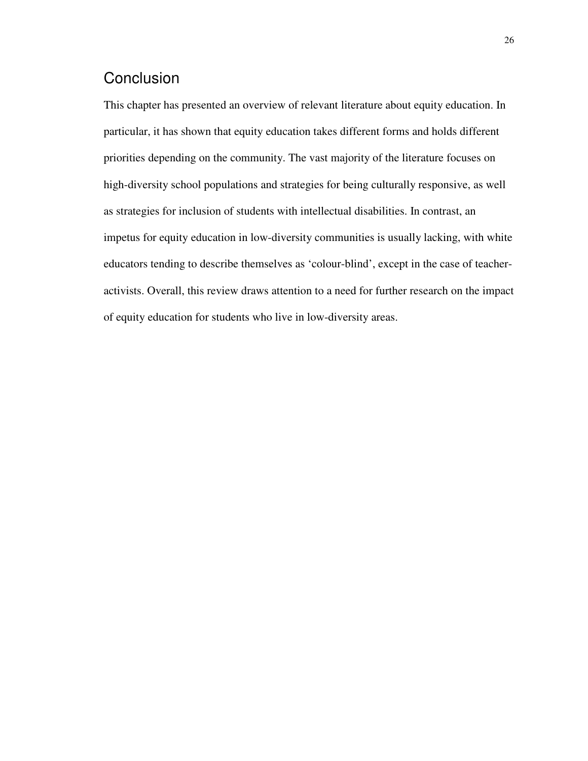## Conclusion

This chapter has presented an overview of relevant literature about equity education. In particular, it has shown that equity education takes different forms and holds different priorities depending on the community. The vast majority of the literature focuses on high-diversity school populations and strategies for being culturally responsive, as well as strategies for inclusion of students with intellectual disabilities. In contrast, an impetus for equity education in low-diversity communities is usually lacking, with white educators tending to describe themselves as 'colour-blind', except in the case of teacher-activists. Overall, this review draws attention to a need for further research on the impact of equity education for students who live in low-diversity areas.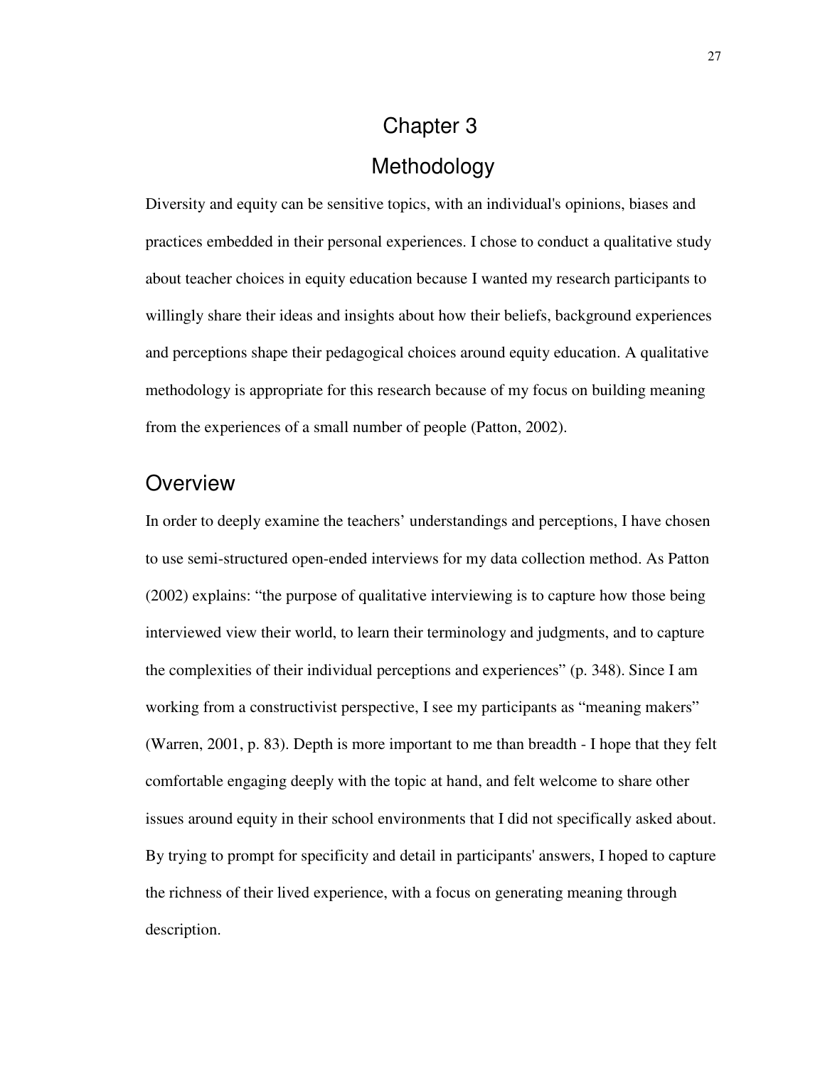# Chapter 3

# Methodology

Diversity and equity can be sensitive topics, with an individual's opinions, biases and practices embedded in their personal experiences. I chose to conduct a qualitative study about teacher choices in equity education because I wanted my research participants to willingly share their ideas and insights about how their beliefs, background experiences and perceptions shape their pedagogical choices around equity education. A qualitative methodology is appropriate for this research because of my focus on building meaning from the experiences of a small number of people (Patton, 2002).

## Overview

In order to deeply examine the teachers' understandings and perceptions, I have chosen to use semi-structured open-ended interviews for my data collection method. As Patton (2002) explains: "the purpose of qualitative interviewing is to capture how those being interviewed view their world, to learn their terminology and judgments, and to capture the complexities of their individual perceptions and experiences" (p. 348). Since I am working from a constructivist perspective, I see my participants as "meaning makers" (Warren, 2001, p. 83). Depth is more important to me than breadth - I hope that they felt comfortable engaging deeply with the topic at hand, and felt welcome to share other issues around equity in their school environments that I did not specifically asked about. By trying to prompt for specificity and detail in participants' answers, I hoped to capture the richness of their lived experience, with a focus on generating meaning through description.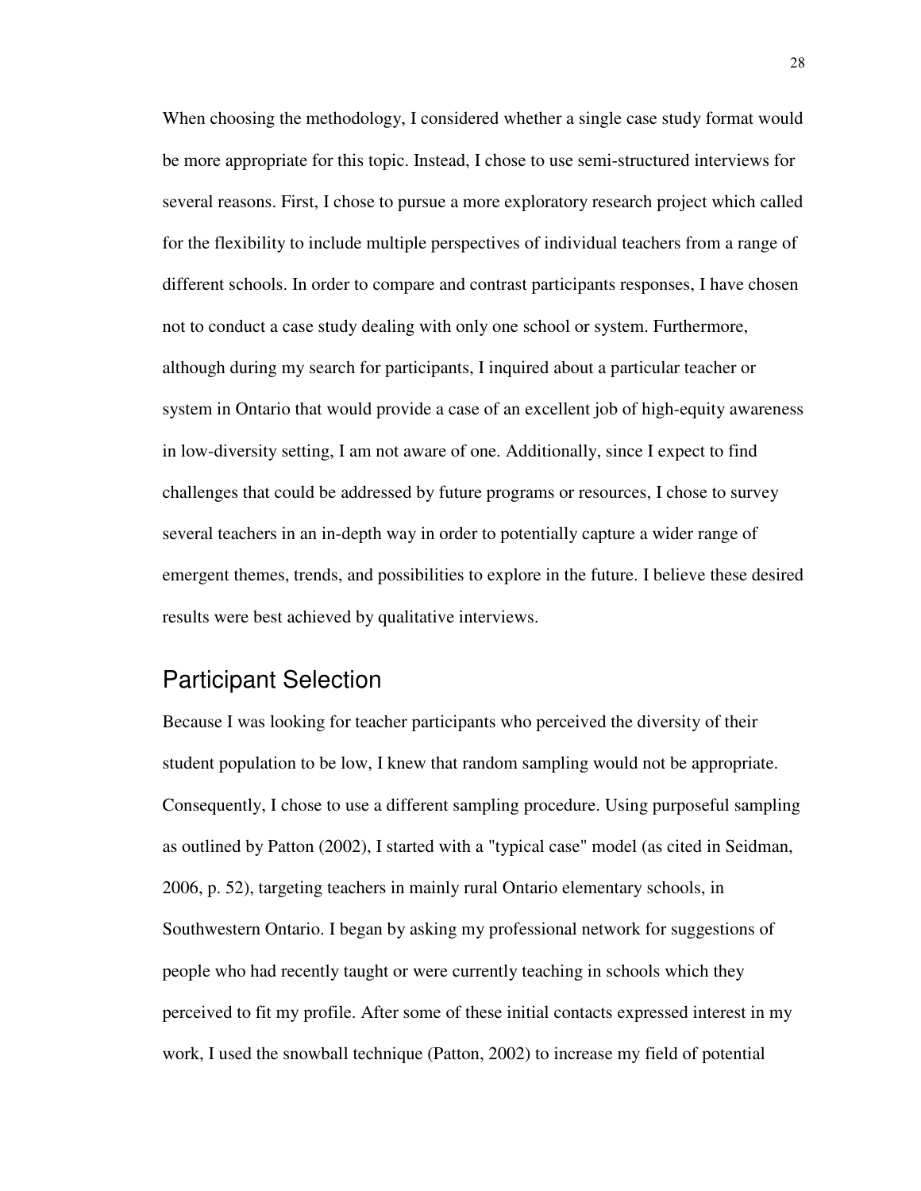When choosing the methodology, I considered whether a single case study format would be more appropriate for this topic. Instead, I chose to use semi-structured interviews for several reasons. First, I chose to pursue a more exploratory research project which called for the flexibility to include multiple perspectives of individual teachers from a range of different schools. In order to compare and contrast participants responses, I have chosen not to conduct a case study dealing with only one school or system. Furthermore, although during my search for participants, I inquired about a particular teacher or system in Ontario that would provide a case of an excellent job of high-equity awareness in low-diversity setting, I am not aware of one. Additionally, since I expect to find challenges that could be addressed by future programs or resources, I chose to survey several teachers in an in-depth way in order to potentially capture a wider range of emergent themes, trends, and possibilities to explore in the future. I believe these desired results were best achieved by qualitative interviews.

## Participant Selection

Because I was looking for teacher participants who perceived the diversity of their student population to be low, I knew that random sampling would not be appropriate. Consequently, I chose to use a different sampling procedure. Using purposeful sampling as outlined by Patton (2002), I started with a "typical case" model (as cited in Seidman, 2006, p. 52), targeting teachers in mainly rural Ontario elementary schools, in Southwestern Ontario. I began by asking my professional network for suggestions of people who had recently taught or were currently teaching in schools which they perceived to fit my profile. After some of these initial contacts expressed interest in my work, I used the snowball technique (Patton, 2002) to increase my field of potential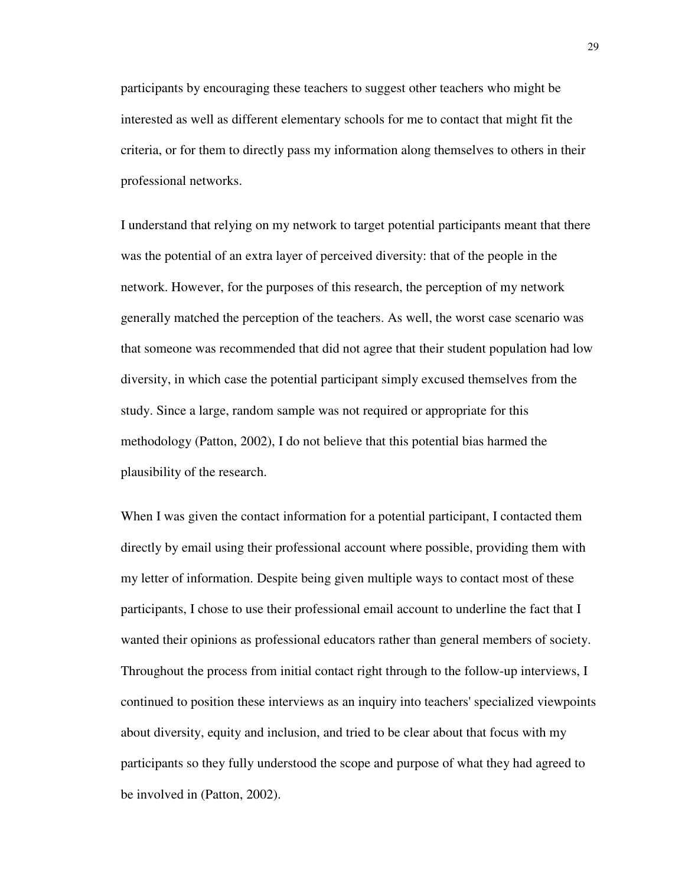participants by encouraging these teachers to suggest other teachers who might be interested as well as different elementary schools for me to contact that might fit the criteria, or for them to directly pass my information along themselves to others in their professional networks.

I understand that relying on my network to target potential participants meant that there was the potential of an extra layer of perceived diversity: that of the people in the network. However, for the purposes of this research, the perception of my network generally matched the perception of the teachers. As well, the worst case scenario was that someone was recommended that did not agree that their student population had low diversity, in which case the potential participant simply excused themselves from the study. Since a large, random sample was not required or appropriate for this methodology (Patton, 2002), I do not believe that this potential bias harmed the plausibility of the research.

When I was given the contact information for a potential participant, I contacted them directly by email using their professional account where possible, providing them with my letter of information. Despite being given multiple ways to contact most of these participants, I chose to use their professional email account to underline the fact that I wanted their opinions as professional educators rather than general members of society. Throughout the process from initial contact right through to the follow-up interviews, I continued to position these interviews as an inquiry into teachers' specialized viewpoints about diversity, equity and inclusion, and tried to be clear about that focus with my participants so they fully understood the scope and purpose of what they had agreed to be involved in (Patton, 2002).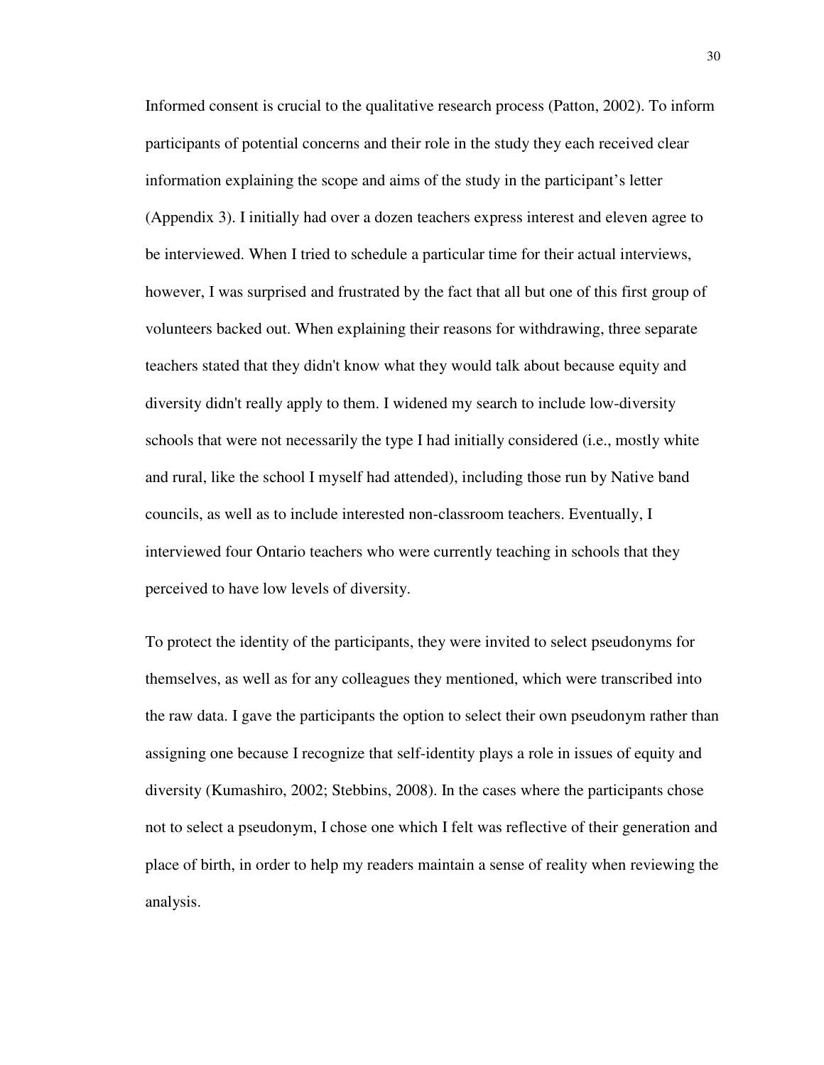Informed consent is crucial to the qualitative research process (Patton, 2002). To inform participants of potential concerns and their role in the study they each received clear information explaining the scope and aims of the study in the participant's letter (Appendix 3). I initially had over a dozen teachers express interest and eleven agree to be interviewed. When I tried to schedule a particular time for their actual interviews, however, I was surprised and frustrated by the fact that all but one of this first group of volunteers backed out. When explaining their reasons for withdrawing, three separate teachers stated that they didn't know what they would talk about because equity and diversity didn't really apply to them. I widened my search to include low-diversity schools that were not necessarily the type I had initially considered (i.e., mostly white and rural, like the school I myself had attended), including those run by Native band councils, as well as to include interested non-classroom teachers. Eventually, I interviewed four Ontario teachers who were currently teaching in schools that they perceived to have low levels of diversity.

To protect the identity of the participants, they were invited to select pseudonyms for themselves, as well as for any colleagues they mentioned, which were transcribed into the raw data. I gave the participants the option to select their own pseudonym rather than assigning one because I recognize that self-identity plays a role in issues of equity and diversity (Kumashiro, 2002; Stebbins, 2008). In the cases where the participants chose not to select a pseudonym, I chose one which I felt was reflective of their generation and place of birth, in order to help my readers maintain a sense of reality when reviewing the analysis.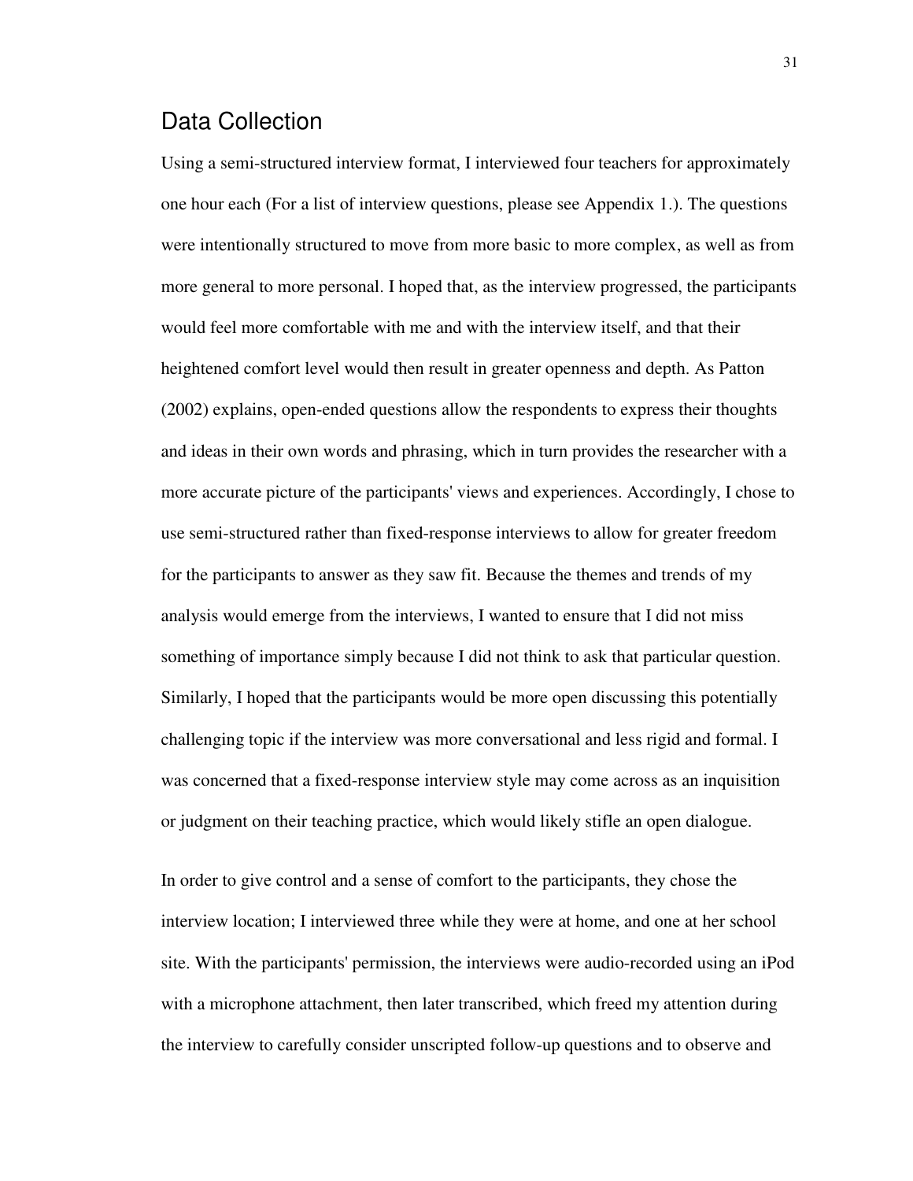## Data Collection

Using a semi-structured interview format, I interviewed four teachers for approximately one hour each (For a list of interview questions, please see Appendix 1.). The questions were intentionally structured to move from more basic to more complex, as well as from more general to more personal. I hoped that, as the interview progressed, the participants would feel more comfortable with me and with the interview itself, and that their heightened comfort level would then result in greater openness and depth. As Patton (2002) explains, open-ended questions allow the respondents to express their thoughts and ideas in their own words and phrasing, which in turn provides the researcher with a more accurate picture of the participants' views and experiences. Accordingly, I chose to use semi-structured rather than fixed-response interviews to allow for greater freedom for the participants to answer as they saw fit. Because the themes and trends of my analysis would emerge from the interviews, I wanted to ensure that I did not miss something of importance simply because I did not think to ask that particular question. Similarly, I hoped that the participants would be more open discussing this potentially challenging topic if the interview was more conversational and less rigid and formal. I was concerned that a fixed-response interview style may come across as an inquisition or judgment on their teaching practice, which would likely stifle an open dialogue.

In order to give control and a sense of comfort to the participants, they chose the interview location; I interviewed three while they were at home, and one at her school site. With the participants' permission, the interviews were audio-recorded using an iPod with a microphone attachment, then later transcribed, which freed my attention during the interview to carefully consider unscripted follow-up questions and to observe and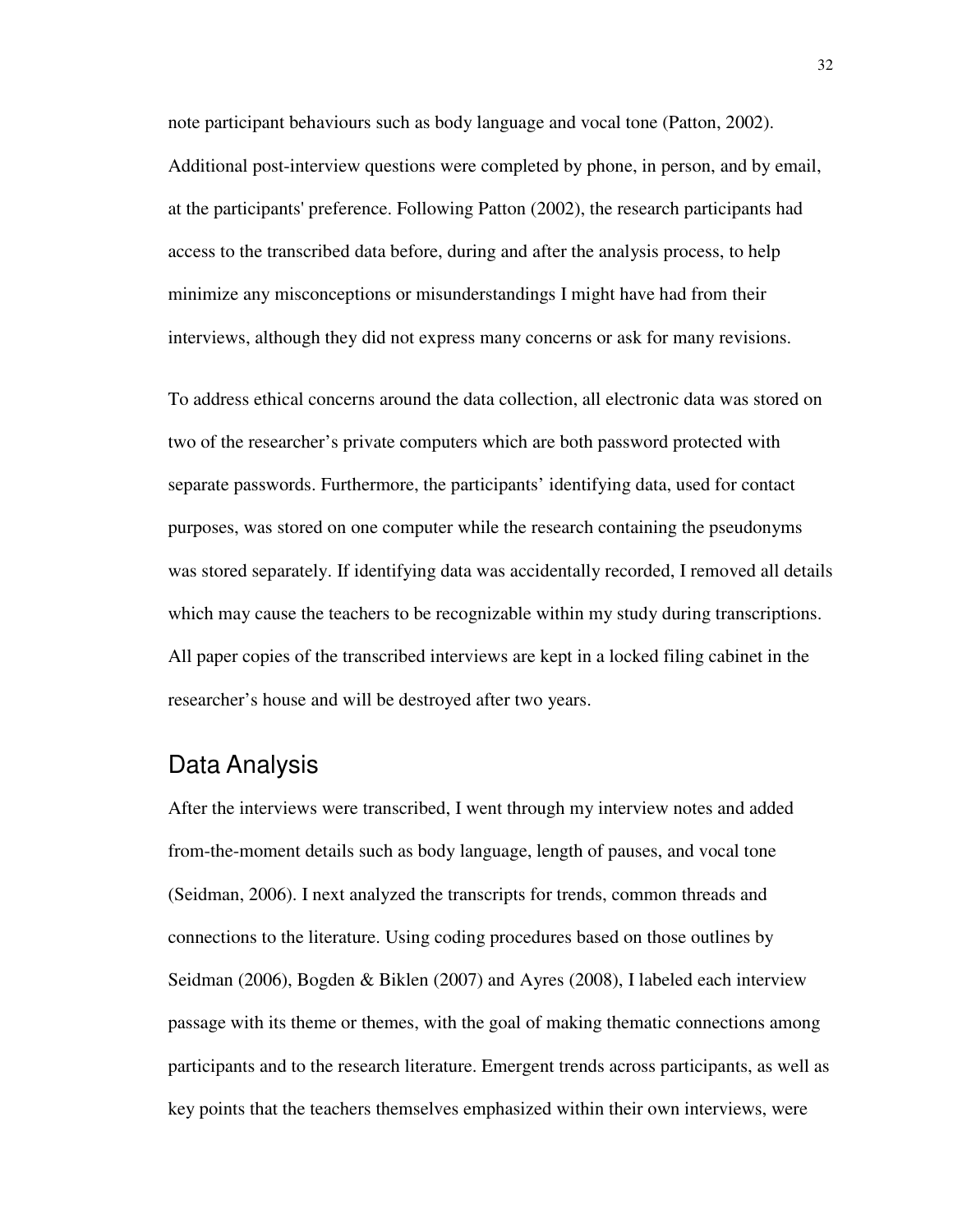note participant behaviours such as body language and vocal tone (Patton, 2002). Additional post-interview questions were completed by phone, in person, and by email, at the participants' preference. Following Patton (2002), the research participants had access to the transcribed data before, during and after the analysis process, to help minimize any misconceptions or misunderstandings I might have had from their interviews, although they did not express many concerns or ask for many revisions.

To address ethical concerns around the data collection, all electronic data was stored on two of the researcher's private computers which are both password protected with separate passwords. Furthermore, the participants' identifying data, used for contact purposes, was stored on one computer while the research containing the pseudonyms was stored separately. If identifying data was accidentally recorded, I removed all details which may cause the teachers to be recognizable within my study during transcriptions. All paper copies of the transcribed interviews are kept in a locked filing cabinet in the researcher's house and will be destroyed after two years.

## Data Analysis

After the interviews were transcribed, I went through my interview notes and added from-the-moment details such as body language, length of pauses, and vocal tone (Seidman, 2006). I next analyzed the transcripts for trends, common threads and connections to the literature. Using coding procedures based on those outlines by Seidman (2006), Bogden & Biklen (2007) and Ayres (2008), I labeled each interview passage with its theme or themes, with the goal of making thematic connections among participants and to the research literature. Emergent trends across participants, as well as key points that the teachers themselves emphasized within their own interviews, were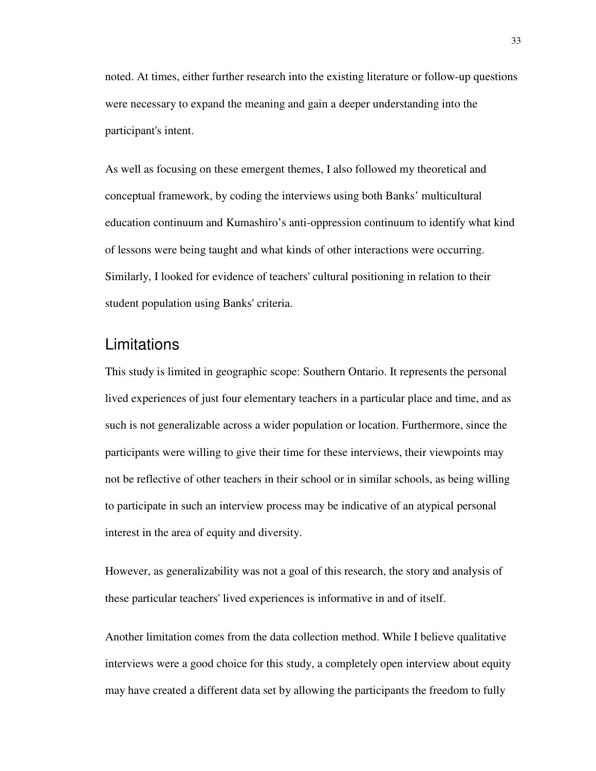noted. At times, either further research into the existing literature or follow-up questions were necessary to expand the meaning and gain a deeper understanding into the participant's intent.

As well as focusing on these emergent themes, I also followed my theoretical and conceptual framework, by coding the interviews using both Banks' multicultural education continuum and Kumashiro's anti-oppression continuum to identify what kind of lessons were being taught and what kinds of other interactions were occurring. Similarly, I looked for evidence of teachers' cultural positioning in relation to their student population using Banks' criteria.

## Limitations

This study is limited in geographic scope: Southern Ontario. It represents the personal lived experiences of just four elementary teachers in a particular place and time, and as such is not generalizable across a wider population or location. Furthermore, since the participants were willing to give their time for these interviews, their viewpoints may not be reflective of other teachers in their school or in similar schools, as being willing to participate in such an interview process may be indicative of an atypical personal interest in the area of equity and diversity.

However, as generalizability was not a goal of this research, the story and analysis of these particular teachers' lived experiences is informative in and of itself.

Another limitation comes from the data collection method. While I believe qualitative interviews were a good choice for this study, a completely open interview about equity may have created a different data set by allowing the participants the freedom to fully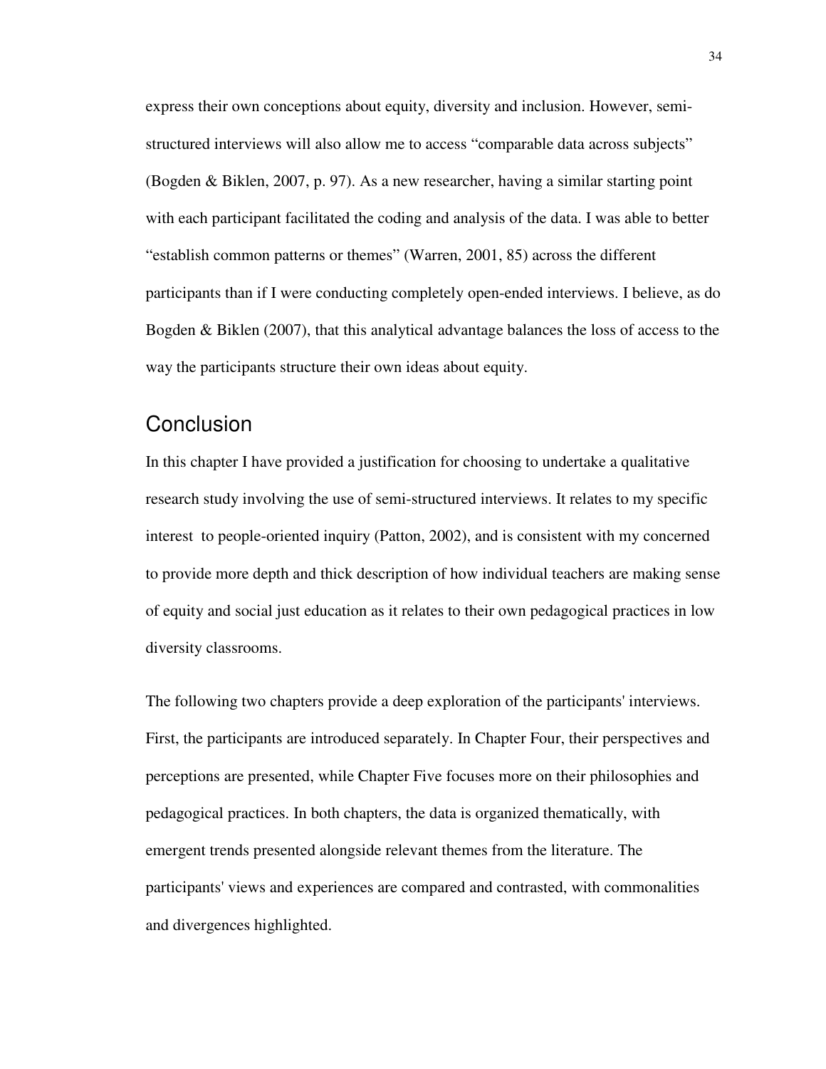express their own conceptions about equity, diversity and inclusion. However, semi-structured interviews will also allow me to access "comparable data across subjects" (Bogden & Biklen, 2007, p. 97). As a new researcher, having a similar starting point with each participant facilitated the coding and analysis of the data. I was able to better "establish common patterns or themes" (Warren, 2001, 85) across the different participants than if I were conducting completely open-ended interviews. I believe, as do Bogden & Biklen (2007), that this analytical advantage balances the loss of access to the way the participants structure their own ideas about equity.

## Conclusion

In this chapter I have provided a justification for choosing to undertake a qualitative research study involving the use of semi-structured interviews. It relates to my specific interest  to people-oriented inquiry (Patton, 2002), and is consistent with my concerned to provide more depth and thick description of how individual teachers are making sense of equity and social just education as it relates to their own pedagogical practices in low diversity classrooms.

The following two chapters provide a deep exploration of the participants' interviews. First, the participants are introduced separately. In Chapter Four, their perspectives and perceptions are presented, while Chapter Five focuses more on their philosophies and pedagogical practices. In both chapters, the data is organized thematically, with emergent trends presented alongside relevant themes from the literature. The participants' views and experiences are compared and contrasted, with commonalities and divergences highlighted.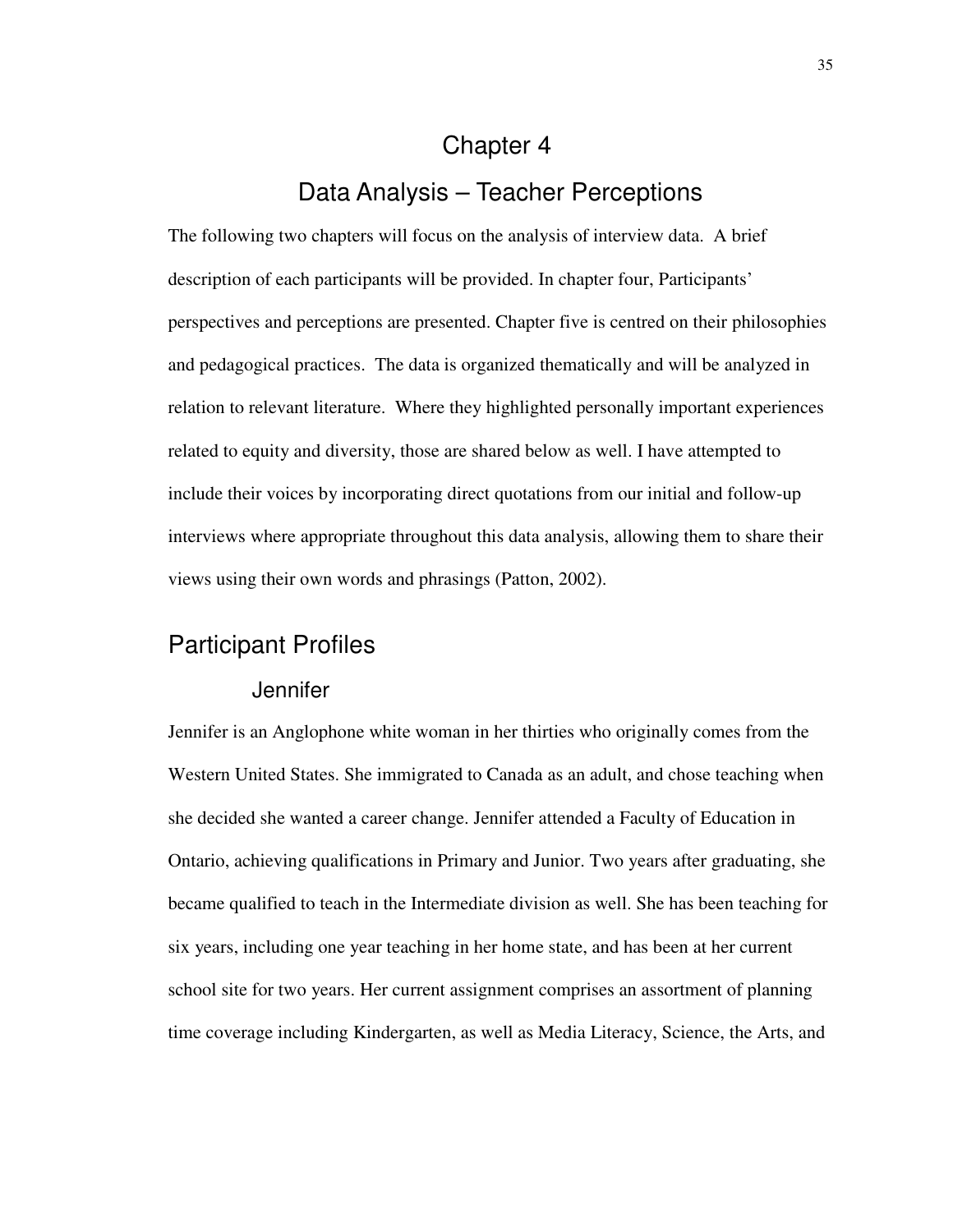# Chapter 4

# Data Analysis – Teacher Perceptions

The following two chapters will focus on the analysis of interview data. A brief description of each participants will be provided. In chapter four, Participants' perspectives and perceptions are presented. Chapter five is centred on their philosophies and pedagogical practices. The data is organized thematically and will be analyzed in relation to relevant literature. Where they highlighted personally important experiences related to equity and diversity, those are shared below as well. I have attempted to include their voices by incorporating direct quotations from our initial and follow-up interviews where appropriate throughout this data analysis, allowing them to share their views using their own words and phrasings (Patton, 2002).

## Participant Profiles

### Jennifer

Jennifer is an Anglophone white woman in her thirties who originally comes from the Western United States. She immigrated to Canada as an adult, and chose teaching when she decided she wanted a career change. Jennifer attended a Faculty of Education in Ontario, achieving qualifications in Primary and Junior. Two years after graduating, she became qualified to teach in the Intermediate division as well. She has been teaching for six years, including one year teaching in her home state, and has been at her current school site for two years. Her current assignment comprises an assortment of planning time coverage including Kindergarten, as well as Media Literacy, Science, the Arts, and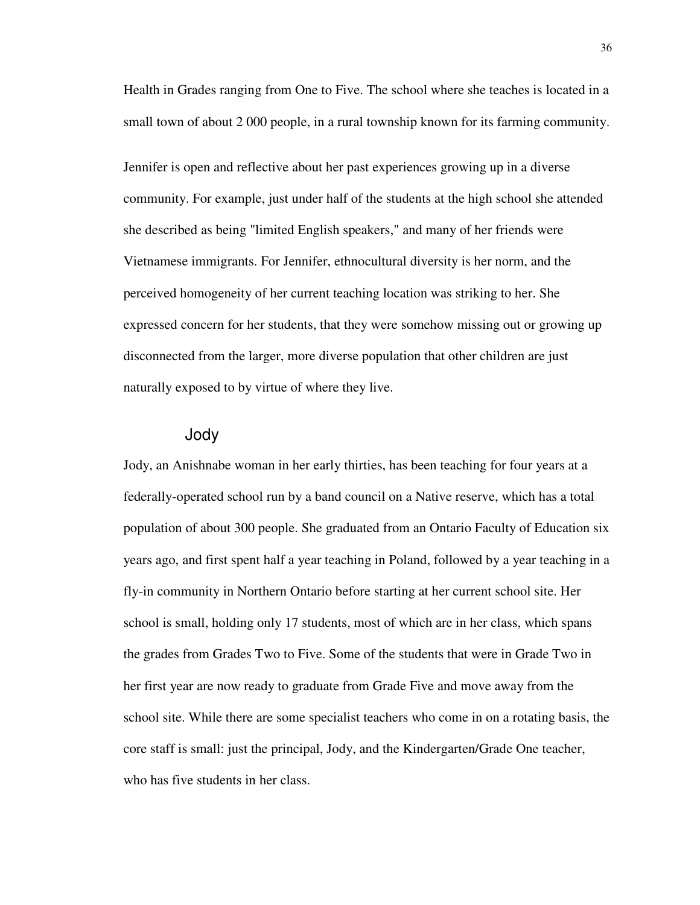Health in Grades ranging from One to Five. The school where she teaches is located in a small town of about 2 000 people, in a rural township known for its farming community.

Jennifer is open and reflective about her past experiences growing up in a diverse community. For example, just under half of the students at the high school she attended she described as being "limited English speakers," and many of her friends were Vietnamese immigrants. For Jennifer, ethnocultural diversity is her norm, and the perceived homogeneity of her current teaching location was striking to her. She expressed concern for her students, that they were somehow missing out or growing up disconnected from the larger, more diverse population that other children are just naturally exposed to by virtue of where they live.

### Jody

Jody, an Anishnabe woman in her early thirties, has been teaching for four years at a federally-operated school run by a band council on a Native reserve, which has a total population of about 300 people. She graduated from an Ontario Faculty of Education six years ago, and first spent half a year teaching in Poland, followed by a year teaching in a fly-in community in Northern Ontario before starting at her current school site. Her school is small, holding only 17 students, most of which are in her class, which spans the grades from Grades Two to Five. Some of the students that were in Grade Two in her first year are now ready to graduate from Grade Five and move away from the school site. While there are some specialist teachers who come in on a rotating basis, the core staff is small: just the principal, Jody, and the Kindergarten/Grade One teacher, who has five students in her class.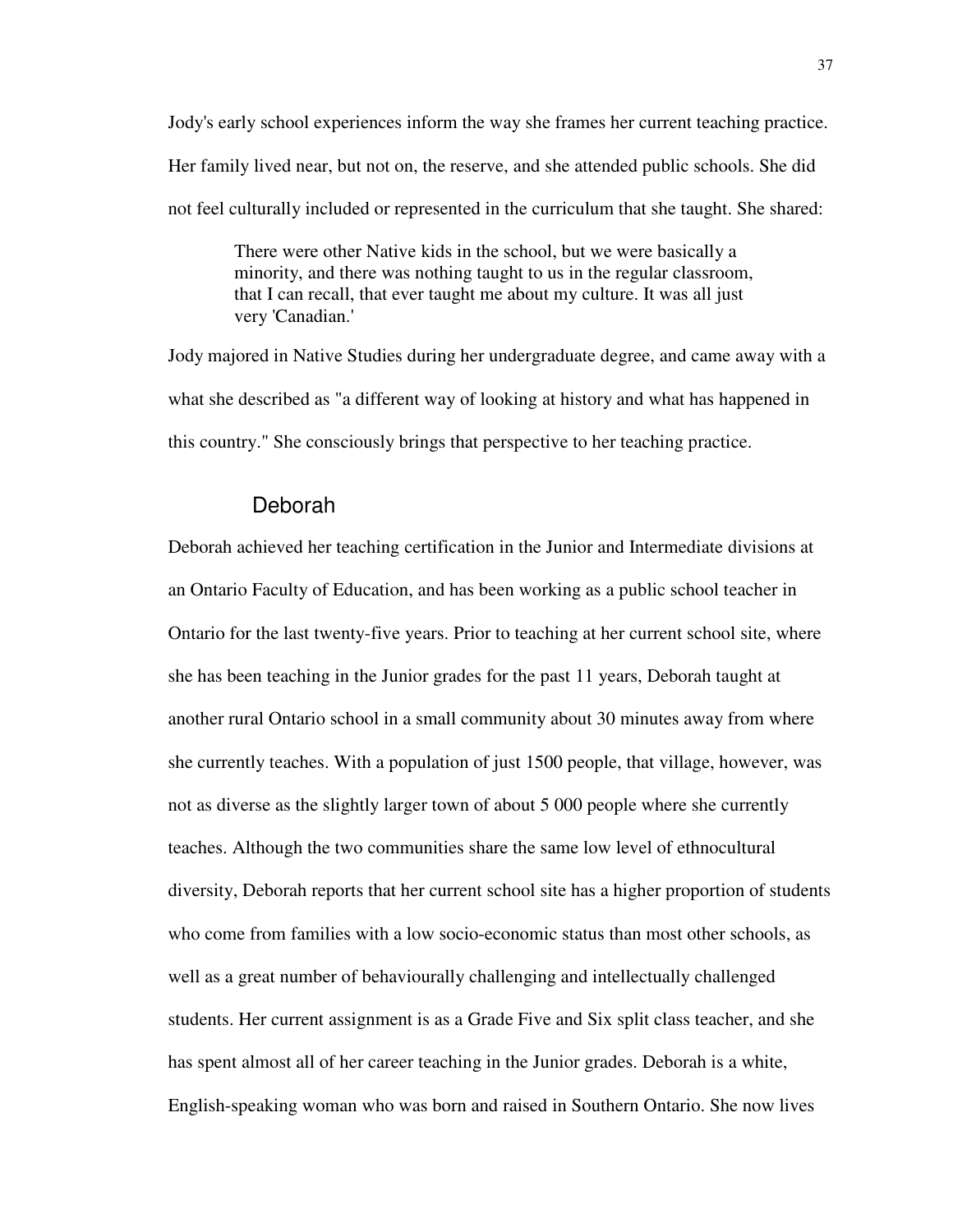Jody's early school experiences inform the way she frames her current teaching practice. Her family lived near, but not on, the reserve, and she attended public schools. She did not feel culturally included or represented in the curriculum that she taught. She shared:

> There were other Native kids in the school, but we were basically a minority, and there was nothing taught to us in the regular classroom, that I can recall, that ever taught me about my culture. It was all just very 'Canadian.'

Jody majored in Native Studies during her undergraduate degree, and came away with a what she described as "a different way of looking at history and what has happened in this country." She consciously brings that perspective to her teaching practice.

### Deborah

Deborah achieved her teaching certification in the Junior and Intermediate divisions at an Ontario Faculty of Education, and has been working as a public school teacher in Ontario for the last twenty-five years. Prior to teaching at her current school site, where she has been teaching in the Junior grades for the past 11 years, Deborah taught at another rural Ontario school in a small community about 30 minutes away from where she currently teaches. With a population of just 1500 people, that village, however, was not as diverse as the slightly larger town of about 5 000 people where she currently teaches. Although the two communities share the same low level of ethnocultural diversity, Deborah reports that her current school site has a higher proportion of students who come from families with a low socio-economic status than most other schools, as well as a great number of behaviourally challenging and intellectually challenged students. Her current assignment is as a Grade Five and Six split class teacher, and she has spent almost all of her career teaching in the Junior grades. Deborah is a white, English-speaking woman who was born and raised in Southern Ontario. She now lives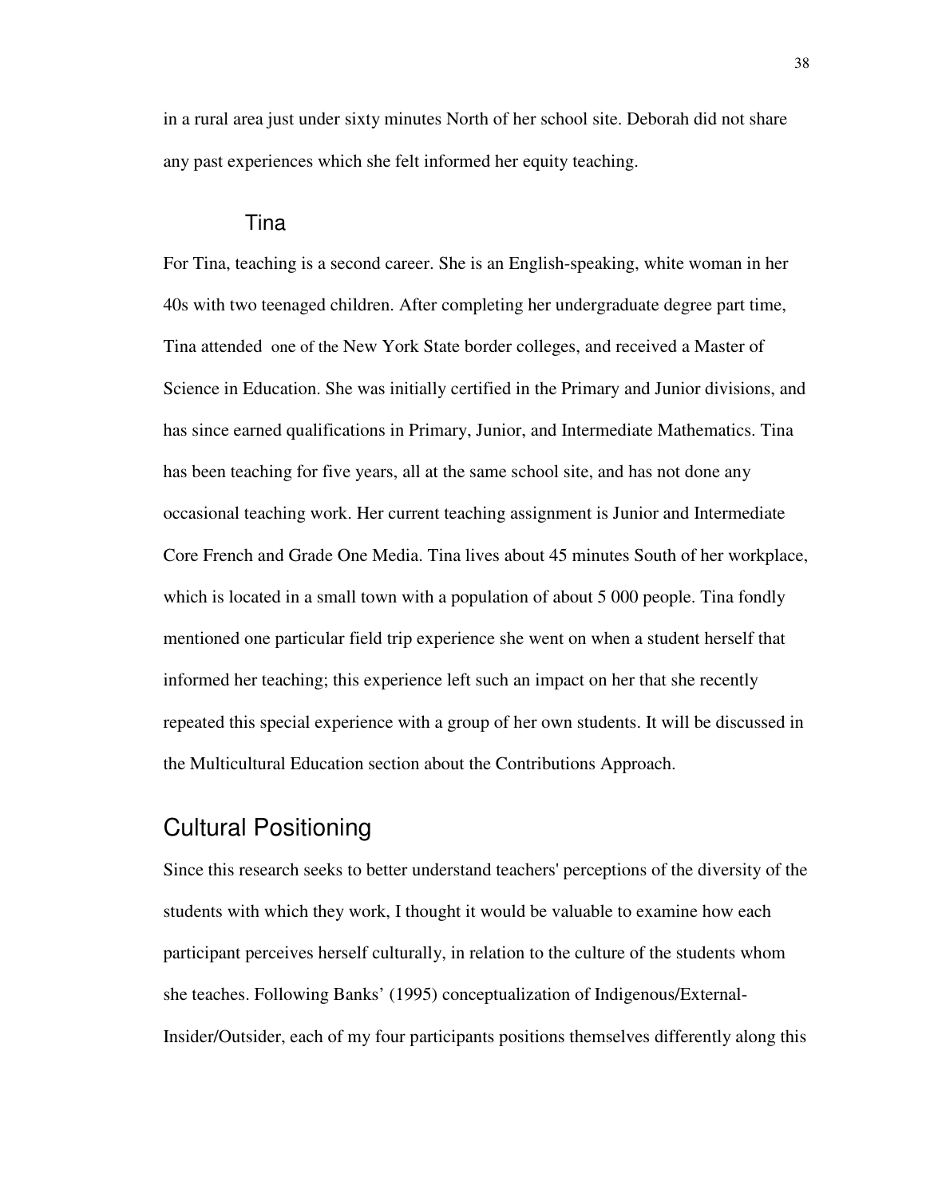in a rural area just under sixty minutes North of her school site. Deborah did not share any past experiences which she felt informed her equity teaching.

### Tina

For Tina, teaching is a second career. She is an English-speaking, white woman in her 40s with two teenaged children. After completing her undergraduate degree part time, Tina attended one of the New York State border colleges, and received a Master of Science in Education. She was initially certified in the Primary and Junior divisions, and has since earned qualifications in Primary, Junior, and Intermediate Mathematics. Tina has been teaching for five years, all at the same school site, and has not done any occasional teaching work. Her current teaching assignment is Junior and Intermediate Core French and Grade One Media. Tina lives about 45 minutes South of her workplace, which is located in a small town with a population of about 5 000 people. Tina fondly mentioned one particular field trip experience she went on when a student herself that informed her teaching; this experience left such an impact on her that she recently repeated this special experience with a group of her own students. It will be discussed in the Multicultural Education section about the Contributions Approach.

## Cultural Positioning

Since this research seeks to better understand teachers' perceptions of the diversity of the students with which they work, I thought it would be valuable to examine how each participant perceives herself culturally, in relation to the culture of the students whom she teaches. Following Banks' (1995) conceptualization of Indigenous/External-Insider/Outsider, each of my four participants positions themselves differently along this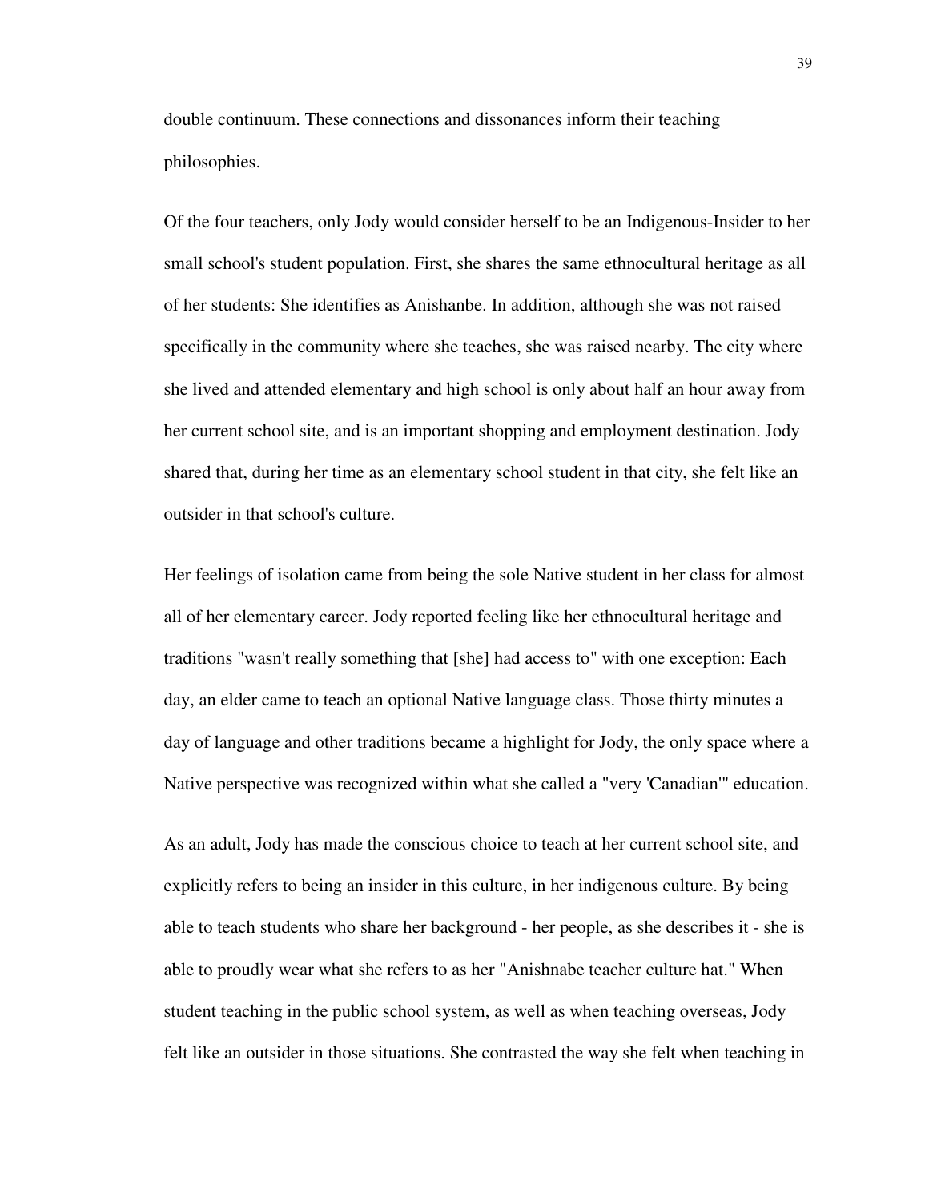double continuum. These connections and dissonances inform their teaching philosophies.

Of the four teachers, only Jody would consider herself to be an Indigenous-Insider to her small school's student population. First, she shares the same ethnocultural heritage as all of her students: She identifies as Anishanbe. In addition, although she was not raised specifically in the community where she teaches, she was raised nearby. The city where she lived and attended elementary and high school is only about half an hour away from her current school site, and is an important shopping and employment destination. Jody shared that, during her time as an elementary school student in that city, she felt like an outsider in that school's culture.

Her feelings of isolation came from being the sole Native student in her class for almost all of her elementary career. Jody reported feeling like her ethnocultural heritage and traditions "wasn't really something that [she] had access to" with one exception: Each day, an elder came to teach an optional Native language class. Those thirty minutes a day of language and other traditions became a highlight for Jody, the only space where a Native perspective was recognized within what she called a "very 'Canadian'" education.

As an adult, Jody has made the conscious choice to teach at her current school site, and explicitly refers to being an insider in this culture, in her indigenous culture. By being able to teach students who share her background - her people, as she describes it - she is able to proudly wear what she refers to as her "Anishnabe teacher culture hat." When student teaching in the public school system, as well as when teaching overseas, Jody felt like an outsider in those situations. She contrasted the way she felt when teaching in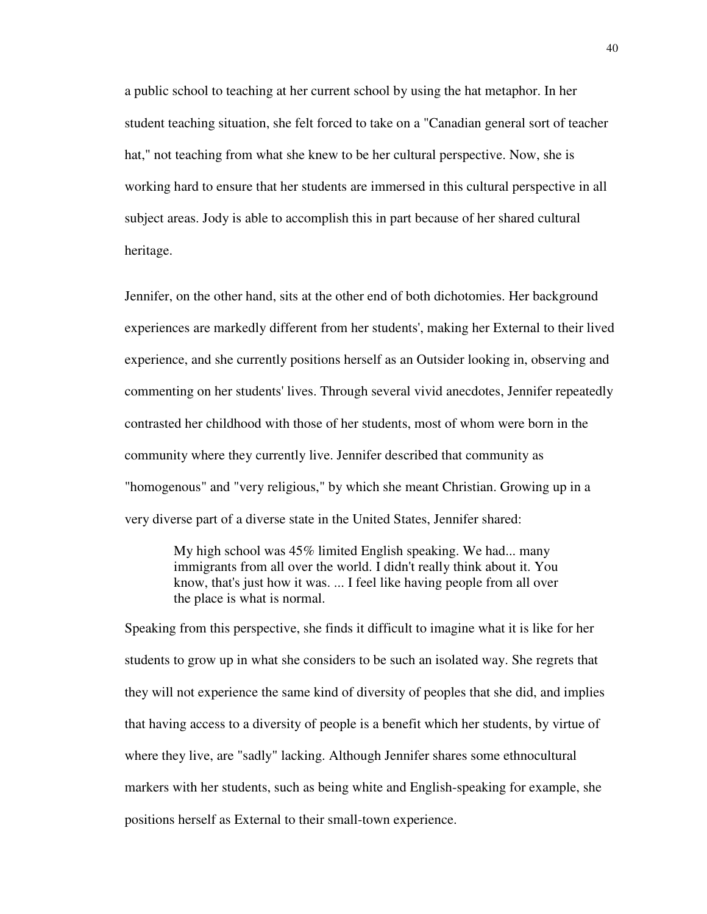a public school to teaching at her current school by using the hat metaphor. In her student teaching situation, she felt forced to take on a "Canadian general sort of teacher hat," not teaching from what she knew to be her cultural perspective. Now, she is working hard to ensure that her students are immersed in this cultural perspective in all subject areas. Jody is able to accomplish this in part because of her shared cultural heritage.

Jennifer, on the other hand, sits at the other end of both dichotomies. Her background experiences are markedly different from her students', making her External to their lived experience, and she currently positions herself as an Outsider looking in, observing and commenting on her students' lives. Through several vivid anecdotes, Jennifer repeatedly contrasted her childhood with those of her students, most of whom were born in the community where they currently live. Jennifer described that community as "homogenous" and "very religious," by which she meant Christian. Growing up in a very diverse part of a diverse state in the United States, Jennifer shared:

> My high school was 45% limited English speaking. We had... many immigrants from all over the world. I didn't really think about it. You know, that's just how it was. ... I feel like having people from all over the place is what is normal.

Speaking from this perspective, she finds it difficult to imagine what it is like for her students to grow up in what she considers to be such an isolated way. She regrets that they will not experience the same kind of diversity of peoples that she did, and implies that having access to a diversity of people is a benefit which her students, by virtue of where they live, are "sadly" lacking. Although Jennifer shares some ethnocultural markers with her students, such as being white and English-speaking for example, she positions herself as External to their small-town experience.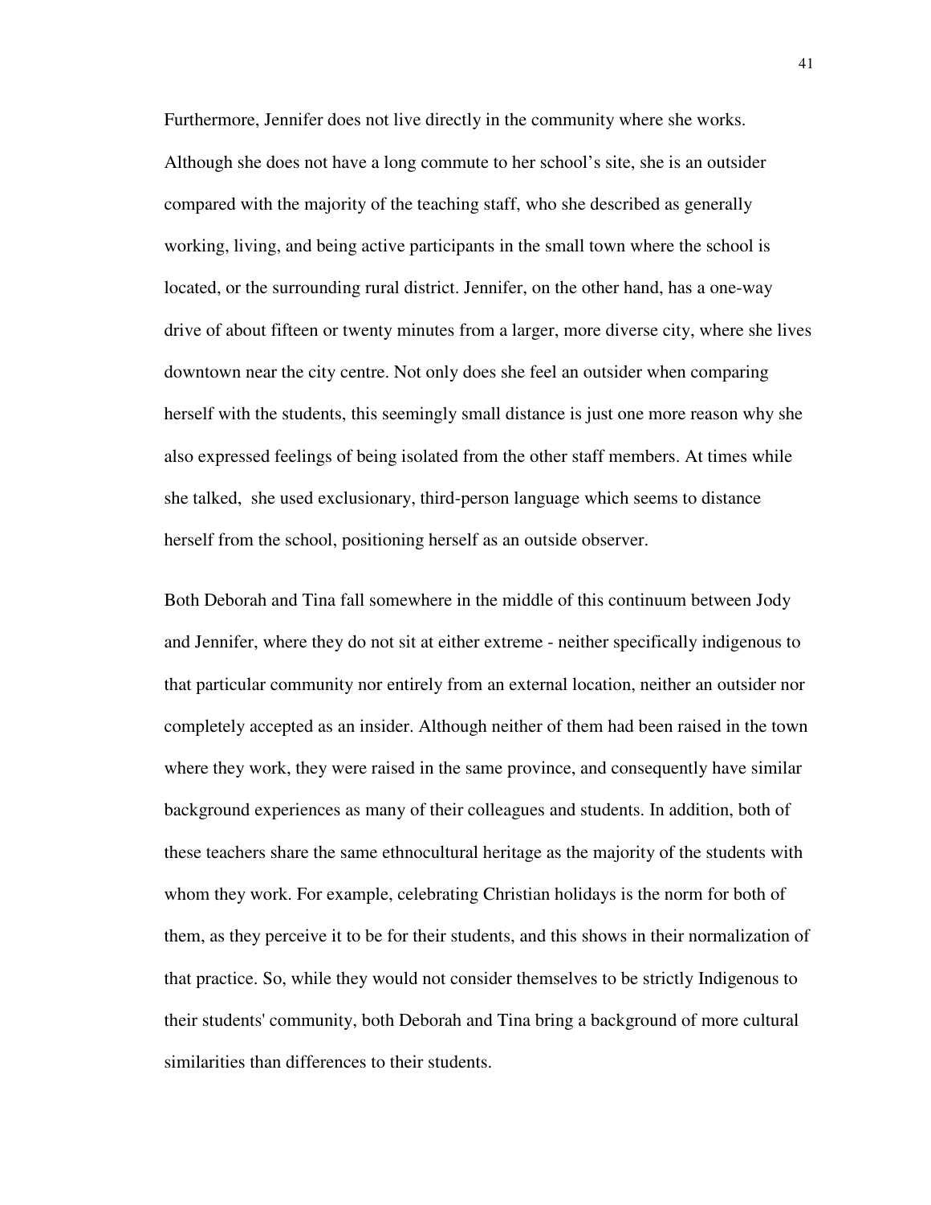Furthermore, Jennifer does not live directly in the community where she works. Although she does not have a long commute to her school's site, she is an outsider compared with the majority of the teaching staff, who she described as generally working, living, and being active participants in the small town where the school is located, or the surrounding rural district. Jennifer, on the other hand, has a one-way drive of about fifteen or twenty minutes from a larger, more diverse city, where she lives downtown near the city centre. Not only does she feel an outsider when comparing herself with the students, this seemingly small distance is just one more reason why she also expressed feelings of being isolated from the other staff members. At times while she talked, she used exclusionary, third-person language which seems to distance herself from the school, positioning herself as an outside observer.

Both Deborah and Tina fall somewhere in the middle of this continuum between Jody and Jennifer, where they do not sit at either extreme - neither specifically indigenous to that particular community nor entirely from an external location, neither an outsider nor completely accepted as an insider. Although neither of them had been raised in the town where they work, they were raised in the same province, and consequently have similar background experiences as many of their colleagues and students. In addition, both of these teachers share the same ethnocultural heritage as the majority of the students with whom they work. For example, celebrating Christian holidays is the norm for both of them, as they perceive it to be for their students, and this shows in their normalization of that practice. So, while they would not consider themselves to be strictly Indigenous to their students' community, both Deborah and Tina bring a background of more cultural similarities than differences to their students.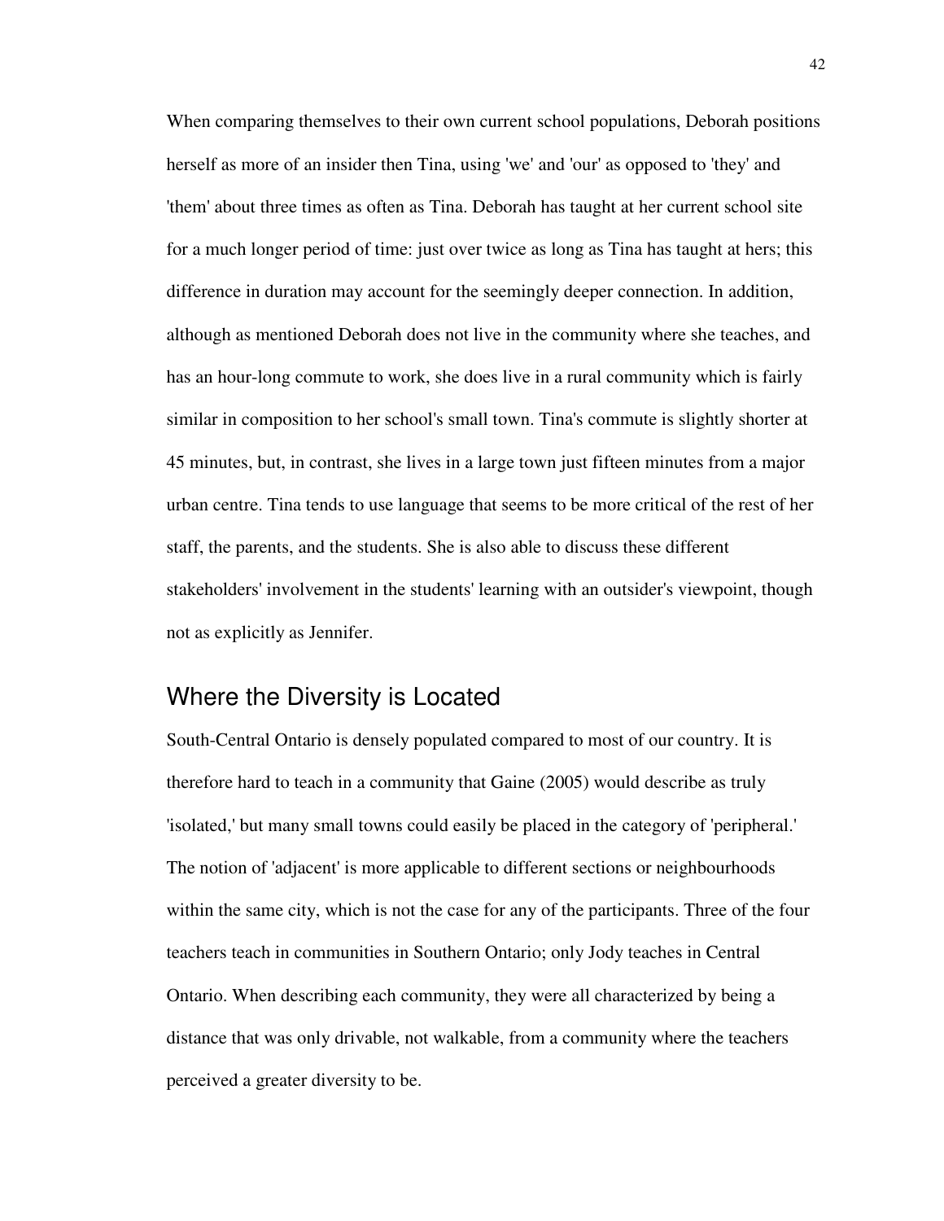When comparing themselves to their own current school populations, Deborah positions herself as more of an insider then Tina, using 'we' and 'our' as opposed to 'they' and 'them' about three times as often as Tina. Deborah has taught at her current school site for a much longer period of time: just over twice as long as Tina has taught at hers; this difference in duration may account for the seemingly deeper connection. In addition, although as mentioned Deborah does not live in the community where she teaches, and has an hour-long commute to work, she does live in a rural community which is fairly similar in composition to her school's small town. Tina's commute is slightly shorter at 45 minutes, but, in contrast, she lives in a large town just fifteen minutes from a major urban centre. Tina tends to use language that seems to be more critical of the rest of her staff, the parents, and the students. She is also able to discuss these different stakeholders' involvement in the students' learning with an outsider's viewpoint, though not as explicitly as Jennifer.

## Where the Diversity is Located

South-Central Ontario is densely populated compared to most of our country. It is therefore hard to teach in a community that Gaine (2005) would describe as truly 'isolated,' but many small towns could easily be placed in the category of 'peripheral.' The notion of 'adjacent' is more applicable to different sections or neighbourhoods within the same city, which is not the case for any of the participants. Three of the four teachers teach in communities in Southern Ontario; only Jody teaches in Central Ontario. When describing each community, they were all characterized by being a distance that was only drivable, not walkable, from a community where the teachers perceived a greater diversity to be.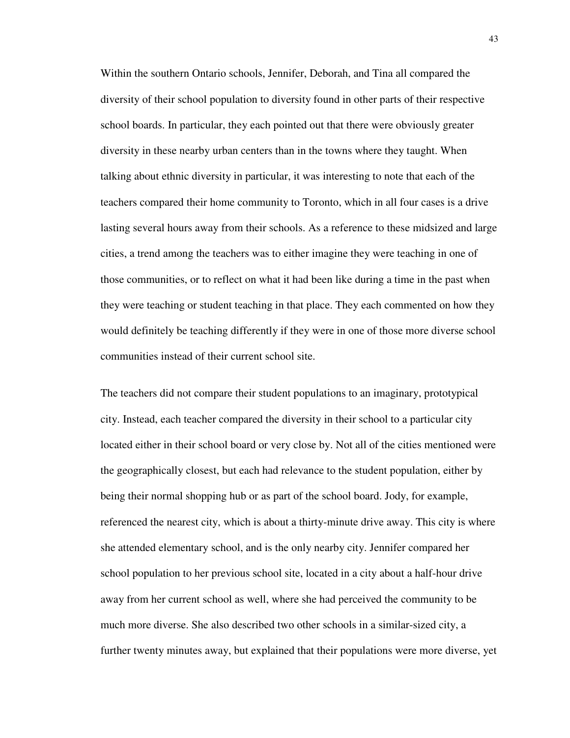Within the southern Ontario schools, Jennifer, Deborah, and Tina all compared the diversity of their school population to diversity found in other parts of their respective school boards. In particular, they each pointed out that there were obviously greater diversity in these nearby urban centers than in the towns where they taught. When talking about ethnic diversity in particular, it was interesting to note that each of the teachers compared their home community to Toronto, which in all four cases is a drive lasting several hours away from their schools. As a reference to these midsized and large cities, a trend among the teachers was to either imagine they were teaching in one of those communities, or to reflect on what it had been like during a time in the past when they were teaching or student teaching in that place. They each commented on how they would definitely be teaching differently if they were in one of those more diverse school communities instead of their current school site.

The teachers did not compare their student populations to an imaginary, prototypical city. Instead, each teacher compared the diversity in their school to a particular city located either in their school board or very close by. Not all of the cities mentioned were the geographically closest, but each had relevance to the student population, either by being their normal shopping hub or as part of the school board. Jody, for example, referenced the nearest city, which is about a thirty-minute drive away. This city is where she attended elementary school, and is the only nearby city. Jennifer compared her school population to her previous school site, located in a city about a half-hour drive away from her current school as well, where she had perceived the community to be much more diverse. She also described two other schools in a similar-sized city, a further twenty minutes away, but explained that their populations were more diverse, yet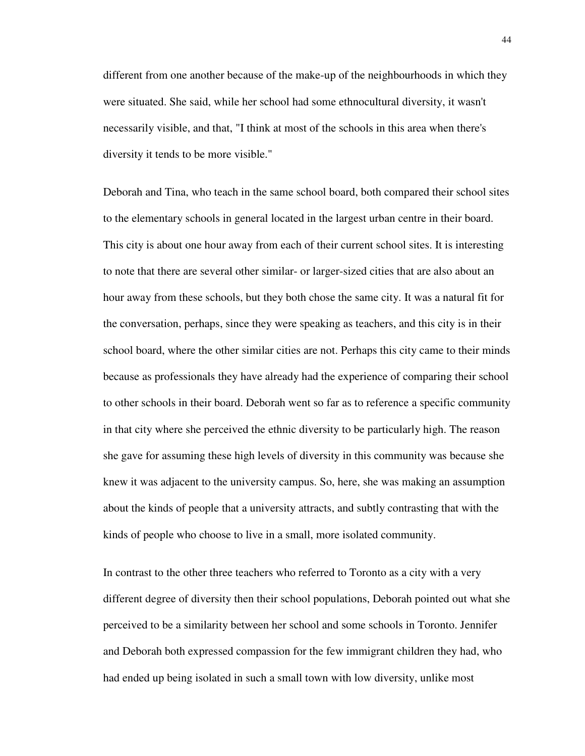different from one another because of the make-up of the neighbourhoods in which they were situated. She said, while her school had some ethnocultural diversity, it wasn't necessarily visible, and that, "I think at most of the schools in this area when there's diversity it tends to be more visible."

Deborah and Tina, who teach in the same school board, both compared their school sites to the elementary schools in general located in the largest urban centre in their board. This city is about one hour away from each of their current school sites. It is interesting to note that there are several other similar- or larger-sized cities that are also about an hour away from these schools, but they both chose the same city. It was a natural fit for the conversation, perhaps, since they were speaking as teachers, and this city is in their school board, where the other similar cities are not. Perhaps this city came to their minds because as professionals they have already had the experience of comparing their school to other schools in their board. Deborah went so far as to reference a specific community in that city where she perceived the ethnic diversity to be particularly high. The reason she gave for assuming these high levels of diversity in this community was because she knew it was adjacent to the university campus. So, here, she was making an assumption about the kinds of people that a university attracts, and subtly contrasting that with the kinds of people who choose to live in a small, more isolated community.

In contrast to the other three teachers who referred to Toronto as a city with a very different degree of diversity then their school populations, Deborah pointed out what she perceived to be a similarity between her school and some schools in Toronto. Jennifer and Deborah both expressed compassion for the few immigrant children they had, who had ended up being isolated in such a small town with low diversity, unlike most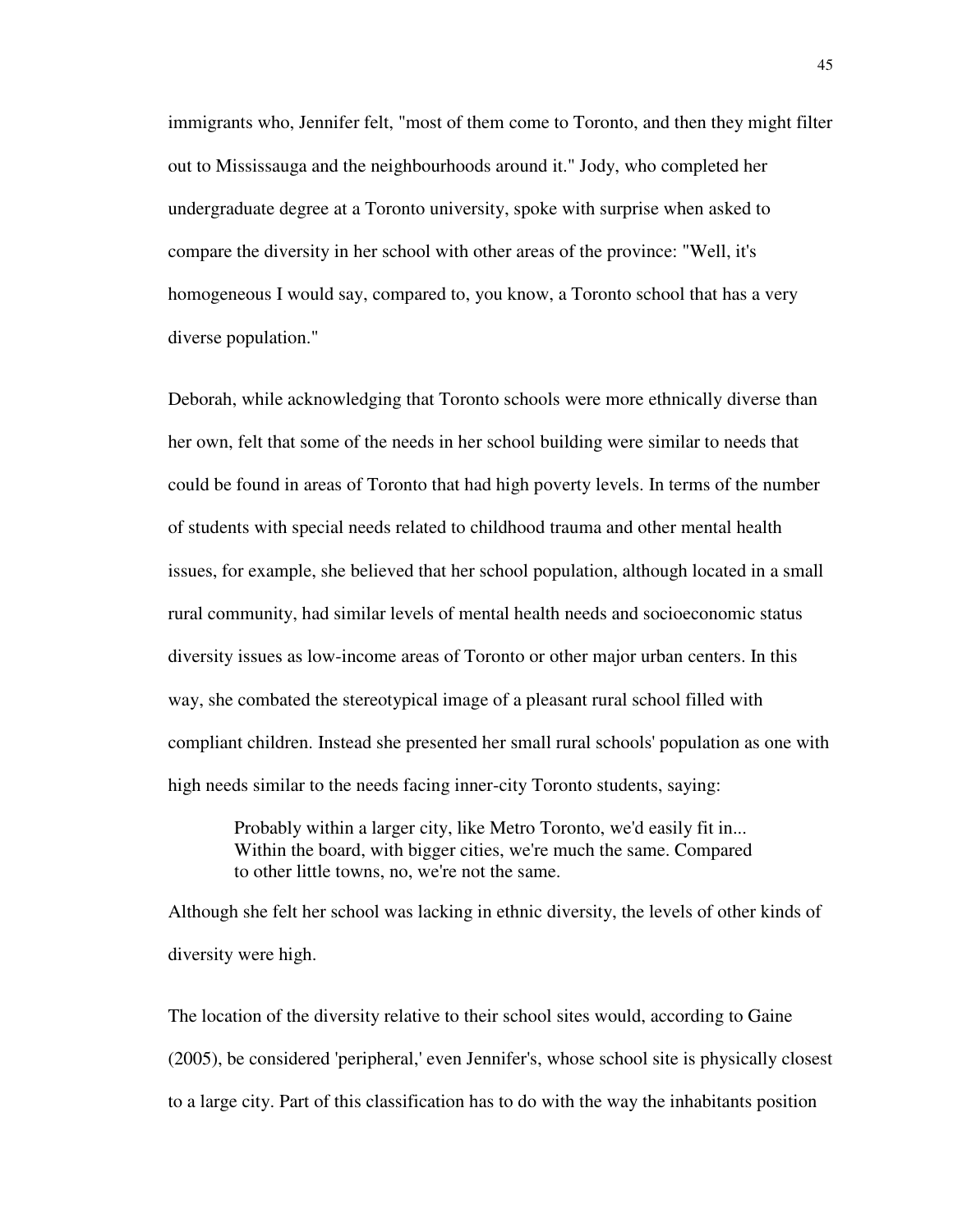immigrants who, Jennifer felt, "most of them come to Toronto, and then they might filter out to Mississauga and the neighbourhoods around it." Jody, who completed her undergraduate degree at a Toronto university, spoke with surprise when asked to compare the diversity in her school with other areas of the province: "Well, it's homogeneous I would say, compared to, you know, a Toronto school that has a very diverse population."

Deborah, while acknowledging that Toronto schools were more ethnically diverse than her own, felt that some of the needs in her school building were similar to needs that could be found in areas of Toronto that had high poverty levels. In terms of the number of students with special needs related to childhood trauma and other mental health issues, for example, she believed that her school population, although located in a small rural community, had similar levels of mental health needs and socioeconomic status diversity issues as low-income areas of Toronto or other major urban centers. In this way, she combated the stereotypical image of a pleasant rural school filled with compliant children. Instead she presented her small rural schools' population as one with high needs similar to the needs facing inner-city Toronto students, saying:

> Probably within a larger city, like Metro Toronto, we'd easily fit in... Within the board, with bigger cities, we're much the same. Compared to other little towns, no, we're not the same.

Although she felt her school was lacking in ethnic diversity, the levels of other kinds of diversity were high.

The location of the diversity relative to their school sites would, according to Gaine (2005), be considered 'peripheral,' even Jennifer's, whose school site is physically closest to a large city. Part of this classification has to do with the way the inhabitants position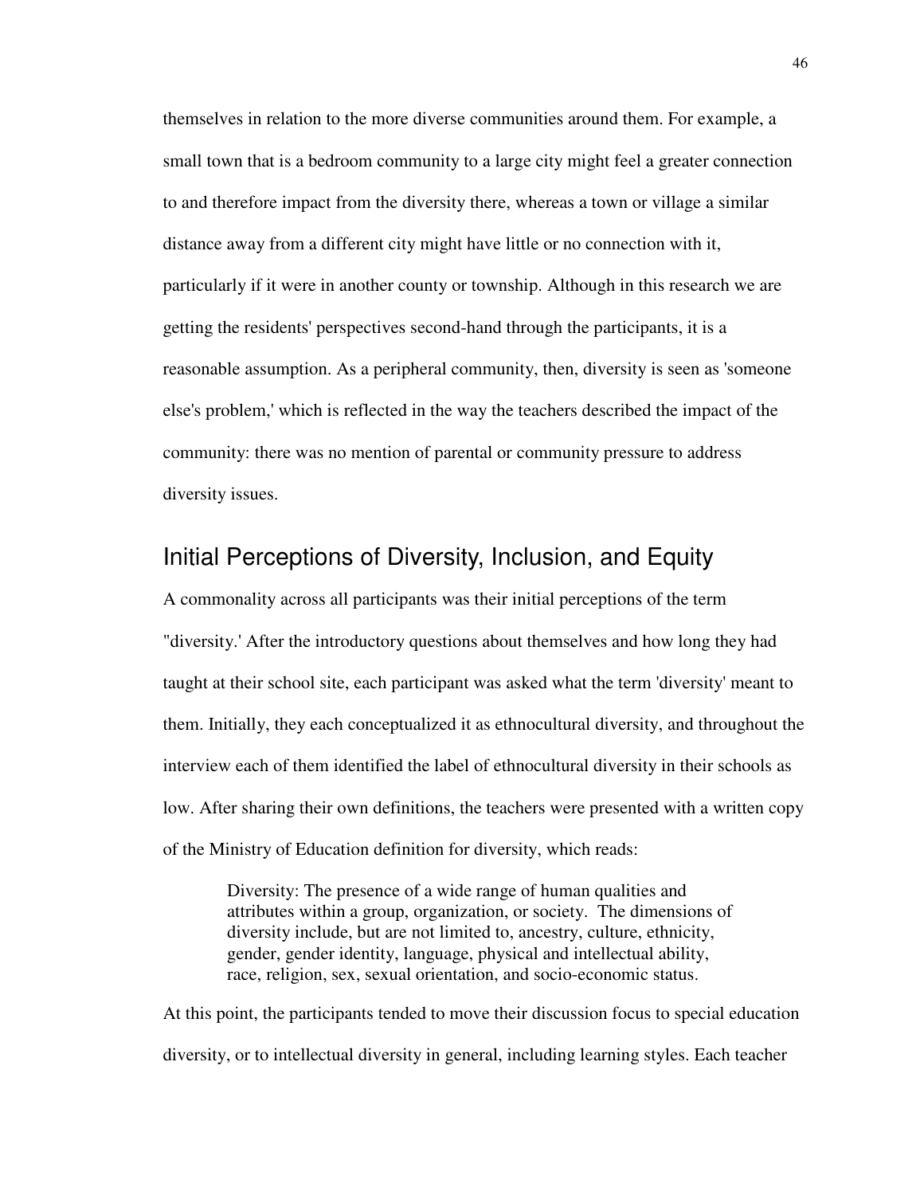themselves in relation to the more diverse communities around them. For example, a small town that is a bedroom community to a large city might feel a greater connection to and therefore impact from the diversity there, whereas a town or village a similar distance away from a different city might have little or no connection with it, particularly if it were in another county or township. Although in this research we are getting the residents' perspectives second-hand through the participants, it is a reasonable assumption. As a peripheral community, then, diversity is seen as 'someone else's problem,' which is reflected in the way the teachers described the impact of the community: there was no mention of parental or community pressure to address diversity issues.

## Initial Perceptions of Diversity, Inclusion, and Equity

A commonality across all participants was their initial perceptions of the term "diversity.' After the introductory questions about themselves and how long they had taught at their school site, each participant was asked what the term 'diversity' meant to them. Initially, they each conceptualized it as ethnocultural diversity, and throughout the interview each of them identified the label of ethnocultural diversity in their schools as low. After sharing their own definitions, the teachers were presented with a written copy of the Ministry of Education definition for diversity, which reads:

> Diversity: The presence of a wide range of human qualities and attributes within a group, organization, or society. The dimensions of diversity include, but are not limited to, ancestry, culture, ethnicity, gender, gender identity, language, physical and intellectual ability, race, religion, sex, sexual orientation, and socio-economic status.

At this point, the participants tended to move their discussion focus to special education diversity, or to intellectual diversity in general, including learning styles. Each teacher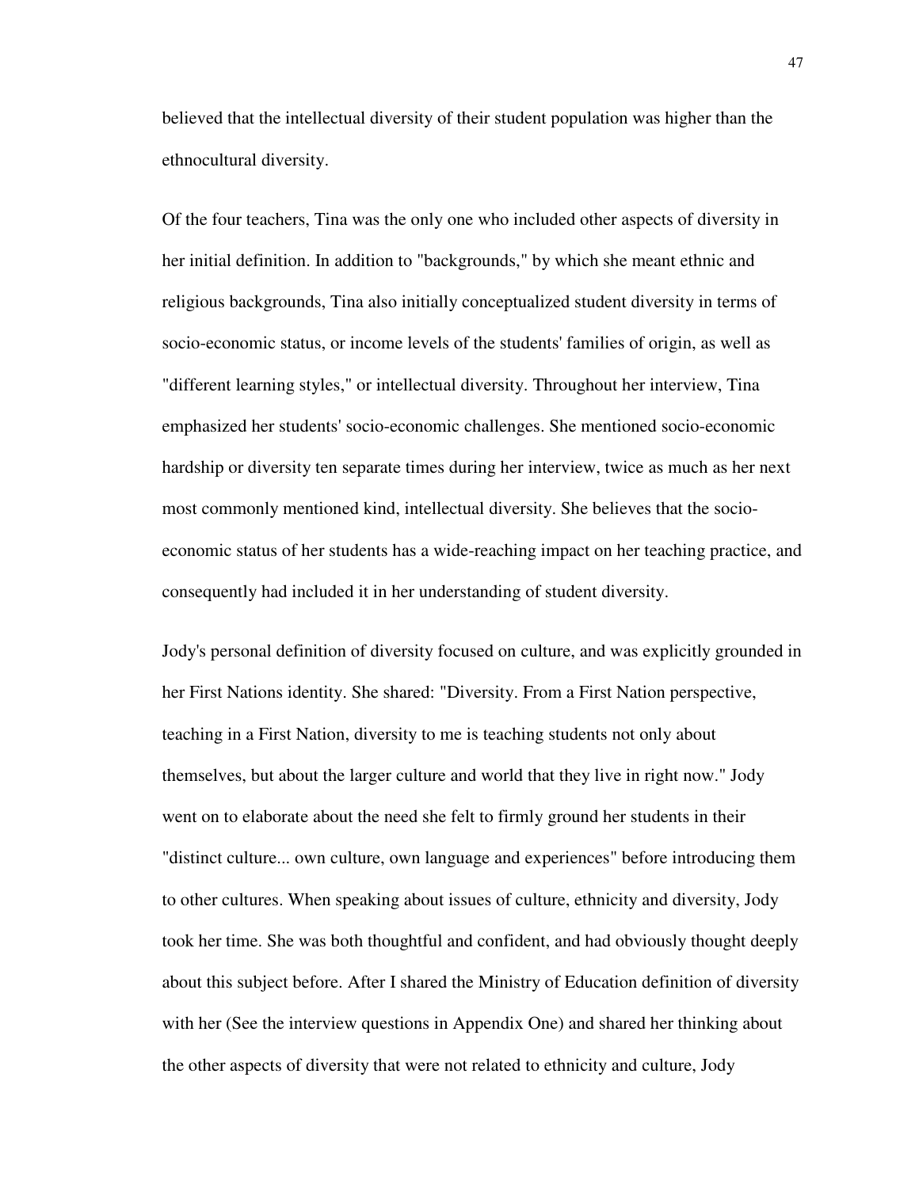believed that the intellectual diversity of their student population was higher than the ethnocultural diversity.

Of the four teachers, Tina was the only one who included other aspects of diversity in her initial definition. In addition to "backgrounds," by which she meant ethnic and religious backgrounds, Tina also initially conceptualized student diversity in terms of socio-economic status, or income levels of the students' families of origin, as well as "different learning styles," or intellectual diversity. Throughout her interview, Tina emphasized her students' socio-economic challenges. She mentioned socio-economic hardship or diversity ten separate times during her interview, twice as much as her next most commonly mentioned kind, intellectual diversity. She believes that the socio-economic status of her students has a wide-reaching impact on her teaching practice, and consequently had included it in her understanding of student diversity.

Jody's personal definition of diversity focused on culture, and was explicitly grounded in her First Nations identity. She shared: "Diversity. From a First Nation perspective, teaching in a First Nation, diversity to me is teaching students not only about themselves, but about the larger culture and world that they live in right now." Jody went on to elaborate about the need she felt to firmly ground her students in their "distinct culture... own culture, own language and experiences" before introducing them to other cultures. When speaking about issues of culture, ethnicity and diversity, Jody took her time. She was both thoughtful and confident, and had obviously thought deeply about this subject before. After I shared the Ministry of Education definition of diversity with her (See the interview questions in Appendix One) and shared her thinking about the other aspects of diversity that were not related to ethnicity and culture, Jody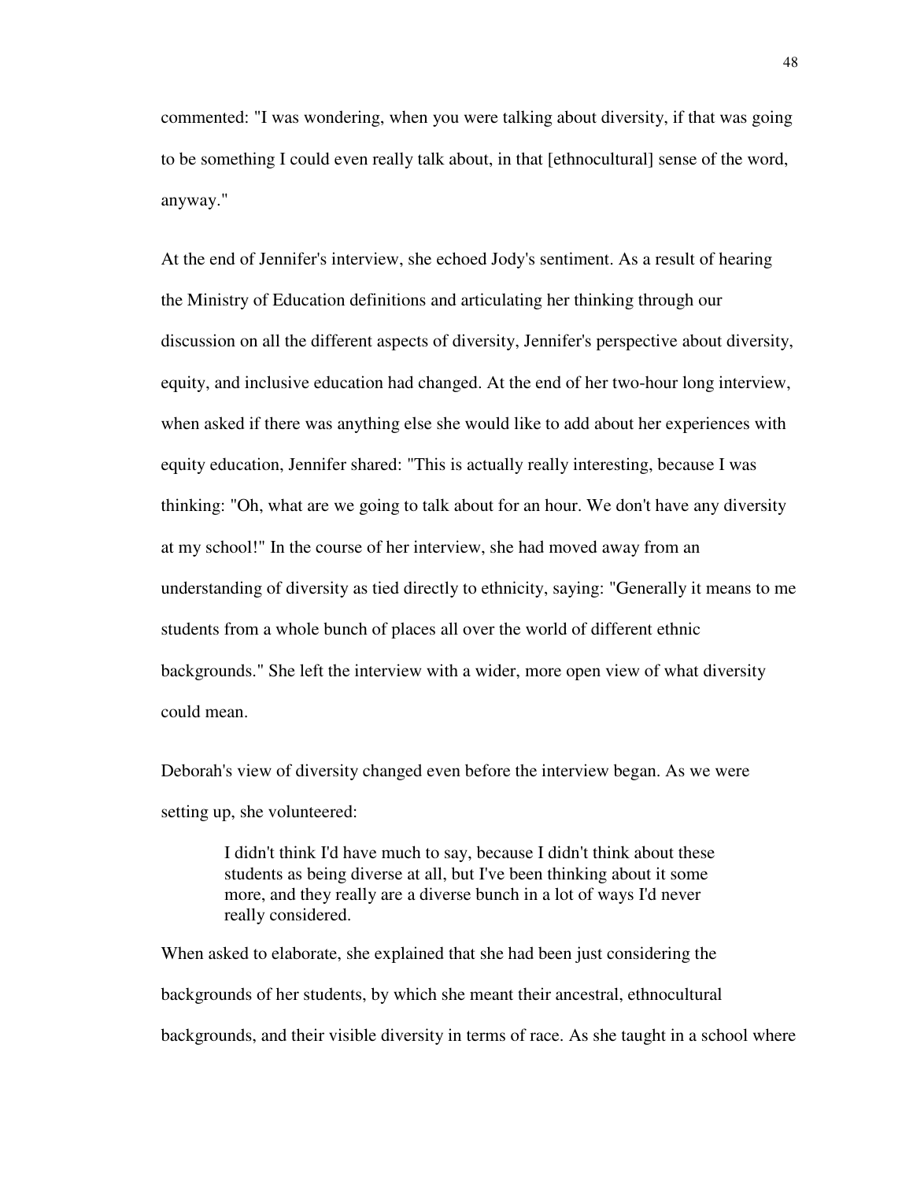commented: "I was wondering, when you were talking about diversity, if that was going to be something I could even really talk about, in that [ethnocultural] sense of the word, anyway."

At the end of Jennifer's interview, she echoed Jody's sentiment. As a result of hearing the Ministry of Education definitions and articulating her thinking through our discussion on all the different aspects of diversity, Jennifer's perspective about diversity, equity, and inclusive education had changed. At the end of her two-hour long interview, when asked if there was anything else she would like to add about her experiences with equity education, Jennifer shared: "This is actually really interesting, because I was thinking: "Oh, what are we going to talk about for an hour. We don't have any diversity at my school!" In the course of her interview, she had moved away from an understanding of diversity as tied directly to ethnicity, saying: "Generally it means to me students from a whole bunch of places all over the world of different ethnic backgrounds." She left the interview with a wider, more open view of what diversity could mean.

Deborah's view of diversity changed even before the interview began. As we were setting up, she volunteered:

> I didn't think I'd have much to say, because I didn't think about these students as being diverse at all, but I've been thinking about it some more, and they really are a diverse bunch in a lot of ways I'd never really considered.

When asked to elaborate, she explained that she had been just considering the backgrounds of her students, by which she meant their ancestral, ethnocultural backgrounds, and their visible diversity in terms of race. As she taught in a school where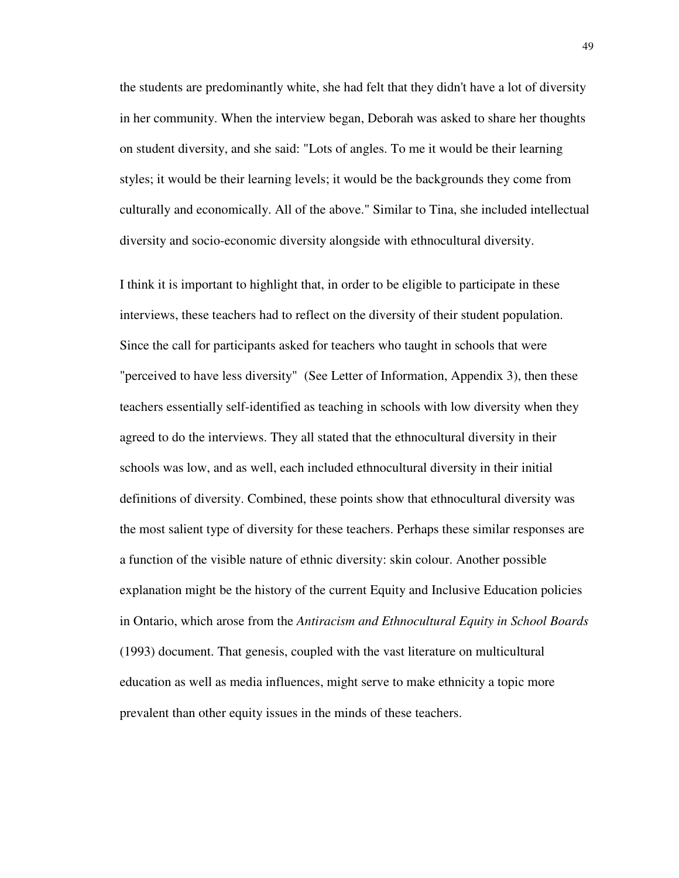the students are predominantly white, she had felt that they didn't have a lot of diversity in her community. When the interview began, Deborah was asked to share her thoughts on student diversity, and she said: "Lots of angles. To me it would be their learning styles; it would be their learning levels; it would be the backgrounds they come from culturally and economically. All of the above." Similar to Tina, she included intellectual diversity and socio-economic diversity alongside with ethnocultural diversity.

I think it is important to highlight that, in order to be eligible to participate in these interviews, these teachers had to reflect on the diversity of their student population. Since the call for participants asked for teachers who taught in schools that were "perceived to have less diversity" (See Letter of Information, Appendix 3), then these teachers essentially self-identified as teaching in schools with low diversity when they agreed to do the interviews. They all stated that the ethnocultural diversity in their schools was low, and as well, each included ethnocultural diversity in their initial definitions of diversity. Combined, these points show that ethnocultural diversity was the most salient type of diversity for these teachers. Perhaps these similar responses are a function of the visible nature of ethnic diversity: skin colour. Another possible explanation might be the history of the current Equity and Inclusive Education policies in Ontario, which arose from the *Antiracism and Ethnocultural Equity in School Boards* (1993) document. That genesis, coupled with the vast literature on multicultural education as well as media influences, might serve to make ethnicity a topic more prevalent than other equity issues in the minds of these teachers.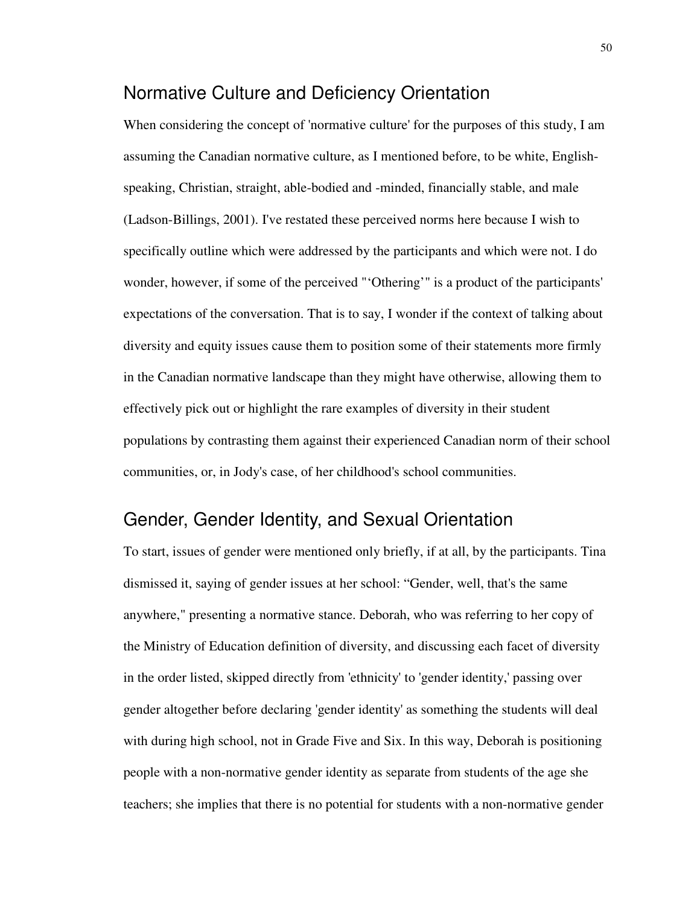## Normative Culture and Deficiency Orientation

When considering the concept of 'normative culture' for the purposes of this study, I am assuming the Canadian normative culture, as I mentioned before, to be white, English-speaking, Christian, straight, able-bodied and -minded, financially stable, and male (Ladson-Billings, 2001). I've restated these perceived norms here because I wish to specifically outline which were addressed by the participants and which were not. I do wonder, however, if some of the perceived "'Othering'" is a product of the participants' expectations of the conversation. That is to say, I wonder if the context of talking about diversity and equity issues cause them to position some of their statements more firmly in the Canadian normative landscape than they might have otherwise, allowing them to effectively pick out or highlight the rare examples of diversity in their student populations by contrasting them against their experienced Canadian norm of their school communities, or, in Jody's case, of her childhood's school communities.

## Gender, Gender Identity, and Sexual Orientation

To start, issues of gender were mentioned only briefly, if at all, by the participants. Tina dismissed it, saying of gender issues at her school: "Gender, well, that's the same anywhere," presenting a normative stance. Deborah, who was referring to her copy of the Ministry of Education definition of diversity, and discussing each facet of diversity in the order listed, skipped directly from 'ethnicity' to 'gender identity,' passing over gender altogether before declaring 'gender identity' as something the students will deal with during high school, not in Grade Five and Six. In this way, Deborah is positioning people with a non-normative gender identity as separate from students of the age she teachers; she implies that there is no potential for students with a non-normative gender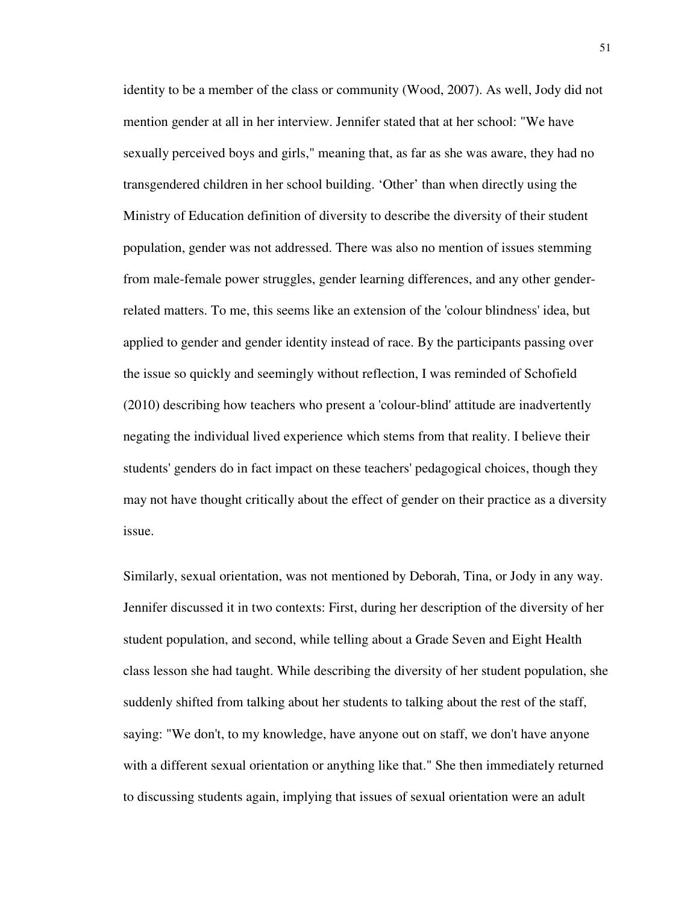identity to be a member of the class or community (Wood, 2007). As well, Jody did not mention gender at all in her interview. Jennifer stated that at her school: "We have sexually perceived boys and girls," meaning that, as far as she was aware, they had no transgendered children in her school building. 'Other' than when directly using the Ministry of Education definition of diversity to describe the diversity of their student population, gender was not addressed. There was also no mention of issues stemming from male-female power struggles, gender learning differences, and any other gender-related matters. To me, this seems like an extension of the 'colour blindness' idea, but applied to gender and gender identity instead of race. By the participants passing over the issue so quickly and seemingly without reflection, I was reminded of Schofield (2010) describing how teachers who present a 'colour-blind' attitude are inadvertently negating the individual lived experience which stems from that reality. I believe their students' genders do in fact impact on these teachers' pedagogical choices, though they may not have thought critically about the effect of gender on their practice as a diversity issue.

Similarly, sexual orientation, was not mentioned by Deborah, Tina, or Jody in any way. Jennifer discussed it in two contexts: First, during her description of the diversity of her student population, and second, while telling about a Grade Seven and Eight Health class lesson she had taught. While describing the diversity of her student population, she suddenly shifted from talking about her students to talking about the rest of the staff, saying: "We don't, to my knowledge, have anyone out on staff, we don't have anyone with a different sexual orientation or anything like that." She then immediately returned to discussing students again, implying that issues of sexual orientation were an adult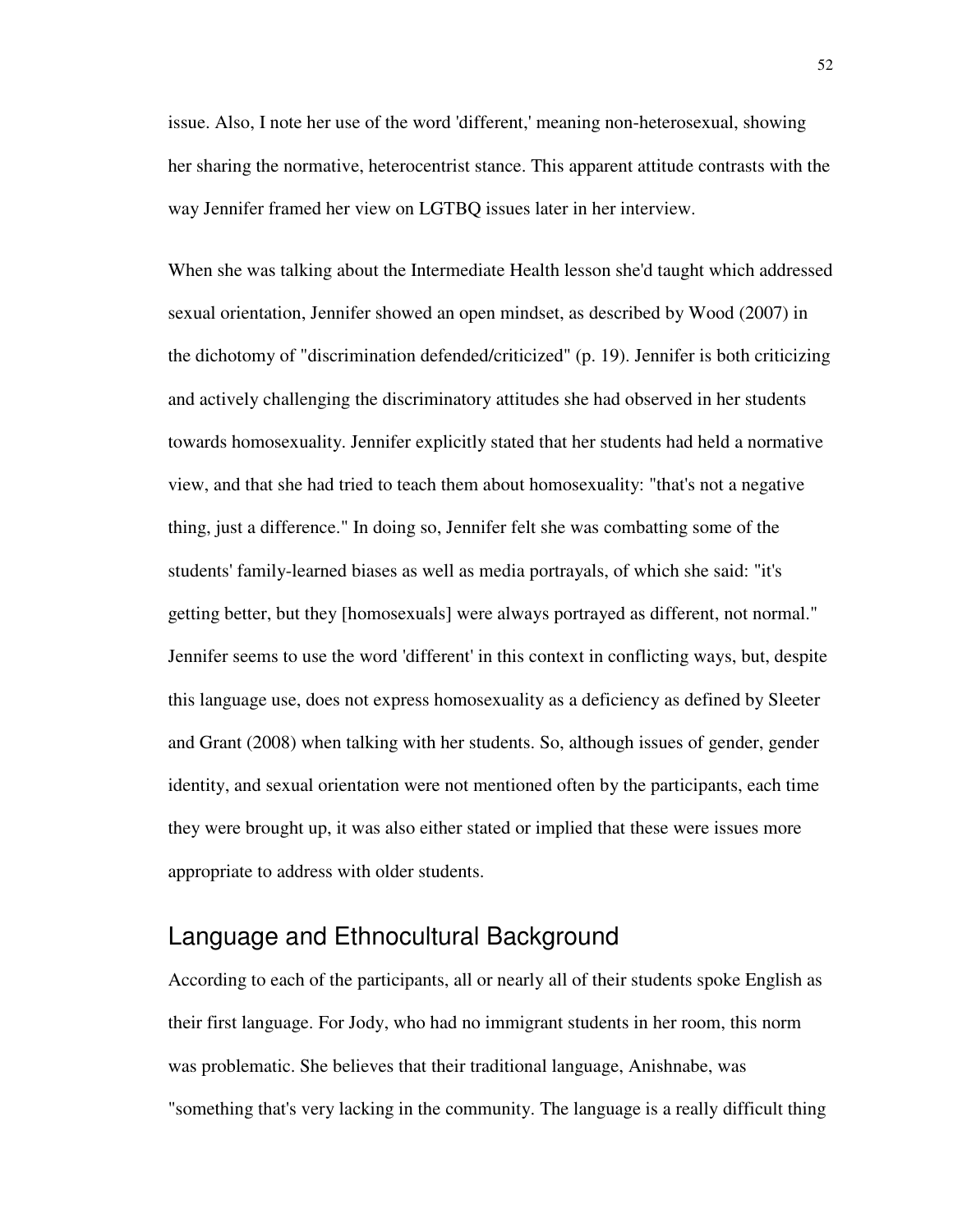issue. Also, I note her use of the word 'different,' meaning non-heterosexual, showing her sharing the normative, heterocentrist stance. This apparent attitude contrasts with the way Jennifer framed her view on LGTBQ issues later in her interview.

When she was talking about the Intermediate Health lesson she'd taught which addressed sexual orientation, Jennifer showed an open mindset, as described by Wood (2007) in the dichotomy of "discrimination defended/criticized" (p. 19). Jennifer is both criticizing and actively challenging the discriminatory attitudes she had observed in her students towards homosexuality. Jennifer explicitly stated that her students had held a normative view, and that she had tried to teach them about homosexuality: "that's not a negative thing, just a difference." In doing so, Jennifer felt she was combatting some of the students' family-learned biases as well as media portrayals, of which she said: "it's getting better, but they [homosexuals] were always portrayed as different, not normal." Jennifer seems to use the word 'different' in this context in conflicting ways, but, despite this language use, does not express homosexuality as a deficiency as defined by Sleeter and Grant (2008) when talking with her students. So, although issues of gender, gender identity, and sexual orientation were not mentioned often by the participants, each time they were brought up, it was also either stated or implied that these were issues more appropriate to address with older students.

## Language and Ethnocultural Background

According to each of the participants, all or nearly all of their students spoke English as their first language. For Jody, who had no immigrant students in her room, this norm was problematic. She believes that their traditional language, Anishnabe, was "something that's very lacking in the community. The language is a really difficult thing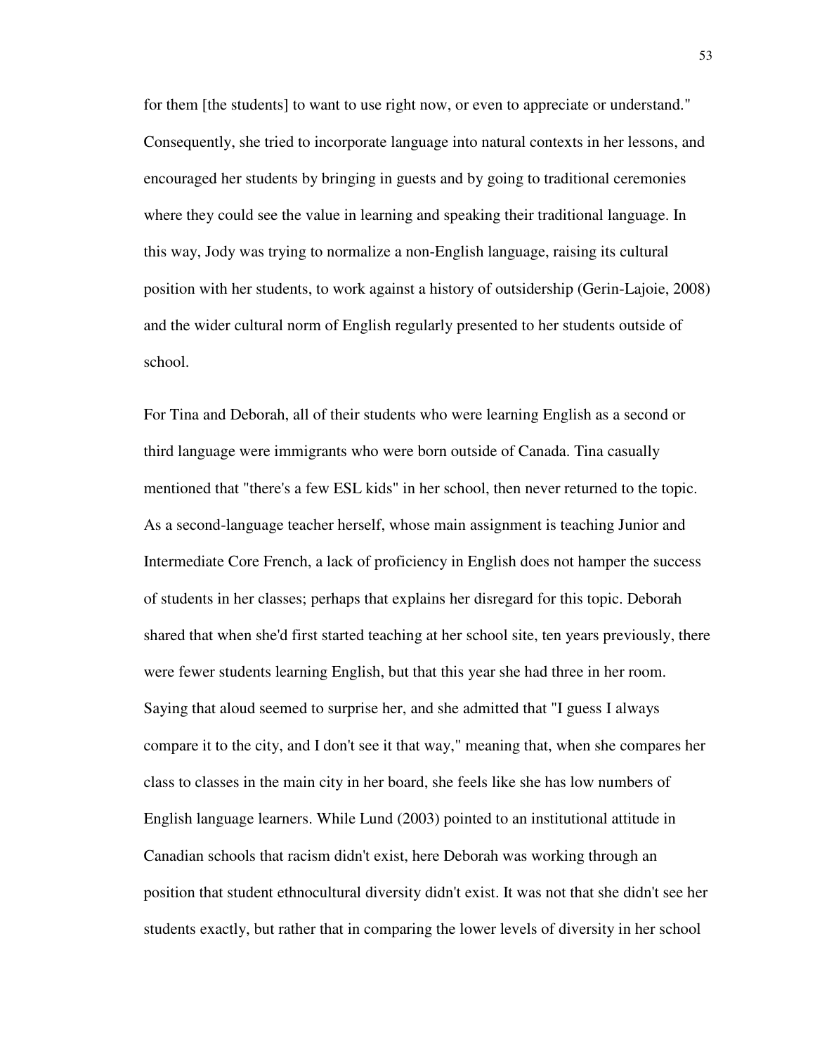for them [the students] to want to use right now, or even to appreciate or understand." Consequently, she tried to incorporate language into natural contexts in her lessons, and encouraged her students by bringing in guests and by going to traditional ceremonies where they could see the value in learning and speaking their traditional language. In this way, Jody was trying to normalize a non-English language, raising its cultural position with her students, to work against a history of outsidership (Gerin-Lajoie, 2008) and the wider cultural norm of English regularly presented to her students outside of school.

For Tina and Deborah, all of their students who were learning English as a second or third language were immigrants who were born outside of Canada. Tina casually mentioned that "there's a few ESL kids" in her school, then never returned to the topic. As a second-language teacher herself, whose main assignment is teaching Junior and Intermediate Core French, a lack of proficiency in English does not hamper the success of students in her classes; perhaps that explains her disregard for this topic. Deborah shared that when she'd first started teaching at her school site, ten years previously, there were fewer students learning English, but that this year she had three in her room. Saying that aloud seemed to surprise her, and she admitted that "I guess I always compare it to the city, and I don't see it that way," meaning that, when she compares her class to classes in the main city in her board, she feels like she has low numbers of English language learners. While Lund (2003) pointed to an institutional attitude in Canadian schools that racism didn't exist, here Deborah was working through an position that student ethnocultural diversity didn't exist. It was not that she didn't see her students exactly, but rather that in comparing the lower levels of diversity in her school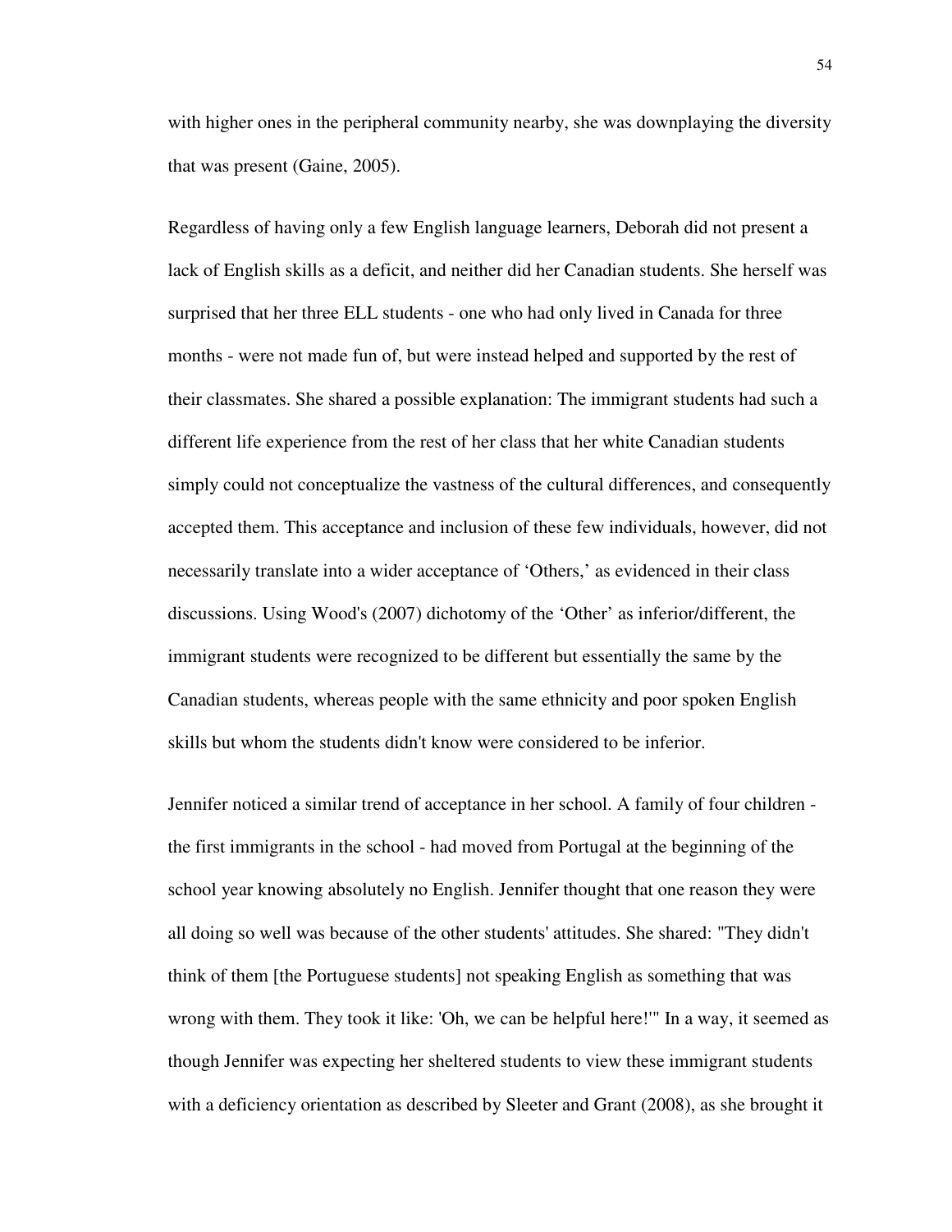with higher ones in the peripheral community nearby, she was downplaying the diversity that was present (Gaine, 2005).

Regardless of having only a few English language learners, Deborah did not present a lack of English skills as a deficit, and neither did her Canadian students. She herself was surprised that her three ELL students - one who had only lived in Canada for three months - were not made fun of, but were instead helped and supported by the rest of their classmates. She shared a possible explanation: The immigrant students had such a different life experience from the rest of her class that her white Canadian students simply could not conceptualize the vastness of the cultural differences, and consequently accepted them. This acceptance and inclusion of these few individuals, however, did not necessarily translate into a wider acceptance of 'Others,' as evidenced in their class discussions. Using Wood's (2007) dichotomy of the 'Other' as inferior/different, the immigrant students were recognized to be different but essentially the same by the Canadian students, whereas people with the same ethnicity and poor spoken English skills but whom the students didn't know were considered to be inferior.

Jennifer noticed a similar trend of acceptance in her school. A family of four children - the first immigrants in the school - had moved from Portugal at the beginning of the school year knowing absolutely no English. Jennifer thought that one reason they were all doing so well was because of the other students' attitudes. She shared: "They didn't think of them [the Portuguese students] not speaking English as something that was wrong with them. They took it like: 'Oh, we can be helpful here!'" In a way, it seemed as though Jennifer was expecting her sheltered students to view these immigrant students with a deficiency orientation as described by Sleeter and Grant (2008), as she brought it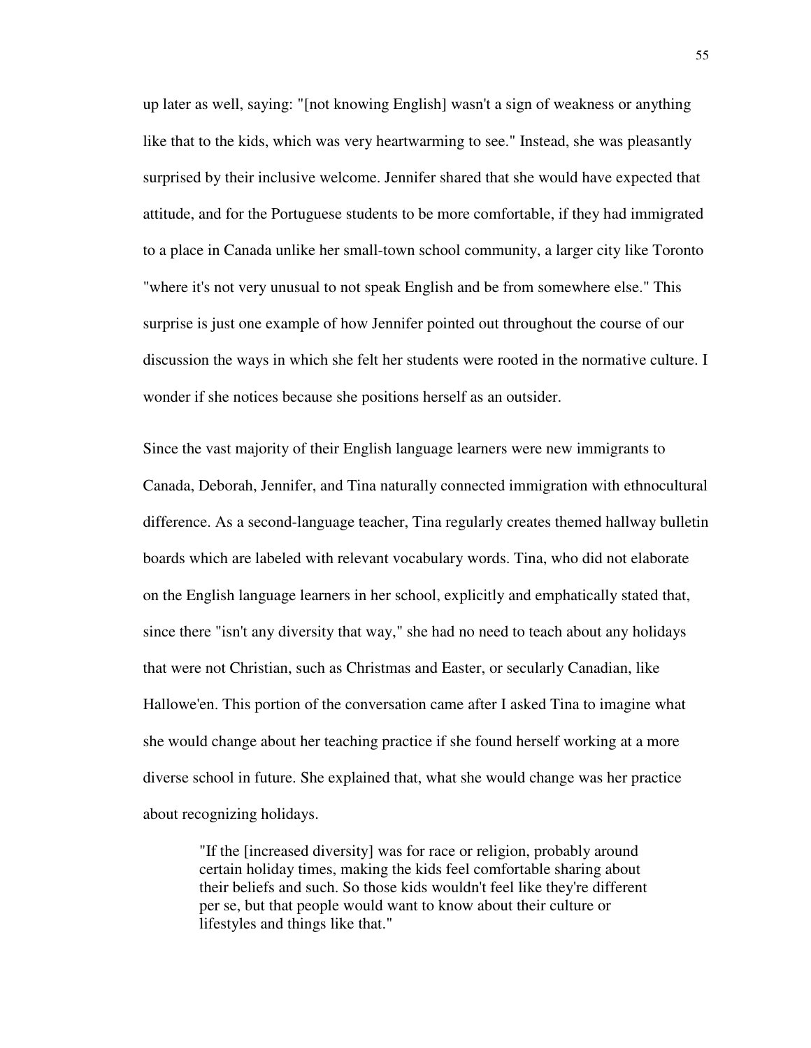up later as well, saying: "[not knowing English] wasn't a sign of weakness or anything like that to the kids, which was very heartwarming to see." Instead, she was pleasantly surprised by their inclusive welcome. Jennifer shared that she would have expected that attitude, and for the Portuguese students to be more comfortable, if they had immigrated to a place in Canada unlike her small-town school community, a larger city like Toronto "where it's not very unusual to not speak English and be from somewhere else." This surprise is just one example of how Jennifer pointed out throughout the course of our discussion the ways in which she felt her students were rooted in the normative culture. I wonder if she notices because she positions herself as an outsider.

Since the vast majority of their English language learners were new immigrants to Canada, Deborah, Jennifer, and Tina naturally connected immigration with ethnocultural difference. As a second-language teacher, Tina regularly creates themed hallway bulletin boards which are labeled with relevant vocabulary words. Tina, who did not elaborate on the English language learners in her school, explicitly and emphatically stated that, since there "isn't any diversity that way," she had no need to teach about any holidays that were not Christian, such as Christmas and Easter, or secularly Canadian, like Hallowe'en. This portion of the conversation came after I asked Tina to imagine what she would change about her teaching practice if she found herself working at a more diverse school in future. She explained that, what she would change was her practice about recognizing holidays.

> "If the [increased diversity] was for race or religion, probably around certain holiday times, making the kids feel comfortable sharing about their beliefs and such. So those kids wouldn't feel like they're different per se, but that people would want to know about their culture or lifestyles and things like that."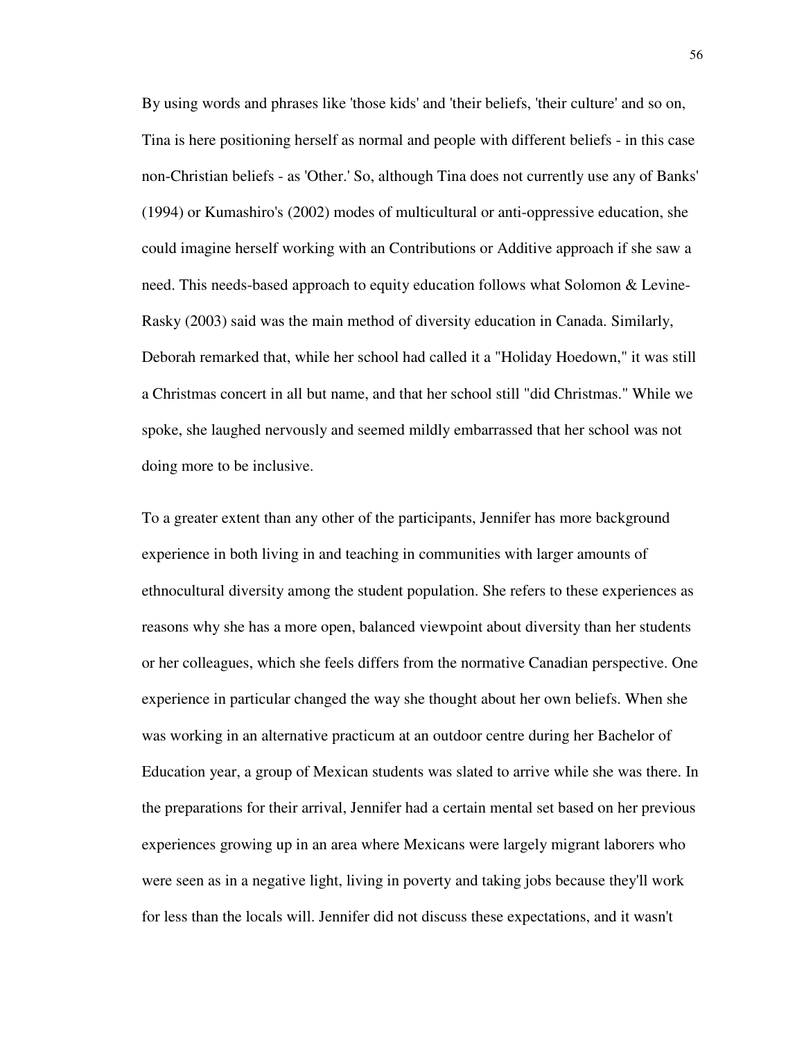By using words and phrases like 'those kids' and 'their beliefs, 'their culture' and so on, Tina is here positioning herself as normal and people with different beliefs - in this case non-Christian beliefs - as 'Other.' So, although Tina does not currently use any of Banks' (1994) or Kumashiro's (2002) modes of multicultural or anti-oppressive education, she could imagine herself working with an Contributions or Additive approach if she saw a need. This needs-based approach to equity education follows what Solomon & Levine-Rasky (2003) said was the main method of diversity education in Canada. Similarly, Deborah remarked that, while her school had called it a "Holiday Hoedown," it was still a Christmas concert in all but name, and that her school still "did Christmas." While we spoke, she laughed nervously and seemed mildly embarrassed that her school was not doing more to be inclusive.

To a greater extent than any other of the participants, Jennifer has more background experience in both living in and teaching in communities with larger amounts of ethnocultural diversity among the student population. She refers to these experiences as reasons why she has a more open, balanced viewpoint about diversity than her students or her colleagues, which she feels differs from the normative Canadian perspective. One experience in particular changed the way she thought about her own beliefs. When she was working in an alternative practicum at an outdoor centre during her Bachelor of Education year, a group of Mexican students was slated to arrive while she was there. In the preparations for their arrival, Jennifer had a certain mental set based on her previous experiences growing up in an area where Mexicans were largely migrant laborers who were seen as in a negative light, living in poverty and taking jobs because they'll work for less than the locals will. Jennifer did not discuss these expectations, and it wasn't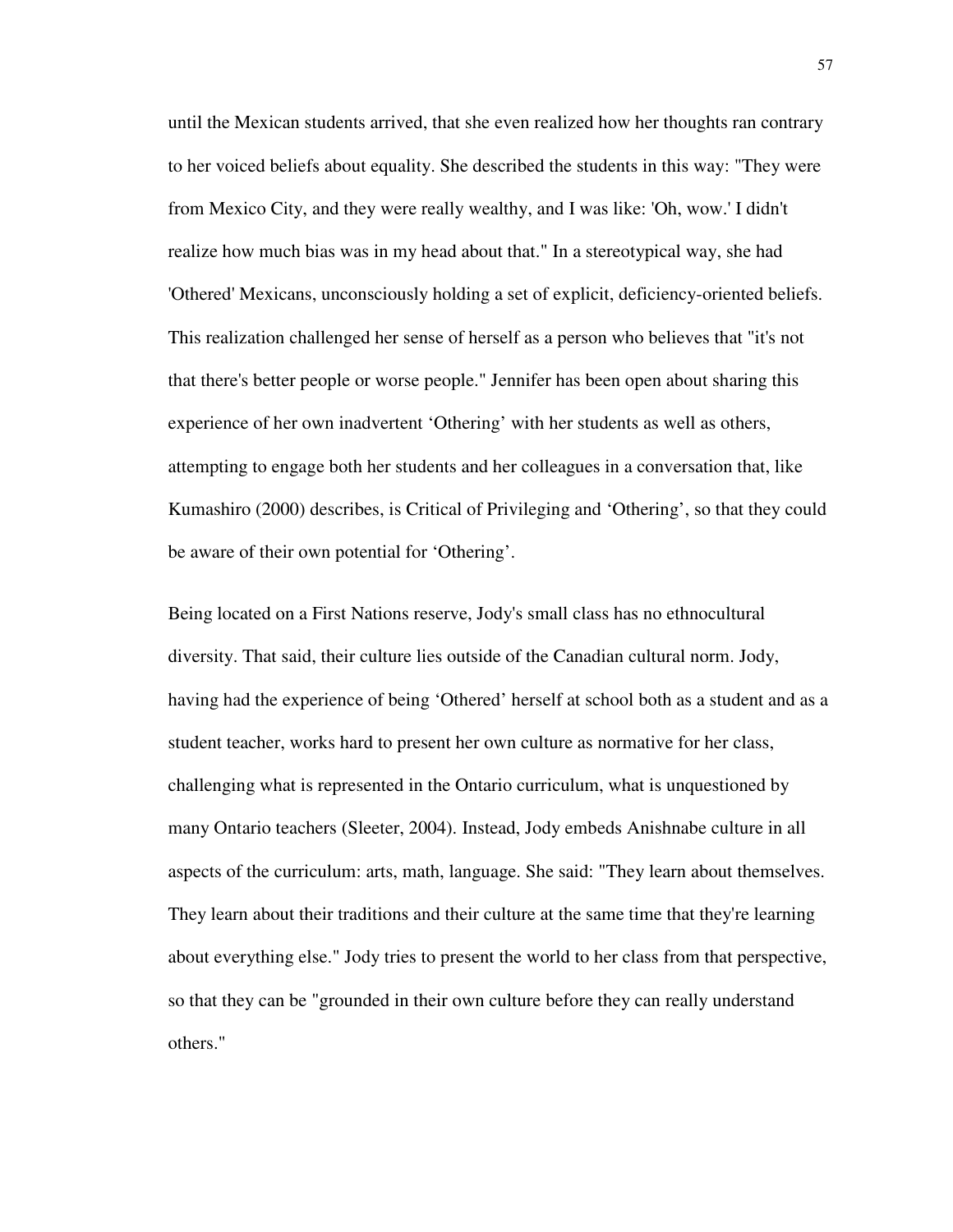until the Mexican students arrived, that she even realized how her thoughts ran contrary to her voiced beliefs about equality. She described the students in this way: "They were from Mexico City, and they were really wealthy, and I was like: 'Oh, wow.' I didn't realize how much bias was in my head about that." In a stereotypical way, she had 'Othered' Mexicans, unconsciously holding a set of explicit, deficiency-oriented beliefs. This realization challenged her sense of herself as a person who believes that "it's not that there's better people or worse people." Jennifer has been open about sharing this experience of her own inadvertent ‘Othering’ with her students as well as others, attempting to engage both her students and her colleagues in a conversation that, like Kumashiro (2000) describes, is Critical of Privileging and ‘Othering’, so that they could be aware of their own potential for ‘Othering’.

Being located on a First Nations reserve, Jody's small class has no ethnocultural diversity. That said, their culture lies outside of the Canadian cultural norm. Jody, having had the experience of being ‘Othered’ herself at school both as a student and as a student teacher, works hard to present her own culture as normative for her class, challenging what is represented in the Ontario curriculum, what is unquestioned by many Ontario teachers (Sleeter, 2004). Instead, Jody embeds Anishnabe culture in all aspects of the curriculum: arts, math, language. She said: "They learn about themselves. They learn about their traditions and their culture at the same time that they're learning about everything else." Jody tries to present the world to her class from that perspective, so that they can be "grounded in their own culture before they can really understand others."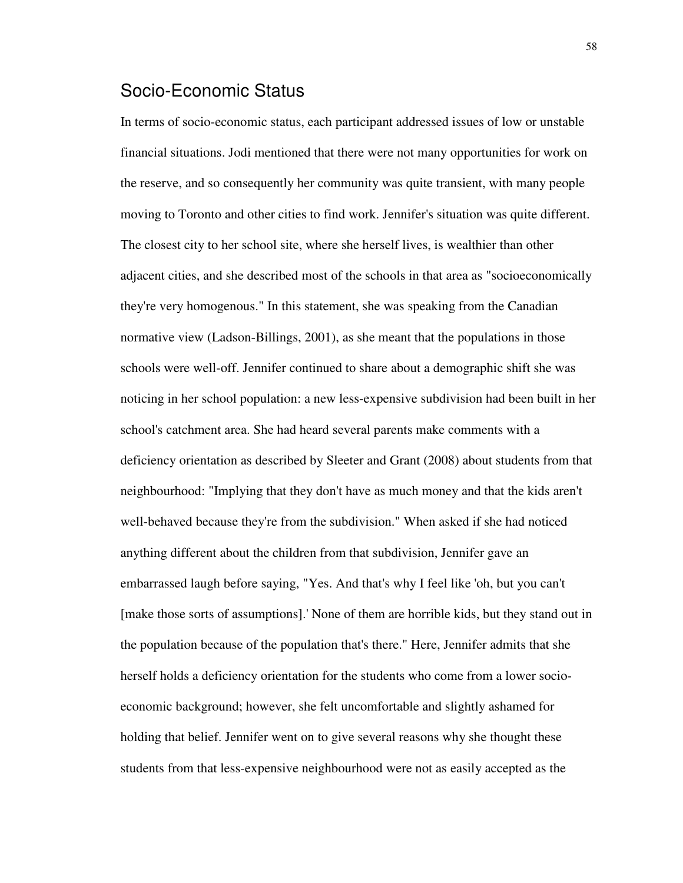## Socio-Economic Status

In terms of socio-economic status, each participant addressed issues of low or unstable financial situations. Jodi mentioned that there were not many opportunities for work on the reserve, and so consequently her community was quite transient, with many people moving to Toronto and other cities to find work. Jennifer's situation was quite different. The closest city to her school site, where she herself lives, is wealthier than other adjacent cities, and she described most of the schools in that area as "socioeconomically they're very homogenous." In this statement, she was speaking from the Canadian normative view (Ladson-Billings, 2001), as she meant that the populations in those schools were well-off. Jennifer continued to share about a demographic shift she was noticing in her school population: a new less-expensive subdivision had been built in her school's catchment area. She had heard several parents make comments with a deficiency orientation as described by Sleeter and Grant (2008) about students from that neighbourhood: "Implying that they don't have as much money and that the kids aren't well-behaved because they're from the subdivision." When asked if she had noticed anything different about the children from that subdivision, Jennifer gave an embarrassed laugh before saying, "Yes. And that's why I feel like 'oh, but you can't [make those sorts of assumptions].' None of them are horrible kids, but they stand out in the population because of the population that's there." Here, Jennifer admits that she herself holds a deficiency orientation for the students who come from a lower socio-economic background; however, she felt uncomfortable and slightly ashamed for holding that belief. Jennifer went on to give several reasons why she thought these students from that less-expensive neighbourhood were not as easily accepted as the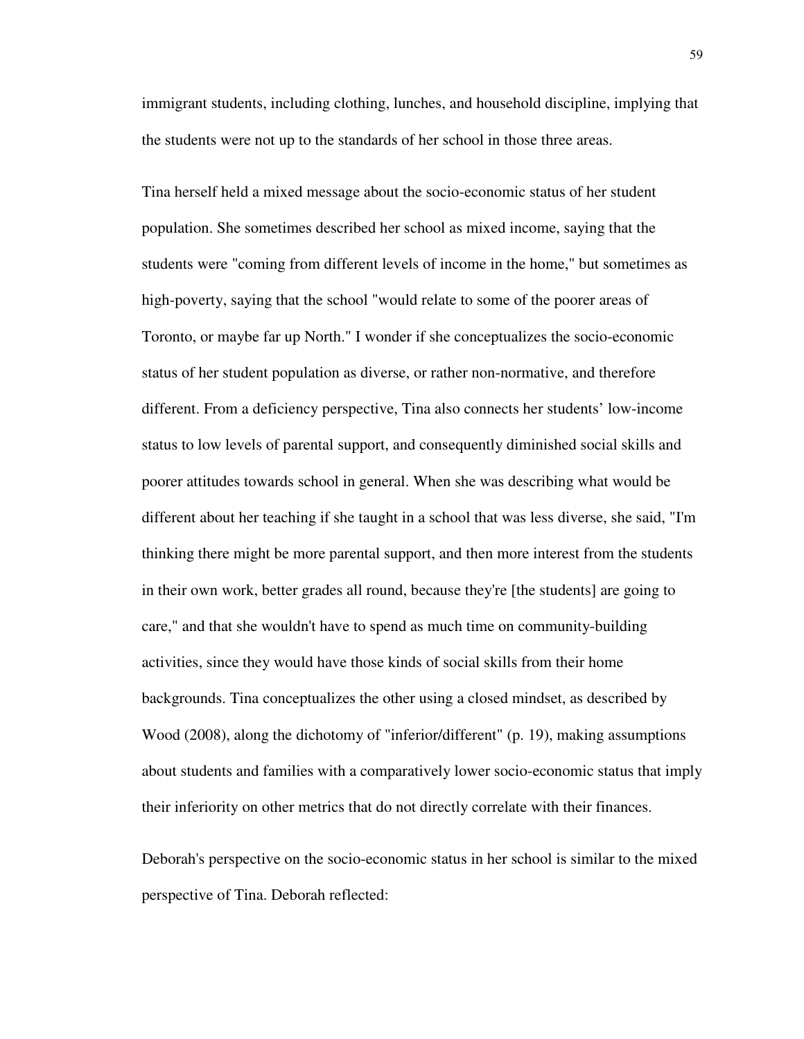immigrant students, including clothing, lunches, and household discipline, implying that the students were not up to the standards of her school in those three areas.

Tina herself held a mixed message about the socio-economic status of her student population. She sometimes described her school as mixed income, saying that the students were "coming from different levels of income in the home," but sometimes as high-poverty, saying that the school "would relate to some of the poorer areas of Toronto, or maybe far up North." I wonder if she conceptualizes the socio-economic status of her student population as diverse, or rather non-normative, and therefore different. From a deficiency perspective, Tina also connects her students' low-income status to low levels of parental support, and consequently diminished social skills and poorer attitudes towards school in general. When she was describing what would be different about her teaching if she taught in a school that was less diverse, she said, "I'm thinking there might be more parental support, and then more interest from the students in their own work, better grades all round, because they're [the students] are going to care," and that she wouldn't have to spend as much time on community-building activities, since they would have those kinds of social skills from their home backgrounds. Tina conceptualizes the other using a closed mindset, as described by Wood (2008), along the dichotomy of "inferior/different" (p. 19), making assumptions about students and families with a comparatively lower socio-economic status that imply their inferiority on other metrics that do not directly correlate with their finances.

Deborah's perspective on the socio-economic status in her school is similar to the mixed perspective of Tina. Deborah reflected: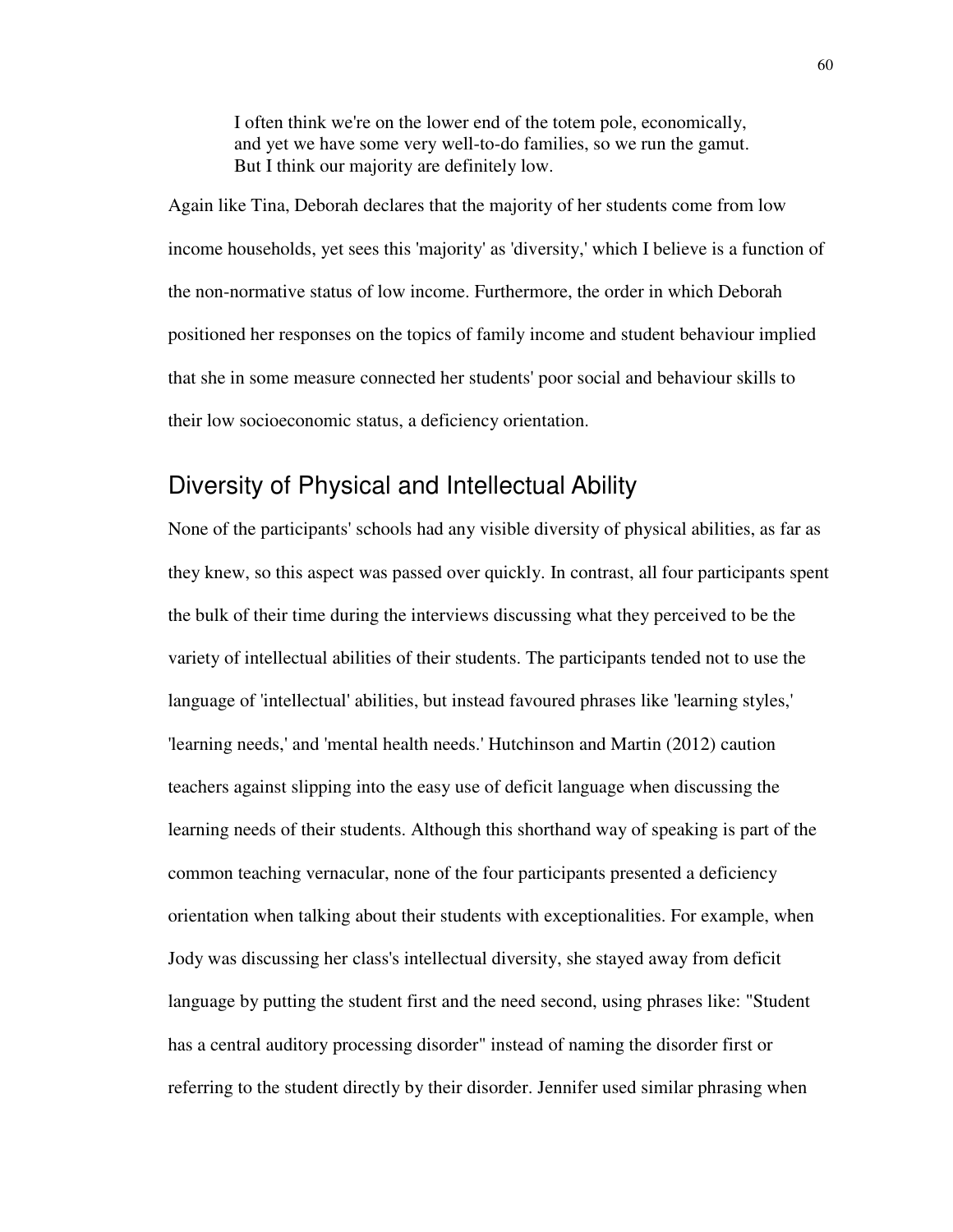> I often think we're on the lower end of the totem pole, economically, and yet we have some very well-to-do families, so we run the gamut. But I think our majority are definitely low.

Again like Tina, Deborah declares that the majority of her students come from low income households, yet sees this 'majority' as 'diversity,' which I believe is a function of the non-normative status of low income. Furthermore, the order in which Deborah positioned her responses on the topics of family income and student behaviour implied that she in some measure connected her students' poor social and behaviour skills to their low socioeconomic status, a deficiency orientation.

## Diversity of Physical and Intellectual Ability

None of the participants' schools had any visible diversity of physical abilities, as far as they knew, so this aspect was passed over quickly. In contrast, all four participants spent the bulk of their time during the interviews discussing what they perceived to be the variety of intellectual abilities of their students. The participants tended not to use the language of 'intellectual' abilities, but instead favoured phrases like 'learning styles,' 'learning needs,' and 'mental health needs.' Hutchinson and Martin (2012) caution teachers against slipping into the easy use of deficit language when discussing the learning needs of their students. Although this shorthand way of speaking is part of the common teaching vernacular, none of the four participants presented a deficiency orientation when talking about their students with exceptionalities. For example, when Jody was discussing her class's intellectual diversity, she stayed away from deficit language by putting the student first and the need second, using phrases like: "Student has a central auditory processing disorder" instead of naming the disorder first or referring to the student directly by their disorder. Jennifer used similar phrasing when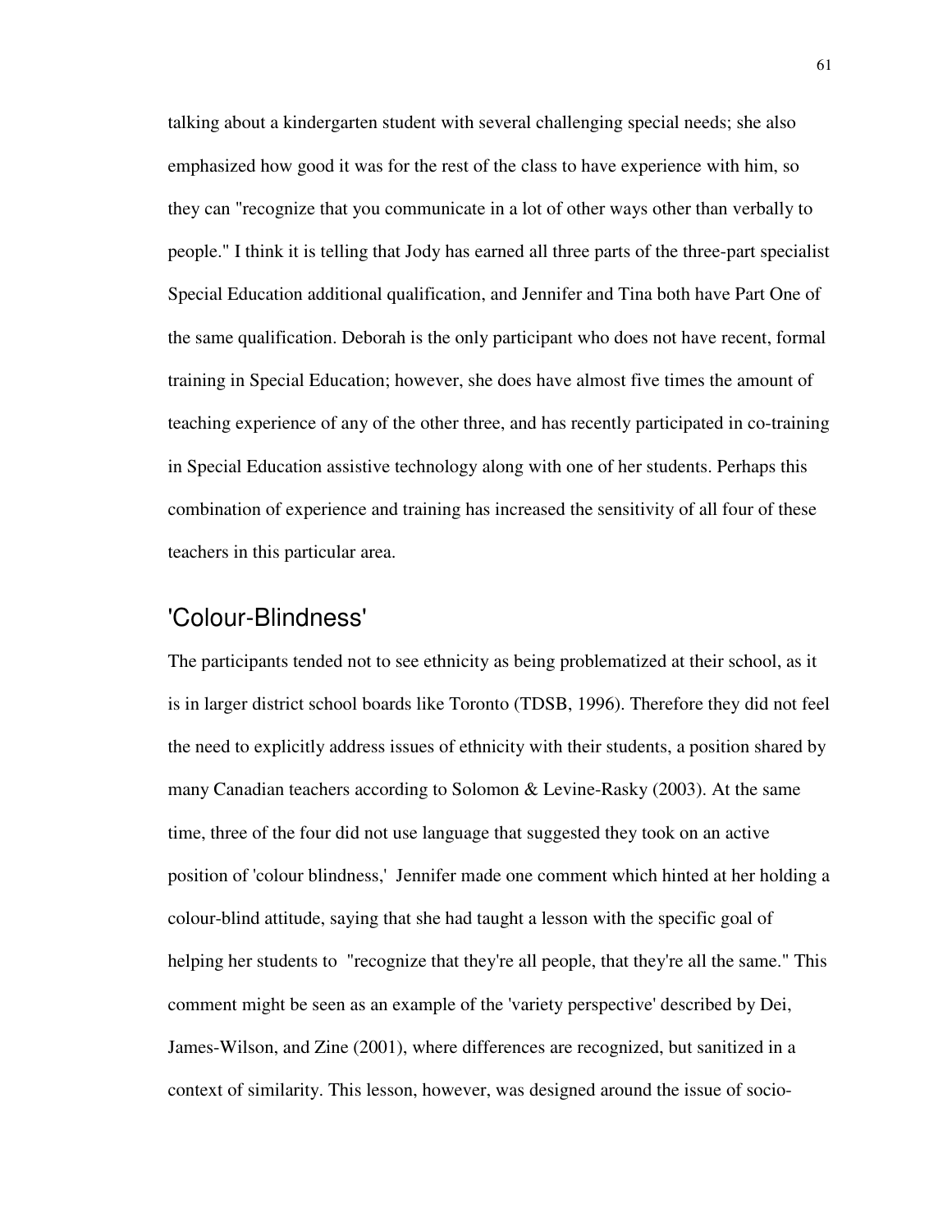talking about a kindergarten student with several challenging special needs; she also emphasized how good it was for the rest of the class to have experience with him, so they can "recognize that you communicate in a lot of other ways other than verbally to people." I think it is telling that Jody has earned all three parts of the three-part specialist Special Education additional qualification, and Jennifer and Tina both have Part One of the same qualification. Deborah is the only participant who does not have recent, formal training in Special Education; however, she does have almost five times the amount of teaching experience of any of the other three, and has recently participated in co-training in Special Education assistive technology along with one of her students. Perhaps this combination of experience and training has increased the sensitivity of all four of these teachers in this particular area.

## 'Colour-Blindness'

The participants tended not to see ethnicity as being problematized at their school, as it is in larger district school boards like Toronto (TDSB, 1996). Therefore they did not feel the need to explicitly address issues of ethnicity with their students, a position shared by many Canadian teachers according to Solomon & Levine-Rasky (2003). At the same time, three of the four did not use language that suggested they took on an active position of 'colour blindness,' Jennifer made one comment which hinted at her holding a colour-blind attitude, saying that she had taught a lesson with the specific goal of helping her students to "recognize that they're all people, that they're all the same." This comment might be seen as an example of the 'variety perspective' described by Dei, James-Wilson, and Zine (2001), where differences are recognized, but sanitized in a context of similarity. This lesson, however, was designed around the issue of socio-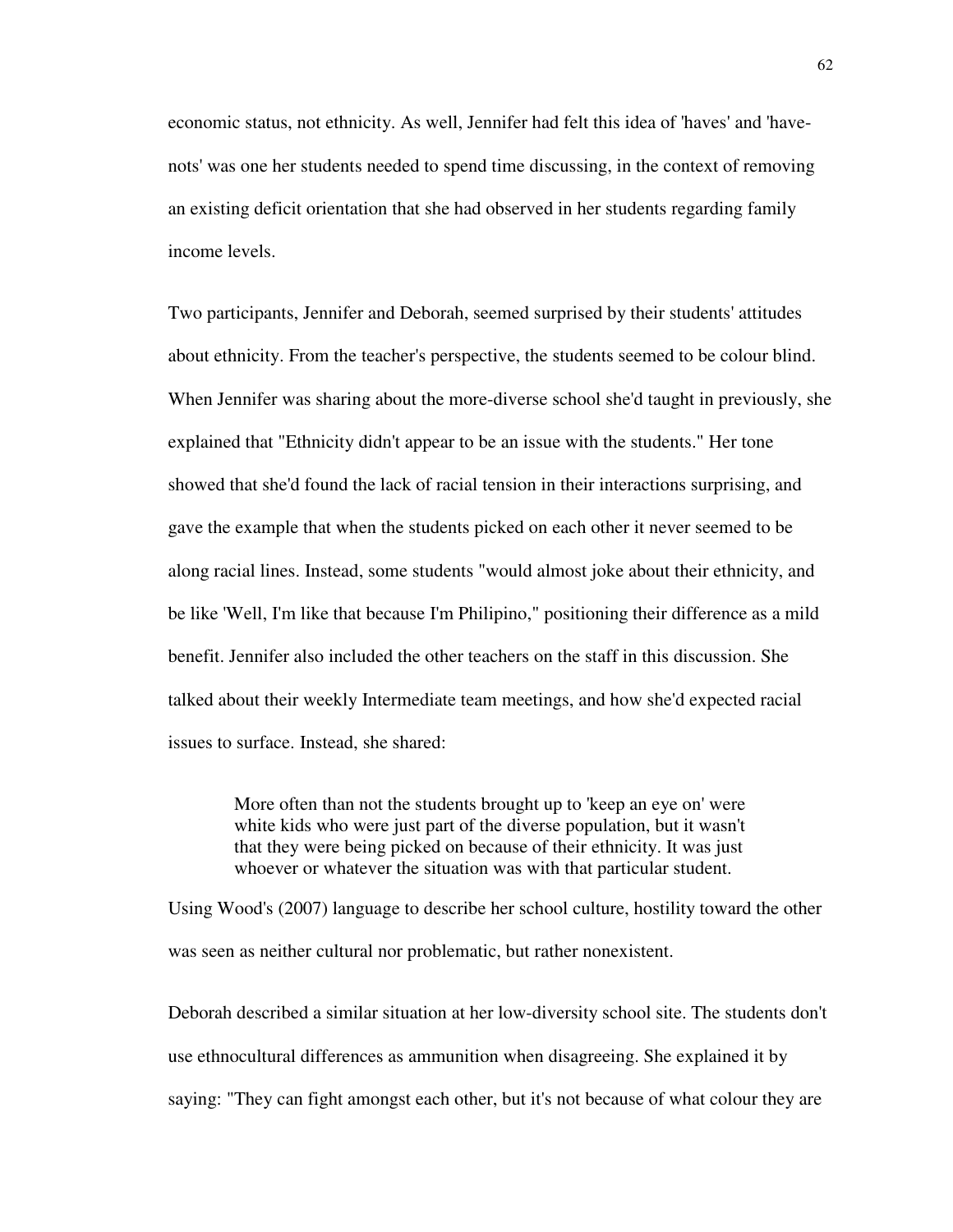economic status, not ethnicity. As well, Jennifer had felt this idea of 'haves' and 'have-nots' was one her students needed to spend time discussing, in the context of removing an existing deficit orientation that she had observed in her students regarding family income levels.

Two participants, Jennifer and Deborah, seemed surprised by their students' attitudes about ethnicity. From the teacher's perspective, the students seemed to be colour blind. When Jennifer was sharing about the more-diverse school she'd taught in previously, she explained that "Ethnicity didn't appear to be an issue with the students." Her tone showed that she'd found the lack of racial tension in their interactions surprising, and gave the example that when the students picked on each other it never seemed to be along racial lines. Instead, some students "would almost joke about their ethnicity, and be like 'Well, I'm like that because I'm Philipino," positioning their difference as a mild benefit. Jennifer also included the other teachers on the staff in this discussion. She talked about their weekly Intermediate team meetings, and how she'd expected racial issues to surface. Instead, she shared:

> More often than not the students brought up to 'keep an eye on' were white kids who were just part of the diverse population, but it wasn't that they were being picked on because of their ethnicity. It was just whoever or whatever the situation was with that particular student.

Using Wood's (2007) language to describe her school culture, hostility toward the other was seen as neither cultural nor problematic, but rather nonexistent.

Deborah described a similar situation at her low-diversity school site. The students don't use ethnocultural differences as ammunition when disagreeing. She explained it by saying: "They can fight amongst each other, but it's not because of what colour they are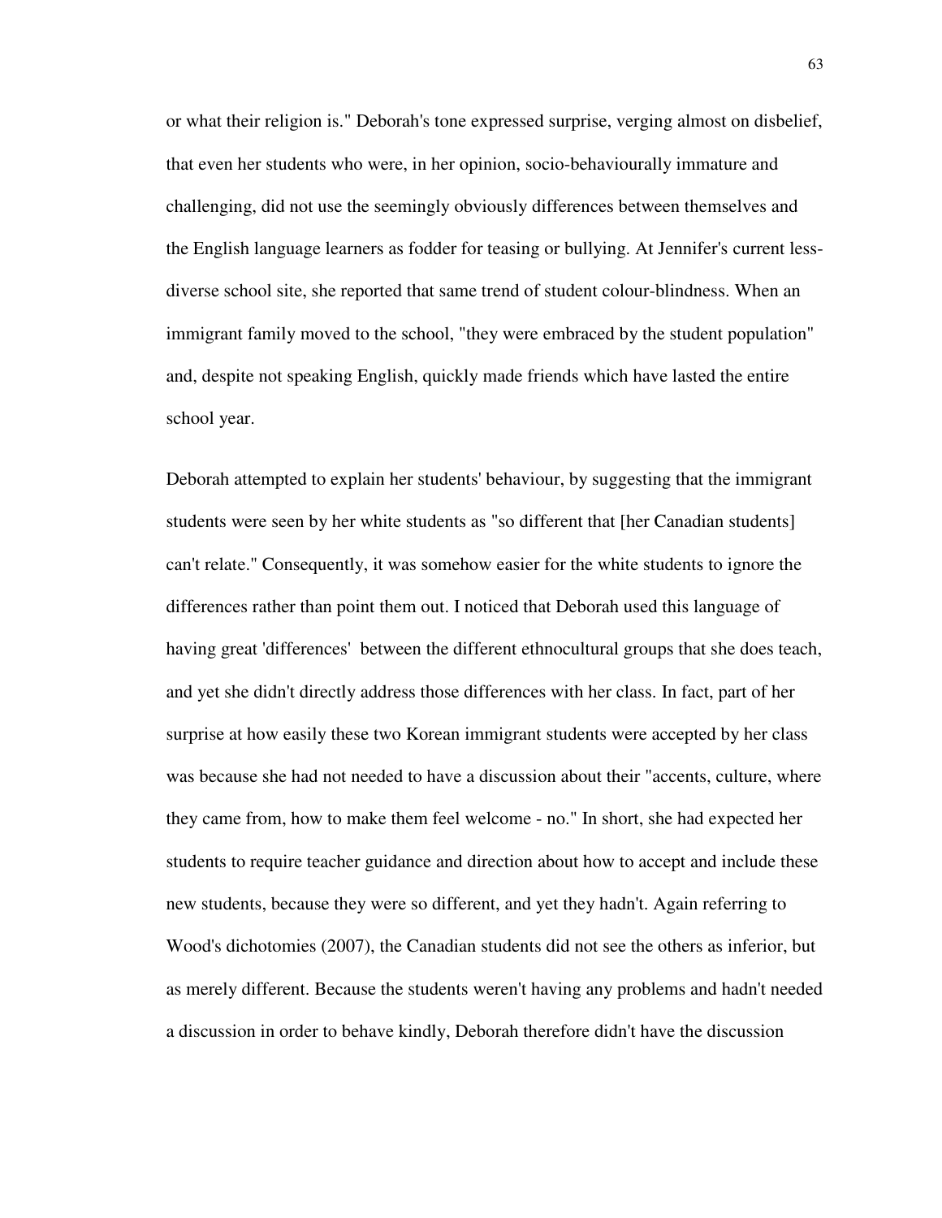or what their religion is." Deborah's tone expressed surprise, verging almost on disbelief, that even her students who were, in her opinion, socio-behaviourally immature and challenging, did not use the seemingly obviously differences between themselves and the English language learners as fodder for teasing or bullying. At Jennifer's current less-diverse school site, she reported that same trend of student colour-blindness. When an immigrant family moved to the school, "they were embraced by the student population" and, despite not speaking English, quickly made friends which have lasted the entire school year.

Deborah attempted to explain her students' behaviour, by suggesting that the immigrant students were seen by her white students as "so different that [her Canadian students] can't relate." Consequently, it was somehow easier for the white students to ignore the differences rather than point them out. I noticed that Deborah used this language of having great 'differences' between the different ethnocultural groups that she does teach, and yet she didn't directly address those differences with her class. In fact, part of her surprise at how easily these two Korean immigrant students were accepted by her class was because she had not needed to have a discussion about their "accents, culture, where they came from, how to make them feel welcome - no." In short, she had expected her students to require teacher guidance and direction about how to accept and include these new students, because they were so different, and yet they hadn't. Again referring to Wood's dichotomies (2007), the Canadian students did not see the others as inferior, but as merely different. Because the students weren't having any problems and hadn't needed a discussion in order to behave kindly, Deborah therefore didn't have the discussion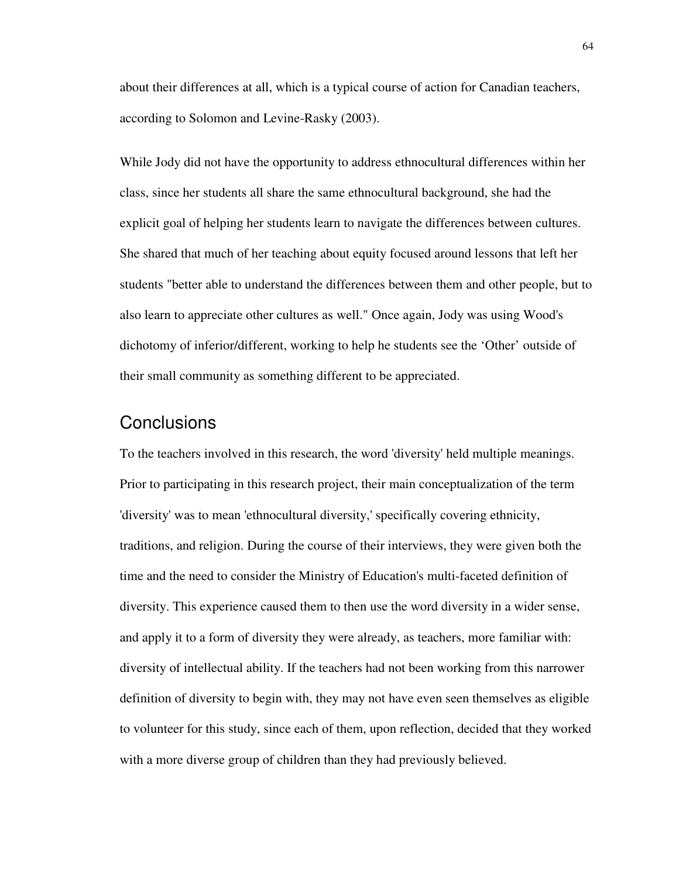about their differences at all, which is a typical course of action for Canadian teachers, according to Solomon and Levine-Rasky (2003).

While Jody did not have the opportunity to address ethnocultural differences within her class, since her students all share the same ethnocultural background, she had the explicit goal of helping her students learn to navigate the differences between cultures. She shared that much of her teaching about equity focused around lessons that left her students "better able to understand the differences between them and other people, but to also learn to appreciate other cultures as well." Once again, Jody was using Wood's dichotomy of inferior/different, working to help he students see the 'Other' outside of their small community as something different to be appreciated.

## Conclusions

To the teachers involved in this research, the word 'diversity' held multiple meanings. Prior to participating in this research project, their main conceptualization of the term 'diversity' was to mean 'ethnocultural diversity,' specifically covering ethnicity, traditions, and religion. During the course of their interviews, they were given both the time and the need to consider the Ministry of Education's multi-faceted definition of diversity. This experience caused them to then use the word diversity in a wider sense, and apply it to a form of diversity they were already, as teachers, more familiar with: diversity of intellectual ability. If the teachers had not been working from this narrower definition of diversity to begin with, they may not have even seen themselves as eligible to volunteer for this study, since each of them, upon reflection, decided that they worked with a more diverse group of children than they had previously believed.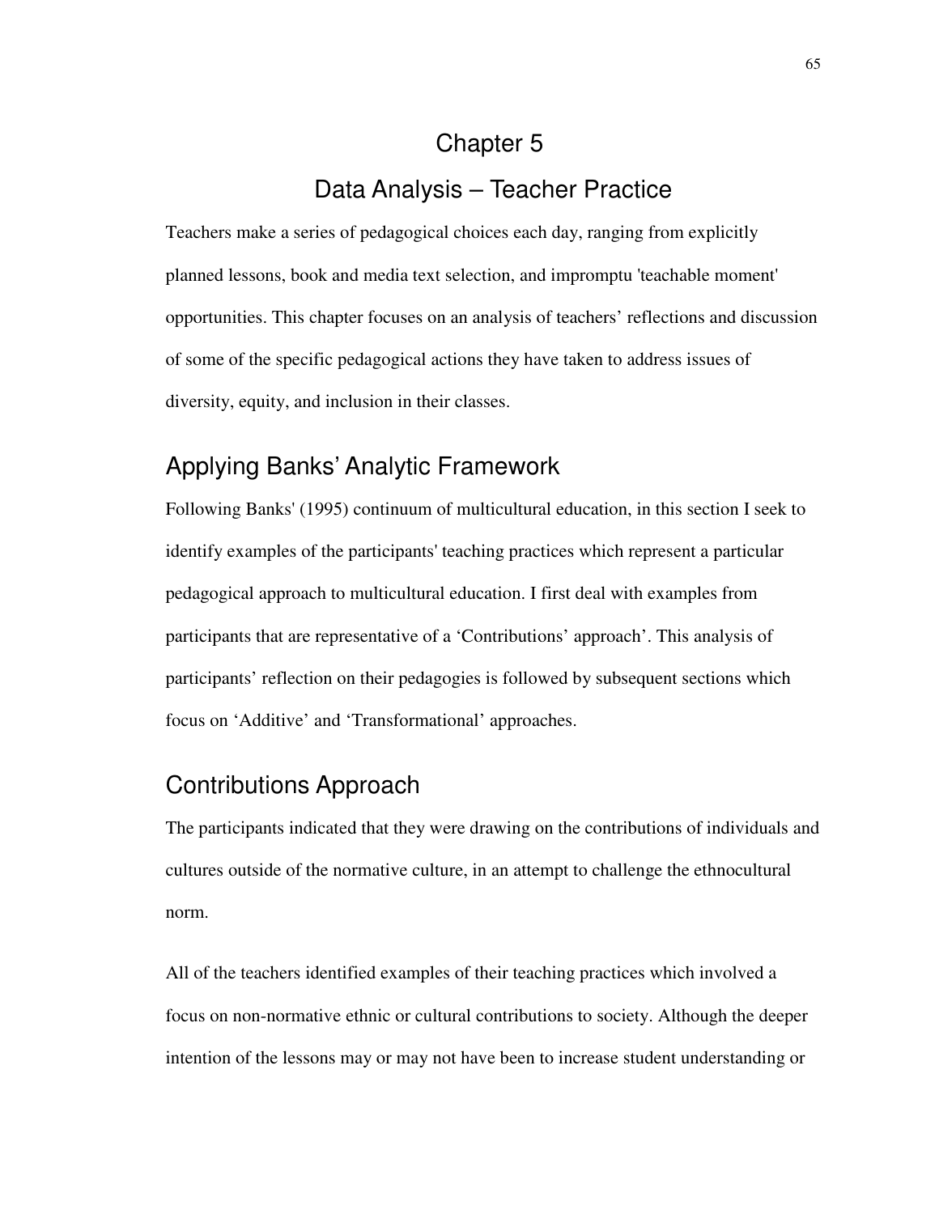# Chapter 5

# Data Analysis – Teacher Practice

Teachers make a series of pedagogical choices each day, ranging from explicitly planned lessons, book and media text selection, and impromptu 'teachable moment' opportunities. This chapter focuses on an analysis of teachers' reflections and discussion of some of the specific pedagogical actions they have taken to address issues of diversity, equity, and inclusion in their classes.

## Applying Banks' Analytic Framework

Following Banks' (1995) continuum of multicultural education, in this section I seek to identify examples of the participants' teaching practices which represent a particular pedagogical approach to multicultural education. I first deal with examples from participants that are representative of a 'Contributions' approach'. This analysis of participants' reflection on their pedagogies is followed by subsequent sections which focus on 'Additive' and 'Transformational' approaches.

## Contributions Approach

The participants indicated that they were drawing on the contributions of individuals and cultures outside of the normative culture, in an attempt to challenge the ethnocultural norm.

All of the teachers identified examples of their teaching practices which involved a focus on non-normative ethnic or cultural contributions to society. Although the deeper intention of the lessons may or may not have been to increase student understanding or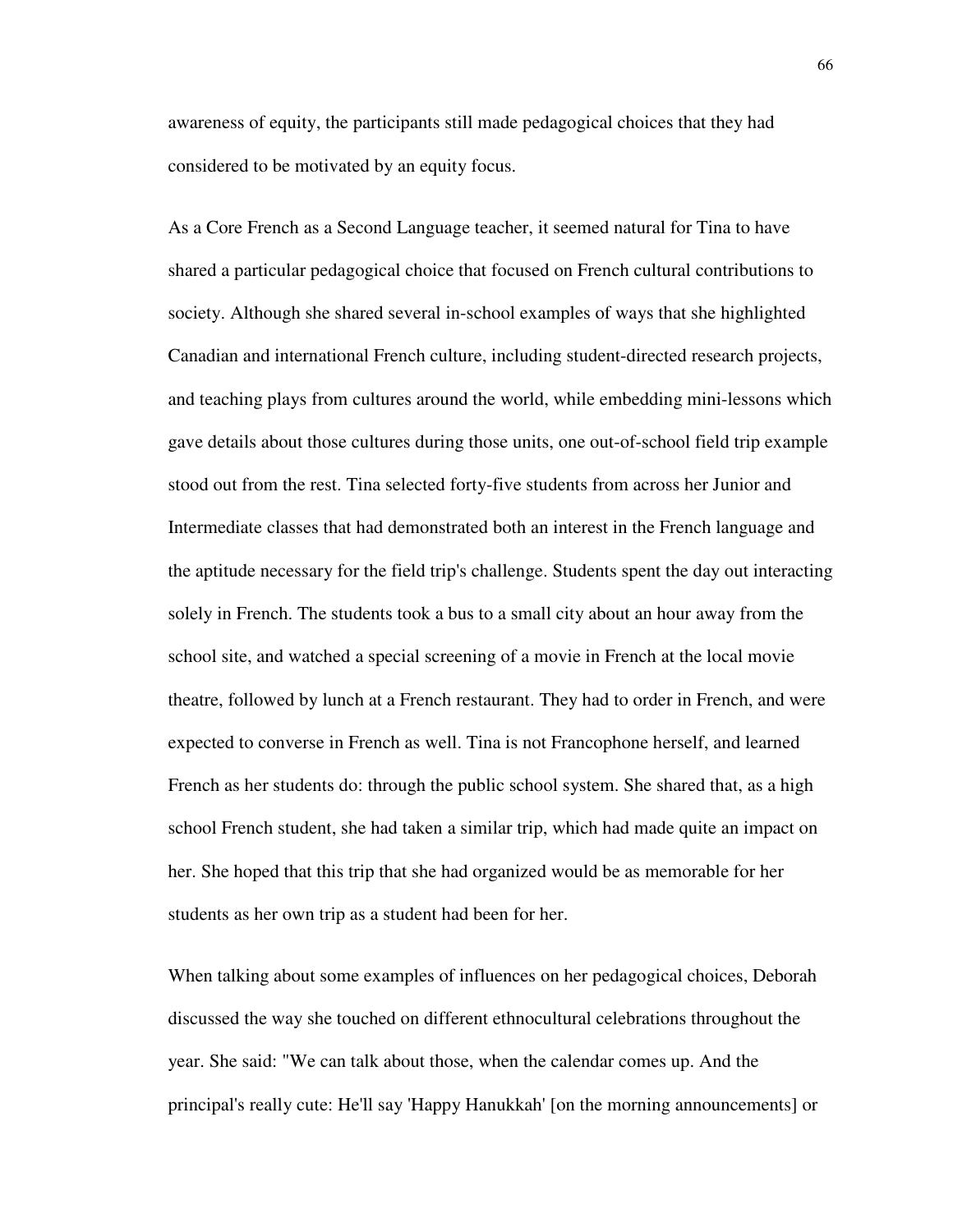awareness of equity, the participants still made pedagogical choices that they had considered to be motivated by an equity focus.

As a Core French as a Second Language teacher, it seemed natural for Tina to have shared a particular pedagogical choice that focused on French cultural contributions to society. Although she shared several in-school examples of ways that she highlighted Canadian and international French culture, including student-directed research projects, and teaching plays from cultures around the world, while embedding mini-lessons which gave details about those cultures during those units, one out-of-school field trip example stood out from the rest. Tina selected forty-five students from across her Junior and Intermediate classes that had demonstrated both an interest in the French language and the aptitude necessary for the field trip's challenge. Students spent the day out interacting solely in French. The students took a bus to a small city about an hour away from the school site, and watched a special screening of a movie in French at the local movie theatre, followed by lunch at a French restaurant. They had to order in French, and were expected to converse in French as well. Tina is not Francophone herself, and learned French as her students do: through the public school system. She shared that, as a high school French student, she had taken a similar trip, which had made quite an impact on her. She hoped that this trip that she had organized would be as memorable for her students as her own trip as a student had been for her.

When talking about some examples of influences on her pedagogical choices, Deborah discussed the way she touched on different ethnocultural celebrations throughout the year. She said: "We can talk about those, when the calendar comes up. And the principal's really cute: He'll say 'Happy Hanukkah' [on the morning announcements] or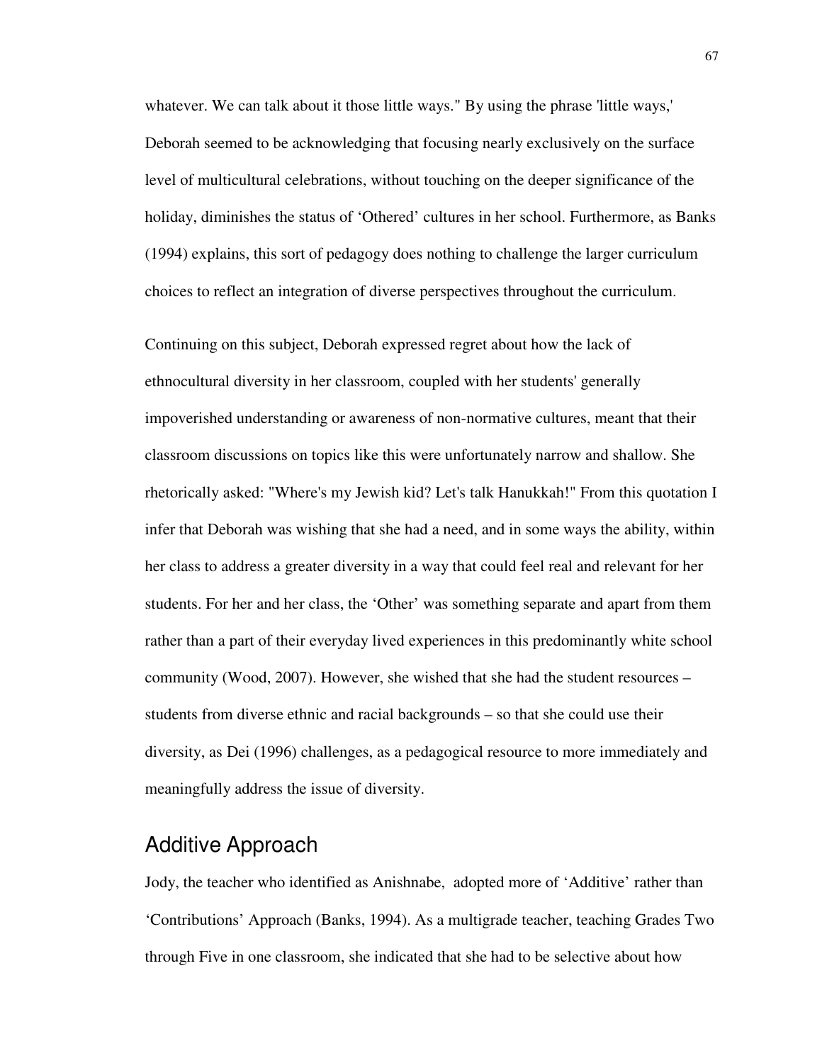whatever. We can talk about it those little ways." By using the phrase 'little ways,' Deborah seemed to be acknowledging that focusing nearly exclusively on the surface level of multicultural celebrations, without touching on the deeper significance of the holiday, diminishes the status of 'Othered' cultures in her school. Furthermore, as Banks (1994) explains, this sort of pedagogy does nothing to challenge the larger curriculum choices to reflect an integration of diverse perspectives throughout the curriculum.

Continuing on this subject, Deborah expressed regret about how the lack of ethnocultural diversity in her classroom, coupled with her students' generally impoverished understanding or awareness of non-normative cultures, meant that their classroom discussions on topics like this were unfortunately narrow and shallow. She rhetorically asked: "Where's my Jewish kid? Let's talk Hanukkah!" From this quotation I infer that Deborah was wishing that she had a need, and in some ways the ability, within her class to address a greater diversity in a way that could feel real and relevant for her students. For her and her class, the 'Other' was something separate and apart from them rather than a part of their everyday lived experiences in this predominantly white school community (Wood, 2007). However, she wished that she had the student resources – students from diverse ethnic and racial backgrounds – so that she could use their diversity, as Dei (1996) challenges, as a pedagogical resource to more immediately and meaningfully address the issue of diversity.

## Additive Approach

Jody, the teacher who identified as Anishnabe, adopted more of 'Additive' rather than 'Contributions' Approach (Banks, 1994). As a multigrade teacher, teaching Grades Two through Five in one classroom, she indicated that she had to be selective about how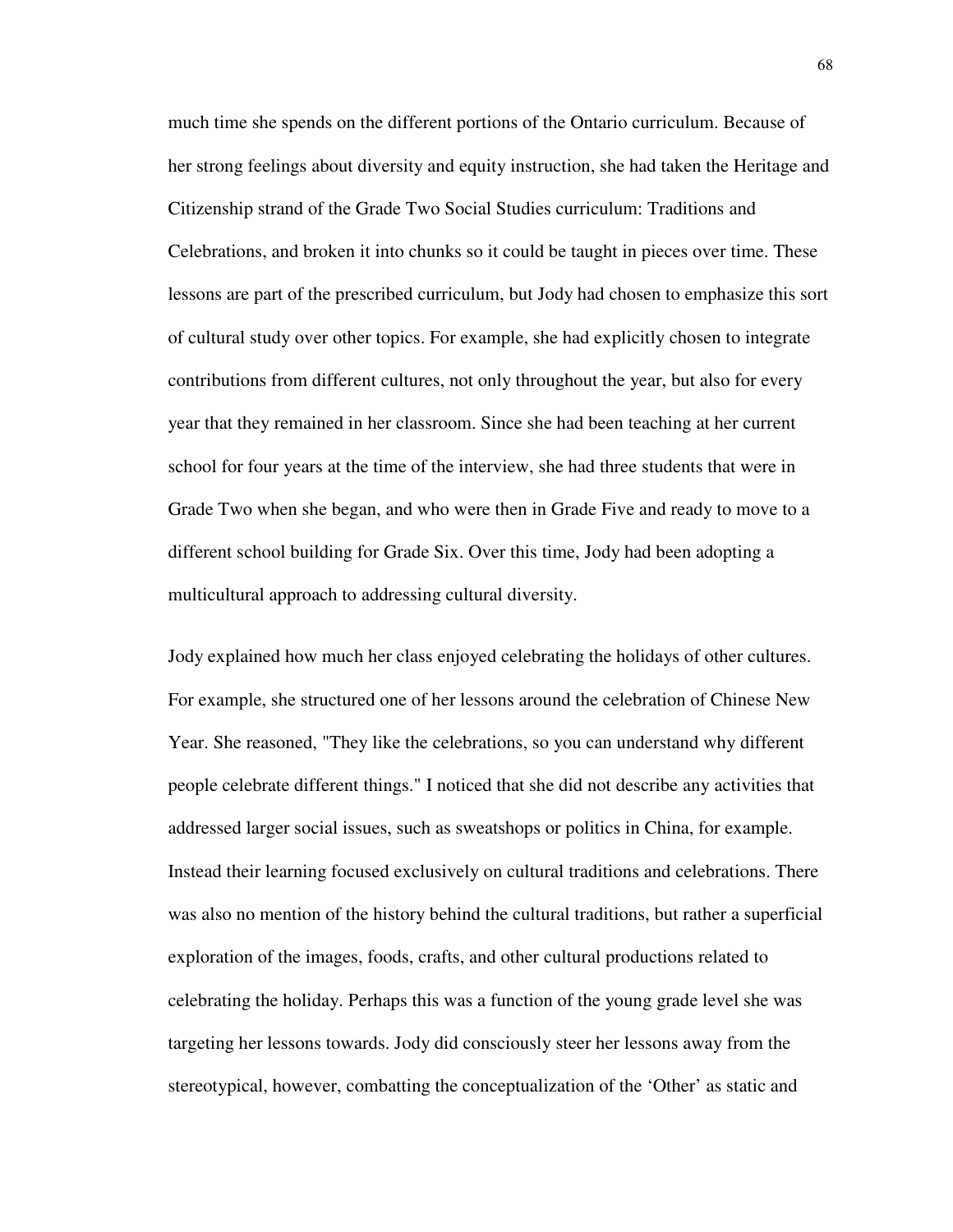much time she spends on the different portions of the Ontario curriculum. Because of her strong feelings about diversity and equity instruction, she had taken the Heritage and Citizenship strand of the Grade Two Social Studies curriculum: Traditions and Celebrations, and broken it into chunks so it could be taught in pieces over time. These lessons are part of the prescribed curriculum, but Jody had chosen to emphasize this sort of cultural study over other topics. For example, she had explicitly chosen to integrate contributions from different cultures, not only throughout the year, but also for every year that they remained in her classroom. Since she had been teaching at her current school for four years at the time of the interview, she had three students that were in Grade Two when she began, and who were then in Grade Five and ready to move to a different school building for Grade Six. Over this time, Jody had been adopting a multicultural approach to addressing cultural diversity.

Jody explained how much her class enjoyed celebrating the holidays of other cultures. For example, she structured one of her lessons around the celebration of Chinese New Year. She reasoned, "They like the celebrations, so you can understand why different people celebrate different things." I noticed that she did not describe any activities that addressed larger social issues, such as sweatshops or politics in China, for example. Instead their learning focused exclusively on cultural traditions and celebrations. There was also no mention of the history behind the cultural traditions, but rather a superficial exploration of the images, foods, crafts, and other cultural productions related to celebrating the holiday. Perhaps this was a function of the young grade level she was targeting her lessons towards. Jody did consciously steer her lessons away from the stereotypical, however, combatting the conceptualization of the 'Other' as static and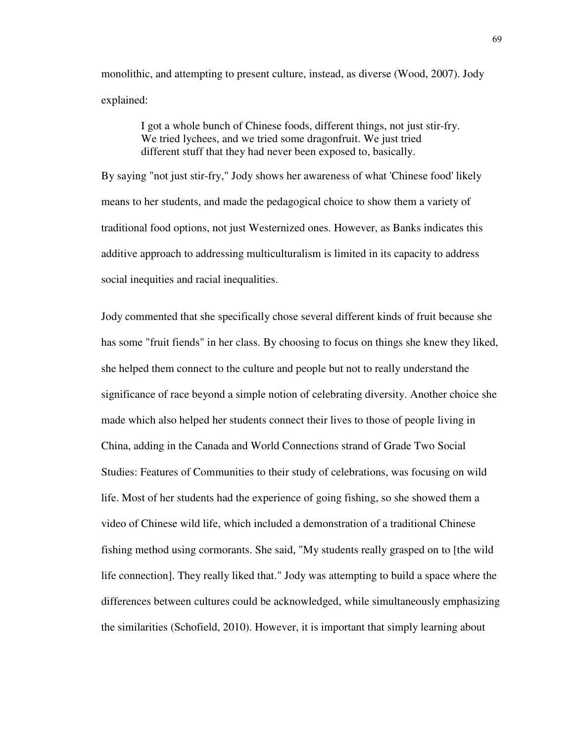monolithic, and attempting to present culture, instead, as diverse (Wood, 2007). Jody explained:

> I got a whole bunch of Chinese foods, different things, not just stir-fry. We tried lychees, and we tried some dragonfruit. We just tried different stuff that they had never been exposed to, basically.

By saying "not just stir-fry," Jody shows her awareness of what 'Chinese food' likely means to her students, and made the pedagogical choice to show them a variety of traditional food options, not just Westernized ones. However, as Banks indicates this additive approach to addressing multiculturalism is limited in its capacity to address social inequities and racial inequalities.

Jody commented that she specifically chose several different kinds of fruit because she has some "fruit fiends" in her class. By choosing to focus on things she knew they liked, she helped them connect to the culture and people but not to really understand the significance of race beyond a simple notion of celebrating diversity. Another choice she made which also helped her students connect their lives to those of people living in China, adding in the Canada and World Connections strand of Grade Two Social Studies: Features of Communities to their study of celebrations, was focusing on wild life. Most of her students had the experience of going fishing, so she showed them a video of Chinese wild life, which included a demonstration of a traditional Chinese fishing method using cormorants. She said, "My students really grasped on to [the wild life connection]. They really liked that." Jody was attempting to build a space where the differences between cultures could be acknowledged, while simultaneously emphasizing the similarities (Schofield, 2010). However, it is important that simply learning about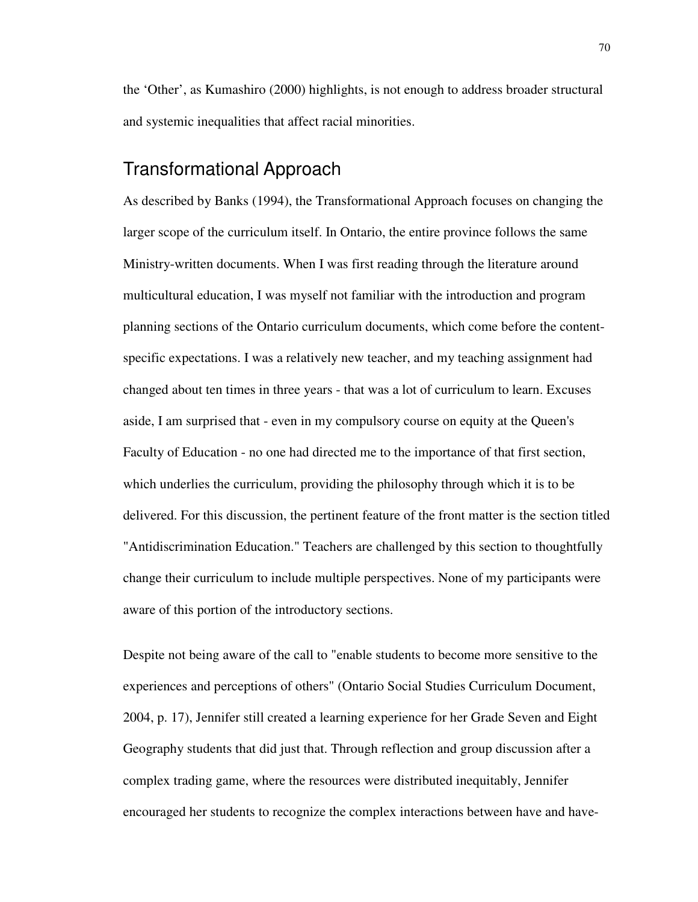the 'Other', as Kumashiro (2000) highlights, is not enough to address broader structural and systemic inequalities that affect racial minorities.

## Transformational Approach

As described by Banks (1994), the Transformational Approach focuses on changing the larger scope of the curriculum itself. In Ontario, the entire province follows the same Ministry-written documents. When I was first reading through the literature around multicultural education, I was myself not familiar with the introduction and program planning sections of the Ontario curriculum documents, which come before the content-specific expectations. I was a relatively new teacher, and my teaching assignment had changed about ten times in three years - that was a lot of curriculum to learn. Excuses aside, I am surprised that - even in my compulsory course on equity at the Queen's Faculty of Education - no one had directed me to the importance of that first section, which underlies the curriculum, providing the philosophy through which it is to be delivered. For this discussion, the pertinent feature of the front matter is the section titled "Antidiscrimination Education." Teachers are challenged by this section to thoughtfully change their curriculum to include multiple perspectives. None of my participants were aware of this portion of the introductory sections.

Despite not being aware of the call to "enable students to become more sensitive to the experiences and perceptions of others" (Ontario Social Studies Curriculum Document, 2004, p. 17), Jennifer still created a learning experience for her Grade Seven and Eight Geography students that did just that. Through reflection and group discussion after a complex trading game, where the resources were distributed inequitably, Jennifer encouraged her students to recognize the complex interactions between have and have-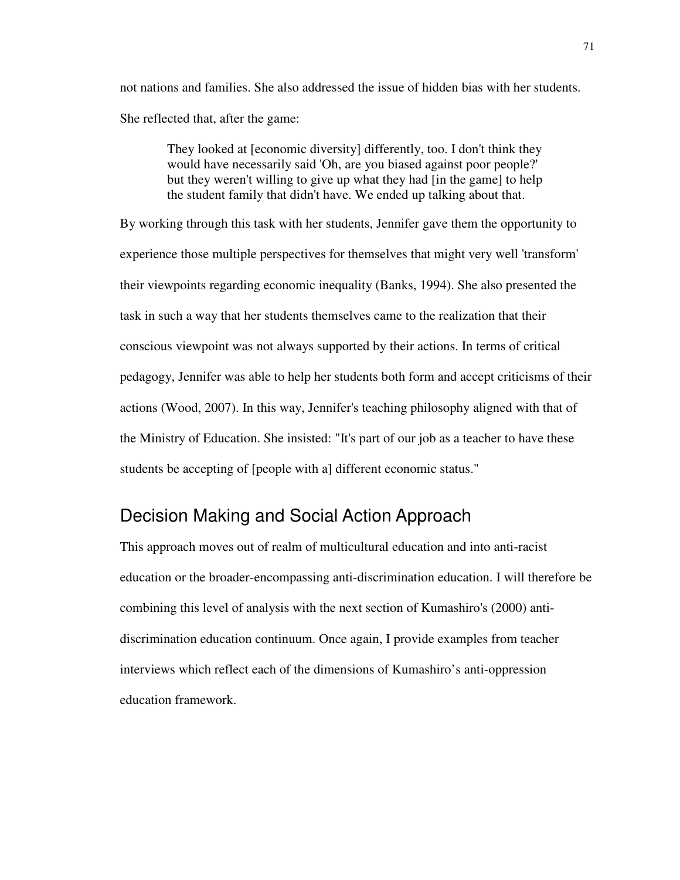not nations and families. She also addressed the issue of hidden bias with her students. She reflected that, after the game:

> They looked at [economic diversity] differently, too. I don't think they would have necessarily said 'Oh, are you biased against poor people?' but they weren't willing to give up what they had [in the game] to help the student family that didn't have. We ended up talking about that.

By working through this task with her students, Jennifer gave them the opportunity to experience those multiple perspectives for themselves that might very well 'transform' their viewpoints regarding economic inequality (Banks, 1994). She also presented the task in such a way that her students themselves came to the realization that their conscious viewpoint was not always supported by their actions. In terms of critical pedagogy, Jennifer was able to help her students both form and accept criticisms of their actions (Wood, 2007). In this way, Jennifer's teaching philosophy aligned with that of the Ministry of Education. She insisted: "It's part of our job as a teacher to have these students be accepting of [people with a] different economic status."

## Decision Making and Social Action Approach

This approach moves out of realm of multicultural education and into anti-racist education or the broader-encompassing anti-discrimination education. I will therefore be combining this level of analysis with the next section of Kumashiro's (2000) anti-discrimination education continuum. Once again, I provide examples from teacher interviews which reflect each of the dimensions of Kumashiro's anti-oppression education framework.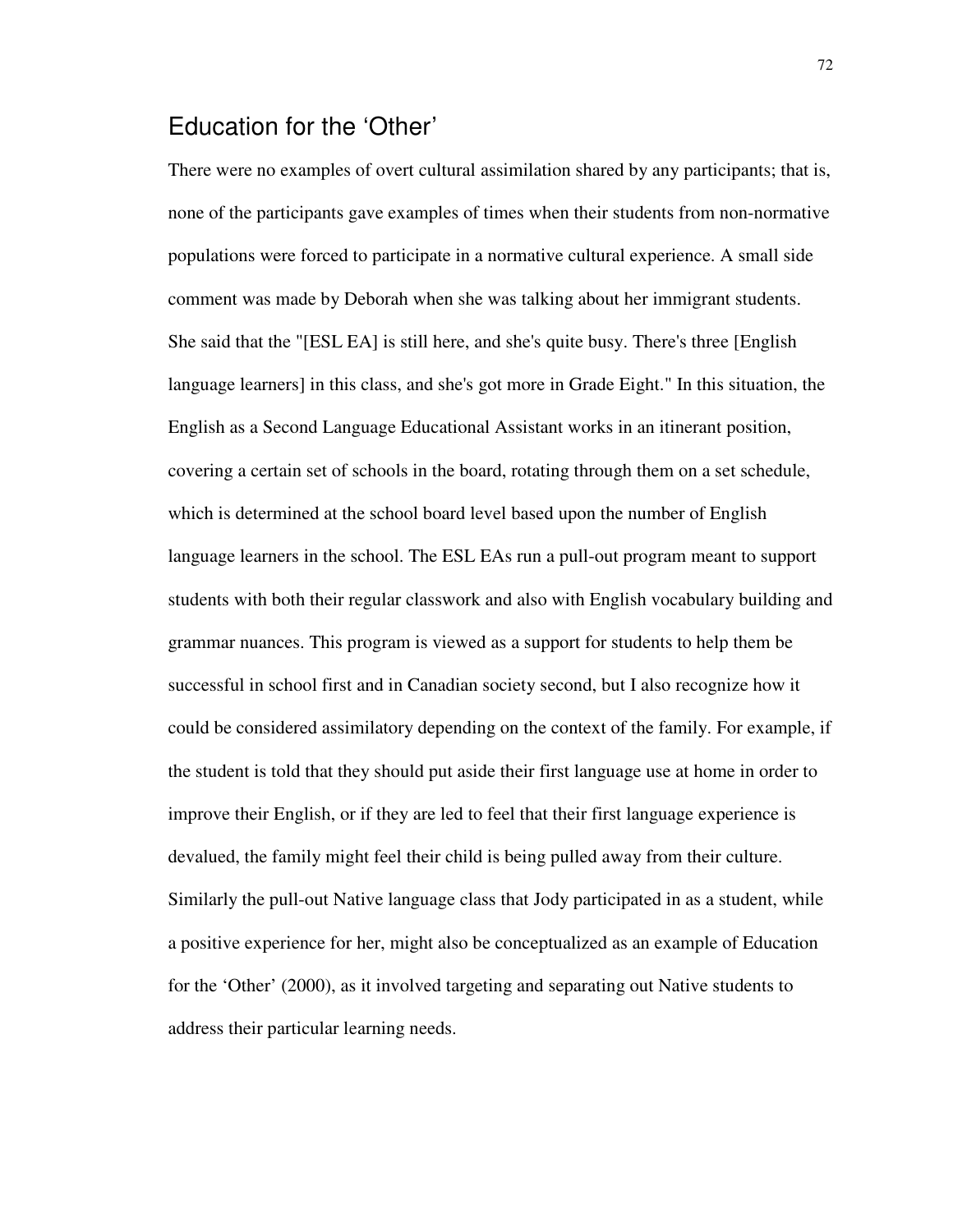## Education for the 'Other'

There were no examples of overt cultural assimilation shared by any participants; that is, none of the participants gave examples of times when their students from non-normative populations were forced to participate in a normative cultural experience. A small side comment was made by Deborah when she was talking about her immigrant students. She said that the "[ESL EA] is still here, and she's quite busy. There's three [English language learners] in this class, and she's got more in Grade Eight." In this situation, the English as a Second Language Educational Assistant works in an itinerant position, covering a certain set of schools in the board, rotating through them on a set schedule, which is determined at the school board level based upon the number of English language learners in the school. The ESL EAs run a pull-out program meant to support students with both their regular classwork and also with English vocabulary building and grammar nuances. This program is viewed as a support for students to help them be successful in school first and in Canadian society second, but I also recognize how it could be considered assimilatory depending on the context of the family. For example, if the student is told that they should put aside their first language use at home in order to improve their English, or if they are led to feel that their first language experience is devalued, the family might feel their child is being pulled away from their culture. Similarly the pull-out Native language class that Jody participated in as a student, while a positive experience for her, might also be conceptualized as an example of Education for the 'Other' (2000), as it involved targeting and separating out Native students to address their particular learning needs.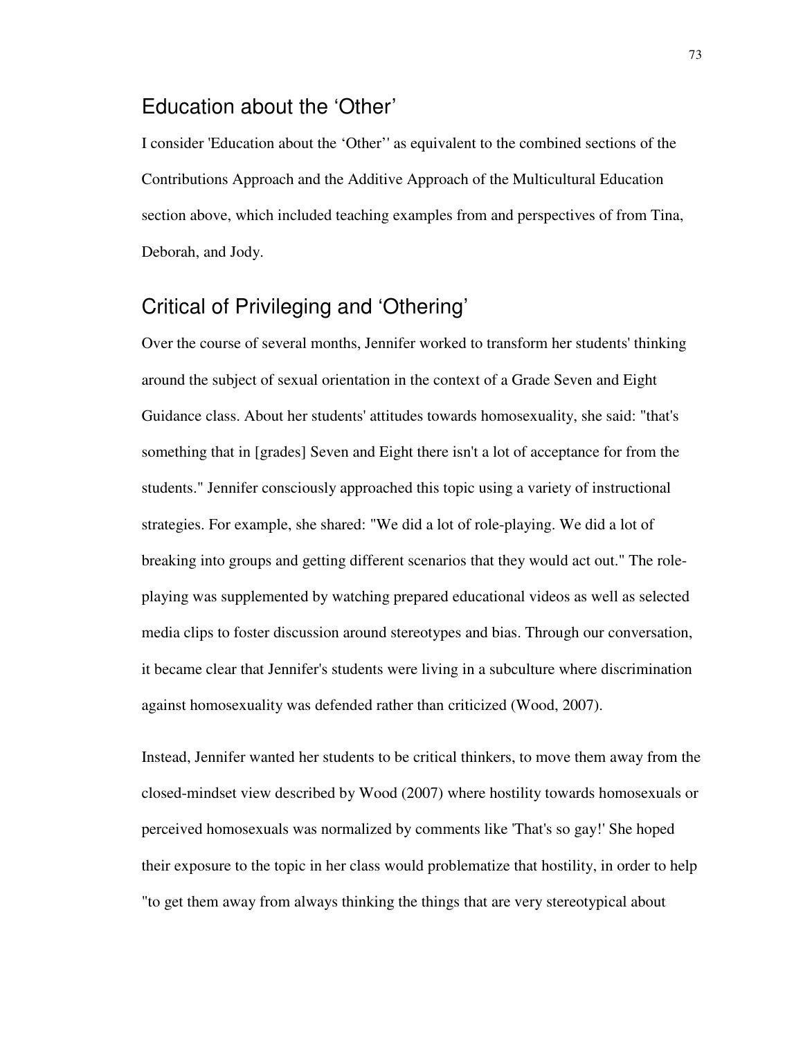## Education about the 'Other'

I consider 'Education about the 'Other'' as equivalent to the combined sections of the Contributions Approach and the Additive Approach of the Multicultural Education section above, which included teaching examples from and perspectives of from Tina, Deborah, and Jody.

## Critical of Privileging and 'Othering'

Over the course of several months, Jennifer worked to transform her students' thinking around the subject of sexual orientation in the context of a Grade Seven and Eight Guidance class. About her students' attitudes towards homosexuality, she said: "that's something that in [grades] Seven and Eight there isn't a lot of acceptance for from the students." Jennifer consciously approached this topic using a variety of instructional strategies. For example, she shared: "We did a lot of role-playing. We did a lot of breaking into groups and getting different scenarios that they would act out." The role-playing was supplemented by watching prepared educational videos as well as selected media clips to foster discussion around stereotypes and bias. Through our conversation, it became clear that Jennifer's students were living in a subculture where discrimination against homosexuality was defended rather than criticized (Wood, 2007).

Instead, Jennifer wanted her students to be critical thinkers, to move them away from the closed-mindset view described by Wood (2007) where hostility towards homosexuals or perceived homosexuals was normalized by comments like 'That's so gay!' She hoped their exposure to the topic in her class would problematize that hostility, in order to help "to get them away from always thinking the things that are very stereotypical about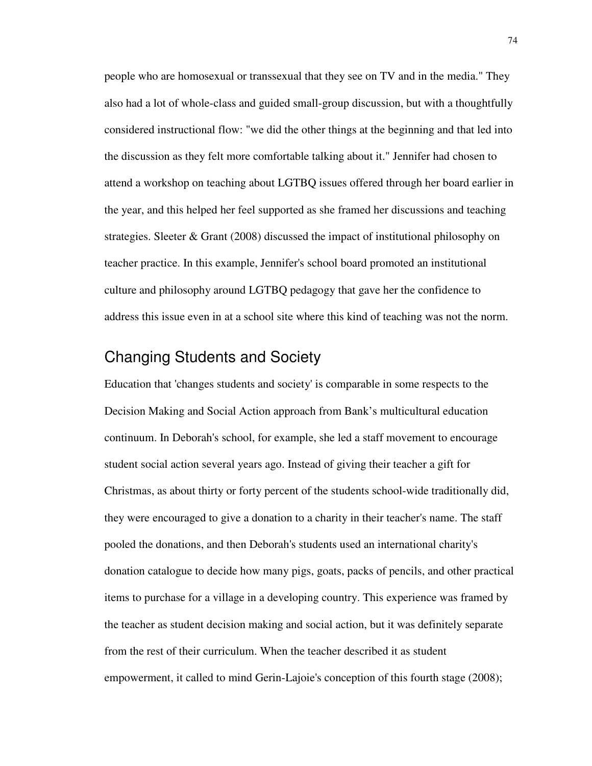people who are homosexual or transsexual that they see on TV and in the media." They also had a lot of whole-class and guided small-group discussion, but with a thoughtfully considered instructional flow: "we did the other things at the beginning and that led into the discussion as they felt more comfortable talking about it." Jennifer had chosen to attend a workshop on teaching about LGTBQ issues offered through her board earlier in the year, and this helped her feel supported as she framed her discussions and teaching strategies. Sleeter & Grant (2008) discussed the impact of institutional philosophy on teacher practice. In this example, Jennifer's school board promoted an institutional culture and philosophy around LGTBQ pedagogy that gave her the confidence to address this issue even in at a school site where this kind of teaching was not the norm.

## Changing Students and Society

Education that 'changes students and society' is comparable in some respects to the Decision Making and Social Action approach from Bank's multicultural education continuum. In Deborah's school, for example, she led a staff movement to encourage student social action several years ago. Instead of giving their teacher a gift for Christmas, as about thirty or forty percent of the students school-wide traditionally did, they were encouraged to give a donation to a charity in their teacher's name. The staff pooled the donations, and then Deborah's students used an international charity's donation catalogue to decide how many pigs, goats, packs of pencils, and other practical items to purchase for a village in a developing country. This experience was framed by the teacher as student decision making and social action, but it was definitely separate from the rest of their curriculum. When the teacher described it as student empowerment, it called to mind Gerin-Lajoie's conception of this fourth stage (2008);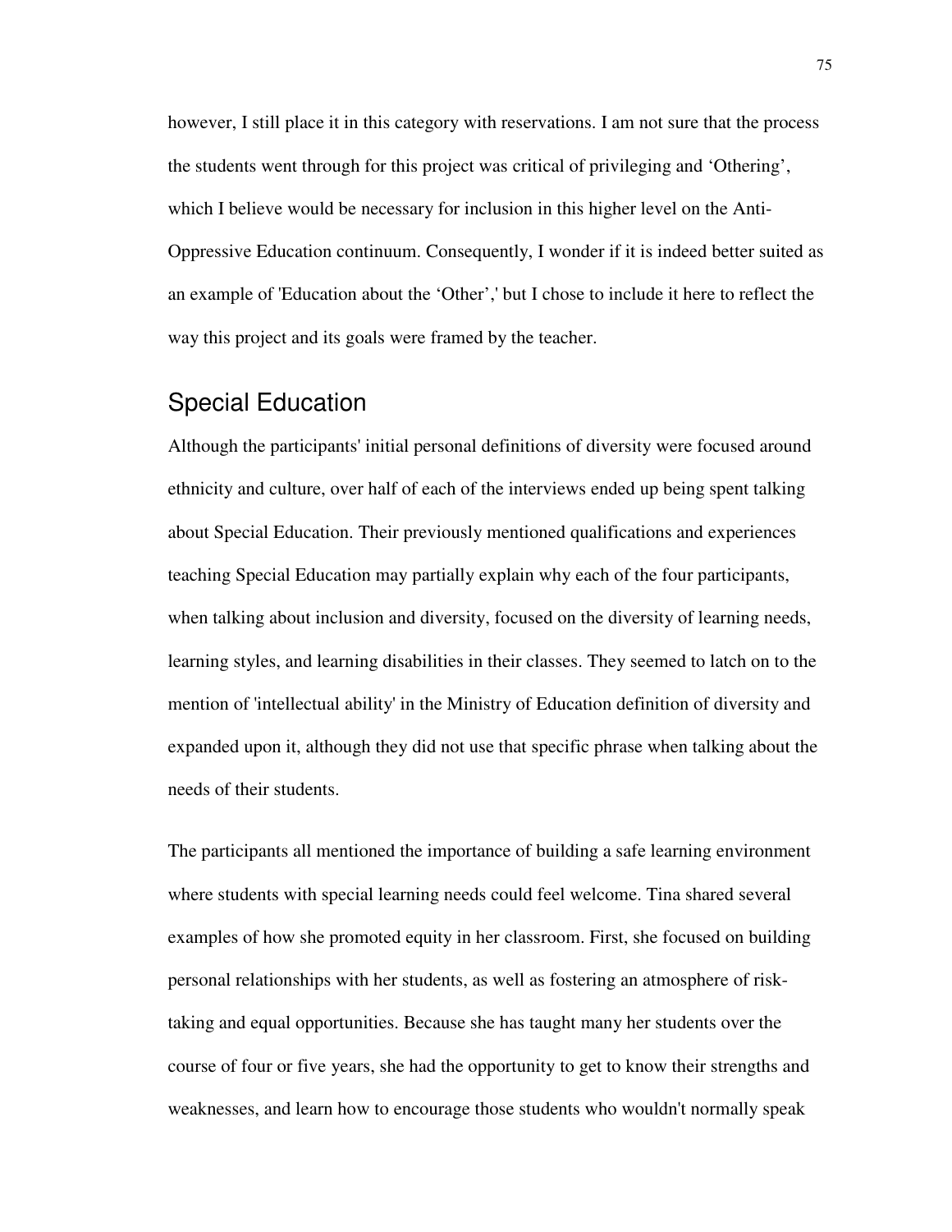however, I still place it in this category with reservations. I am not sure that the process the students went through for this project was critical of privileging and ‘Othering’, which I believe would be necessary for inclusion in this higher level on the Anti-Oppressive Education continuum. Consequently, I wonder if it is indeed better suited as an example of 'Education about the ‘Other’,' but I chose to include it here to reflect the way this project and its goals were framed by the teacher.

## Special Education

Although the participants' initial personal definitions of diversity were focused around ethnicity and culture, over half of each of the interviews ended up being spent talking about Special Education. Their previously mentioned qualifications and experiences teaching Special Education may partially explain why each of the four participants, when talking about inclusion and diversity, focused on the diversity of learning needs, learning styles, and learning disabilities in their classes. They seemed to latch on to the mention of 'intellectual ability' in the Ministry of Education definition of diversity and expanded upon it, although they did not use that specific phrase when talking about the needs of their students.

The participants all mentioned the importance of building a safe learning environment where students with special learning needs could feel welcome. Tina shared several examples of how she promoted equity in her classroom. First, she focused on building personal relationships with her students, as well as fostering an atmosphere of risk-taking and equal opportunities. Because she has taught many her students over the course of four or five years, she had the opportunity to get to know their strengths and weaknesses, and learn how to encourage those students who wouldn't normally speak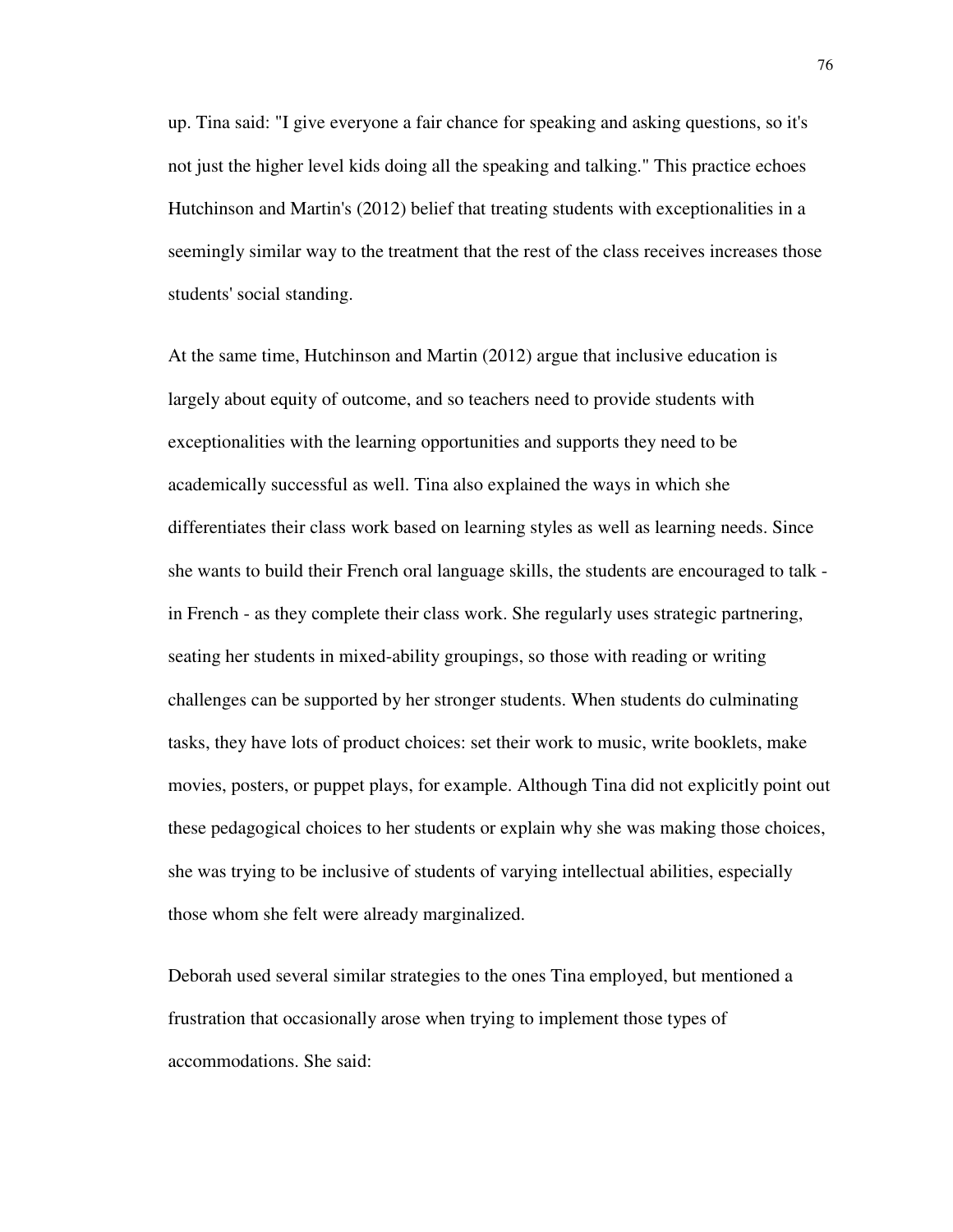up. Tina said: "I give everyone a fair chance for speaking and asking questions, so it's not just the higher level kids doing all the speaking and talking." This practice echoes Hutchinson and Martin's (2012) belief that treating students with exceptionalities in a seemingly similar way to the treatment that the rest of the class receives increases those students' social standing.

At the same time, Hutchinson and Martin (2012) argue that inclusive education is largely about equity of outcome, and so teachers need to provide students with exceptionalities with the learning opportunities and supports they need to be academically successful as well. Tina also explained the ways in which she differentiates their class work based on learning styles as well as learning needs. Since she wants to build their French oral language skills, the students are encouraged to talk - in French - as they complete their class work. She regularly uses strategic partnering, seating her students in mixed-ability groupings, so those with reading or writing challenges can be supported by her stronger students. When students do culminating tasks, they have lots of product choices: set their work to music, write booklets, make movies, posters, or puppet plays, for example. Although Tina did not explicitly point out these pedagogical choices to her students or explain why she was making those choices, she was trying to be inclusive of students of varying intellectual abilities, especially those whom she felt were already marginalized.

Deborah used several similar strategies to the ones Tina employed, but mentioned a frustration that occasionally arose when trying to implement those types of accommodations. She said: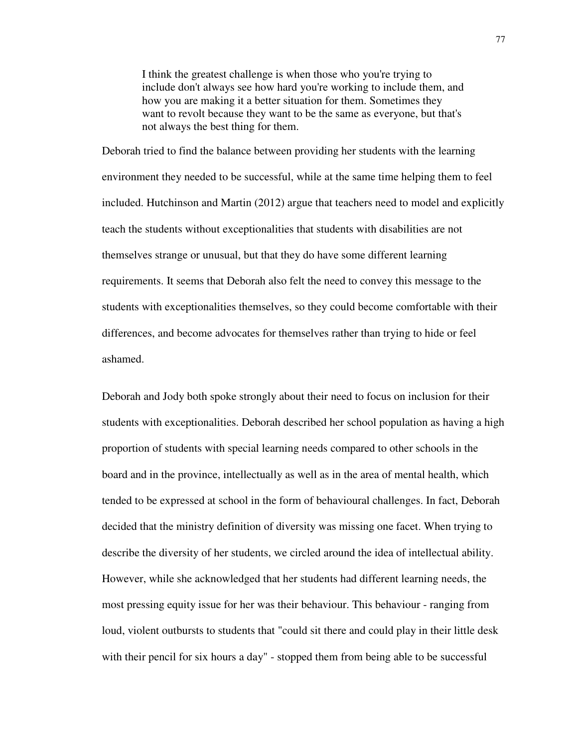> I think the greatest challenge is when those who you're trying to include don't always see how hard you're working to include them, and how you are making it a better situation for them. Sometimes they want to revolt because they want to be the same as everyone, but that's not always the best thing for them.

Deborah tried to find the balance between providing her students with the learning environment they needed to be successful, while at the same time helping them to feel included. Hutchinson and Martin (2012) argue that teachers need to model and explicitly teach the students without exceptionalities that students with disabilities are not themselves strange or unusual, but that they do have some different learning requirements. It seems that Deborah also felt the need to convey this message to the students with exceptionalities themselves, so they could become comfortable with their differences, and become advocates for themselves rather than trying to hide or feel ashamed.

Deborah and Jody both spoke strongly about their need to focus on inclusion for their students with exceptionalities. Deborah described her school population as having a high proportion of students with special learning needs compared to other schools in the board and in the province, intellectually as well as in the area of mental health, which tended to be expressed at school in the form of behavioural challenges. In fact, Deborah decided that the ministry definition of diversity was missing one facet. When trying to describe the diversity of her students, we circled around the idea of intellectual ability. However, while she acknowledged that her students had different learning needs, the most pressing equity issue for her was their behaviour. This behaviour - ranging from loud, violent outbursts to students that "could sit there and could play in their little desk with their pencil for six hours a day" - stopped them from being able to be successful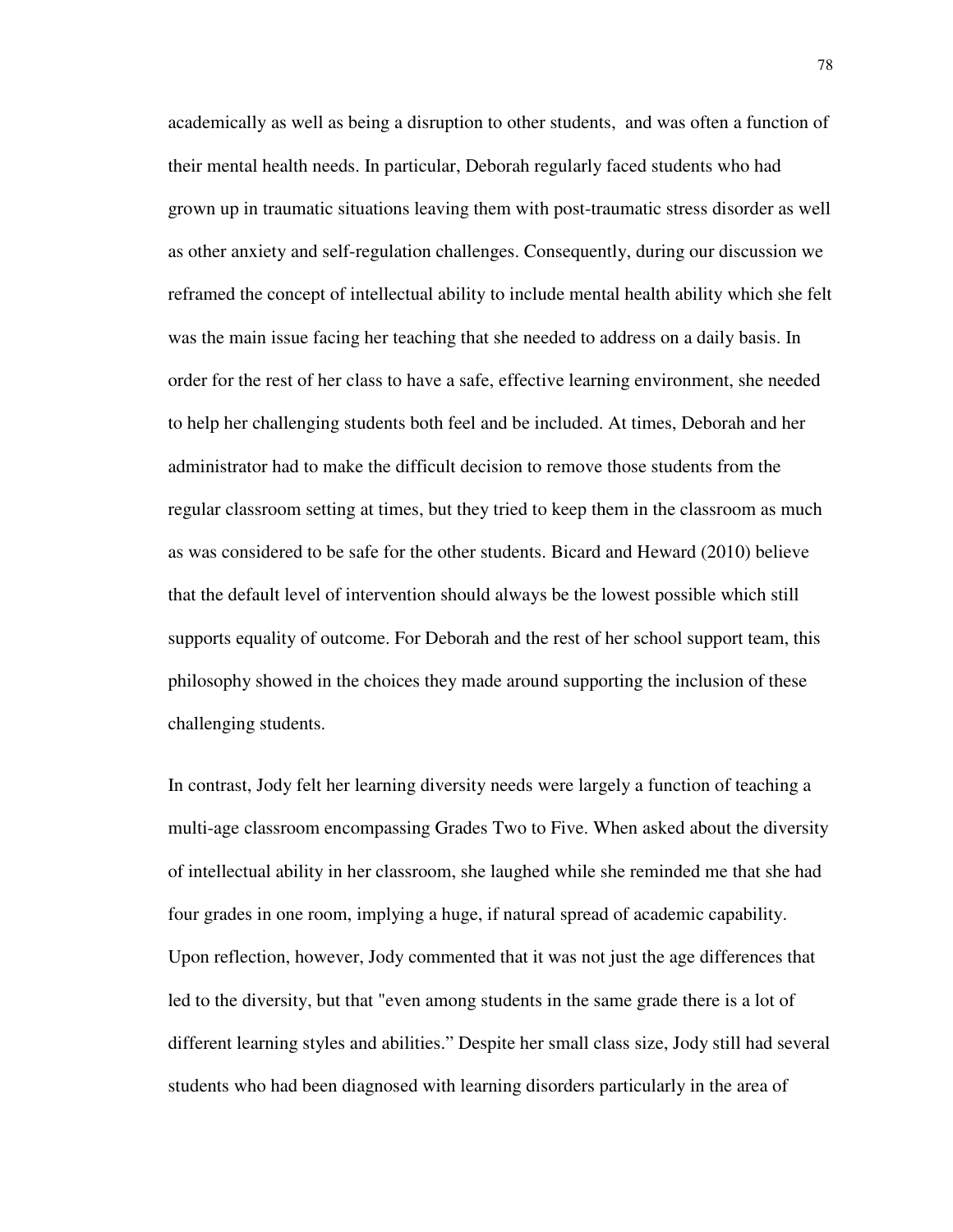academically as well as being a disruption to other students,  and was often a function of their mental health needs. In particular, Deborah regularly faced students who had grown up in traumatic situations leaving them with post-traumatic stress disorder as well as other anxiety and self-regulation challenges. Consequently, during our discussion we reframed the concept of intellectual ability to include mental health ability which she felt was the main issue facing her teaching that she needed to address on a daily basis. In order for the rest of her class to have a safe, effective learning environment, she needed to help her challenging students both feel and be included. At times, Deborah and her administrator had to make the difficult decision to remove those students from the regular classroom setting at times, but they tried to keep them in the classroom as much as was considered to be safe for the other students. Bicard and Heward (2010) believe that the default level of intervention should always be the lowest possible which still supports equality of outcome. For Deborah and the rest of her school support team, this philosophy showed in the choices they made around supporting the inclusion of these challenging students.

In contrast, Jody felt her learning diversity needs were largely a function of teaching a multi-age classroom encompassing Grades Two to Five. When asked about the diversity of intellectual ability in her classroom, she laughed while she reminded me that she had four grades in one room, implying a huge, if natural spread of academic capability. Upon reflection, however, Jody commented that it was not just the age differences that led to the diversity, but that "even among students in the same grade there is a lot of different learning styles and abilities." Despite her small class size, Jody still had several students who had been diagnosed with learning disorders particularly in the area of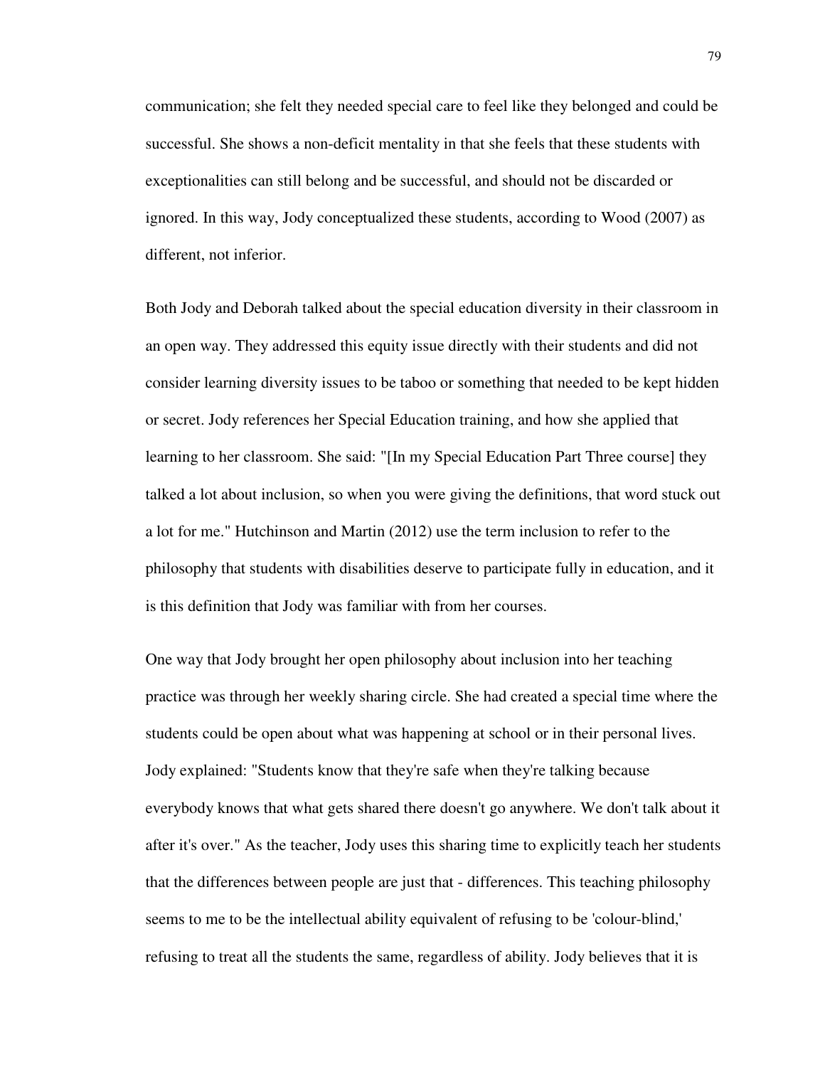communication; she felt they needed special care to feel like they belonged and could be successful. She shows a non-deficit mentality in that she feels that these students with exceptionalities can still belong and be successful, and should not be discarded or ignored. In this way, Jody conceptualized these students, according to Wood (2007) as different, not inferior.

Both Jody and Deborah talked about the special education diversity in their classroom in an open way. They addressed this equity issue directly with their students and did not consider learning diversity issues to be taboo or something that needed to be kept hidden or secret. Jody references her Special Education training, and how she applied that learning to her classroom. She said: "[In my Special Education Part Three course] they talked a lot about inclusion, so when you were giving the definitions, that word stuck out a lot for me." Hutchinson and Martin (2012) use the term inclusion to refer to the philosophy that students with disabilities deserve to participate fully in education, and it is this definition that Jody was familiar with from her courses.

One way that Jody brought her open philosophy about inclusion into her teaching practice was through her weekly sharing circle. She had created a special time where the students could be open about what was happening at school or in their personal lives. Jody explained: "Students know that they're safe when they're talking because everybody knows that what gets shared there doesn't go anywhere. We don't talk about it after it's over." As the teacher, Jody uses this sharing time to explicitly teach her students that the differences between people are just that - differences. This teaching philosophy seems to me to be the intellectual ability equivalent of refusing to be 'colour-blind,' refusing to treat all the students the same, regardless of ability. Jody believes that it is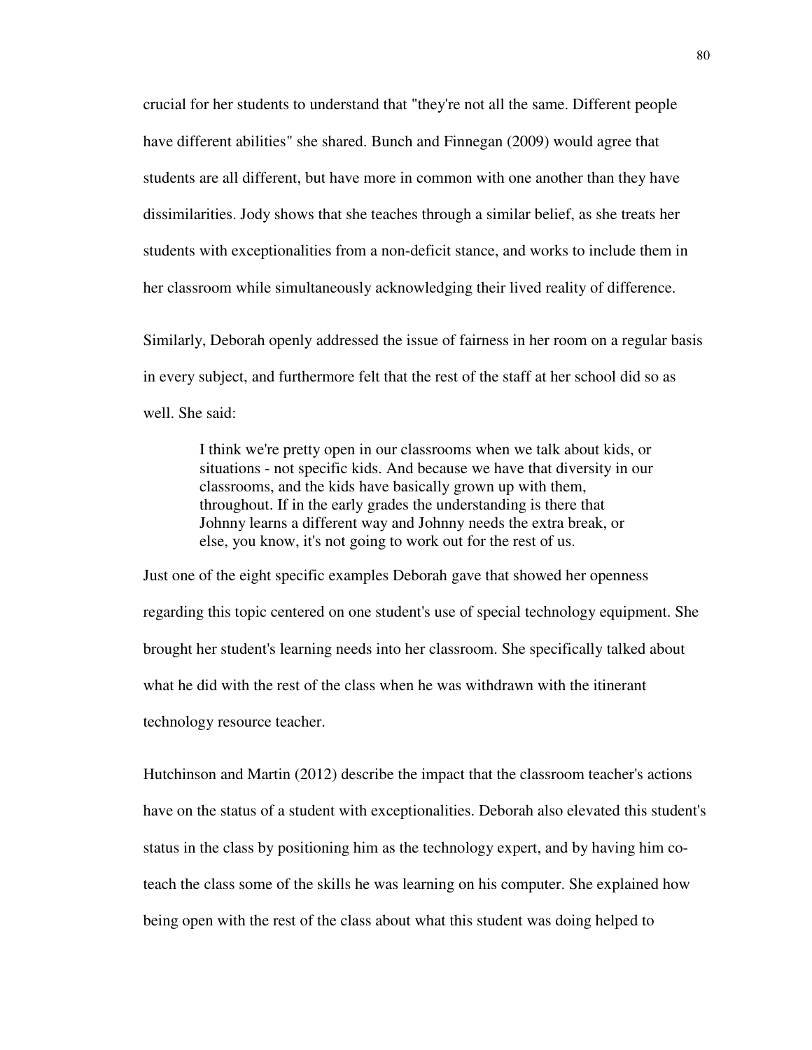crucial for her students to understand that "they're not all the same. Different people have different abilities" she shared. Bunch and Finnegan (2009) would agree that students are all different, but have more in common with one another than they have dissimilarities. Jody shows that she teaches through a similar belief, as she treats her students with exceptionalities from a non-deficit stance, and works to include them in her classroom while simultaneously acknowledging their lived reality of difference.

Similarly, Deborah openly addressed the issue of fairness in her room on a regular basis in every subject, and furthermore felt that the rest of the staff at her school did so as well. She said:

> I think we're pretty open in our classrooms when we talk about kids, or situations - not specific kids. And because we have that diversity in our classrooms, and the kids have basically grown up with them, throughout. If in the early grades the understanding is there that Johnny learns a different way and Johnny needs the extra break, or else, you know, it's not going to work out for the rest of us.

Just one of the eight specific examples Deborah gave that showed her openness regarding this topic centered on one student's use of special technology equipment. She brought her student's learning needs into her classroom. She specifically talked about what he did with the rest of the class when he was withdrawn with the itinerant technology resource teacher.

Hutchinson and Martin (2012) describe the impact that the classroom teacher's actions have on the status of a student with exceptionalities. Deborah also elevated this student's status in the class by positioning him as the technology expert, and by having him co-teach the class some of the skills he was learning on his computer. She explained how being open with the rest of the class about what this student was doing helped to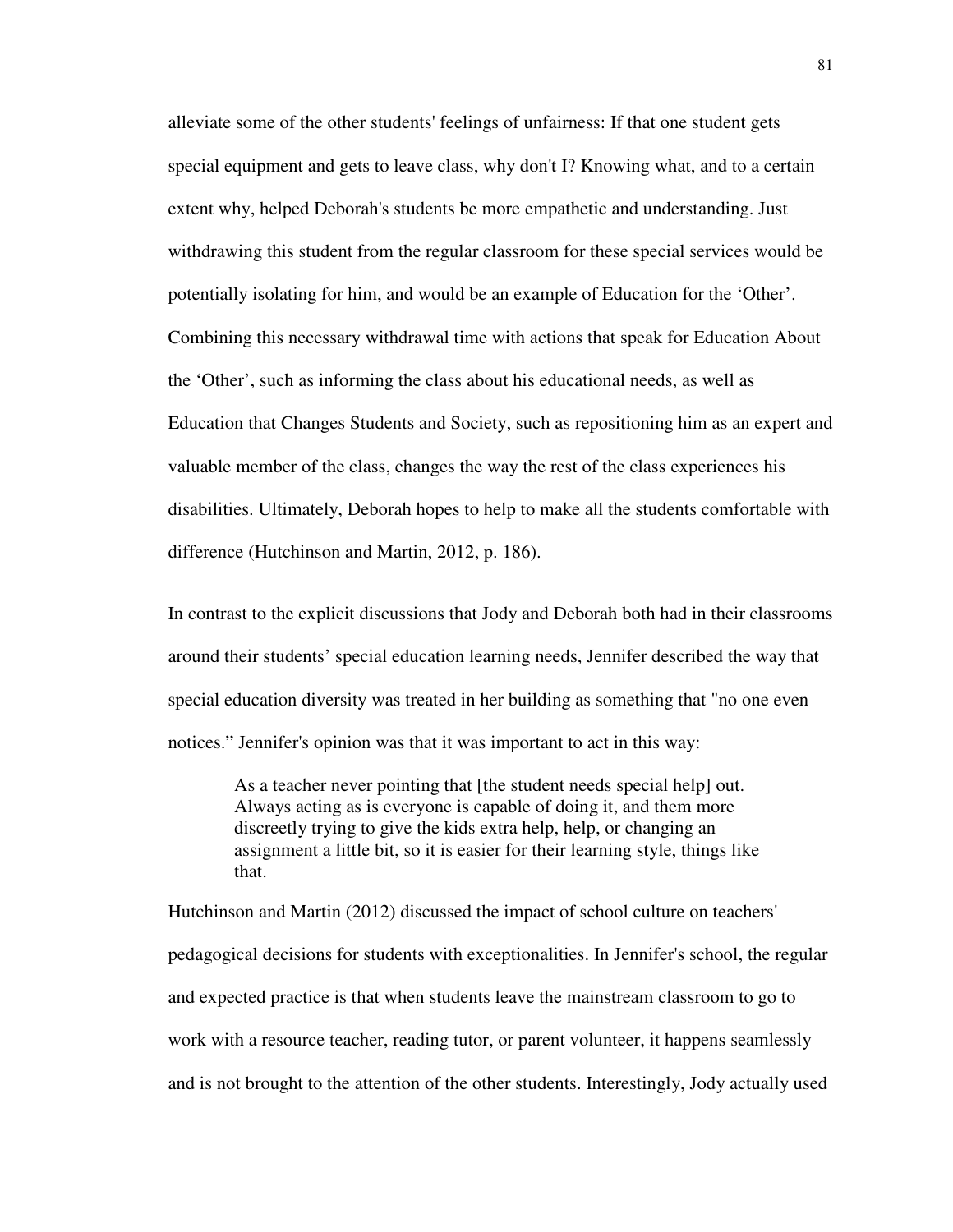alleviate some of the other students' feelings of unfairness: If that one student gets special equipment and gets to leave class, why don't I? Knowing what, and to a certain extent why, helped Deborah's students be more empathetic and understanding. Just withdrawing this student from the regular classroom for these special services would be potentially isolating for him, and would be an example of Education for the 'Other'. Combining this necessary withdrawal time with actions that speak for Education About the 'Other', such as informing the class about his educational needs, as well as Education that Changes Students and Society, such as repositioning him as an expert and valuable member of the class, changes the way the rest of the class experiences his disabilities. Ultimately, Deborah hopes to help to make all the students comfortable with difference (Hutchinson and Martin, 2012, p. 186).

In contrast to the explicit discussions that Jody and Deborah both had in their classrooms around their students' special education learning needs, Jennifer described the way that special education diversity was treated in her building as something that "no one even notices." Jennifer's opinion was that it was important to act in this way:

> As a teacher never pointing that [the student needs special help] out. Always acting as is everyone is capable of doing it, and them more discreetly trying to give the kids extra help, help, or changing an assignment a little bit, so it is easier for their learning style, things like that.

Hutchinson and Martin (2012) discussed the impact of school culture on teachers' pedagogical decisions for students with exceptionalities. In Jennifer's school, the regular and expected practice is that when students leave the mainstream classroom to go to work with a resource teacher, reading tutor, or parent volunteer, it happens seamlessly and is not brought to the attention of the other students. Interestingly, Jody actually used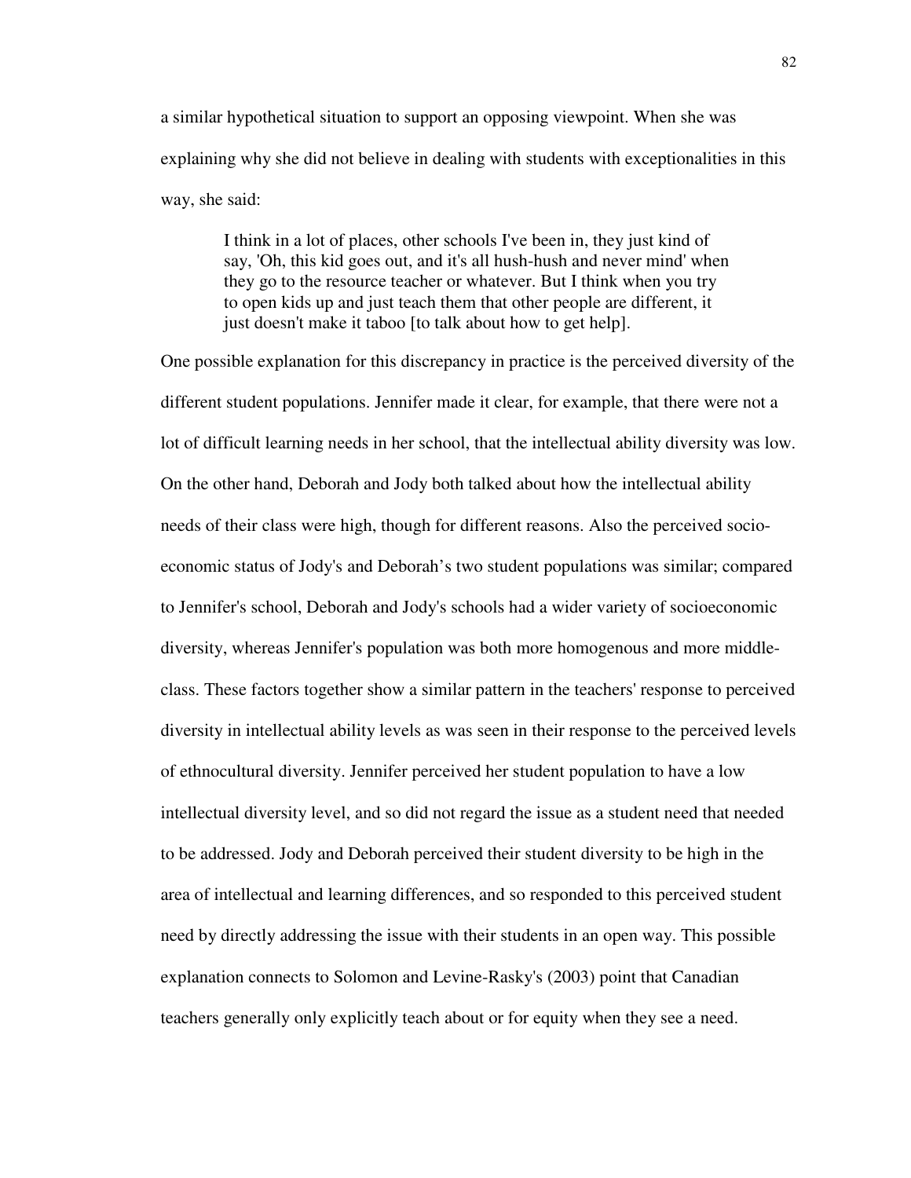a similar hypothetical situation to support an opposing viewpoint. When she was explaining why she did not believe in dealing with students with exceptionalities in this way, she said:

> I think in a lot of places, other schools I've been in, they just kind of say, 'Oh, this kid goes out, and it's all hush-hush and never mind' when they go to the resource teacher or whatever. But I think when you try to open kids up and just teach them that other people are different, it just doesn't make it taboo [to talk about how to get help].

One possible explanation for this discrepancy in practice is the perceived diversity of the different student populations. Jennifer made it clear, for example, that there were not a lot of difficult learning needs in her school, that the intellectual ability diversity was low. On the other hand, Deborah and Jody both talked about how the intellectual ability needs of their class were high, though for different reasons. Also the perceived socio-economic status of Jody's and Deborah's two student populations was similar; compared to Jennifer's school, Deborah and Jody's schools had a wider variety of socioeconomic diversity, whereas Jennifer's population was both more homogenous and more middle-class. These factors together show a similar pattern in the teachers' response to perceived diversity in intellectual ability levels as was seen in their response to the perceived levels of ethnocultural diversity. Jennifer perceived her student population to have a low intellectual diversity level, and so did not regard the issue as a student need that needed to be addressed. Jody and Deborah perceived their student diversity to be high in the area of intellectual and learning differences, and so responded to this perceived student need by directly addressing the issue with their students in an open way. This possible explanation connects to Solomon and Levine-Rasky's (2003) point that Canadian teachers generally only explicitly teach about or for equity when they see a need.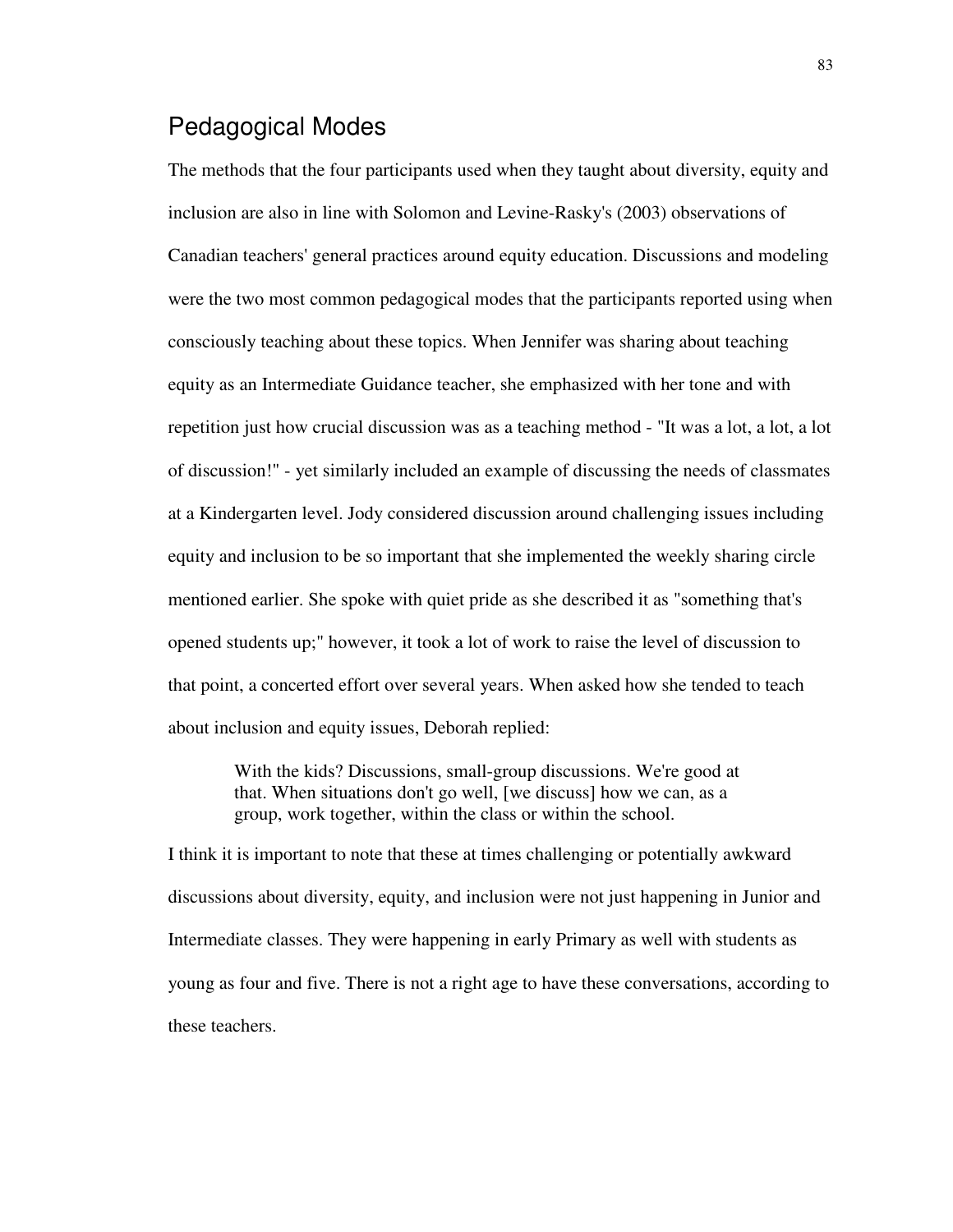## Pedagogical Modes

The methods that the four participants used when they taught about diversity, equity and inclusion are also in line with Solomon and Levine-Rasky's (2003) observations of Canadian teachers' general practices around equity education. Discussions and modeling were the two most common pedagogical modes that the participants reported using when consciously teaching about these topics. When Jennifer was sharing about teaching equity as an Intermediate Guidance teacher, she emphasized with her tone and with repetition just how crucial discussion was as a teaching method - "It was a lot, a lot, a lot of discussion!" - yet similarly included an example of discussing the needs of classmates at a Kindergarten level. Jody considered discussion around challenging issues including equity and inclusion to be so important that she implemented the weekly sharing circle mentioned earlier. She spoke with quiet pride as she described it as "something that's opened students up;" however, it took a lot of work to raise the level of discussion to that point, a concerted effort over several years. When asked how she tended to teach about inclusion and equity issues, Deborah replied:

> With the kids? Discussions, small-group discussions. We're good at that. When situations don't go well, [we discuss] how we can, as a group, work together, within the class or within the school.

I think it is important to note that these at times challenging or potentially awkward discussions about diversity, equity, and inclusion were not just happening in Junior and Intermediate classes. They were happening in early Primary as well with students as young as four and five. There is not a right age to have these conversations, according to these teachers.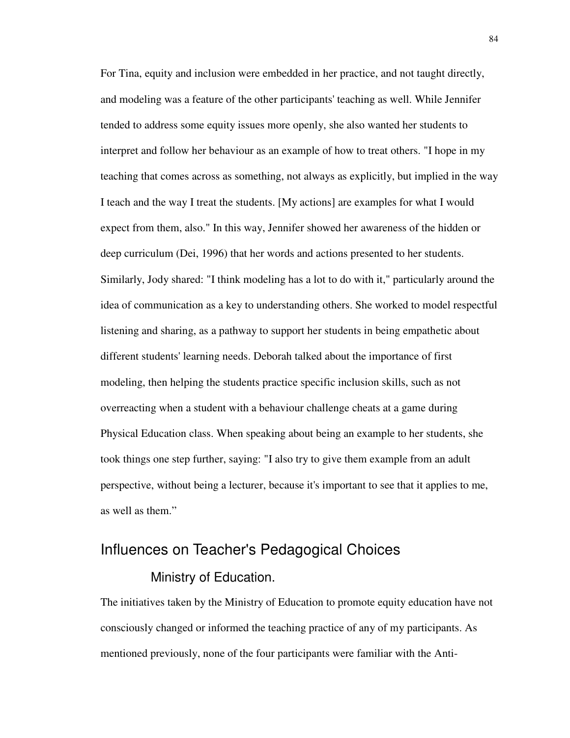For Tina, equity and inclusion were embedded in her practice, and not taught directly, and modeling was a feature of the other participants' teaching as well. While Jennifer tended to address some equity issues more openly, she also wanted her students to interpret and follow her behaviour as an example of how to treat others. "I hope in my teaching that comes across as something, not always as explicitly, but implied in the way I teach and the way I treat the students. [My actions] are examples for what I would expect from them, also." In this way, Jennifer showed her awareness of the hidden or deep curriculum (Dei, 1996) that her words and actions presented to her students. Similarly, Jody shared: "I think modeling has a lot to do with it," particularly around the idea of communication as a key to understanding others. She worked to model respectful listening and sharing, as a pathway to support her students in being empathetic about different students' learning needs. Deborah talked about the importance of first modeling, then helping the students practice specific inclusion skills, such as not overreacting when a student with a behaviour challenge cheats at a game during Physical Education class. When speaking about being an example to her students, she took things one step further, saying: "I also try to give them example from an adult perspective, without being a lecturer, because it's important to see that it applies to me, as well as them."

## Influences on Teacher's Pedagogical Choices

### Ministry of Education.

The initiatives taken by the Ministry of Education to promote equity education have not consciously changed or informed the teaching practice of any of my participants. As mentioned previously, none of the four participants were familiar with the Anti-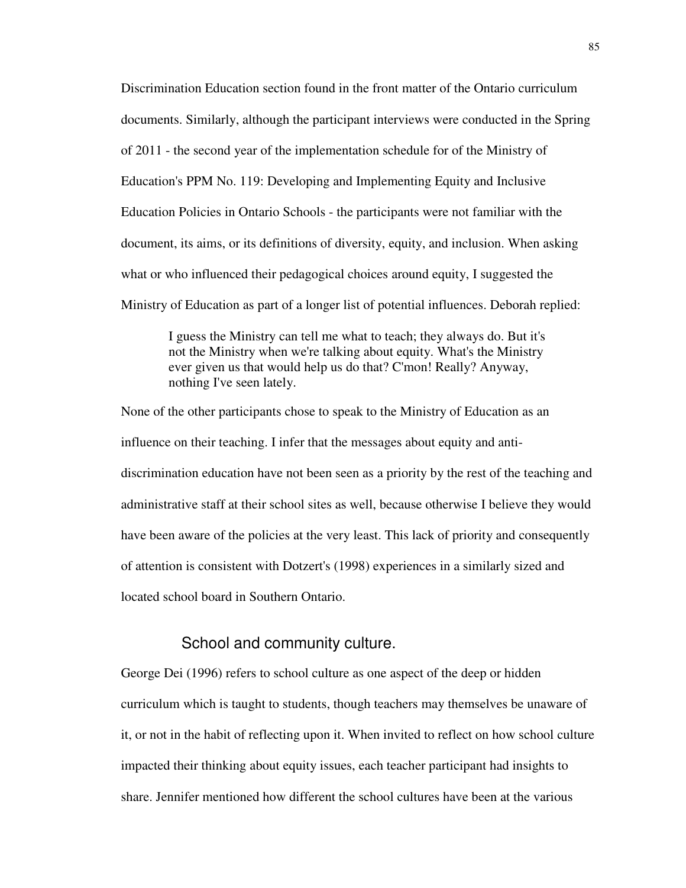Discrimination Education section found in the front matter of the Ontario curriculum documents. Similarly, although the participant interviews were conducted in the Spring of 2011 - the second year of the implementation schedule for of the Ministry of Education's PPM No. 119: Developing and Implementing Equity and Inclusive Education Policies in Ontario Schools - the participants were not familiar with the document, its aims, or its definitions of diversity, equity, and inclusion. When asking what or who influenced their pedagogical choices around equity, I suggested the Ministry of Education as part of a longer list of potential influences. Deborah replied:

> I guess the Ministry can tell me what to teach; they always do. But it's not the Ministry when we're talking about equity. What's the Ministry ever given us that would help us do that? C'mon! Really? Anyway, nothing I've seen lately.

None of the other participants chose to speak to the Ministry of Education as an influence on their teaching. I infer that the messages about equity and anti-discrimination education have not been seen as a priority by the rest of the teaching and administrative staff at their school sites as well, because otherwise I believe they would have been aware of the policies at the very least. This lack of priority and consequently of attention is consistent with Dotzert's (1998) experiences in a similarly sized and located school board in Southern Ontario.

### School and community culture.

George Dei (1996) refers to school culture as one aspect of the deep or hidden curriculum which is taught to students, though teachers may themselves be unaware of it, or not in the habit of reflecting upon it. When invited to reflect on how school culture impacted their thinking about equity issues, each teacher participant had insights to share. Jennifer mentioned how different the school cultures have been at the various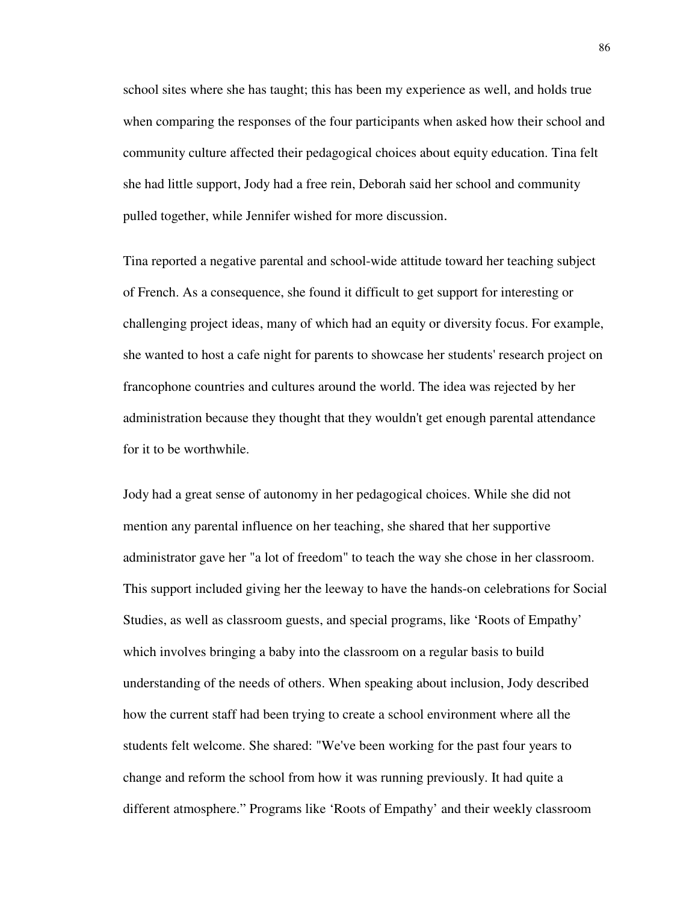school sites where she has taught; this has been my experience as well, and holds true when comparing the responses of the four participants when asked how their school and community culture affected their pedagogical choices about equity education. Tina felt she had little support, Jody had a free rein, Deborah said her school and community pulled together, while Jennifer wished for more discussion.

Tina reported a negative parental and school-wide attitude toward her teaching subject of French. As a consequence, she found it difficult to get support for interesting or challenging project ideas, many of which had an equity or diversity focus. For example, she wanted to host a cafe night for parents to showcase her students' research project on francophone countries and cultures around the world. The idea was rejected by her administration because they thought that they wouldn't get enough parental attendance for it to be worthwhile.

Jody had a great sense of autonomy in her pedagogical choices. While she did not mention any parental influence on her teaching, she shared that her supportive administrator gave her "a lot of freedom" to teach the way she chose in her classroom. This support included giving her the leeway to have the hands-on celebrations for Social Studies, as well as classroom guests, and special programs, like 'Roots of Empathy' which involves bringing a baby into the classroom on a regular basis to build understanding of the needs of others. When speaking about inclusion, Jody described how the current staff had been trying to create a school environment where all the students felt welcome. She shared: "We've been working for the past four years to change and reform the school from how it was running previously. It had quite a different atmosphere." Programs like 'Roots of Empathy' and their weekly classroom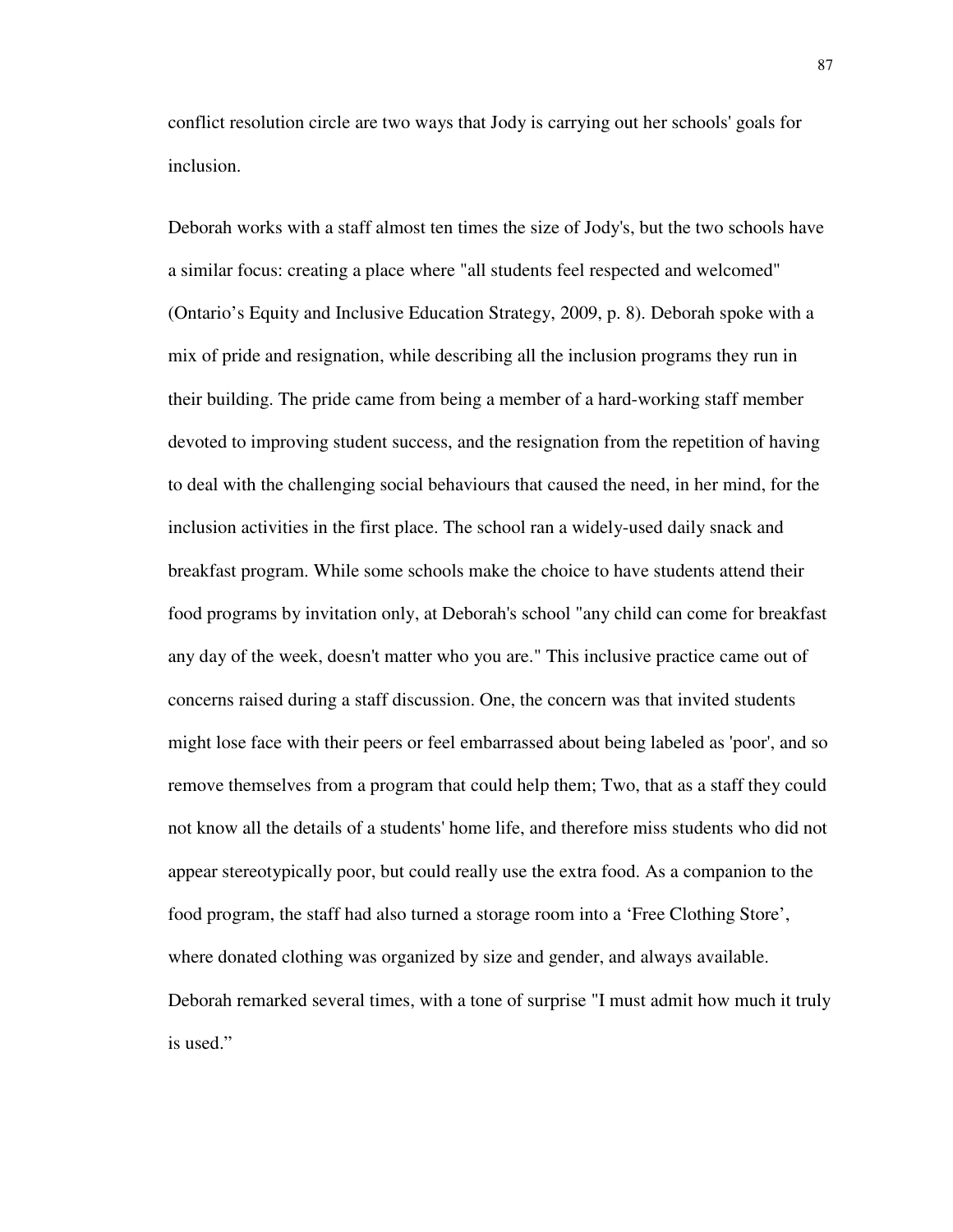conflict resolution circle are two ways that Jody is carrying out her schools' goals for inclusion.

Deborah works with a staff almost ten times the size of Jody's, but the two schools have a similar focus: creating a place where "all students feel respected and welcomed" (Ontario's Equity and Inclusive Education Strategy, 2009, p. 8). Deborah spoke with a mix of pride and resignation, while describing all the inclusion programs they run in their building. The pride came from being a member of a hard-working staff member devoted to improving student success, and the resignation from the repetition of having to deal with the challenging social behaviours that caused the need, in her mind, for the inclusion activities in the first place. The school ran a widely-used daily snack and breakfast program. While some schools make the choice to have students attend their food programs by invitation only, at Deborah's school "any child can come for breakfast any day of the week, doesn't matter who you are." This inclusive practice came out of concerns raised during a staff discussion. One, the concern was that invited students might lose face with their peers or feel embarrassed about being labeled as 'poor', and so remove themselves from a program that could help them; Two, that as a staff they could not know all the details of a students' home life, and therefore miss students who did not appear stereotypically poor, but could really use the extra food. As a companion to the food program, the staff had also turned a storage room into a 'Free Clothing Store', where donated clothing was organized by size and gender, and always available. Deborah remarked several times, with a tone of surprise "I must admit how much it truly is used."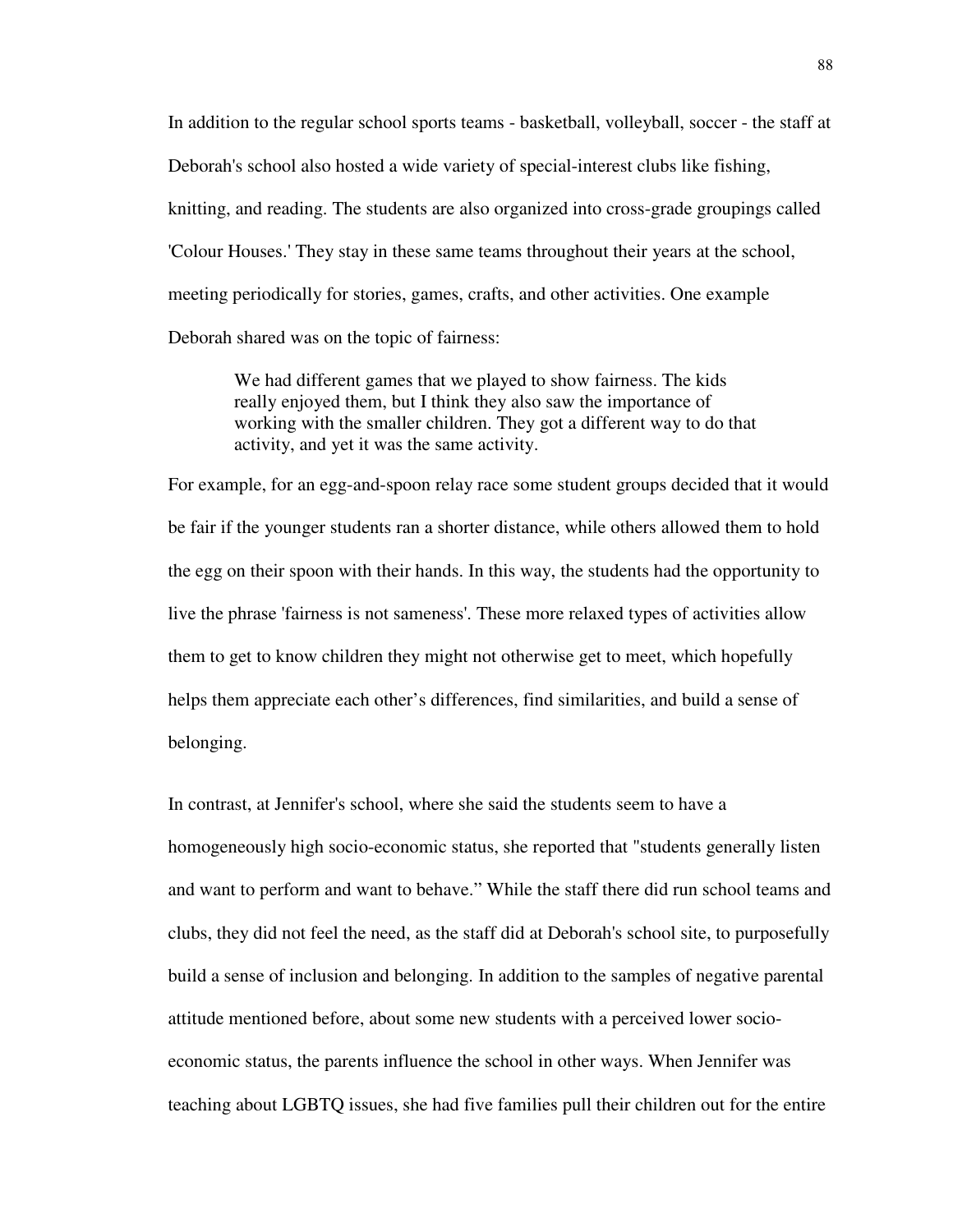In addition to the regular school sports teams - basketball, volleyball, soccer - the staff at Deborah's school also hosted a wide variety of special-interest clubs like fishing, knitting, and reading. The students are also organized into cross-grade groupings called 'Colour Houses.' They stay in these same teams throughout their years at the school, meeting periodically for stories, games, crafts, and other activities. One example Deborah shared was on the topic of fairness:

> We had different games that we played to show fairness. The kids really enjoyed them, but I think they also saw the importance of working with the smaller children. They got a different way to do that activity, and yet it was the same activity.

For example, for an egg-and-spoon relay race some student groups decided that it would be fair if the younger students ran a shorter distance, while others allowed them to hold the egg on their spoon with their hands. In this way, the students had the opportunity to live the phrase 'fairness is not sameness'. These more relaxed types of activities allow them to get to know children they might not otherwise get to meet, which hopefully helps them appreciate each other's differences, find similarities, and build a sense of belonging.

In contrast, at Jennifer's school, where she said the students seem to have a homogeneously high socio-economic status, she reported that "students generally listen and want to perform and want to behave." While the staff there did run school teams and clubs, they did not feel the need, as the staff did at Deborah's school site, to purposefully build a sense of inclusion and belonging. In addition to the samples of negative parental attitude mentioned before, about some new students with a perceived lower socio-economic status, the parents influence the school in other ways. When Jennifer was teaching about LGBTQ issues, she had five families pull their children out for the entire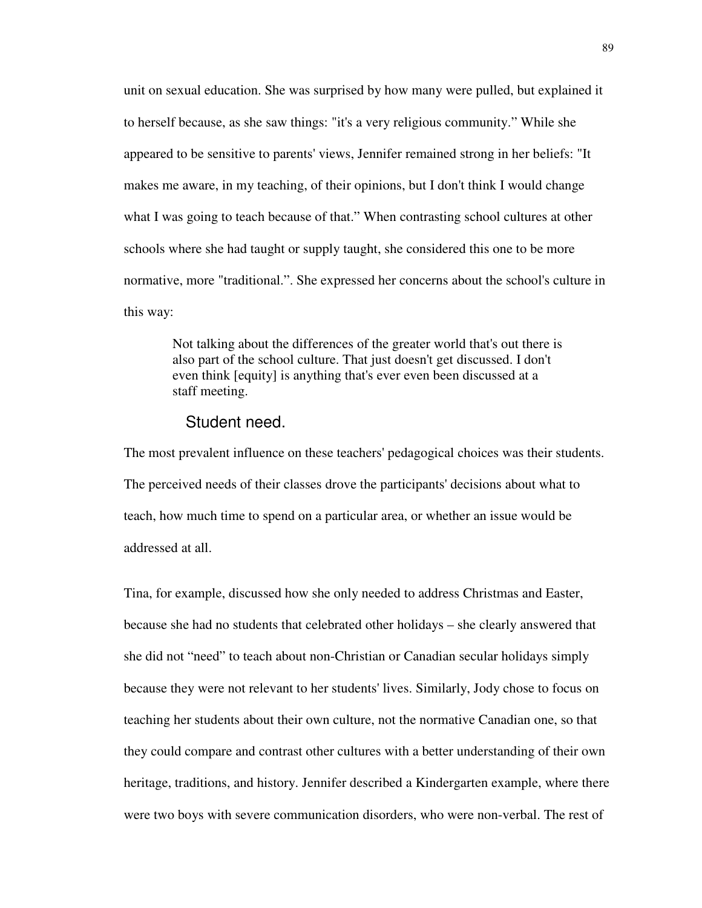unit on sexual education. She was surprised by how many were pulled, but explained it to herself because, as she saw things: "it's a very religious community." While she appeared to be sensitive to parents' views, Jennifer remained strong in her beliefs: "It makes me aware, in my teaching, of their opinions, but I don't think I would change what I was going to teach because of that." When contrasting school cultures at other schools where she had taught or supply taught, she considered this one to be more normative, more "traditional.". She expressed her concerns about the school's culture in this way:

> Not talking about the differences of the greater world that's out there is also part of the school culture. That just doesn't get discussed. I don't even think [equity] is anything that's ever even been discussed at a staff meeting.

### Student need.

The most prevalent influence on these teachers' pedagogical choices was their students. The perceived needs of their classes drove the participants' decisions about what to teach, how much time to spend on a particular area, or whether an issue would be addressed at all.

Tina, for example, discussed how she only needed to address Christmas and Easter, because she had no students that celebrated other holidays – she clearly answered that she did not "need" to teach about non-Christian or Canadian secular holidays simply because they were not relevant to her students' lives. Similarly, Jody chose to focus on teaching her students about their own culture, not the normative Canadian one, so that they could compare and contrast other cultures with a better understanding of their own heritage, traditions, and history. Jennifer described a Kindergarten example, where there were two boys with severe communication disorders, who were non-verbal. The rest of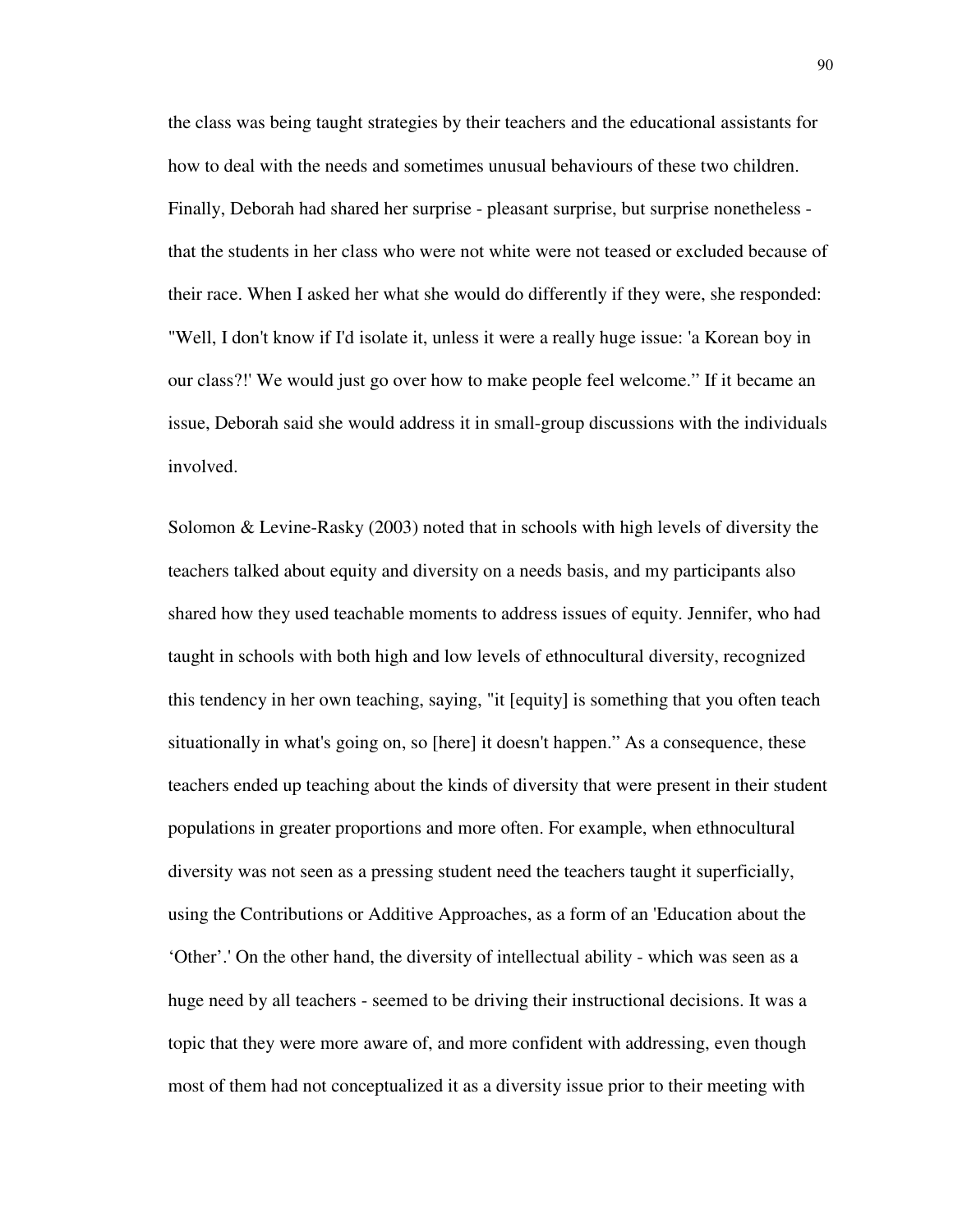the class was being taught strategies by their teachers and the educational assistants for how to deal with the needs and sometimes unusual behaviours of these two children. Finally, Deborah had shared her surprise - pleasant surprise, but surprise nonetheless - that the students in her class who were not white were not teased or excluded because of their race. When I asked her what she would do differently if they were, she responded: "Well, I don't know if I'd isolate it, unless it were a really huge issue: 'a Korean boy in our class?!' We would just go over how to make people feel welcome." If it became an issue, Deborah said she would address it in small-group discussions with the individuals involved.

Solomon & Levine-Rasky (2003) noted that in schools with high levels of diversity the teachers talked about equity and diversity on a needs basis, and my participants also shared how they used teachable moments to address issues of equity. Jennifer, who had taught in schools with both high and low levels of ethnocultural diversity, recognized this tendency in her own teaching, saying, "it [equity] is something that you often teach situationally in what's going on, so [here] it doesn't happen." As a consequence, these teachers ended up teaching about the kinds of diversity that were present in their student populations in greater proportions and more often. For example, when ethnocultural diversity was not seen as a pressing student need the teachers taught it superficially, using the Contributions or Additive Approaches, as a form of an 'Education about the 'Other'.' On the other hand, the diversity of intellectual ability - which was seen as a huge need by all teachers - seemed to be driving their instructional decisions. It was a topic that they were more aware of, and more confident with addressing, even though most of them had not conceptualized it as a diversity issue prior to their meeting with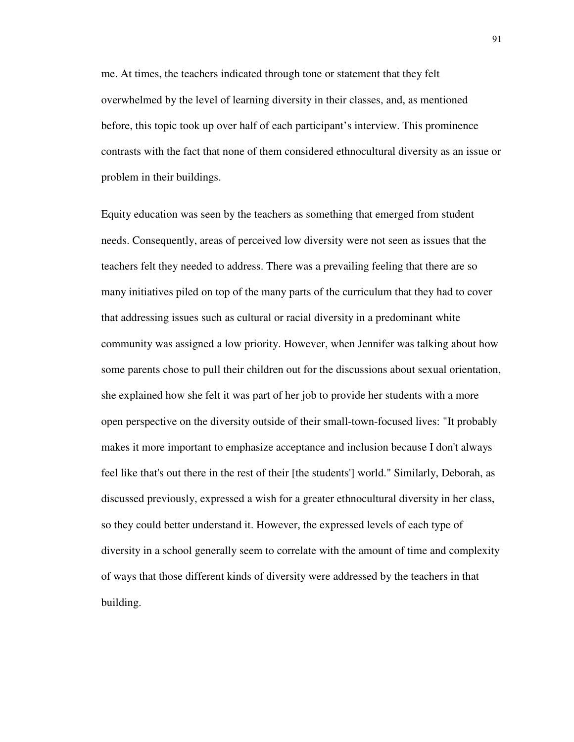me. At times, the teachers indicated through tone or statement that they felt overwhelmed by the level of learning diversity in their classes, and, as mentioned before, this topic took up over half of each participant's interview. This prominence contrasts with the fact that none of them considered ethnocultural diversity as an issue or problem in their buildings.

Equity education was seen by the teachers as something that emerged from student needs. Consequently, areas of perceived low diversity were not seen as issues that the teachers felt they needed to address. There was a prevailing feeling that there are so many initiatives piled on top of the many parts of the curriculum that they had to cover that addressing issues such as cultural or racial diversity in a predominant white community was assigned a low priority. However, when Jennifer was talking about how some parents chose to pull their children out for the discussions about sexual orientation, she explained how she felt it was part of her job to provide her students with a more open perspective on the diversity outside of their small-town-focused lives: "It probably makes it more important to emphasize acceptance and inclusion because I don't always feel like that's out there in the rest of their [the students'] world." Similarly, Deborah, as discussed previously, expressed a wish for a greater ethnocultural diversity in her class, so they could better understand it. However, the expressed levels of each type of diversity in a school generally seem to correlate with the amount of time and complexity of ways that those different kinds of diversity were addressed by the teachers in that building.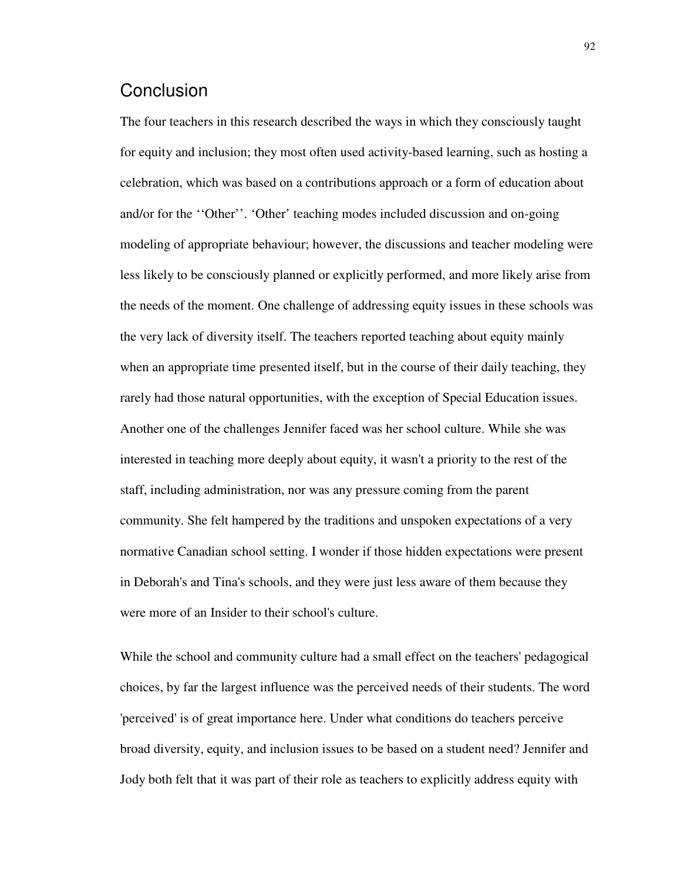## Conclusion

The four teachers in this research described the ways in which they consciously taught for equity and inclusion; they most often used activity-based learning, such as hosting a celebration, which was based on a contributions approach or a form of education about and/or for the ‘‘Other’’. ‘Other’ teaching modes included discussion and on-going modeling of appropriate behaviour; however, the discussions and teacher modeling were less likely to be consciously planned or explicitly performed, and more likely arise from the needs of the moment. One challenge of addressing equity issues in these schools was the very lack of diversity itself. The teachers reported teaching about equity mainly when an appropriate time presented itself, but in the course of their daily teaching, they rarely had those natural opportunities, with the exception of Special Education issues. Another one of the challenges Jennifer faced was her school culture. While she was interested in teaching more deeply about equity, it wasn't a priority to the rest of the staff, including administration, nor was any pressure coming from the parent community. She felt hampered by the traditions and unspoken expectations of a very normative Canadian school setting. I wonder if those hidden expectations were present in Deborah's and Tina's schools, and they were just less aware of them because they were more of an Insider to their school's culture.

While the school and community culture had a small effect on the teachers' pedagogical choices, by far the largest influence was the perceived needs of their students. The word 'perceived' is of great importance here. Under what conditions do teachers perceive broad diversity, equity, and inclusion issues to be based on a student need? Jennifer and Jody both felt that it was part of their role as teachers to explicitly address equity with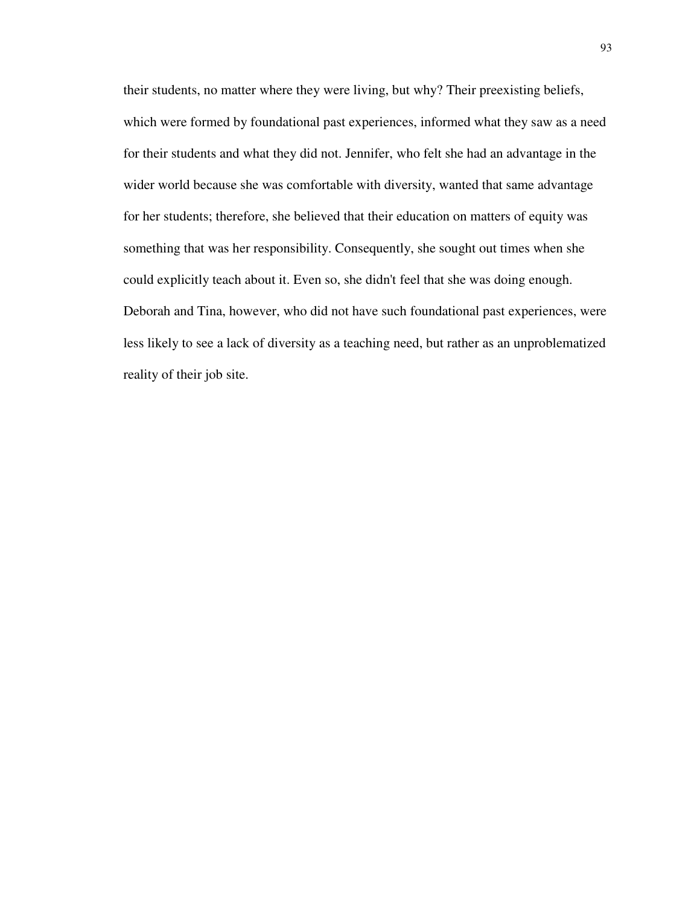their students, no matter where they were living, but why? Their preexisting beliefs, which were formed by foundational past experiences, informed what they saw as a need for their students and what they did not. Jennifer, who felt she had an advantage in the wider world because she was comfortable with diversity, wanted that same advantage for her students; therefore, she believed that their education on matters of equity was something that was her responsibility. Consequently, she sought out times when she could explicitly teach about it. Even so, she didn't feel that she was doing enough. Deborah and Tina, however, who did not have such foundational past experiences, were less likely to see a lack of diversity as a teaching need, but rather as an unproblematized reality of their job site.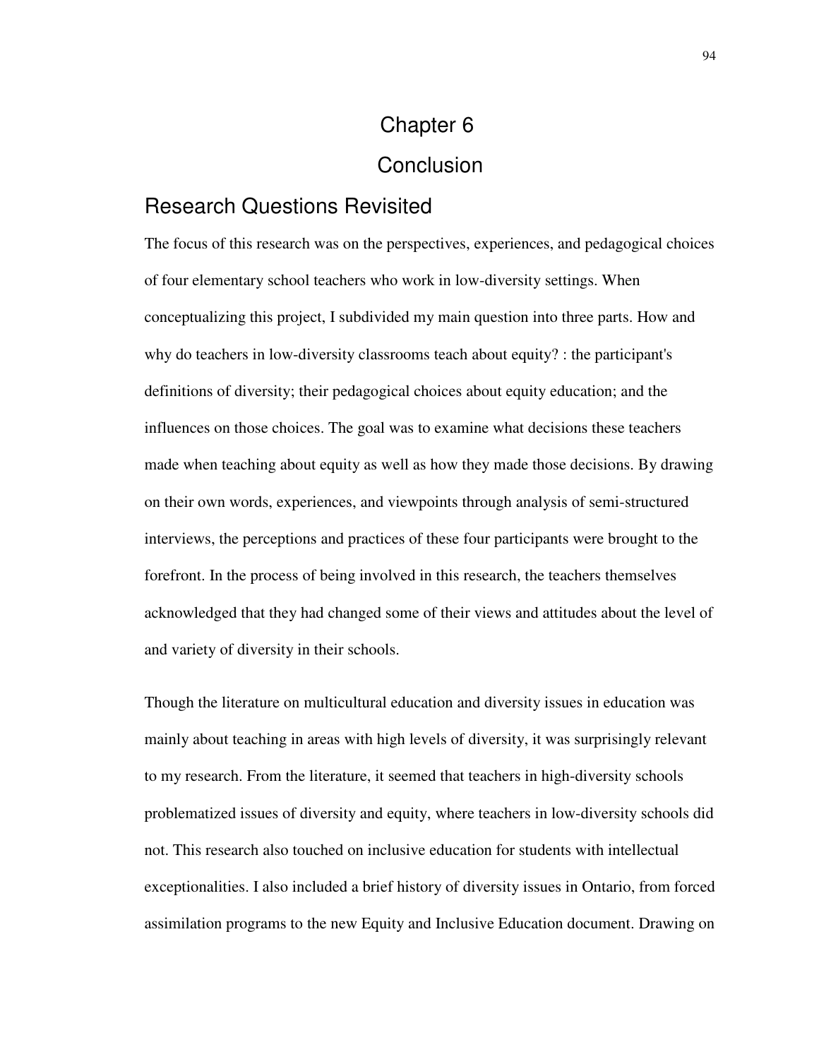# Chapter 6

# Conclusion

## Research Questions Revisited

The focus of this research was on the perspectives, experiences, and pedagogical choices of four elementary school teachers who work in low-diversity settings. When conceptualizing this project, I subdivided my main question into three parts. How and why do teachers in low-diversity classrooms teach about equity? : the participant's definitions of diversity; their pedagogical choices about equity education; and the influences on those choices. The goal was to examine what decisions these teachers made when teaching about equity as well as how they made those decisions. By drawing on their own words, experiences, and viewpoints through analysis of semi-structured interviews, the perceptions and practices of these four participants were brought to the forefront. In the process of being involved in this research, the teachers themselves acknowledged that they had changed some of their views and attitudes about the level of and variety of diversity in their schools.

Though the literature on multicultural education and diversity issues in education was mainly about teaching in areas with high levels of diversity, it was surprisingly relevant to my research. From the literature, it seemed that teachers in high-diversity schools problematized issues of diversity and equity, where teachers in low-diversity schools did not. This research also touched on inclusive education for students with intellectual exceptionalities. I also included a brief history of diversity issues in Ontario, from forced assimilation programs to the new Equity and Inclusive Education document. Drawing on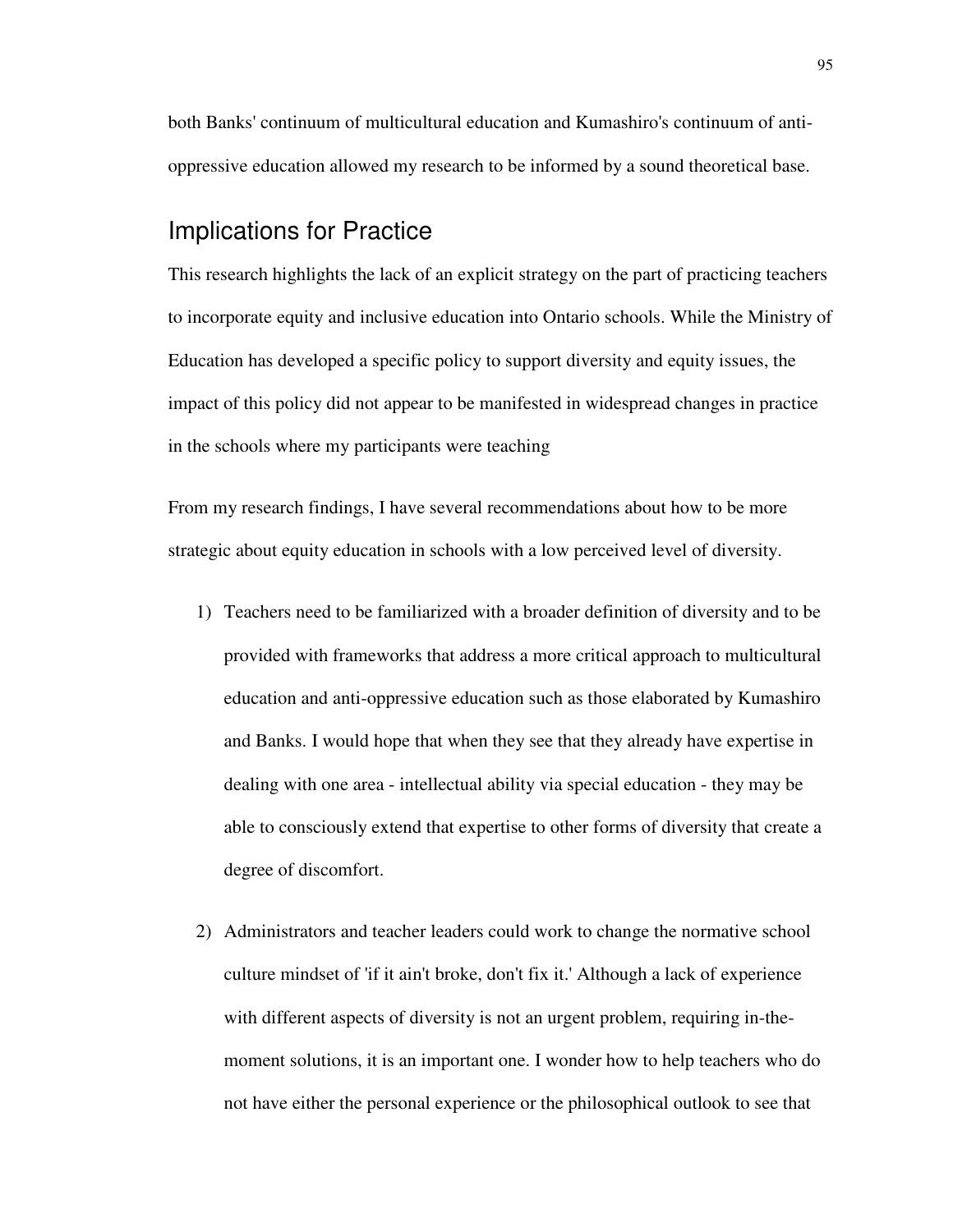both Banks' continuum of multicultural education and Kumashiro's continuum of anti-oppressive education allowed my research to be informed by a sound theoretical base.

## Implications for Practice

This research highlights the lack of an explicit strategy on the part of practicing teachers to incorporate equity and inclusive education into Ontario schools. While the Ministry of Education has developed a specific policy to support diversity and equity issues, the impact of this policy did not appear to be manifested in widespread changes in practice in the schools where my participants were teaching

From my research findings, I have several recommendations about how to be more strategic about equity education in schools with a low perceived level of diversity.

1) Teachers need to be familiarized with a broader definition of diversity and to be provided with frameworks that address a more critical approach to multicultural education and anti-oppressive education such as those elaborated by Kumashiro and Banks. I would hope that when they see that they already have expertise in dealing with one area - intellectual ability via special education - they may be able to consciously extend that expertise to other forms of diversity that create a degree of discomfort.

2) Administrators and teacher leaders could work to change the normative school culture mindset of 'if it ain't broke, don't fix it.' Although a lack of experience with different aspects of diversity is not an urgent problem, requiring in-the-moment solutions, it is an important one. I wonder how to help teachers who do not have either the personal experience or the philosophical outlook to see that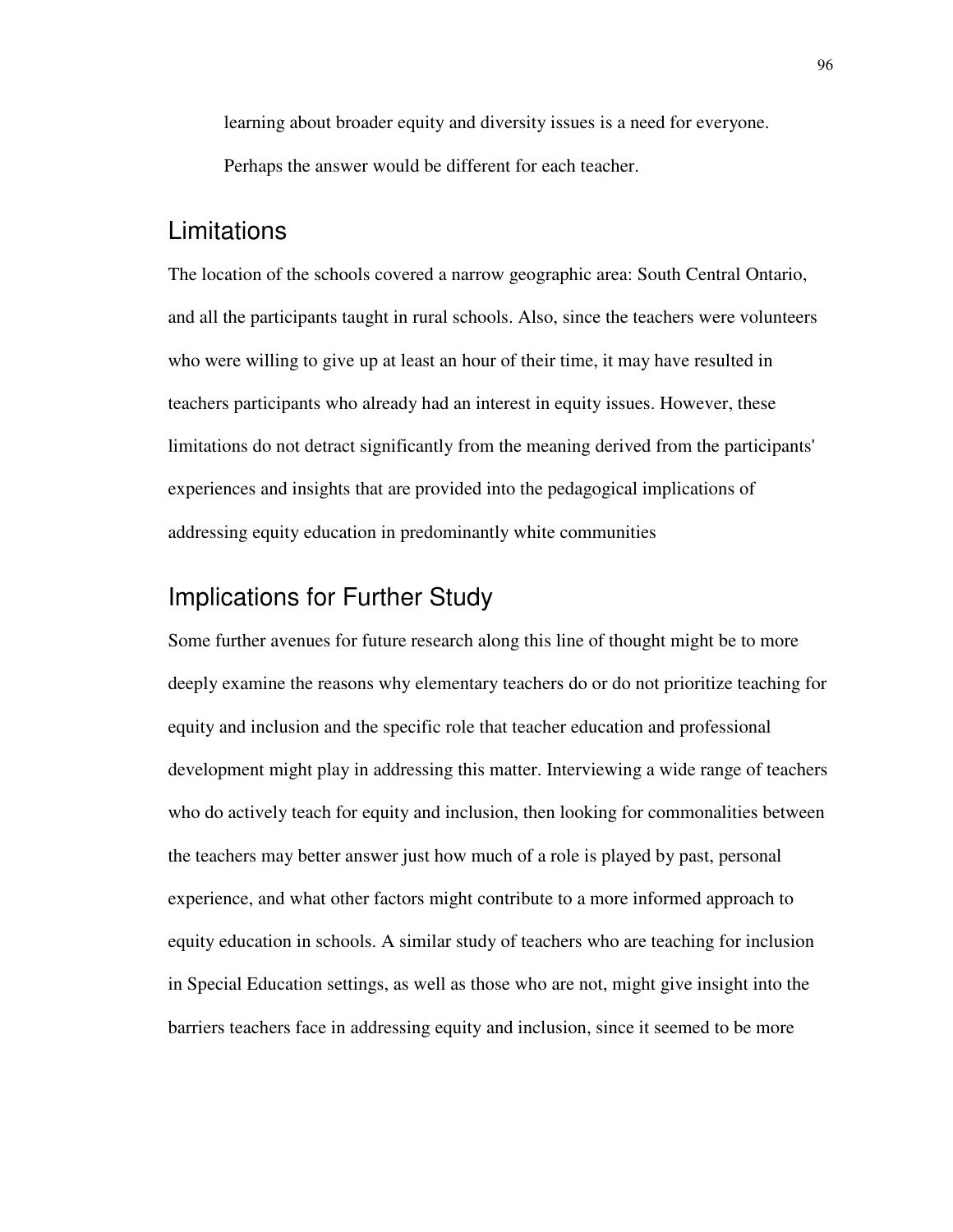learning about broader equity and diversity issues is a need for everyone. Perhaps the answer would be different for each teacher.

## Limitations

The location of the schools covered a narrow geographic area: South Central Ontario, and all the participants taught in rural schools. Also, since the teachers were volunteers who were willing to give up at least an hour of their time, it may have resulted in teachers participants who already had an interest in equity issues. However, these limitations do not detract significantly from the meaning derived from the participants' experiences and insights that are provided into the pedagogical implications of addressing equity education in predominantly white communities

## Implications for Further Study

Some further avenues for future research along this line of thought might be to more deeply examine the reasons why elementary teachers do or do not prioritize teaching for equity and inclusion and the specific role that teacher education and professional development might play in addressing this matter. Interviewing a wide range of teachers who do actively teach for equity and inclusion, then looking for commonalities between the teachers may better answer just how much of a role is played by past, personal experience, and what other factors might contribute to a more informed approach to equity education in schools. A similar study of teachers who are teaching for inclusion in Special Education settings, as well as those who are not, might give insight into the barriers teachers face in addressing equity and inclusion, since it seemed to be more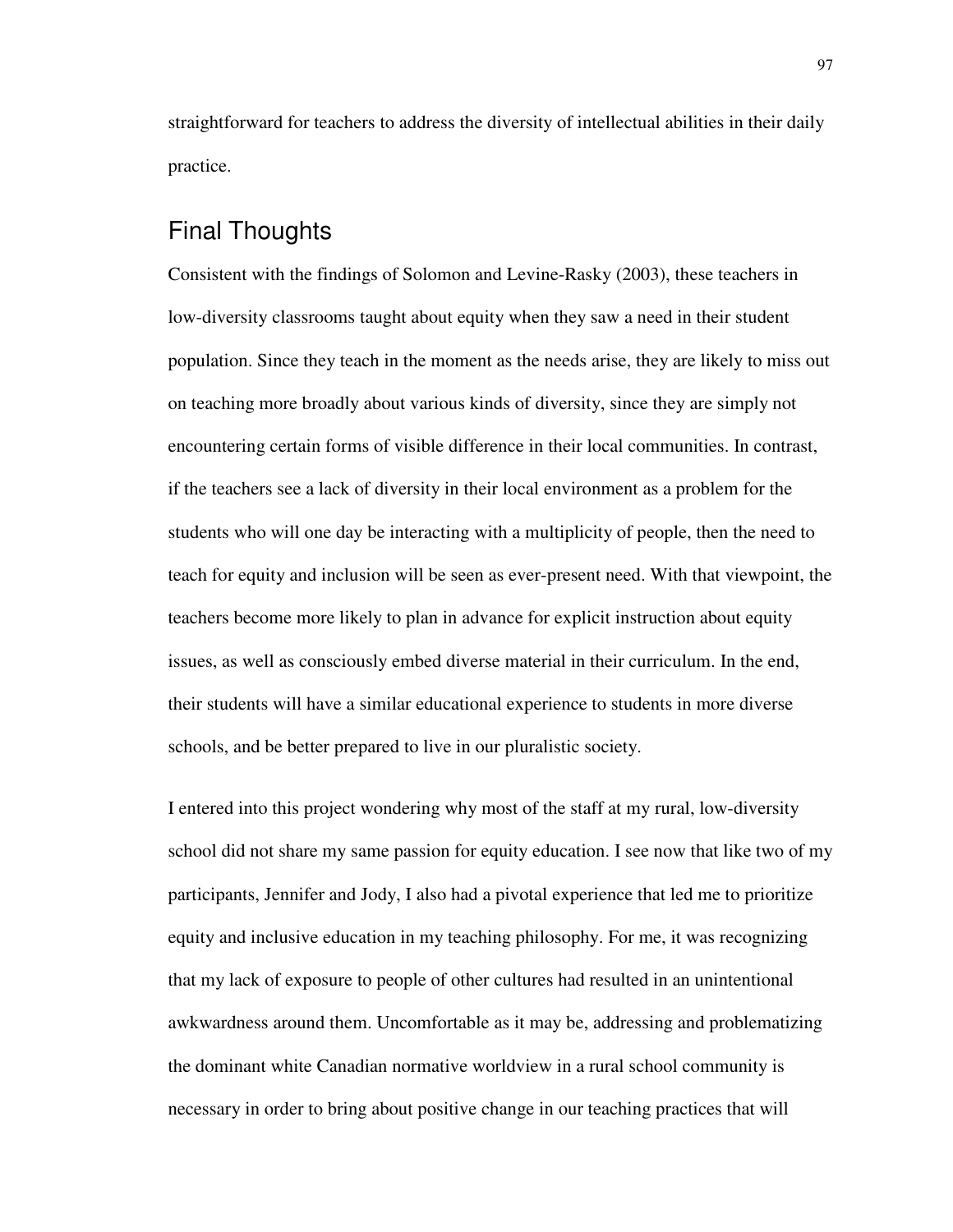straightforward for teachers to address the diversity of intellectual abilities in their daily practice.

## Final Thoughts

Consistent with the findings of Solomon and Levine-Rasky (2003), these teachers in low-diversity classrooms taught about equity when they saw a need in their student population. Since they teach in the moment as the needs arise, they are likely to miss out on teaching more broadly about various kinds of diversity, since they are simply not encountering certain forms of visible difference in their local communities. In contrast, if the teachers see a lack of diversity in their local environment as a problem for the students who will one day be interacting with a multiplicity of people, then the need to teach for equity and inclusion will be seen as ever-present need. With that viewpoint, the teachers become more likely to plan in advance for explicit instruction about equity issues, as well as consciously embed diverse material in their curriculum. In the end, their students will have a similar educational experience to students in more diverse schools, and be better prepared to live in our pluralistic society.

I entered into this project wondering why most of the staff at my rural, low-diversity school did not share my same passion for equity education. I see now that like two of my participants, Jennifer and Jody, I also had a pivotal experience that led me to prioritize equity and inclusive education in my teaching philosophy. For me, it was recognizing that my lack of exposure to people of other cultures had resulted in an unintentional awkwardness around them. Uncomfortable as it may be, addressing and problematizing the dominant white Canadian normative worldview in a rural school community is necessary in order to bring about positive change in our teaching practices that will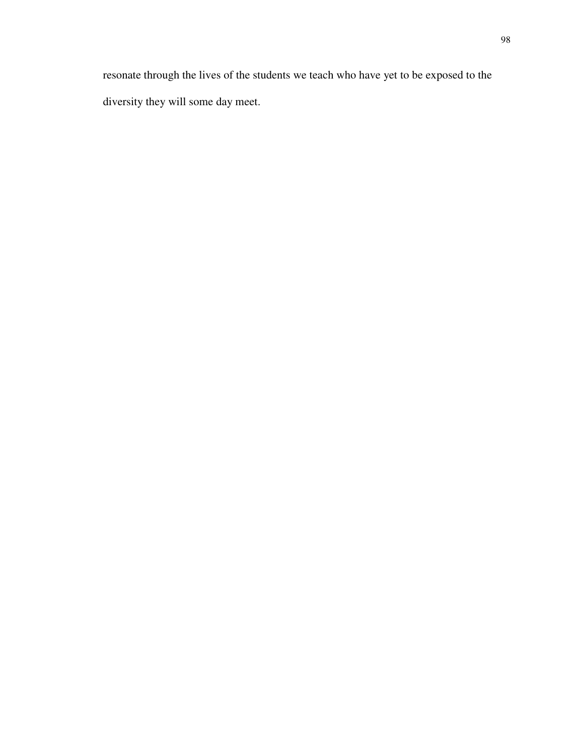resonate through the lives of the students we teach who have yet to be exposed to the diversity they will some day meet.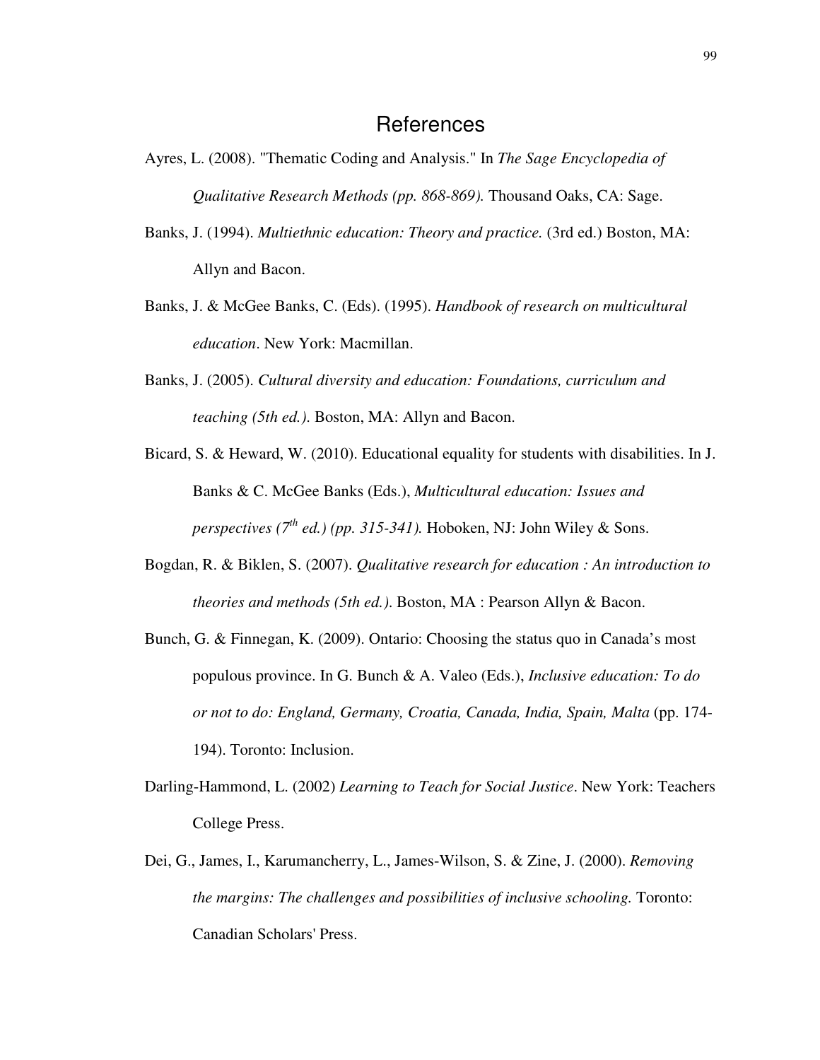# References

Ayres, L. (2008). "Thematic Coding and Analysis." In *The Sage Encyclopedia of Qualitative Research Methods (pp. 868-869).* Thousand Oaks, CA: Sage.

Banks, J. (1994). *Multiethnic education: Theory and practice.* (3rd ed.) Boston, MA: Allyn and Bacon.

Banks, J. & McGee Banks, C. (Eds). (1995). *Handbook of research on multicultural education*. New York: Macmillan.

Banks, J. (2005). *Cultural diversity and education: Foundations, curriculum and teaching (5th ed.).* Boston, MA: Allyn and Bacon.

Bicard, S. & Heward, W. (2010). Educational equality for students with disabilities. In J. Banks & C. McGee Banks (Eds.), *Multicultural education: Issues and perspectives (7th ed.) (pp. 315-341).* Hoboken, NJ: John Wiley & Sons.

Bogdan, R. & Biklen, S. (2007). *Qualitative research for education : An introduction to theories and methods (5th ed.).* Boston, MA : Pearson Allyn & Bacon.

Bunch, G. & Finnegan, K. (2009). Ontario: Choosing the status quo in Canada's most populous province. In G. Bunch & A. Valeo (Eds.), *Inclusive education: To do or not to do: England, Germany, Croatia, Canada, India, Spain, Malta* (pp. 174-194). Toronto: Inclusion.

Darling-Hammond, L. (2002) *Learning to Teach for Social Justice*. New York: Teachers College Press.

Dei, G., James, I., Karumancherry, L., James-Wilson, S. & Zine, J. (2000). *Removing the margins: The challenges and possibilities of inclusive schooling.* Toronto: Canadian Scholars' Press.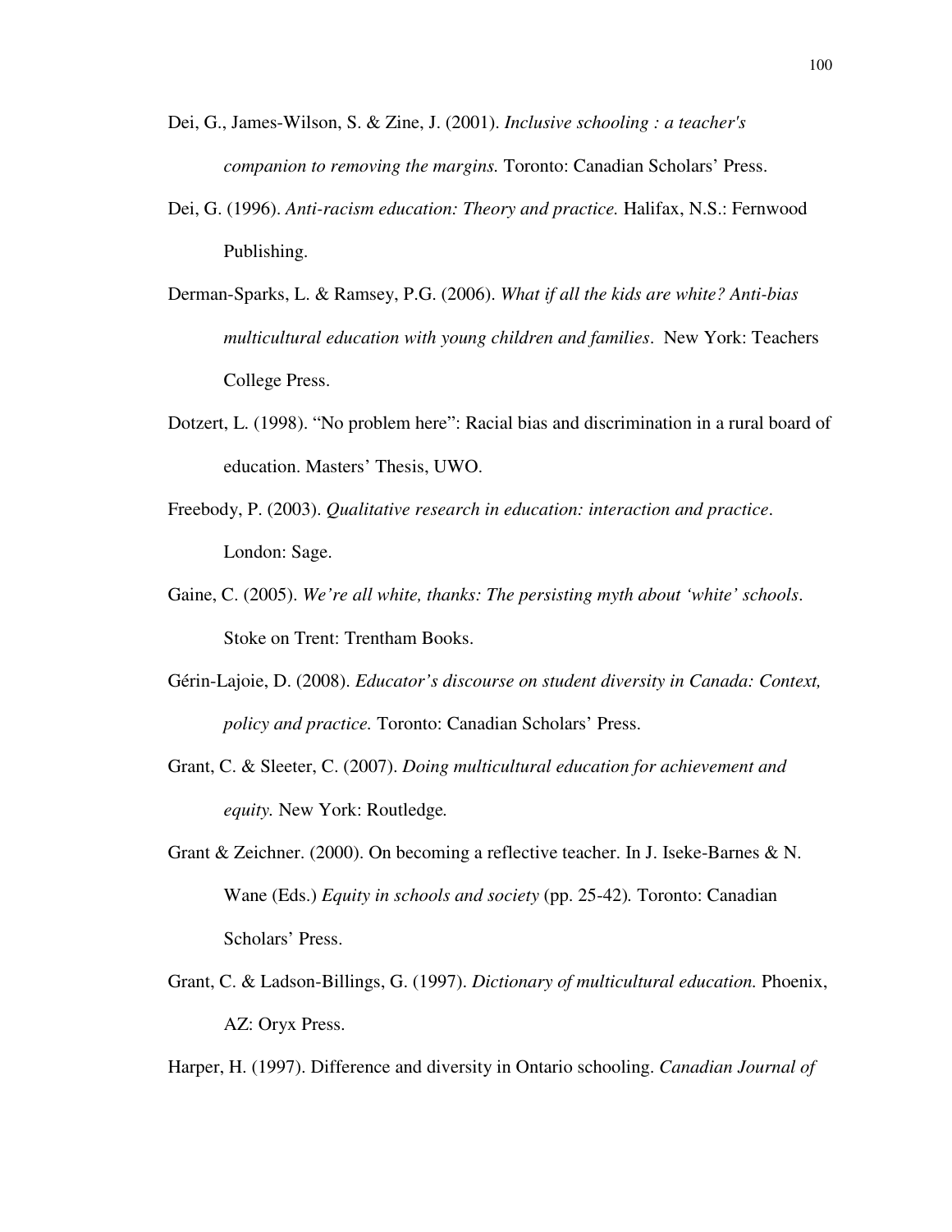Dei, G., James-Wilson, S. & Zine, J. (2001). *Inclusive schooling : a teacher's companion to removing the margins.* Toronto: Canadian Scholars' Press.

Dei, G. (1996). *Anti-racism education: Theory and practice.* Halifax, N.S.: Fernwood Publishing.

Derman-Sparks, L. & Ramsey, P.G. (2006). *What if all the kids are white? Anti-bias multicultural education with young children and families*. New York: Teachers College Press.

Dotzert, L. (1998). "No problem here": Racial bias and discrimination in a rural board of education. Masters' Thesis, UWO.

Freebody, P. (2003). *Qualitative research in education: interaction and practice*. London: Sage.

Gaine, C. (2005). *We're all white, thanks: The persisting myth about 'white' schools*. Stoke on Trent: Trentham Books.

Gérin-Lajoie, D. (2008). *Educator's discourse on student diversity in Canada: Context, policy and practice.* Toronto: Canadian Scholars' Press.

Grant, C. & Sleeter, C. (2007). *Doing multicultural education for achievement and equity.* New York: Routledge.

Grant & Zeichner. (2000). On becoming a reflective teacher. In J. Iseke-Barnes & N. Wane (Eds.) *Equity in schools and society* (pp. 25-42). Toronto: Canadian Scholars' Press.

Grant, C. & Ladson-Billings, G. (1997). *Dictionary of multicultural education.* Phoenix, AZ: Oryx Press.

Harper, H. (1997). Difference and diversity in Ontario schooling. *Canadian Journal of*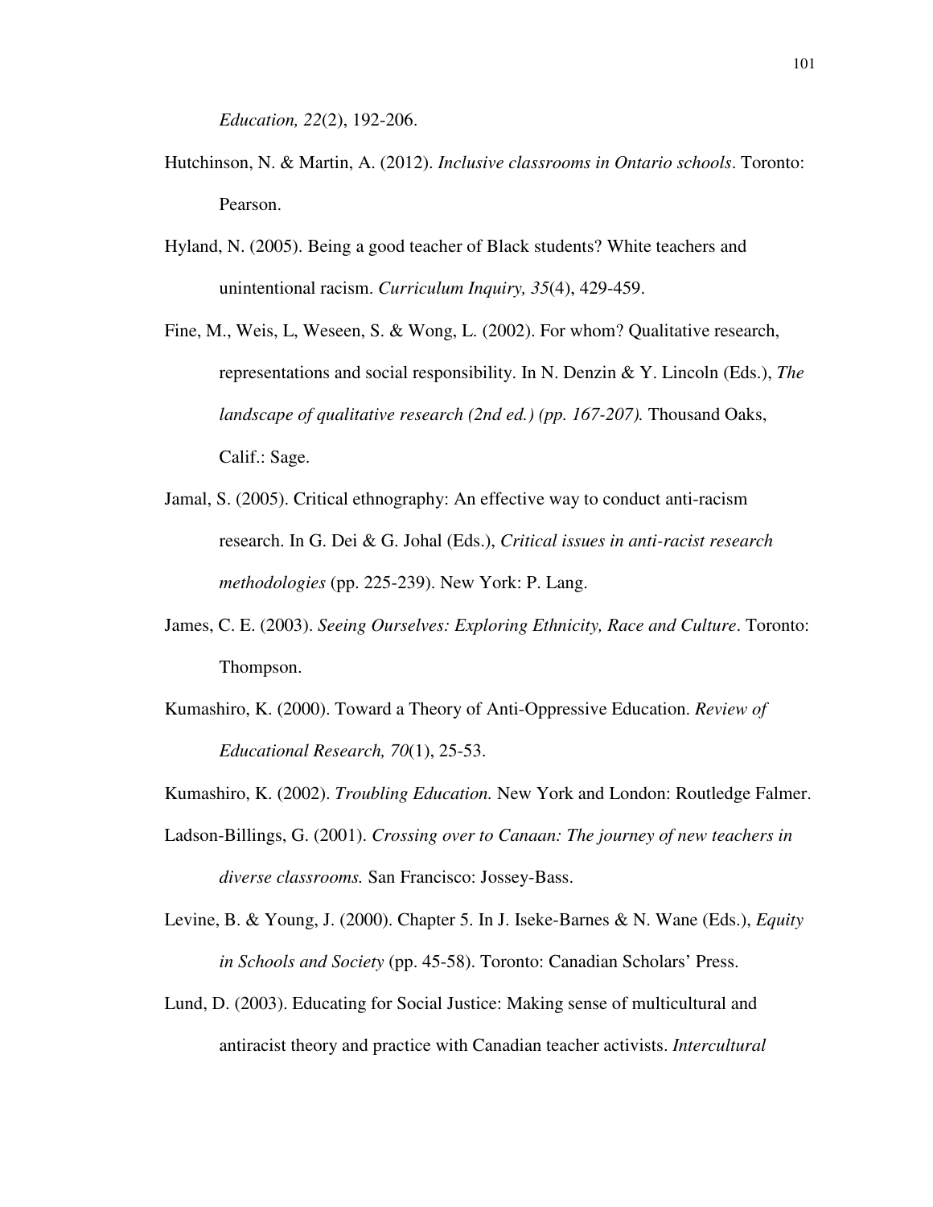*Education, 22*(2), 192-206.

Hutchinson, N. & Martin, A. (2012). *Inclusive classrooms in Ontario schools*. Toronto: Pearson.

Hyland, N. (2005). Being a good teacher of Black students? White teachers and unintentional racism. *Curriculum Inquiry, 35*(4), 429-459.

Fine, M., Weis, L, Weseen, S. & Wong, L. (2002). For whom? Qualitative research, representations and social responsibility. In N. Denzin & Y. Lincoln (Eds.), *The landscape of qualitative research (2nd ed.) (pp. 167-207).* Thousand Oaks, Calif.: Sage.

Jamal, S. (2005). Critical ethnography: An effective way to conduct anti-racism research. In G. Dei & G. Johal (Eds.), *Critical issues in anti-racist research methodologies* (pp. 225-239). New York: P. Lang.

James, C. E. (2003). *Seeing Ourselves: Exploring Ethnicity, Race and Culture*. Toronto: Thompson.

Kumashiro, K. (2000). Toward a Theory of Anti-Oppressive Education. *Review of Educational Research, 70*(1), 25-53.

Kumashiro, K. (2002). *Troubling Education.* New York and London: Routledge Falmer.

Ladson-Billings, G. (2001). *Crossing over to Canaan: The journey of new teachers in diverse classrooms.* San Francisco: Jossey-Bass.

Levine, B. & Young, J. (2000). Chapter 5. In J. Iseke-Barnes & N. Wane (Eds.), *Equity in Schools and Society* (pp. 45-58). Toronto: Canadian Scholars' Press.

Lund, D. (2003). Educating for Social Justice: Making sense of multicultural and antiracist theory and practice with Canadian teacher activists. *Intercultural*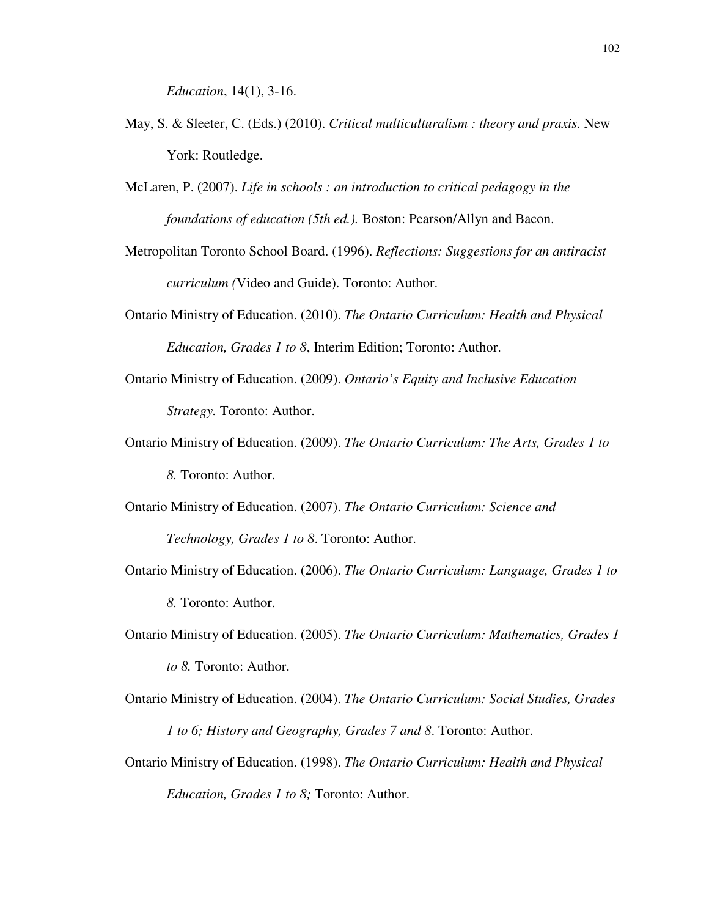*Education*, 14(1), 3-16.

May, S. & Sleeter, C. (Eds.) (2010). *Critical multiculturalism : theory and praxis.* New York: Routledge.

McLaren, P. (2007). *Life in schools : an introduction to critical pedagogy in the foundations of education (5th ed.).* Boston: Pearson/Allyn and Bacon.

Metropolitan Toronto School Board. (1996). *Reflections: Suggestions for an antiracist curriculum (*Video and Guide). Toronto: Author.

Ontario Ministry of Education. (2010). *The Ontario Curriculum: Health and Physical Education, Grades 1 to 8*, Interim Edition; Toronto: Author.

Ontario Ministry of Education. (2009). *Ontario's Equity and Inclusive Education Strategy.* Toronto: Author.

Ontario Ministry of Education. (2009). *The Ontario Curriculum: The Arts, Grades 1 to 8.* Toronto: Author.

Ontario Ministry of Education. (2007). *The Ontario Curriculum: Science and Technology, Grades 1 to 8*. Toronto: Author.

Ontario Ministry of Education. (2006). *The Ontario Curriculum: Language, Grades 1 to 8.* Toronto: Author.

Ontario Ministry of Education. (2005). *The Ontario Curriculum: Mathematics, Grades 1 to 8.* Toronto: Author.

Ontario Ministry of Education. (2004). *The Ontario Curriculum: Social Studies, Grades 1 to 6; History and Geography, Grades 7 and 8*. Toronto: Author.

Ontario Ministry of Education. (1998). *The Ontario Curriculum: Health and Physical Education, Grades 1 to 8;* Toronto: Author.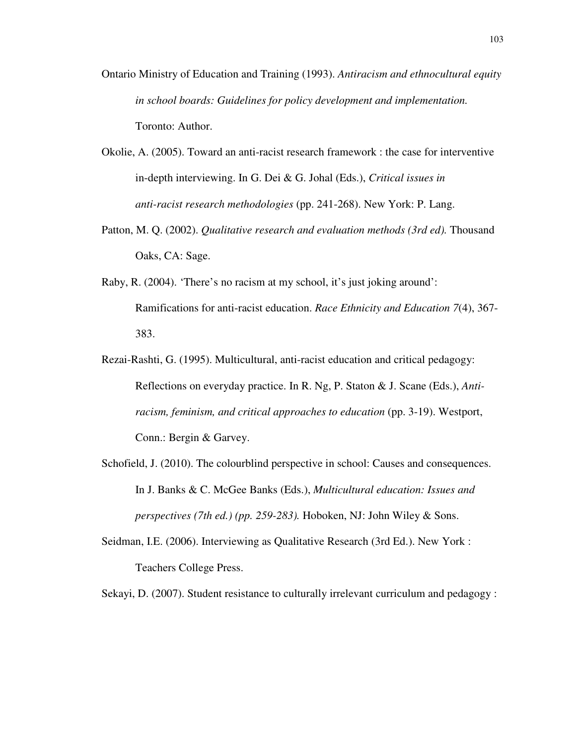Ontario Ministry of Education and Training (1993). *Antiracism and ethnocultural equity in school boards: Guidelines for policy development and implementation.* Toronto: Author.

Okolie, A. (2005). Toward an anti-racist research framework : the case for interventive in-depth interviewing. In G. Dei & G. Johal (Eds.), *Critical issues in anti-racist research methodologies* (pp. 241-268). New York: P. Lang.

Patton, M. Q. (2002). *Qualitative research and evaluation methods (3rd ed).* Thousand Oaks, CA: Sage.

Raby, R. (2004). 'There's no racism at my school, it's just joking around': Ramifications for anti-racist education. *Race Ethnicity and Education 7*(4), 367-383.

Rezai-Rashti, G. (1995). Multicultural, anti-racist education and critical pedagogy: Reflections on everyday practice. In R. Ng, P. Staton & J. Scane (Eds.), *Anti-racism, feminism, and critical approaches to education* (pp. 3-19). Westport, Conn.: Bergin & Garvey.

Schofield, J. (2010). The colourblind perspective in school: Causes and consequences. In J. Banks & C. McGee Banks (Eds.), *Multicultural education: Issues and perspectives (7th ed.) (pp. 259-283).* Hoboken, NJ: John Wiley & Sons.

Seidman, I.E. (2006). Interviewing as Qualitative Research (3rd Ed.). New York : Teachers College Press.

Sekayi, D. (2007). Student resistance to culturally irrelevant curriculum and pedagogy :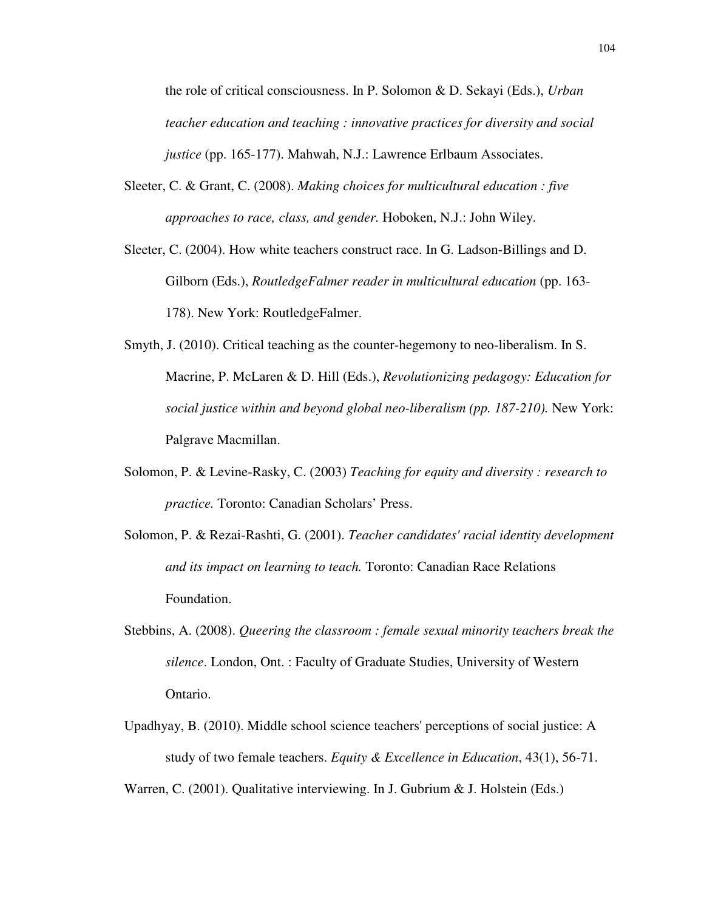the role of critical consciousness. In P. Solomon & D. Sekayi (Eds.), *Urban teacher education and teaching : innovative practices for diversity and social justice* (pp. 165-177). Mahwah, N.J.: Lawrence Erlbaum Associates.

Sleeter, C. & Grant, C. (2008). *Making choices for multicultural education : five approaches to race, class, and gender.* Hoboken, N.J.: John Wiley.

Sleeter, C. (2004). How white teachers construct race. In G. Ladson-Billings and D. Gilborn (Eds.), *RoutledgeFalmer reader in multicultural education* (pp. 163-178). New York: RoutledgeFalmer.

Smyth, J. (2010). Critical teaching as the counter-hegemony to neo-liberalism. In S. Macrine, P. McLaren & D. Hill (Eds.), *Revolutionizing pedagogy: Education for social justice within and beyond global neo-liberalism (pp. 187-210).* New York: Palgrave Macmillan.

Solomon, P. & Levine-Rasky, C. (2003) *Teaching for equity and diversity : research to practice.* Toronto: Canadian Scholars' Press.

Solomon, P. & Rezai-Rashti, G. (2001). *Teacher candidates' racial identity development and its impact on learning to teach.* Toronto: Canadian Race Relations Foundation.

Stebbins, A. (2008). *Queering the classroom : female sexual minority teachers break the silence*. London, Ont. : Faculty of Graduate Studies, University of Western Ontario.

Upadhyay, B. (2010). Middle school science teachers' perceptions of social justice: A study of two female teachers. *Equity & Excellence in Education*, 43(1), 56-71.

Warren, C. (2001). Qualitative interviewing. In J. Gubrium & J. Holstein (Eds.)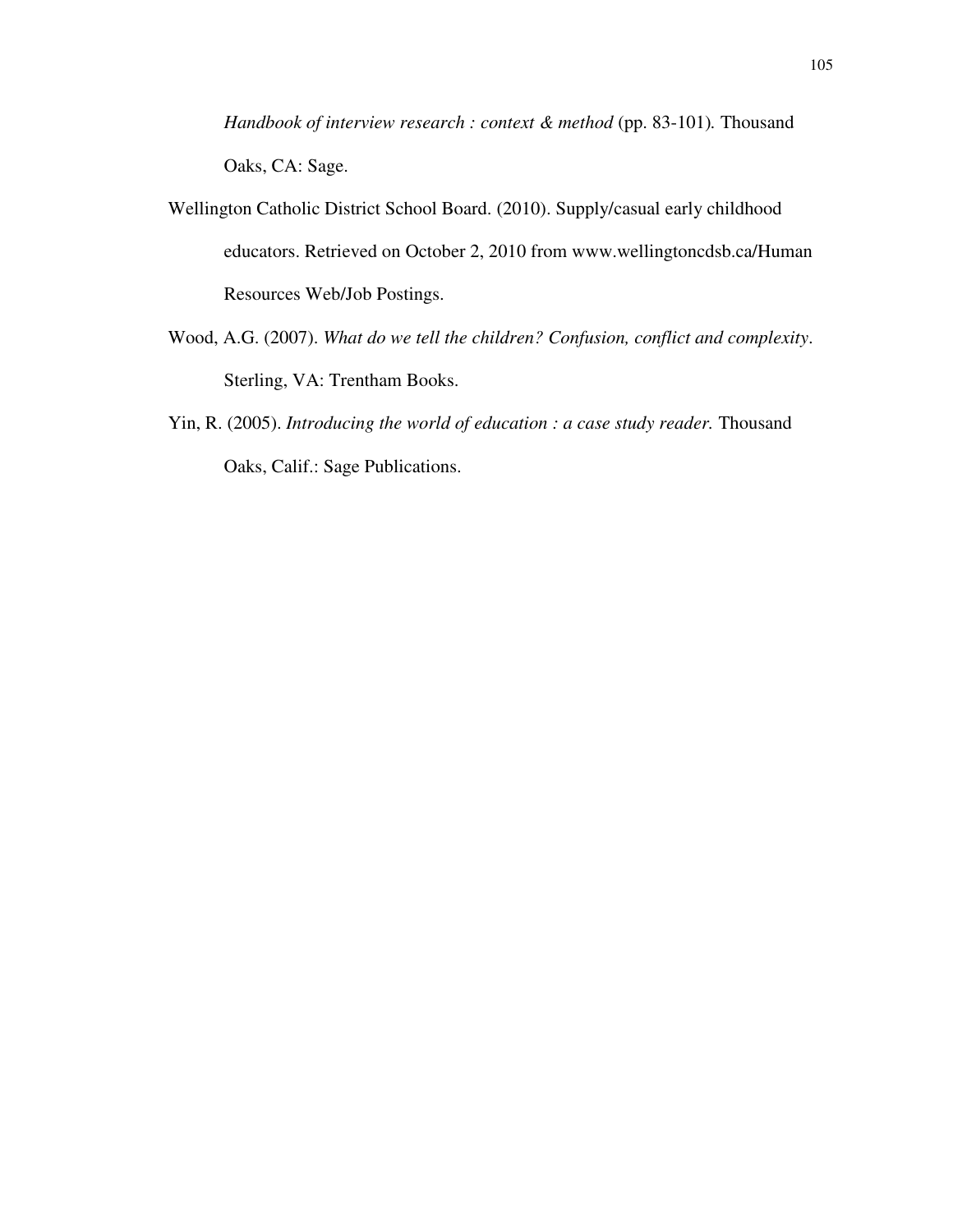*Handbook of interview research : context & method* (pp. 83-101). Thousand Oaks, CA: Sage.

Wellington Catholic District School Board. (2010). Supply/casual early childhood educators. Retrieved on October 2, 2010 from www.wellingtoncdsb.ca/Human Resources Web/Job Postings.

Wood, A.G. (2007). *What do we tell the children? Confusion, conflict and complexity*. Sterling, VA: Trentham Books.

Yin, R. (2005). *Introducing the world of education : a case study reader.* Thousand Oaks, Calif.: Sage Publications.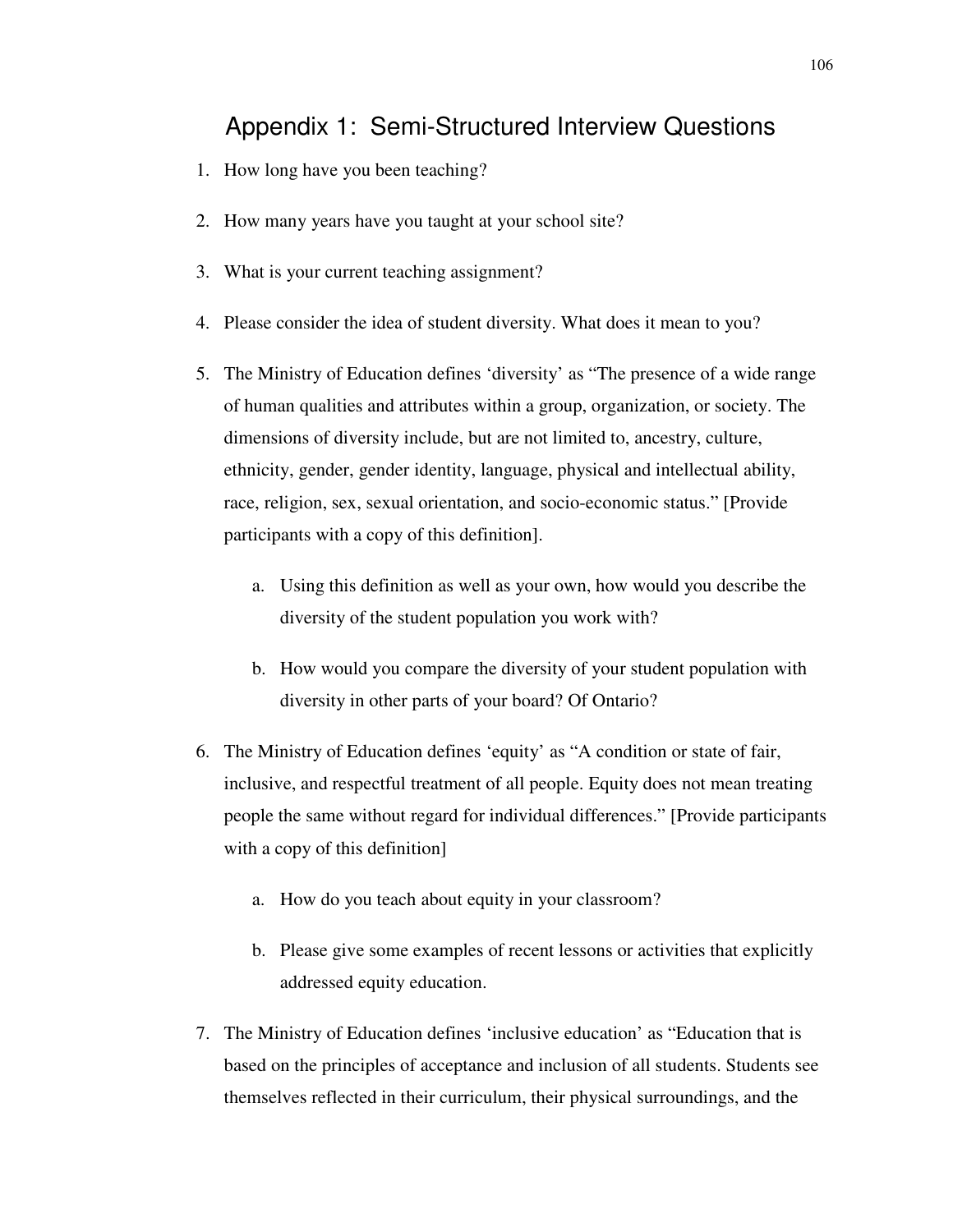# Appendix 1: Semi-Structured Interview Questions

1. How long have you been teaching?

2. How many years have you taught at your school site?

3. What is your current teaching assignment?

4. Please consider the idea of student diversity. What does it mean to you?

5. The Ministry of Education defines 'diversity' as "The presence of a wide range of human qualities and attributes within a group, organization, or society. The dimensions of diversity include, but are not limited to, ancestry, culture, ethnicity, gender, gender identity, language, physical and intellectual ability, race, religion, sex, sexual orientation, and socio-economic status." [Provide participants with a copy of this definition].

    a. Using this definition as well as your own, how would you describe the diversity of the student population you work with?

    b. How would you compare the diversity of your student population with diversity in other parts of your board? Of Ontario?

6. The Ministry of Education defines 'equity' as "A condition or state of fair, inclusive, and respectful treatment of all people. Equity does not mean treating people the same without regard for individual differences." [Provide participants with a copy of this definition]

    a. How do you teach about equity in your classroom?

    b. Please give some examples of recent lessons or activities that explicitly addressed equity education.

7. The Ministry of Education defines 'inclusive education' as "Education that is based on the principles of acceptance and inclusion of all students. Students see themselves reflected in their curriculum, their physical surroundings, and the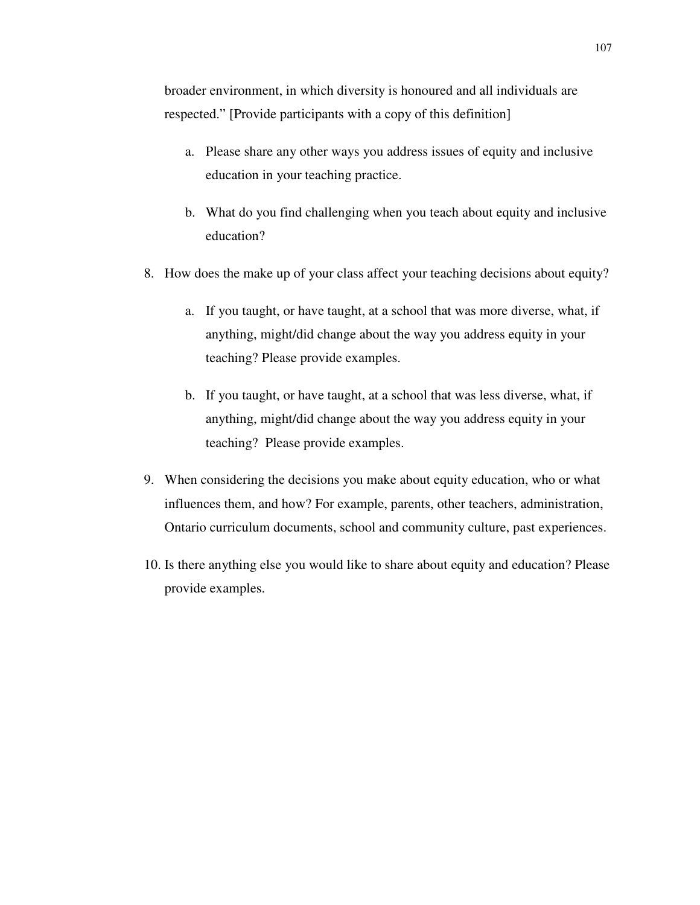broader environment, in which diversity is honoured and all individuals are respected." [Provide participants with a copy of this definition]

   a. Please share any other ways you address issues of equity and inclusive education in your teaching practice.

   b. What do you find challenging when you teach about equity and inclusive education?

8. How does the make up of your class affect your teaching decisions about equity?

   a. If you taught, or have taught, at a school that was more diverse, what, if anything, might/did change about the way you address equity in your teaching? Please provide examples.

   b. If you taught, or have taught, at a school that was less diverse, what, if anything, might/did change about the way you address equity in your teaching? Please provide examples.

9. When considering the decisions you make about equity education, who or what influences them, and how? For example, parents, other teachers, administration, Ontario curriculum documents, school and community culture, past experiences.

10. Is there anything else you would like to share about equity and education? Please provide examples.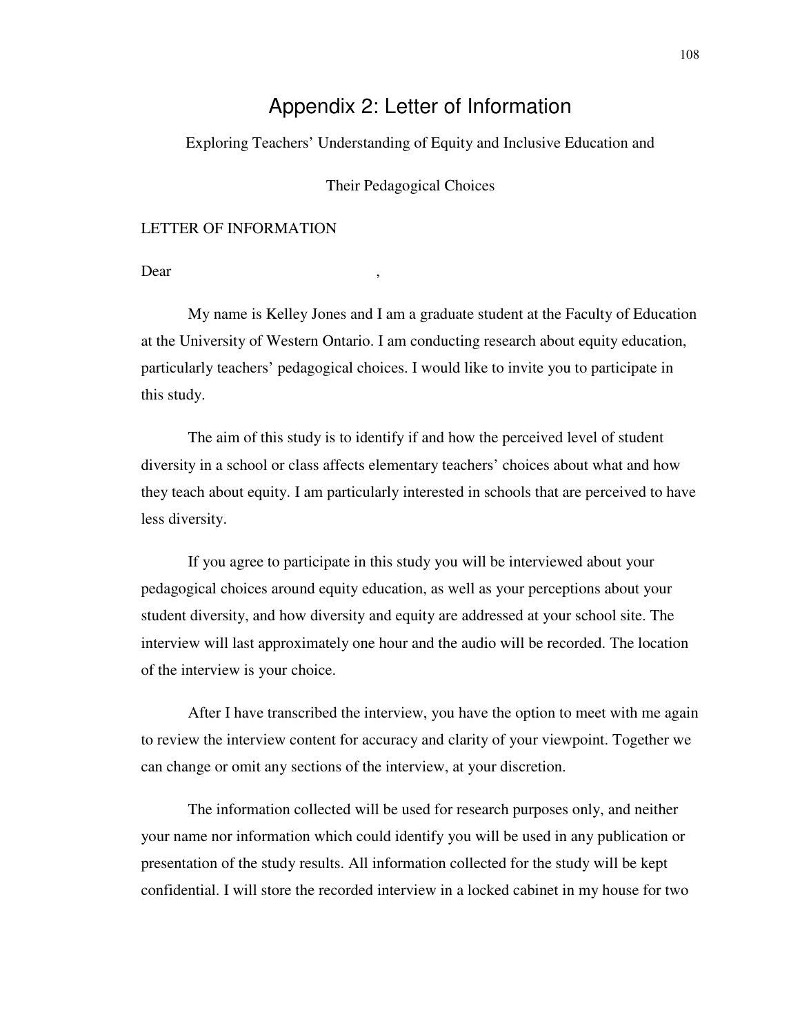# Appendix 2: Letter of Information

Exploring Teachers' Understanding of Equity and Inclusive Education and

Their Pedagogical Choices

LETTER OF INFORMATION

Dear ,

My name is Kelley Jones and I am a graduate student at the Faculty of Education at the University of Western Ontario. I am conducting research about equity education, particularly teachers' pedagogical choices. I would like to invite you to participate in this study.

The aim of this study is to identify if and how the perceived level of student diversity in a school or class affects elementary teachers' choices about what and how they teach about equity. I am particularly interested in schools that are perceived to have less diversity.

If you agree to participate in this study you will be interviewed about your pedagogical choices around equity education, as well as your perceptions about your student diversity, and how diversity and equity are addressed at your school site. The interview will last approximately one hour and the audio will be recorded. The location of the interview is your choice.

After I have transcribed the interview, you have the option to meet with me again to review the interview content for accuracy and clarity of your viewpoint. Together we can change or omit any sections of the interview, at your discretion.

The information collected will be used for research purposes only, and neither your name nor information which could identify you will be used in any publication or presentation of the study results. All information collected for the study will be kept confidential. I will store the recorded interview in a locked cabinet in my house for two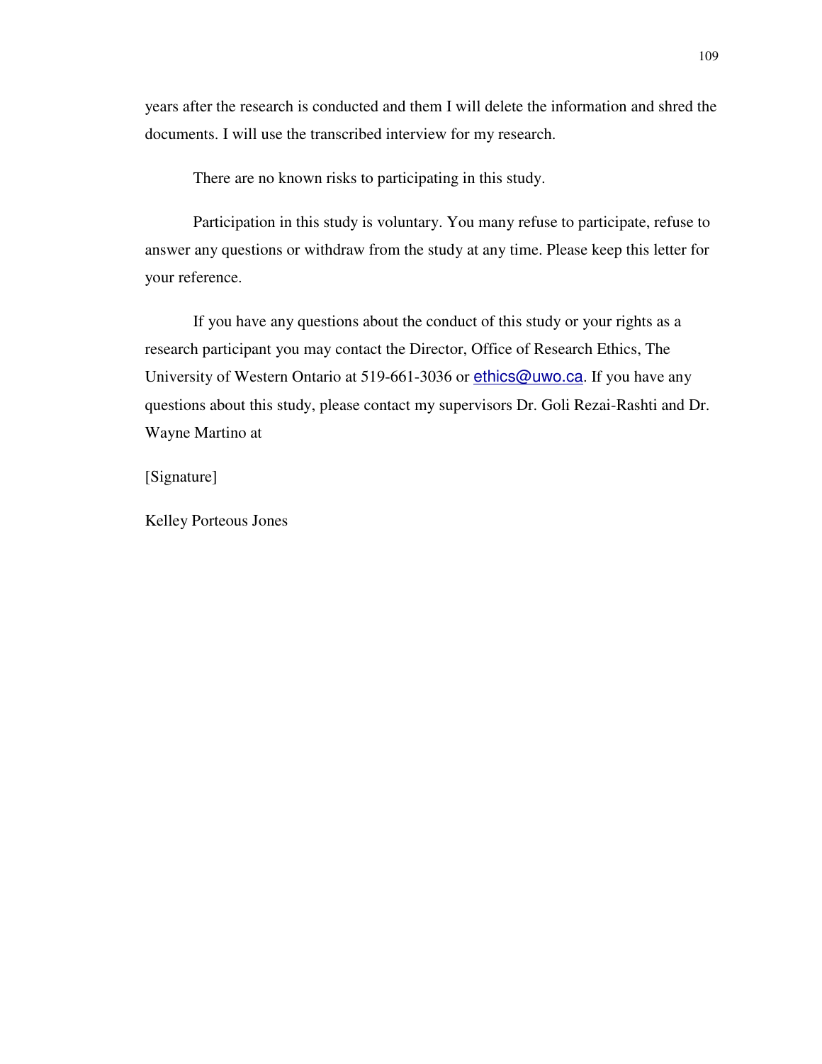years after the research is conducted and them I will delete the information and shred the documents. I will use the transcribed interview for my research.

There are no known risks to participating in this study.

Participation in this study is voluntary. You many refuse to participate, refuse to answer any questions or withdraw from the study at any time. Please keep this letter for your reference.

If you have any questions about the conduct of this study or your rights as a research participant you may contact the Director, Office of Research Ethics, The University of Western Ontario at 519-661-3036 or ethics@uwo.ca. If you have any questions about this study, please contact my supervisors Dr. Goli Rezai-Rashti and Dr. Wayne Martino at

[Signature]

Kelley Porteous Jones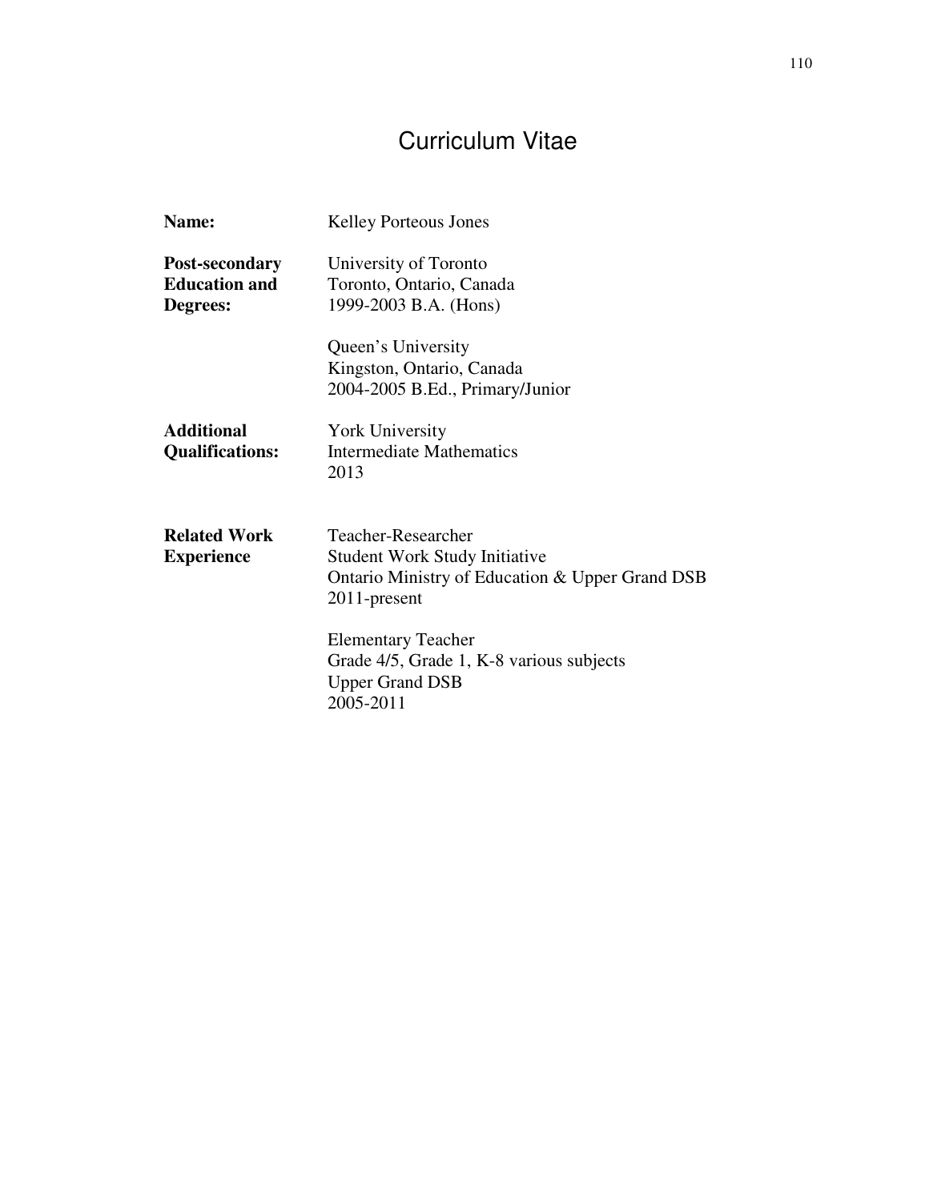# Curriculum Vitae

**Name:** Kelley Porteous Jones

**Post-secondary Education and Degrees:**

University of Toronto
Toronto, Ontario, Canada
1999-2003 B.A. (Hons)

Queen's University
Kingston, Ontario, Canada
2004-2005 B.Ed., Primary/Junior

**Additional Qualifications:**

York University
Intermediate Mathematics
2013

**Related Work Experience**

Teacher-Researcher
Student Work Study Initiative
Ontario Ministry of Education & Upper Grand DSB
2011-present

Elementary Teacher
Grade 4/5, Grade 1, K-8 various subjects
Upper Grand DSB
2005-2011